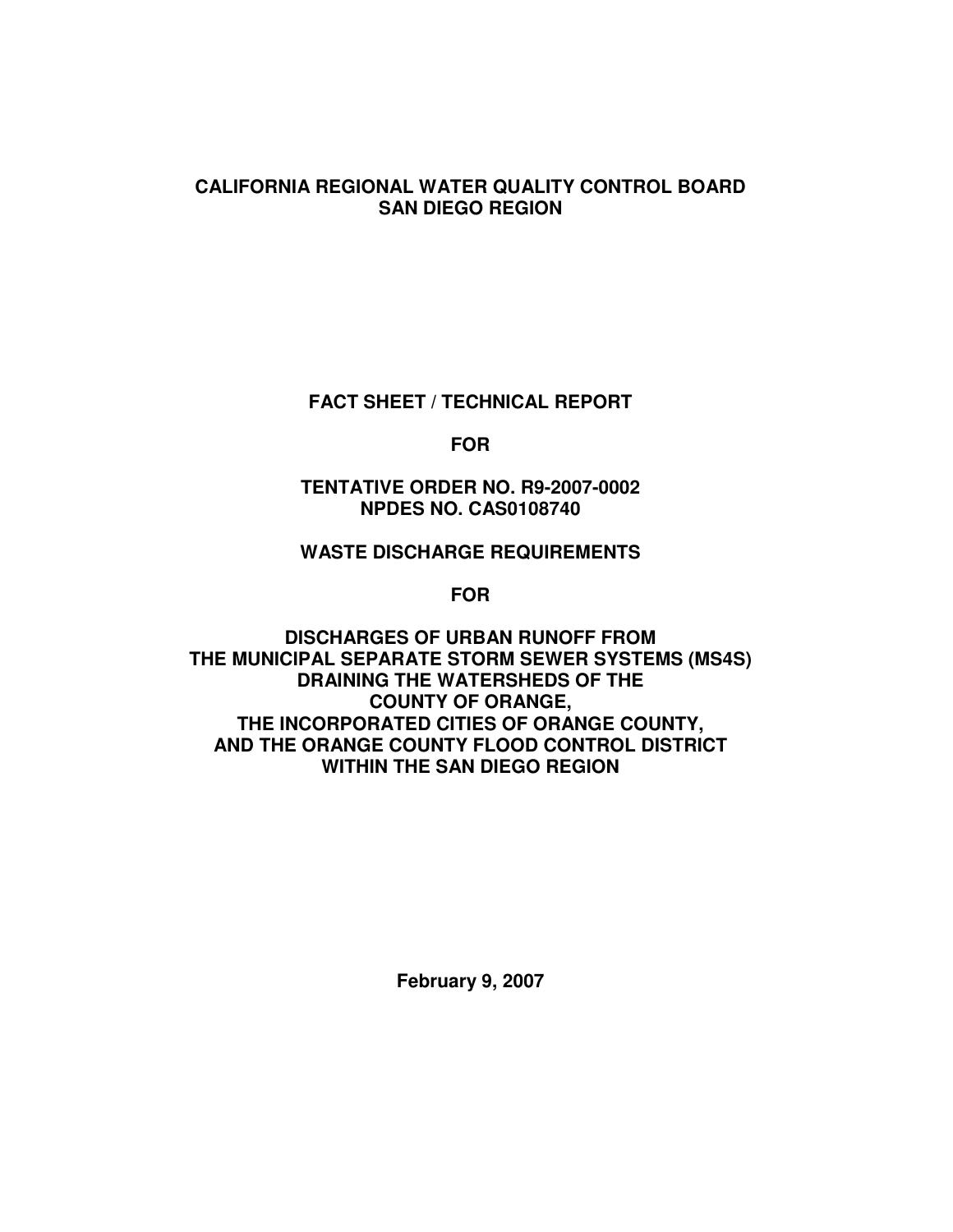**CALIFORNIA REGIONAL WATER QUALITY CONTROL BOARD**
**SAN DIEGO REGION**

# FACT SHEET / TECHNICAL REPORT

**FOR**

**TENTATIVE ORDER NO. R9-2007-0002**
**NPDES NO. CAS0108740**

**WASTE DISCHARGE REQUIREMENTS**

**FOR**

**DISCHARGES OF URBAN RUNOFF FROM**
**THE MUNICIPAL SEPARATE STORM SEWER SYSTEMS (MS4S)**
**DRAINING THE WATERSHEDS OF THE**
**COUNTY OF ORANGE,**
**THE INCORPORATED CITIES OF ORANGE COUNTY,**
**AND THE ORANGE COUNTY FLOOD CONTROL DISTRICT**
**WITHIN THE SAN DIEGO REGION**

**February 9, 2007**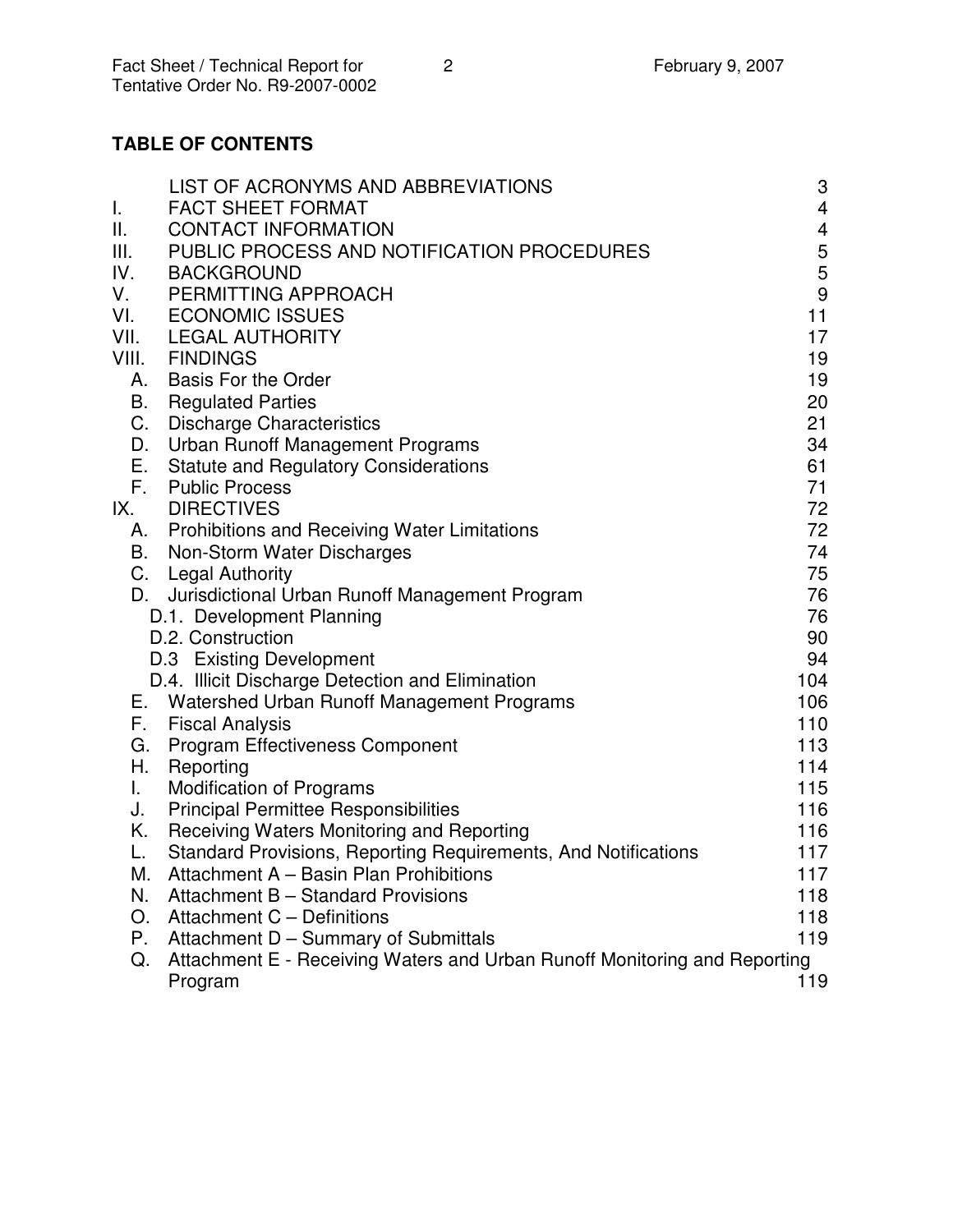## TABLE OF CONTENTS

| | | |
|---|---|---|
| | LIST OF ACRONYMS AND ABBREVIATIONS | 3 |
| I. | FACT SHEET FORMAT | 4 |
| II. | CONTACT INFORMATION | 4 |
| III. | PUBLIC PROCESS AND NOTIFICATION PROCEDURES | 5 |
| IV. | BACKGROUND | 5 |
| V. | PERMITTING APPROACH | 9 |
| VI. | ECONOMIC ISSUES | 11 |
| VII. | LEGAL AUTHORITY | 17 |
| VIII. | FINDINGS | 19 |
| A. | Basis For the Order | 19 |
| B. | Regulated Parties | 20 |
| C. | Discharge Characteristics | 21 |
| D. | Urban Runoff Management Programs | 34 |
| E. | Statute and Regulatory Considerations | 61 |
| F. | Public Process | 71 |
| IX. | DIRECTIVES | 72 |
| A. | Prohibitions and Receiving Water Limitations | 72 |
| B. | Non-Storm Water Discharges | 74 |
| C. | Legal Authority | 75 |
| D. | Jurisdictional Urban Runoff Management Program | 76 |
| | D.1. Development Planning | 76 |
| | D.2. Construction | 90 |
| | D.3 Existing Development | 94 |
| | D.4. Illicit Discharge Detection and Elimination | 104 |
| E. | Watershed Urban Runoff Management Programs | 106 |
| F. | Fiscal Analysis | 110 |
| G. | Program Effectiveness Component | 113 |
| H. | Reporting | 114 |
| I. | Modification of Programs | 115 |
| J. | Principal Permittee Responsibilities | 116 |
| K. | Receiving Waters Monitoring and Reporting | 116 |
| L. | Standard Provisions, Reporting Requirements, And Notifications | 117 |
| M. | Attachment A – Basin Plan Prohibitions | 117 |
| N. | Attachment B – Standard Provisions | 118 |
| O. | Attachment C – Definitions | 118 |
| P. | Attachment D – Summary of Submittals | 119 |
| Q. | Attachment E - Receiving Waters and Urban Runoff Monitoring and Reporting Program | 119 |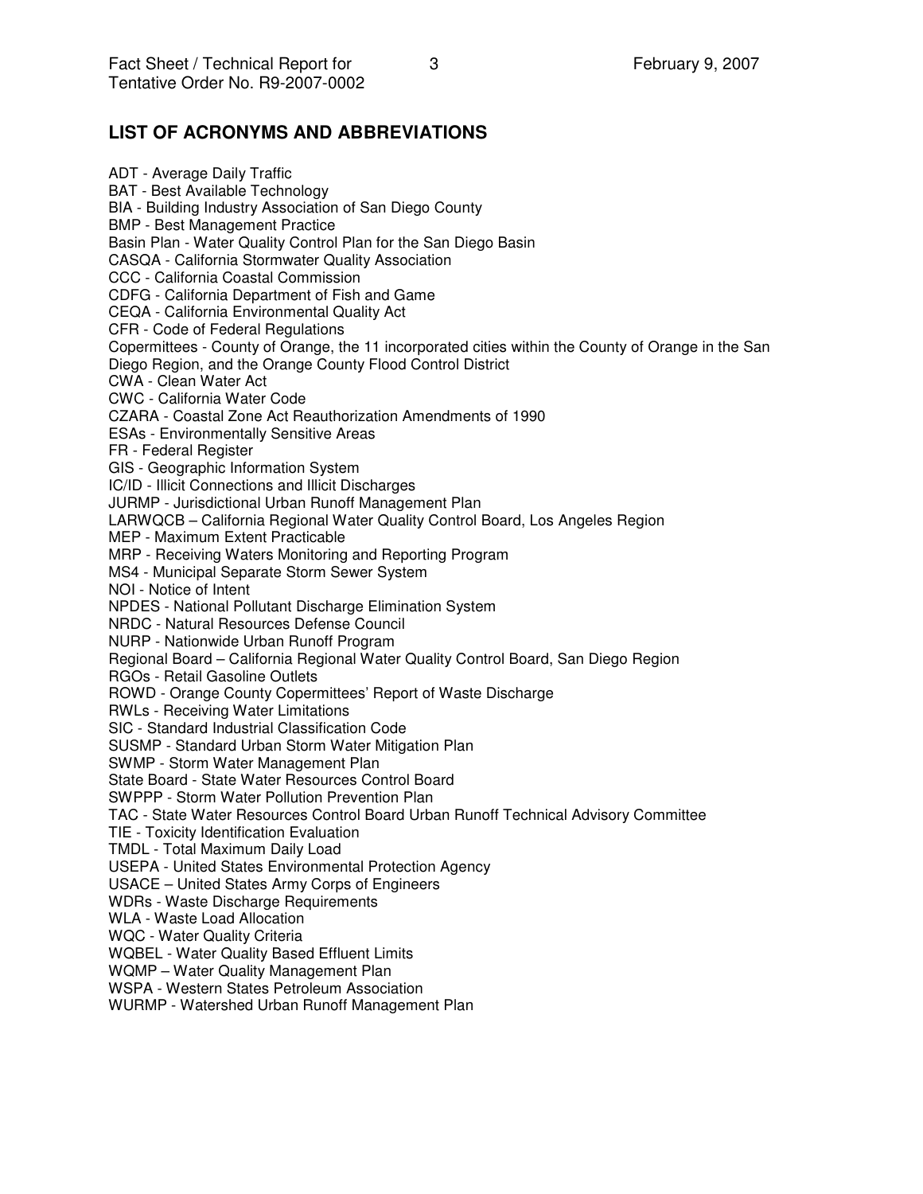## LIST OF ACRONYMS AND ABBREVIATIONS

ADT - Average Daily Traffic
BAT - Best Available Technology
BIA - Building Industry Association of San Diego County
BMP - Best Management Practice
Basin Plan - Water Quality Control Plan for the San Diego Basin
CASQA - California Stormwater Quality Association
CCC - California Coastal Commission
CDFG - California Department of Fish and Game
CEQA - California Environmental Quality Act
CFR - Code of Federal Regulations
Copermittees - County of Orange, the 11 incorporated cities within the County of Orange in the San Diego Region, and the Orange County Flood Control District
CWA - Clean Water Act
CWC - California Water Code
CZARA - Coastal Zone Act Reauthorization Amendments of 1990
ESAs - Environmentally Sensitive Areas
FR - Federal Register
GIS - Geographic Information System
IC/ID - Illicit Connections and Illicit Discharges
JURMP - Jurisdictional Urban Runoff Management Plan
LARWQCB – California Regional Water Quality Control Board, Los Angeles Region
MEP - Maximum Extent Practicable
MRP - Receiving Waters Monitoring and Reporting Program
MS4 - Municipal Separate Storm Sewer System
NOI - Notice of Intent
NPDES - National Pollutant Discharge Elimination System
NRDC - Natural Resources Defense Council
NURP - Nationwide Urban Runoff Program
Regional Board – California Regional Water Quality Control Board, San Diego Region
RGOs - Retail Gasoline Outlets
ROWD - Orange County Copermittees' Report of Waste Discharge
RWLs - Receiving Water Limitations
SIC - Standard Industrial Classification Code
SUSMP - Standard Urban Storm Water Mitigation Plan
SWMP - Storm Water Management Plan
State Board - State Water Resources Control Board
SWPPP - Storm Water Pollution Prevention Plan
TAC - State Water Resources Control Board Urban Runoff Technical Advisory Committee
TIE - Toxicity Identification Evaluation
TMDL - Total Maximum Daily Load
USEPA - United States Environmental Protection Agency
USACE – United States Army Corps of Engineers
WDRs - Waste Discharge Requirements
WLA - Waste Load Allocation
WQC - Water Quality Criteria
WQBEL - Water Quality Based Effluent Limits
WQMP – Water Quality Management Plan
WSPA - Western States Petroleum Association
WURMP - Watershed Urban Runoff Management Plan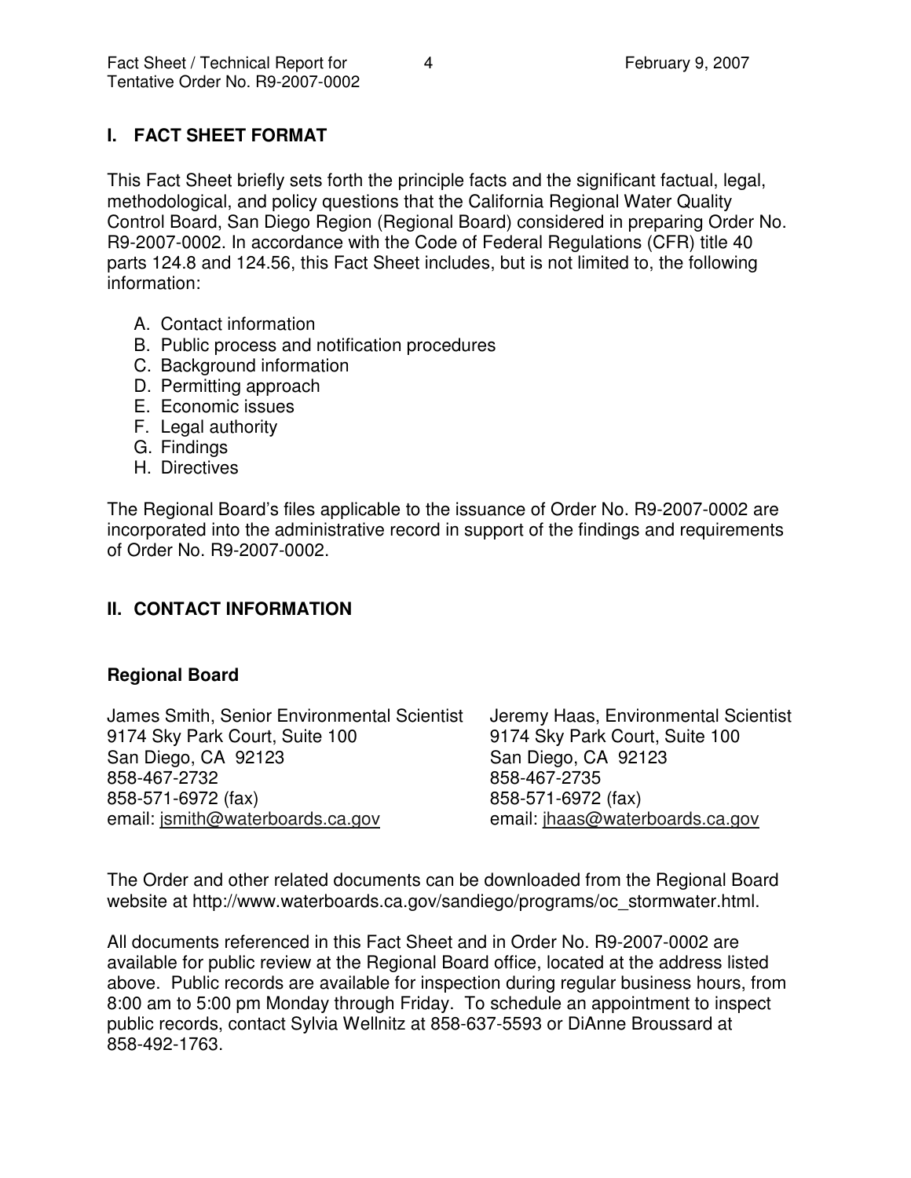## I. FACT SHEET FORMAT

This Fact Sheet briefly sets forth the principle facts and the significant factual, legal, methodological, and policy questions that the California Regional Water Quality Control Board, San Diego Region (Regional Board) considered in preparing Order No. R9-2007-0002. In accordance with the Code of Federal Regulations (CFR) title 40 parts 124.8 and 124.56, this Fact Sheet includes, but is not limited to, the following information:

A. Contact information
B. Public process and notification procedures
C. Background information
D. Permitting approach
E. Economic issues
F. Legal authority
G. Findings
H. Directives

The Regional Board's files applicable to the issuance of Order No. R9-2007-0002 are incorporated into the administrative record in support of the findings and requirements of Order No. R9-2007-0002.

## II. CONTACT INFORMATION

### Regional Board

James Smith, Senior Environmental Scientist
9174 Sky Park Court, Suite 100
San Diego, CA 92123
858-467-2732
858-571-6972 (fax)
email: jsmith@waterboards.ca.gov

Jeremy Haas, Environmental Scientist
9174 Sky Park Court, Suite 100
San Diego, CA 92123
858-467-2735
858-571-6972 (fax)
email: jhaas@waterboards.ca.gov

The Order and other related documents can be downloaded from the Regional Board website at http://www.waterboards.ca.gov/sandiego/programs/oc_stormwater.html.

All documents referenced in this Fact Sheet and in Order No. R9-2007-0002 are available for public review at the Regional Board office, located at the address listed above. Public records are available for inspection during regular business hours, from 8:00 am to 5:00 pm Monday through Friday. To schedule an appointment to inspect public records, contact Sylvia Wellnitz at 858-637-5593 or DiAnne Broussard at 858-492-1763.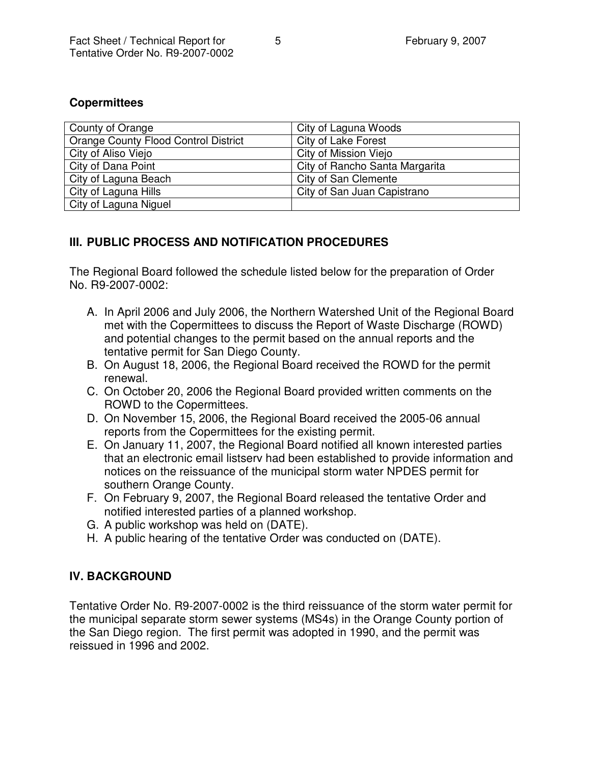### Copermittees

| County of Orange | City of Laguna Woods |
|---|---|
| Orange County Flood Control District | City of Lake Forest |
| City of Aliso Viejo | City of Mission Viejo |
| City of Dana Point | City of Rancho Santa Margarita |
| City of Laguna Beach | City of San Clemente |
| City of Laguna Hills | City of San Juan Capistrano |
| City of Laguna Niguel | |

## III. PUBLIC PROCESS AND NOTIFICATION PROCEDURES

The Regional Board followed the schedule listed below for the preparation of Order No. R9-2007-0002:

A. In April 2006 and July 2006, the Northern Watershed Unit of the Regional Board met with the Copermittees to discuss the Report of Waste Discharge (ROWD) and potential changes to the permit based on the annual reports and the tentative permit for San Diego County.
B. On August 18, 2006, the Regional Board received the ROWD for the permit renewal.
C. On October 20, 2006 the Regional Board provided written comments on the ROWD to the Copermittees.
D. On November 15, 2006, the Regional Board received the 2005-06 annual reports from the Copermittees for the existing permit.
E. On January 11, 2007, the Regional Board notified all known interested parties that an electronic email listserv had been established to provide information and notices on the reissuance of the municipal storm water NPDES permit for southern Orange County.
F. On February 9, 2007, the Regional Board released the tentative Order and notified interested parties of a planned workshop.
G. A public workshop was held on (DATE).
H. A public hearing of the tentative Order was conducted on (DATE).

## IV. BACKGROUND

Tentative Order No. R9-2007-0002 is the third reissuance of the storm water permit for the municipal separate storm sewer systems (MS4s) in the Orange County portion of the San Diego region. The first permit was adopted in 1990, and the permit was reissued in 1996 and 2002.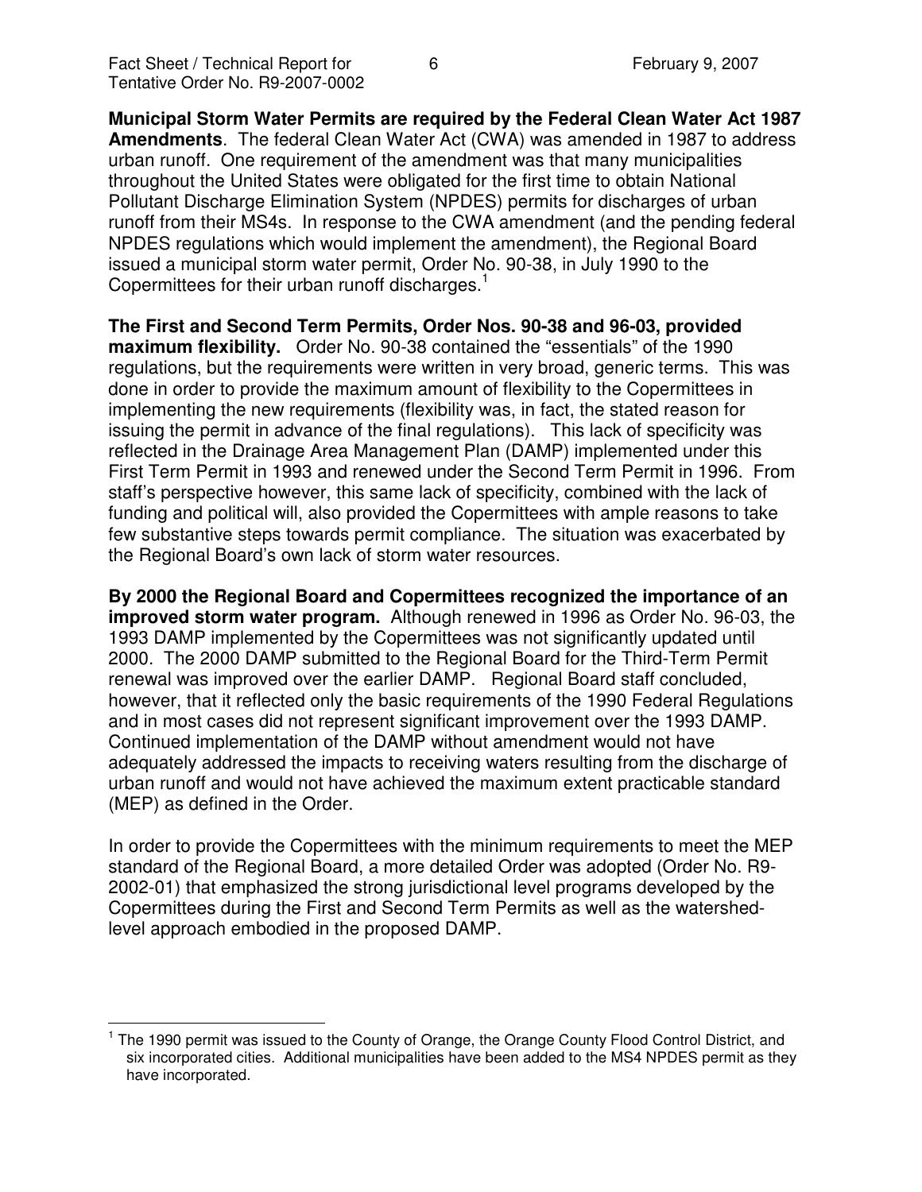**Municipal Storm Water Permits are required by the Federal Clean Water Act 1987 Amendments**. The federal Clean Water Act (CWA) was amended in 1987 to address urban runoff. One requirement of the amendment was that many municipalities throughout the United States were obligated for the first time to obtain National Pollutant Discharge Elimination System (NPDES) permits for discharges of urban runoff from their MS4s. In response to the CWA amendment (and the pending federal NPDES regulations which would implement the amendment), the Regional Board issued a municipal storm water permit, Order No. 90-38, in July 1990 to the Copermittees for their urban runoff discharges.[1]

**The First and Second Term Permits, Order Nos. 90-38 and 96-03, provided maximum flexibility.** Order No. 90-38 contained the "essentials" of the 1990 regulations, but the requirements were written in very broad, generic terms. This was done in order to provide the maximum amount of flexibility to the Copermittees in implementing the new requirements (flexibility was, in fact, the stated reason for issuing the permit in advance of the final regulations). This lack of specificity was reflected in the Drainage Area Management Plan (DAMP) implemented under this First Term Permit in 1993 and renewed under the Second Term Permit in 1996. From staff's perspective however, this same lack of specificity, combined with the lack of funding and political will, also provided the Copermittees with ample reasons to take few substantive steps towards permit compliance. The situation was exacerbated by the Regional Board's own lack of storm water resources.

**By 2000 the Regional Board and Copermittees recognized the importance of an improved storm water program.** Although renewed in 1996 as Order No. 96-03, the 1993 DAMP implemented by the Copermittees was not significantly updated until 2000. The 2000 DAMP submitted to the Regional Board for the Third-Term Permit renewal was improved over the earlier DAMP. Regional Board staff concluded, however, that it reflected only the basic requirements of the 1990 Federal Regulations and in most cases did not represent significant improvement over the 1993 DAMP. Continued implementation of the DAMP without amendment would not have adequately addressed the impacts to receiving waters resulting from the discharge of urban runoff and would not have achieved the maximum extent practicable standard (MEP) as defined in the Order.

In order to provide the Copermittees with the minimum requirements to meet the MEP standard of the Regional Board, a more detailed Order was adopted (Order No. R9-2002-01) that emphasized the strong jurisdictional level programs developed by the Copermittees during the First and Second Term Permits as well as the watershed-level approach embodied in the proposed DAMP.

[1] The 1990 permit was issued to the County of Orange, the Orange County Flood Control District, and six incorporated cities. Additional municipalities have been added to the MS4 NPDES permit as they have incorporated.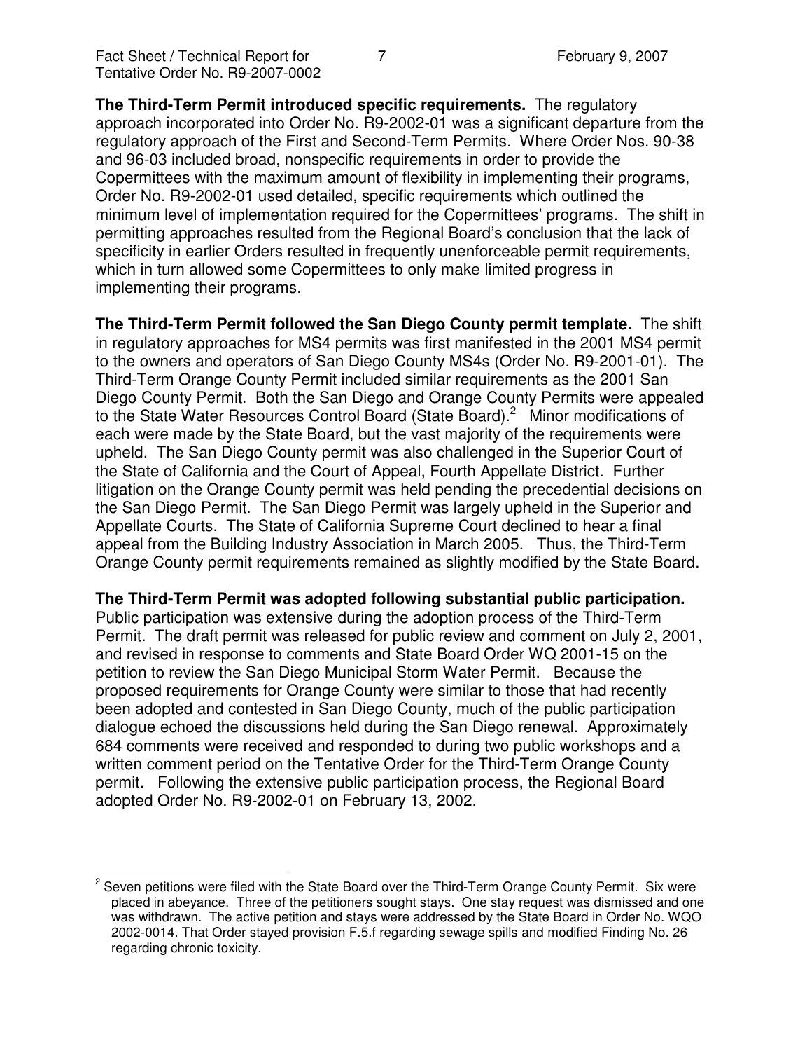**The Third-Term Permit introduced specific requirements.** The regulatory approach incorporated into Order No. R9-2002-01 was a significant departure from the regulatory approach of the First and Second-Term Permits. Where Order Nos. 90-38 and 96-03 included broad, nonspecific requirements in order to provide the Copermittees with the maximum amount of flexibility in implementing their programs, Order No. R9-2002-01 used detailed, specific requirements which outlined the minimum level of implementation required for the Copermittees' programs. The shift in permitting approaches resulted from the Regional Board's conclusion that the lack of specificity in earlier Orders resulted in frequently unenforceable permit requirements, which in turn allowed some Copermittees to only make limited progress in implementing their programs.

**The Third-Term Permit followed the San Diego County permit template.** The shift in regulatory approaches for MS4 permits was first manifested in the 2001 MS4 permit to the owners and operators of San Diego County MS4s (Order No. R9-2001-01). The Third-Term Orange County Permit included similar requirements as the 2001 San Diego County Permit. Both the San Diego and Orange County Permits were appealed to the State Water Resources Control Board (State Board).[2] Minor modifications of each were made by the State Board, but the vast majority of the requirements were upheld. The San Diego County permit was also challenged in the Superior Court of the State of California and the Court of Appeal, Fourth Appellate District. Further litigation on the Orange County permit was held pending the precedential decisions on the San Diego Permit. The San Diego Permit was largely upheld in the Superior and Appellate Courts. The State of California Supreme Court declined to hear a final appeal from the Building Industry Association in March 2005. Thus, the Third-Term Orange County permit requirements remained as slightly modified by the State Board.

**The Third-Term Permit was adopted following substantial public participation.** Public participation was extensive during the adoption process of the Third-Term Permit. The draft permit was released for public review and comment on July 2, 2001, and revised in response to comments and State Board Order WQ 2001-15 on the petition to review the San Diego Municipal Storm Water Permit. Because the proposed requirements for Orange County were similar to those that had recently been adopted and contested in San Diego County, much of the public participation dialogue echoed the discussions held during the San Diego renewal. Approximately 684 comments were received and responded to during two public workshops and a written comment period on the Tentative Order for the Third-Term Orange County permit. Following the extensive public participation process, the Regional Board adopted Order No. R9-2002-01 on February 13, 2002.

---

[2] Seven petitions were filed with the State Board over the Third-Term Orange County Permit. Six were placed in abeyance. Three of the petitioners sought stays. One stay request was dismissed and one was withdrawn. The active petition and stays were addressed by the State Board in Order No. WQO 2002-0014. That Order stayed provision F.5.f regarding sewage spills and modified Finding No. 26 regarding chronic toxicity.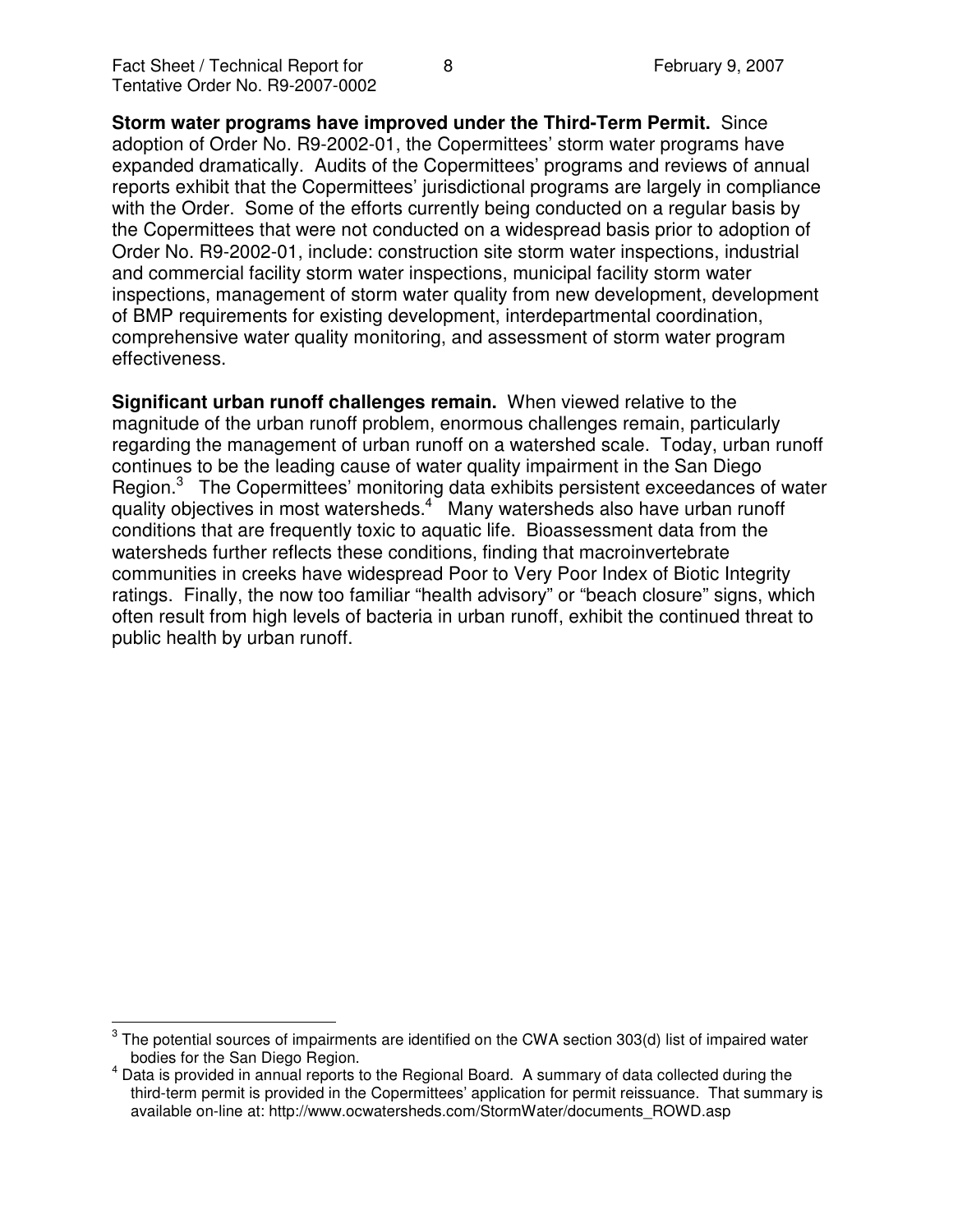**Storm water programs have improved under the Third-Term Permit.** Since adoption of Order No. R9-2002-01, the Copermittees' storm water programs have expanded dramatically. Audits of the Copermittees' programs and reviews of annual reports exhibit that the Copermittees' jurisdictional programs are largely in compliance with the Order. Some of the efforts currently being conducted on a regular basis by the Copermittees that were not conducted on a widespread basis prior to adoption of Order No. R9-2002-01, include: construction site storm water inspections, industrial and commercial facility storm water inspections, municipal facility storm water inspections, management of storm water quality from new development, development of BMP requirements for existing development, interdepartmental coordination, comprehensive water quality monitoring, and assessment of storm water program effectiveness.

**Significant urban runoff challenges remain.** When viewed relative to the magnitude of the urban runoff problem, enormous challenges remain, particularly regarding the management of urban runoff on a watershed scale. Today, urban runoff continues to be the leading cause of water quality impairment in the San Diego Region.[3] The Copermittees' monitoring data exhibits persistent exceedances of water quality objectives in most watersheds.[4] Many watersheds also have urban runoff conditions that are frequently toxic to aquatic life. Bioassessment data from the watersheds further reflects these conditions, finding that macroinvertebrate communities in creeks have widespread Poor to Very Poor Index of Biotic Integrity ratings. Finally, the now too familiar "health advisory" or "beach closure" signs, which often result from high levels of bacteria in urban runoff, exhibit the continued threat to public health by urban runoff.

---

[3] The potential sources of impairments are identified on the CWA section 303(d) list of impaired water bodies for the San Diego Region.

[4] Data is provided in annual reports to the Regional Board. A summary of data collected during the third-term permit is provided in the Copermittees' application for permit reissuance. That summary is available on-line at: http://www.ocwatersheds.com/StormWater/documents_ROWD.asp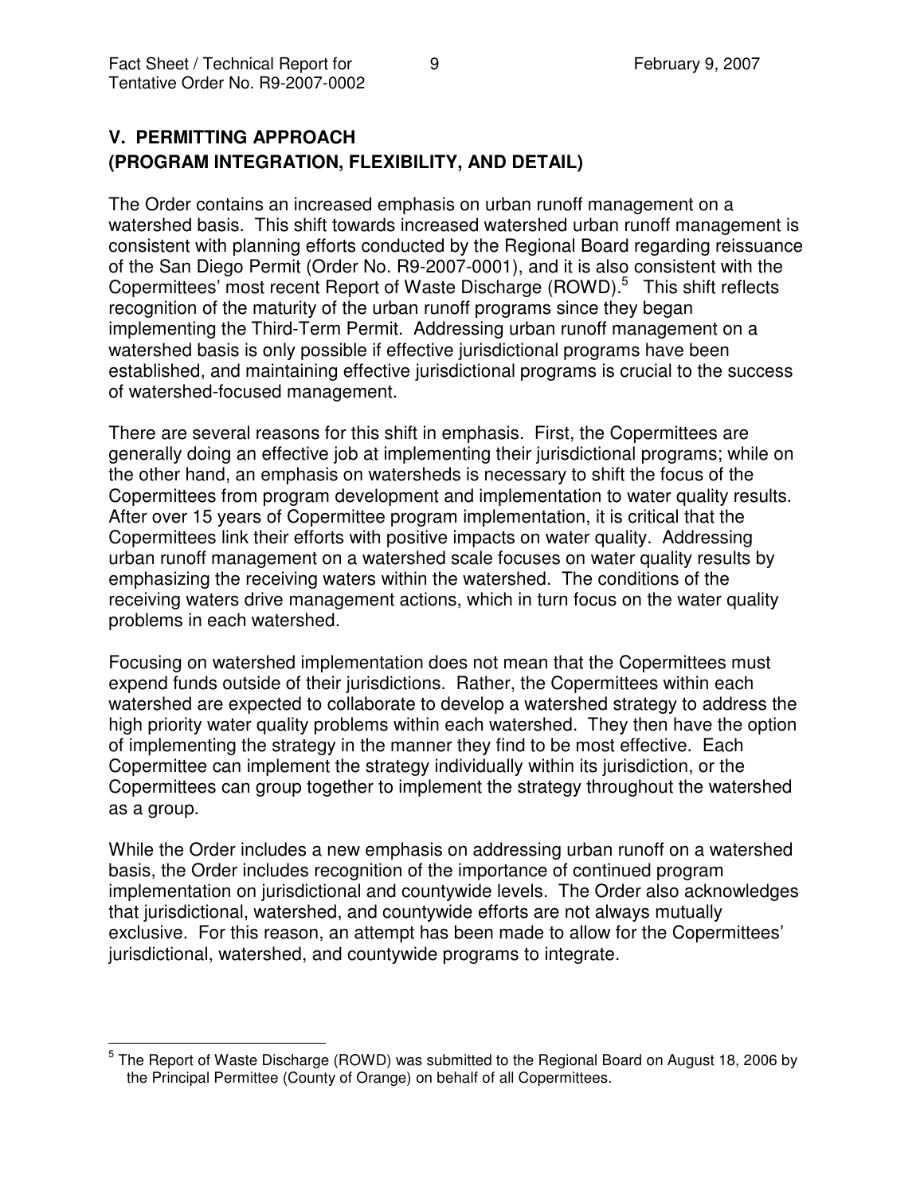## V. PERMITTING APPROACH (PROGRAM INTEGRATION, FLEXIBILITY, AND DETAIL)

The Order contains an increased emphasis on urban runoff management on a watershed basis. This shift towards increased watershed urban runoff management is consistent with planning efforts conducted by the Regional Board regarding reissuance of the San Diego Permit (Order No. R9-2007-0001), and it is also consistent with the Copermittees' most recent Report of Waste Discharge (ROWD).[5] This shift reflects recognition of the maturity of the urban runoff programs since they began implementing the Third-Term Permit. Addressing urban runoff management on a watershed basis is only possible if effective jurisdictional programs have been established, and maintaining effective jurisdictional programs is crucial to the success of watershed-focused management.

There are several reasons for this shift in emphasis. First, the Copermittees are generally doing an effective job at implementing their jurisdictional programs; while on the other hand, an emphasis on watersheds is necessary to shift the focus of the Copermittees from program development and implementation to water quality results. After over 15 years of Copermittee program implementation, it is critical that the Copermittees link their efforts with positive impacts on water quality. Addressing urban runoff management on a watershed scale focuses on water quality results by emphasizing the receiving waters within the watershed. The conditions of the receiving waters drive management actions, which in turn focus on the water quality problems in each watershed.

Focusing on watershed implementation does not mean that the Copermittees must expend funds outside of their jurisdictions. Rather, the Copermittees within each watershed are expected to collaborate to develop a watershed strategy to address the high priority water quality problems within each watershed. They then have the option of implementing the strategy in the manner they find to be most effective. Each Copermittee can implement the strategy individually within its jurisdiction, or the Copermittees can group together to implement the strategy throughout the watershed as a group.

While the Order includes a new emphasis on addressing urban runoff on a watershed basis, the Order includes recognition of the importance of continued program implementation on jurisdictional and countywide levels. The Order also acknowledges that jurisdictional, watershed, and countywide efforts are not always mutually exclusive. For this reason, an attempt has been made to allow for the Copermittees' jurisdictional, watershed, and countywide programs to integrate.

---

[5] The Report of Waste Discharge (ROWD) was submitted to the Regional Board on August 18, 2006 by the Principal Permittee (County of Orange) on behalf of all Copermittees.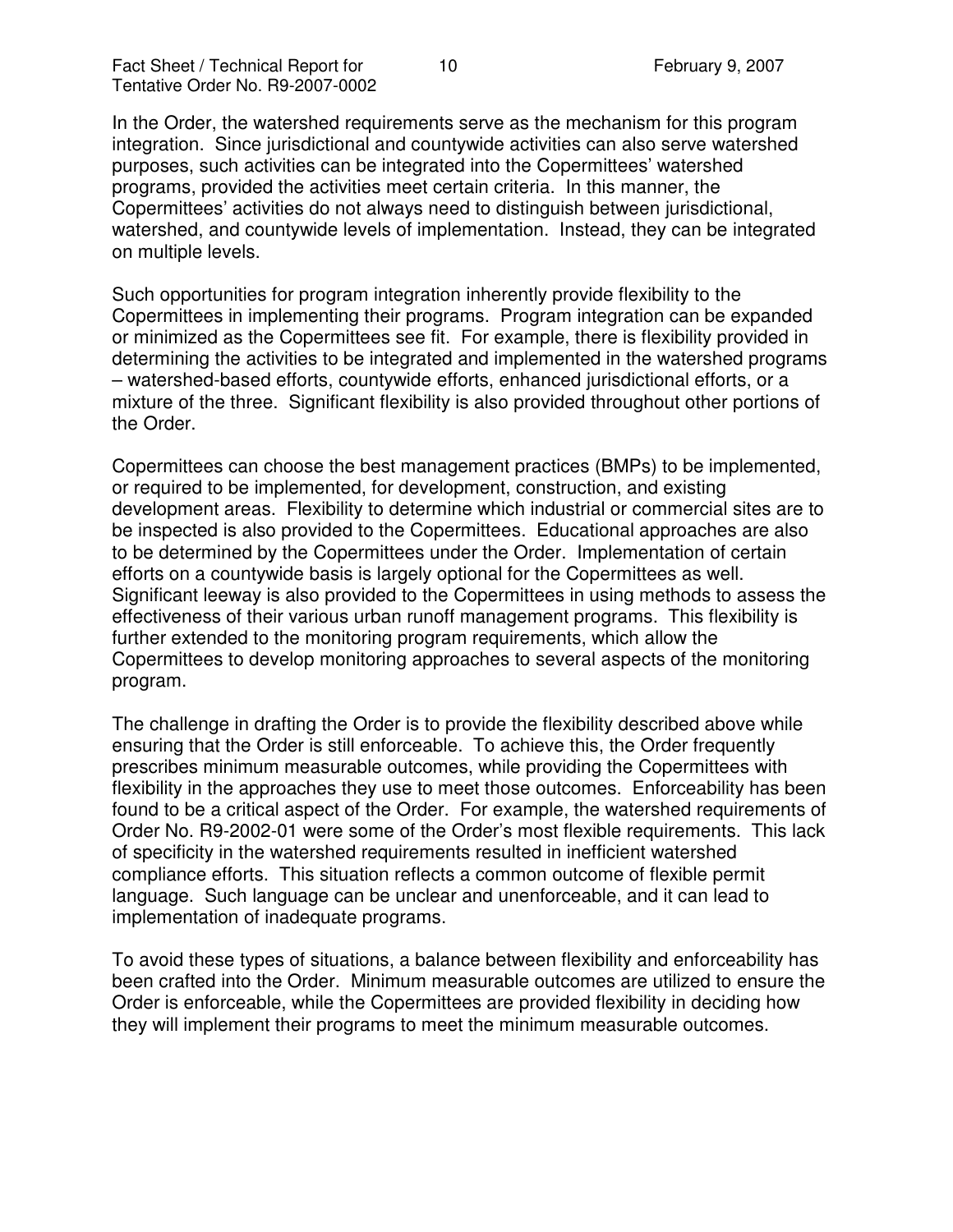In the Order, the watershed requirements serve as the mechanism for this program integration. Since jurisdictional and countywide activities can also serve watershed purposes, such activities can be integrated into the Copermittees' watershed programs, provided the activities meet certain criteria. In this manner, the Copermittees' activities do not always need to distinguish between jurisdictional, watershed, and countywide levels of implementation. Instead, they can be integrated on multiple levels.

Such opportunities for program integration inherently provide flexibility to the Copermittees in implementing their programs. Program integration can be expanded or minimized as the Copermittees see fit. For example, there is flexibility provided in determining the activities to be integrated and implemented in the watershed programs – watershed-based efforts, countywide efforts, enhanced jurisdictional efforts, or a mixture of the three. Significant flexibility is also provided throughout other portions of the Order.

Copermittees can choose the best management practices (BMPs) to be implemented, or required to be implemented, for development, construction, and existing development areas. Flexibility to determine which industrial or commercial sites are to be inspected is also provided to the Copermittees. Educational approaches are also to be determined by the Copermittees under the Order. Implementation of certain efforts on a countywide basis is largely optional for the Copermittees as well. Significant leeway is also provided to the Copermittees in using methods to assess the effectiveness of their various urban runoff management programs. This flexibility is further extended to the monitoring program requirements, which allow the Copermittees to develop monitoring approaches to several aspects of the monitoring program.

The challenge in drafting the Order is to provide the flexibility described above while ensuring that the Order is still enforceable. To achieve this, the Order frequently prescribes minimum measurable outcomes, while providing the Copermittees with flexibility in the approaches they use to meet those outcomes. Enforceability has been found to be a critical aspect of the Order. For example, the watershed requirements of Order No. R9-2002-01 were some of the Order's most flexible requirements. This lack of specificity in the watershed requirements resulted in inefficient watershed compliance efforts. This situation reflects a common outcome of flexible permit language. Such language can be unclear and unenforceable, and it can lead to implementation of inadequate programs.

To avoid these types of situations, a balance between flexibility and enforceability has been crafted into the Order. Minimum measurable outcomes are utilized to ensure the Order is enforceable, while the Copermittees are provided flexibility in deciding how they will implement their programs to meet the minimum measurable outcomes.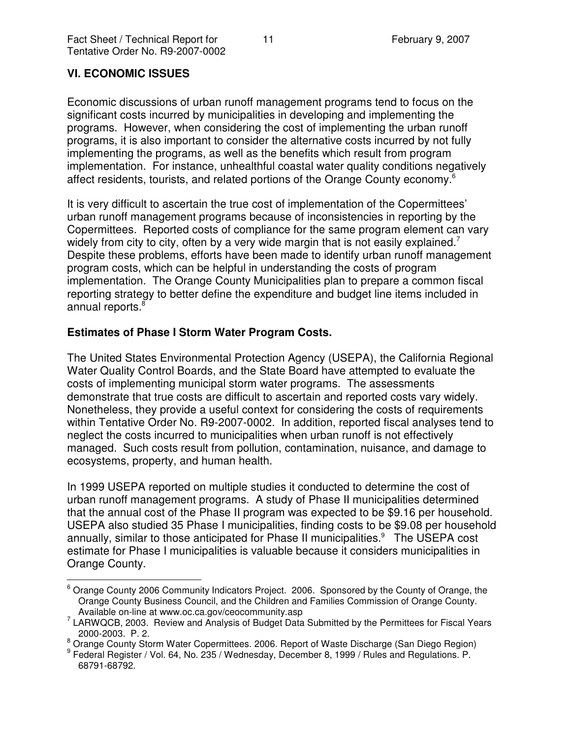## VI. ECONOMIC ISSUES

Economic discussions of urban runoff management programs tend to focus on the significant costs incurred by municipalities in developing and implementing the programs. However, when considering the cost of implementing the urban runoff programs, it is also important to consider the alternative costs incurred by not fully implementing the programs, as well as the benefits which result from program implementation. For instance, unhealthful coastal water quality conditions negatively affect residents, tourists, and related portions of the Orange County economy.[6]

It is very difficult to ascertain the true cost of implementation of the Copermittees' urban runoff management programs because of inconsistencies in reporting by the Copermittees. Reported costs of compliance for the same program element can vary widely from city to city, often by a very wide margin that is not easily explained.[7] Despite these problems, efforts have been made to identify urban runoff management program costs, which can be helpful in understanding the costs of program implementation. The Orange County Municipalities plan to prepare a common fiscal reporting strategy to better define the expenditure and budget line items included in annual reports.[8]

### Estimates of Phase I Storm Water Program Costs.

The United States Environmental Protection Agency (USEPA), the California Regional Water Quality Control Boards, and the State Board have attempted to evaluate the costs of implementing municipal storm water programs. The assessments demonstrate that true costs are difficult to ascertain and reported costs vary widely. Nonetheless, they provide a useful context for considering the costs of requirements within Tentative Order No. R9-2007-0002. In addition, reported fiscal analyses tend to neglect the costs incurred to municipalities when urban runoff is not effectively managed. Such costs result from pollution, contamination, nuisance, and damage to ecosystems, property, and human health.

In 1999 USEPA reported on multiple studies it conducted to determine the cost of urban runoff management programs. A study of Phase II municipalities determined that the annual cost of the Phase II program was expected to be $9.16 per household. USEPA also studied 35 Phase I municipalities, finding costs to be $9.08 per household annually, similar to those anticipated for Phase II municipalities.[9] The USEPA cost estimate for Phase I municipalities is valuable because it considers municipalities in Orange County.

---

[6] Orange County 2006 Community Indicators Project. 2006. Sponsored by the County of Orange, the Orange County Business Council, and the Children and Families Commission of Orange County. Available on-line at www.oc.ca.gov/ceocommunity.asp

[7] LARWQCB, 2003. Review and Analysis of Budget Data Submitted by the Permittees for Fiscal Years 2000-2003. P. 2.

[8] Orange County Storm Water Copermittees. 2006. Report of Waste Discharge (San Diego Region)

[9] Federal Register / Vol. 64, No. 235 / Wednesday, December 8, 1999 / Rules and Regulations. P. 68791-68792.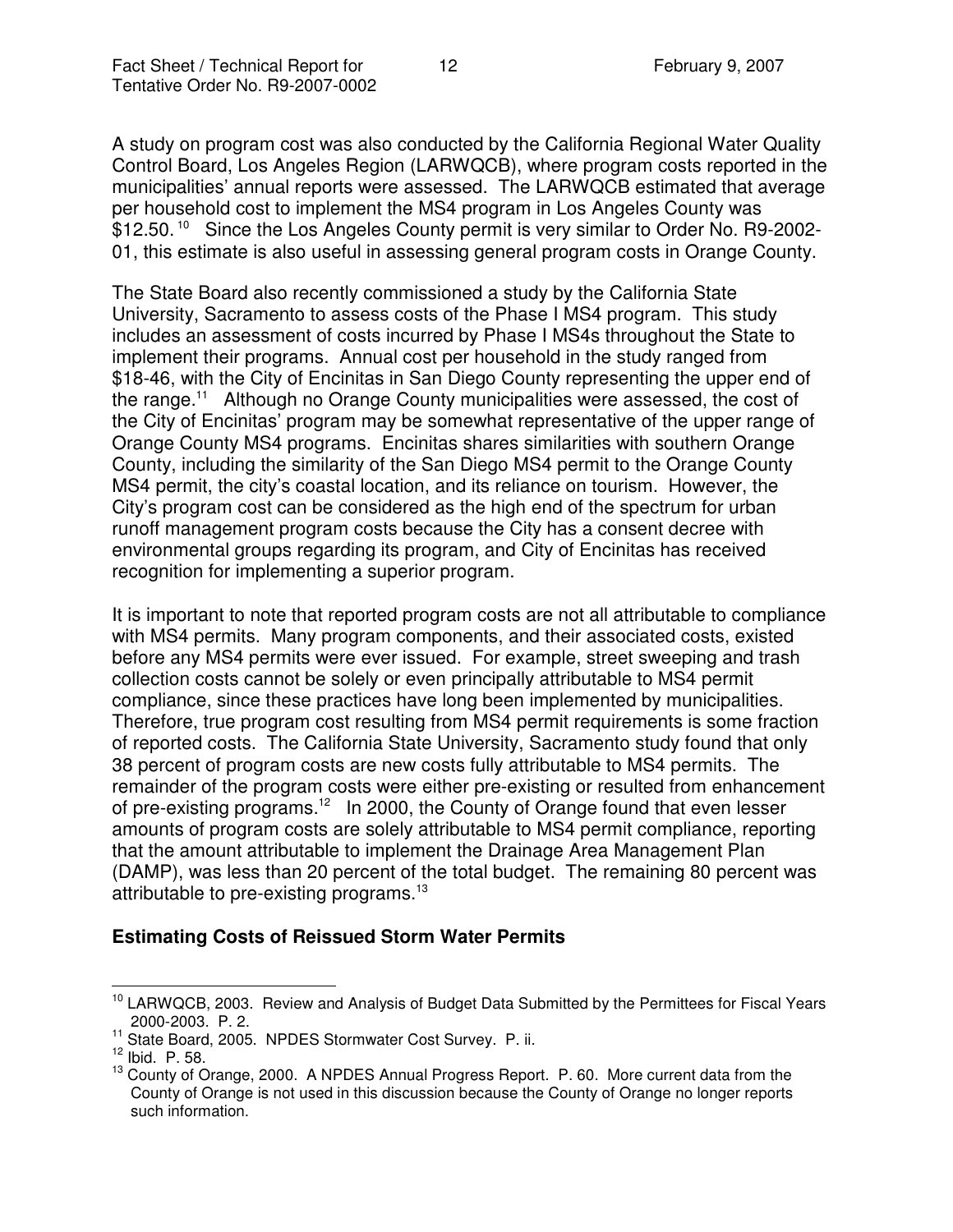A study on program cost was also conducted by the California Regional Water Quality Control Board, Los Angeles Region (LARWQCB), where program costs reported in the municipalities' annual reports were assessed. The LARWQCB estimated that average per household cost to implement the MS4 program in Los Angeles County was $12.50.[10] Since the Los Angeles County permit is very similar to Order No. R9-2002-01, this estimate is also useful in assessing general program costs in Orange County.

The State Board also recently commissioned a study by the California State University, Sacramento to assess costs of the Phase I MS4 program. This study includes an assessment of costs incurred by Phase I MS4s throughout the State to implement their programs. Annual cost per household in the study ranged from $18-46, with the City of Encinitas in San Diego County representing the upper end of the range.[11] Although no Orange County municipalities were assessed, the cost of the City of Encinitas' program may be somewhat representative of the upper range of Orange County MS4 programs. Encinitas shares similarities with southern Orange County, including the similarity of the San Diego MS4 permit to the Orange County MS4 permit, the city's coastal location, and its reliance on tourism. However, the City's program cost can be considered as the high end of the spectrum for urban runoff management program costs because the City has a consent decree with environmental groups regarding its program, and City of Encinitas has received recognition for implementing a superior program.

It is important to note that reported program costs are not all attributable to compliance with MS4 permits. Many program components, and their associated costs, existed before any MS4 permits were ever issued. For example, street sweeping and trash collection costs cannot be solely or even principally attributable to MS4 permit compliance, since these practices have long been implemented by municipalities. Therefore, true program cost resulting from MS4 permit requirements is some fraction of reported costs. The California State University, Sacramento study found that only 38 percent of program costs are new costs fully attributable to MS4 permits. The remainder of the program costs were either pre-existing or resulted from enhancement of pre-existing programs.[12] In 2000, the County of Orange found that even lesser amounts of program costs are solely attributable to MS4 permit compliance, reporting that the amount attributable to implement the Drainage Area Management Plan (DAMP), was less than 20 percent of the total budget. The remaining 80 percent was attributable to pre-existing programs.[13]

**Estimating Costs of Reissued Storm Water Permits**

---

[10] LARWQCB, 2003. Review and Analysis of Budget Data Submitted by the Permittees for Fiscal Years 2000-2003. P. 2.

[11] State Board, 2005. NPDES Stormwater Cost Survey. P. ii.

[12] Ibid. P. 58.

[13] County of Orange, 2000. A NPDES Annual Progress Report. P. 60. More current data from the County of Orange is not used in this discussion because the County of Orange no longer reports such information.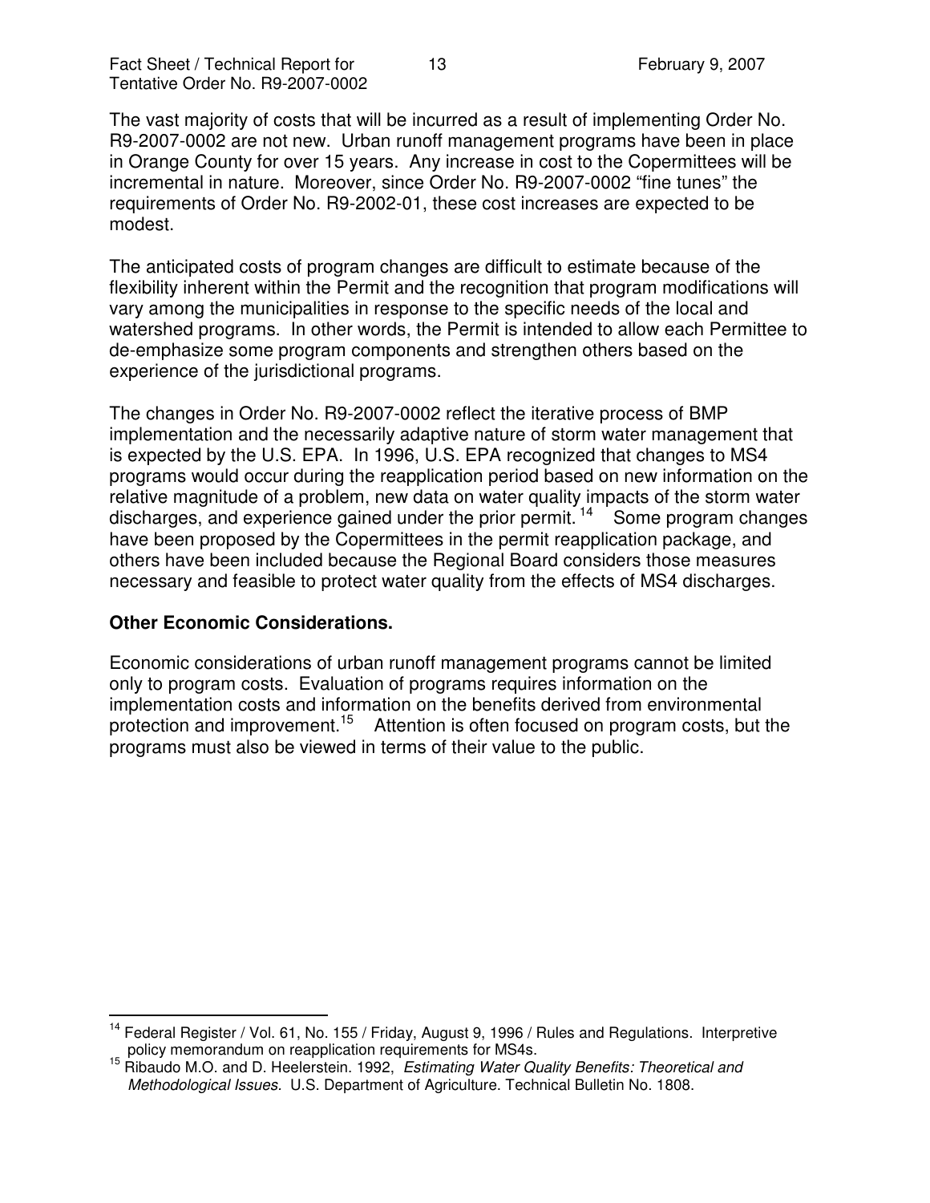The vast majority of costs that will be incurred as a result of implementing Order No. R9-2007-0002 are not new. Urban runoff management programs have been in place in Orange County for over 15 years. Any increase in cost to the Copermittees will be incremental in nature. Moreover, since Order No. R9-2007-0002 "fine tunes" the requirements of Order No. R9-2002-01, these cost increases are expected to be modest.

The anticipated costs of program changes are difficult to estimate because of the flexibility inherent within the Permit and the recognition that program modifications will vary among the municipalities in response to the specific needs of the local and watershed programs. In other words, the Permit is intended to allow each Permittee to de-emphasize some program components and strengthen others based on the experience of the jurisdictional programs.

The changes in Order No. R9-2007-0002 reflect the iterative process of BMP implementation and the necessarily adaptive nature of storm water management that is expected by the U.S. EPA. In 1996, U.S. EPA recognized that changes to MS4 programs would occur during the reapplication period based on new information on the relative magnitude of a problem, new data on water quality impacts of the storm water discharges, and experience gained under the prior permit.[14] Some program changes have been proposed by the Copermittees in the permit reapplication package, and others have been included because the Regional Board considers those measures necessary and feasible to protect water quality from the effects of MS4 discharges.

**Other Economic Considerations.**

Economic considerations of urban runoff management programs cannot be limited only to program costs. Evaluation of programs requires information on the implementation costs and information on the benefits derived from environmental protection and improvement.[15] Attention is often focused on program costs, but the programs must also be viewed in terms of their value to the public.

---

[14] Federal Register / Vol. 61, No. 155 / Friday, August 9, 1996 / Rules and Regulations. Interpretive policy memorandum on reapplication requirements for MS4s.

[15] Ribaudo M.O. and D. Heelerstein. 1992, *Estimating Water Quality Benefits: Theoretical and Methodological Issues.* U.S. Department of Agriculture. Technical Bulletin No. 1808.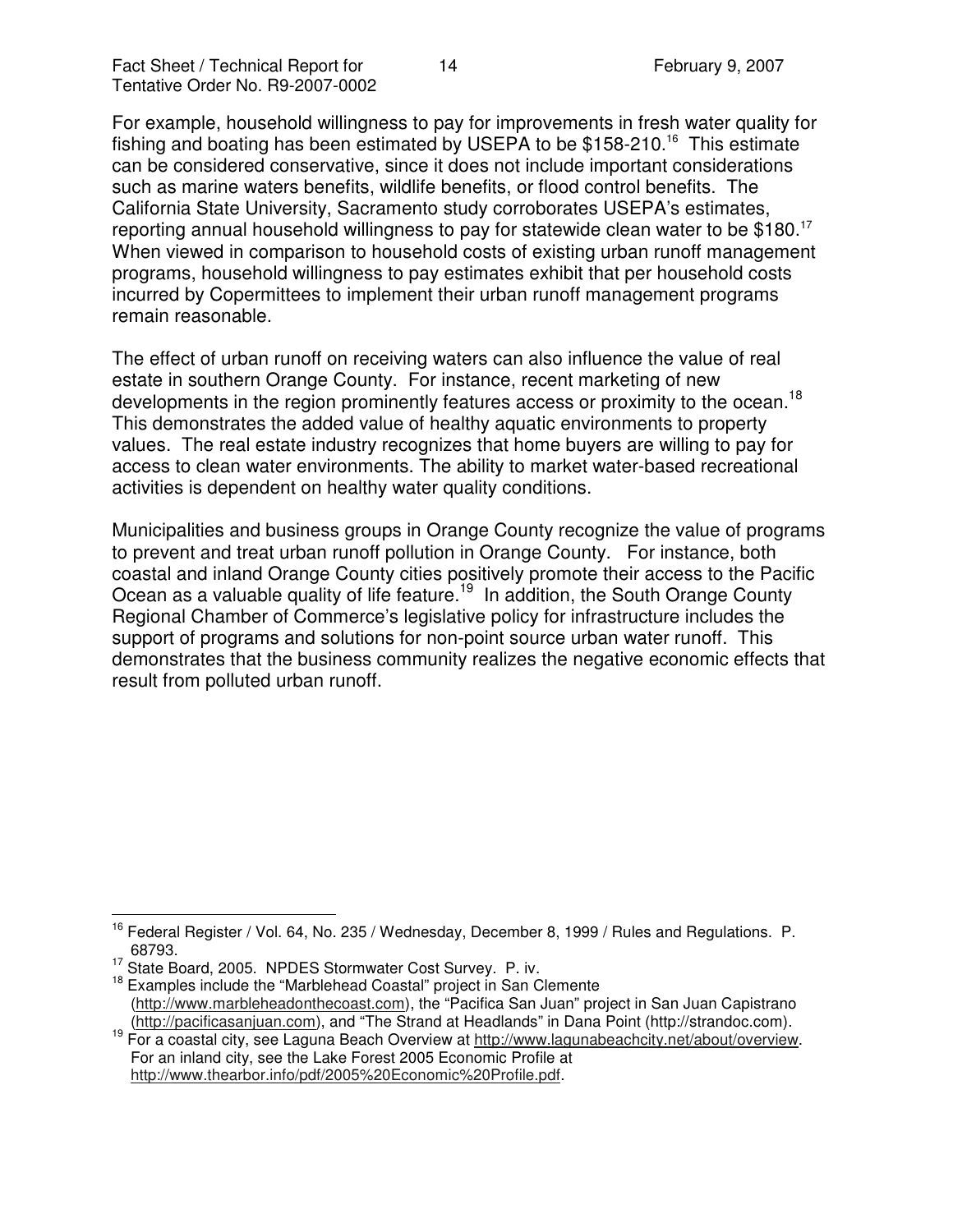For example, household willingness to pay for improvements in fresh water quality for fishing and boating has been estimated by USEPA to be $158-210.[16] This estimate can be considered conservative, since it does not include important considerations such as marine waters benefits, wildlife benefits, or flood control benefits. The California State University, Sacramento study corroborates USEPA's estimates, reporting annual household willingness to pay for statewide clean water to be $180.[17] When viewed in comparison to household costs of existing urban runoff management programs, household willingness to pay estimates exhibit that per household costs incurred by Copermittees to implement their urban runoff management programs remain reasonable.

The effect of urban runoff on receiving waters can also influence the value of real estate in southern Orange County. For instance, recent marketing of new developments in the region prominently features access or proximity to the ocean.[18] This demonstrates the added value of healthy aquatic environments to property values. The real estate industry recognizes that home buyers are willing to pay for access to clean water environments. The ability to market water-based recreational activities is dependent on healthy water quality conditions.

Municipalities and business groups in Orange County recognize the value of programs to prevent and treat urban runoff pollution in Orange County. For instance, both coastal and inland Orange County cities positively promote their access to the Pacific Ocean as a valuable quality of life feature.[19] In addition, the South Orange County Regional Chamber of Commerce's legislative policy for infrastructure includes the support of programs and solutions for non-point source urban water runoff. This demonstrates that the business community realizes the negative economic effects that result from polluted urban runoff.

---

[16] Federal Register / Vol. 64, No. 235 / Wednesday, December 8, 1999 / Rules and Regulations. P. 68793.

[17] State Board, 2005. NPDES Stormwater Cost Survey. P. iv.

[18] Examples include the "Marblehead Coastal" project in San Clemente (http://www.marbleheadonthecoast.com), the "Pacifica San Juan" project in San Juan Capistrano (http://pacificasanjuan.com), and "The Strand at Headlands" in Dana Point (http://strandoc.com).

[19] For a coastal city, see Laguna Beach Overview at http://www.lagunabeachcity.net/about/overview. For an inland city, see the Lake Forest 2005 Economic Profile at http://www.thearbor.info/pdf/2005%20Economic%20Profile.pdf.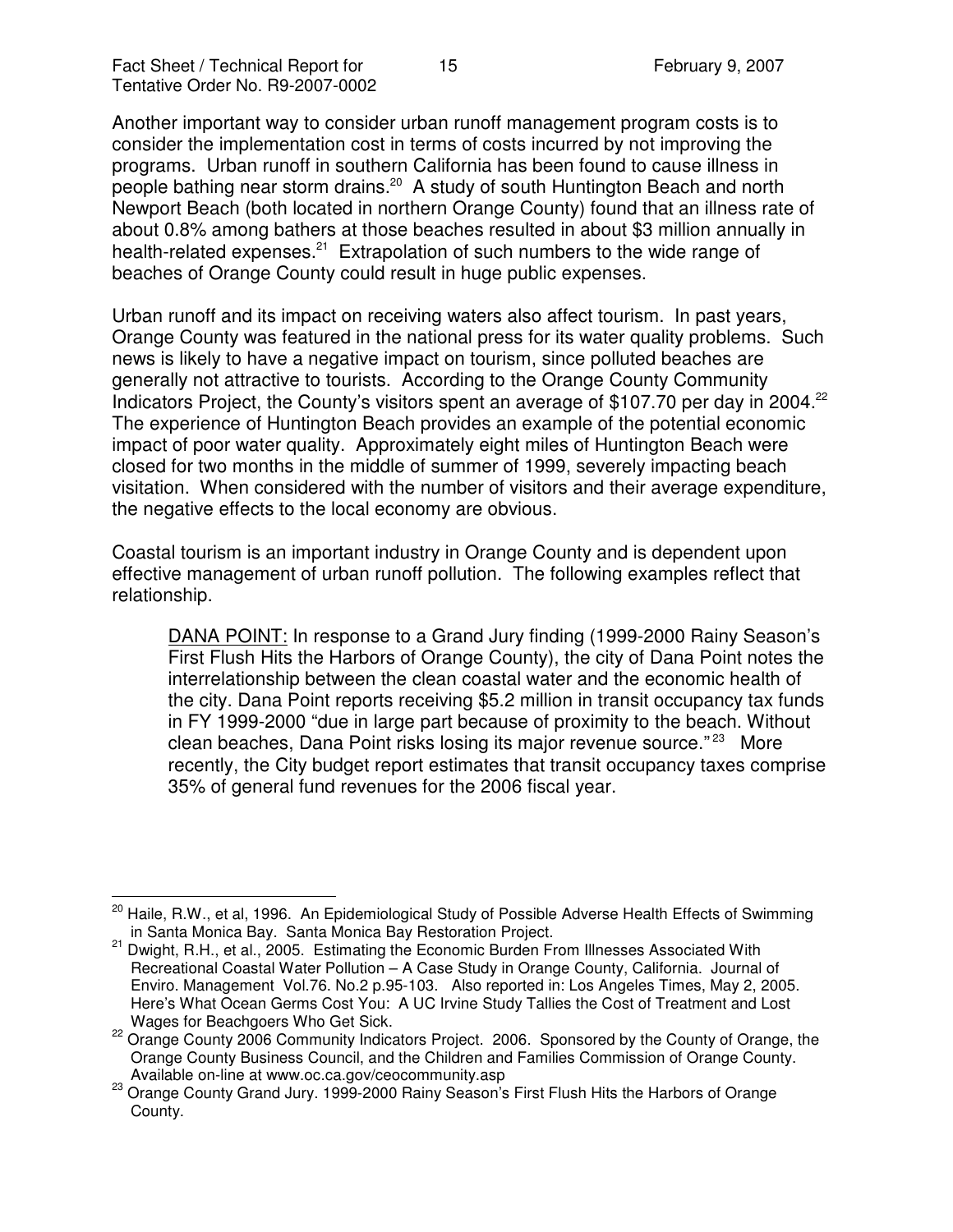Another important way to consider urban runoff management program costs is to consider the implementation cost in terms of costs incurred by not improving the programs. Urban runoff in southern California has been found to cause illness in people bathing near storm drains.[20] A study of south Huntington Beach and north Newport Beach (both located in northern Orange County) found that an illness rate of about 0.8% among bathers at those beaches resulted in about $3 million annually in health-related expenses.[21] Extrapolation of such numbers to the wide range of beaches of Orange County could result in huge public expenses.

Urban runoff and its impact on receiving waters also affect tourism. In past years, Orange County was featured in the national press for its water quality problems. Such news is likely to have a negative impact on tourism, since polluted beaches are generally not attractive to tourists. According to the Orange County Community Indicators Project, the County's visitors spent an average of $107.70 per day in 2004.[22] The experience of Huntington Beach provides an example of the potential economic impact of poor water quality. Approximately eight miles of Huntington Beach were closed for two months in the middle of summer of 1999, severely impacting beach visitation. When considered with the number of visitors and their average expenditure, the negative effects to the local economy are obvious.

Coastal tourism is an important industry in Orange County and is dependent upon effective management of urban runoff pollution. The following examples reflect that relationship.

> <u>DANA POINT:</u> In response to a Grand Jury finding (1999-2000 Rainy Season's First Flush Hits the Harbors of Orange County), the city of Dana Point notes the interrelationship between the clean coastal water and the economic health of the city. Dana Point reports receiving $5.2 million in transit occupancy tax funds in FY 1999-2000 "due in large part because of proximity to the beach. Without clean beaches, Dana Point risks losing its major revenue source."[23] More recently, the City budget report estimates that transit occupancy taxes comprise 35% of general fund revenues for the 2006 fiscal year.

---

[20] Haile, R.W., et al, 1996. An Epidemiological Study of Possible Adverse Health Effects of Swimming in Santa Monica Bay. Santa Monica Bay Restoration Project.

[21] Dwight, R.H., et al., 2005. Estimating the Economic Burden From Illnesses Associated With Recreational Coastal Water Pollution – A Case Study in Orange County, California. Journal of Enviro. Management Vol.76. No.2 p.95-103. Also reported in: Los Angeles Times, May 2, 2005. Here's What Ocean Germs Cost You: A UC Irvine Study Tallies the Cost of Treatment and Lost Wages for Beachgoers Who Get Sick.

[22] Orange County 2006 Community Indicators Project. 2006. Sponsored by the County of Orange, the Orange County Business Council, and the Children and Families Commission of Orange County. Available on-line at www.oc.ca.gov/ceocommunity.asp

[23] Orange County Grand Jury. 1999-2000 Rainy Season's First Flush Hits the Harbors of Orange County.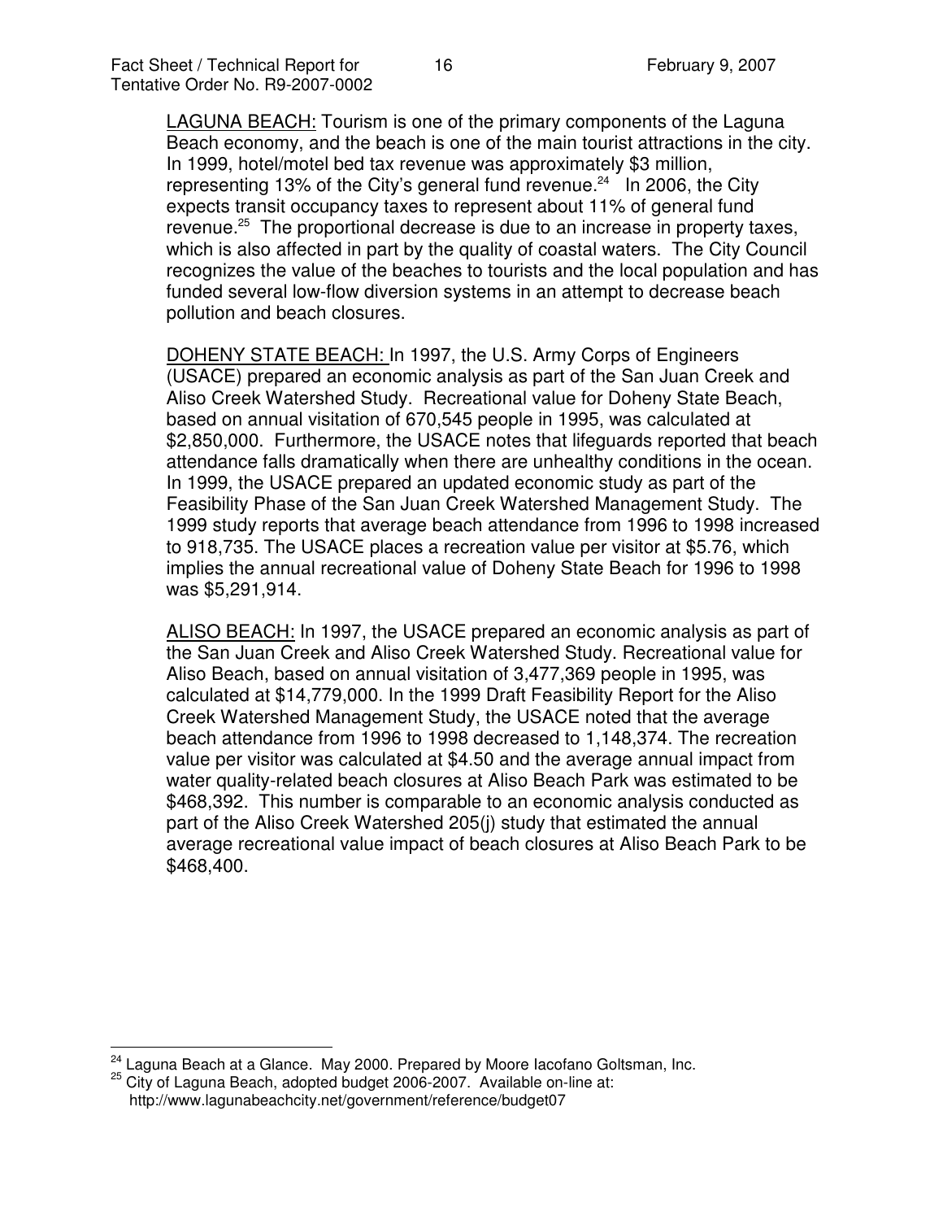<u>LAGUNA BEACH:</u> Tourism is one of the primary components of the Laguna Beach economy, and the beach is one of the main tourist attractions in the city. In 1999, hotel/motel bed tax revenue was approximately $3 million, representing 13% of the City's general fund revenue.[24] In 2006, the City expects transit occupancy taxes to represent about 11% of general fund revenue.[25] The proportional decrease is due to an increase in property taxes, which is also affected in part by the quality of coastal waters. The City Council recognizes the value of the beaches to tourists and the local population and has funded several low-flow diversion systems in an attempt to decrease beach pollution and beach closures.

<u>DOHENY STATE BEACH:</u> In 1997, the U.S. Army Corps of Engineers (USACE) prepared an economic analysis as part of the San Juan Creek and Aliso Creek Watershed Study. Recreational value for Doheny State Beach, based on annual visitation of 670,545 people in 1995, was calculated at $2,850,000. Furthermore, the USACE notes that lifeguards reported that beach attendance falls dramatically when there are unhealthy conditions in the ocean. In 1999, the USACE prepared an updated economic study as part of the Feasibility Phase of the San Juan Creek Watershed Management Study. The 1999 study reports that average beach attendance from 1996 to 1998 increased to 918,735. The USACE places a recreation value per visitor at $5.76, which implies the annual recreational value of Doheny State Beach for 1996 to 1998 was $5,291,914.

<u>ALISO BEACH:</u> In 1997, the USACE prepared an economic analysis as part of the San Juan Creek and Aliso Creek Watershed Study. Recreational value for Aliso Beach, based on annual visitation of 3,477,369 people in 1995, was calculated at $14,779,000. In the 1999 Draft Feasibility Report for the Aliso Creek Watershed Management Study, the USACE noted that the average beach attendance from 1996 to 1998 decreased to 1,148,374. The recreation value per visitor was calculated at $4.50 and the average annual impact from water quality-related beach closures at Aliso Beach Park was estimated to be $468,392. This number is comparable to an economic analysis conducted as part of the Aliso Creek Watershed 205(j) study that estimated the annual average recreational value impact of beach closures at Aliso Beach Park to be $468,400.

---

[24] Laguna Beach at a Glance. May 2000. Prepared by Moore Iacofano Goltsman, Inc.

[25] City of Laguna Beach, adopted budget 2006-2007. Available on-line at: http://www.lagunabeachcity.net/government/reference/budget07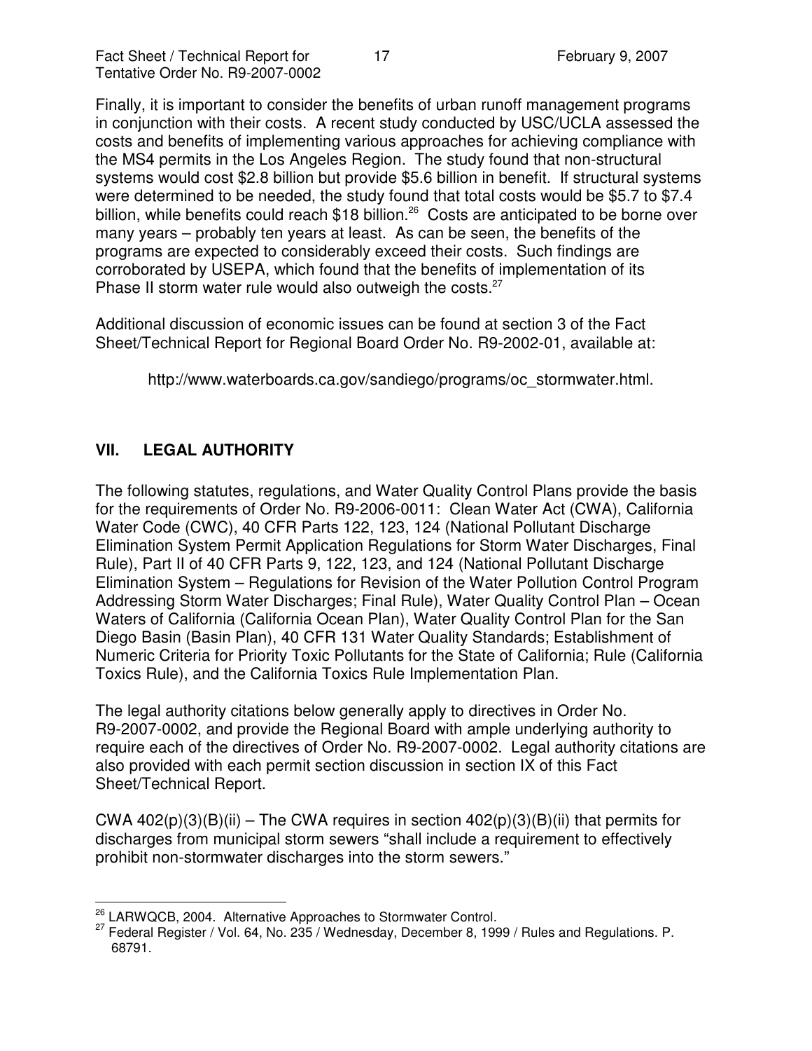Finally, it is important to consider the benefits of urban runoff management programs in conjunction with their costs. A recent study conducted by USC/UCLA assessed the costs and benefits of implementing various approaches for achieving compliance with the MS4 permits in the Los Angeles Region. The study found that non-structural systems would cost $2.8 billion but provide $5.6 billion in benefit. If structural systems were determined to be needed, the study found that total costs would be $5.7 to $7.4 billion, while benefits could reach $18 billion.[26] Costs are anticipated to be borne over many years – probably ten years at least. As can be seen, the benefits of the programs are expected to considerably exceed their costs. Such findings are corroborated by USEPA, which found that the benefits of implementation of its Phase II storm water rule would also outweigh the costs.[27]

Additional discussion of economic issues can be found at section 3 of the Fact Sheet/Technical Report for Regional Board Order No. R9-2002-01, available at:

http://www.waterboards.ca.gov/sandiego/programs/oc_stormwater.html.

## VII. LEGAL AUTHORITY

The following statutes, regulations, and Water Quality Control Plans provide the basis for the requirements of Order No. R9-2006-0011: Clean Water Act (CWA), California Water Code (CWC), 40 CFR Parts 122, 123, 124 (National Pollutant Discharge Elimination System Permit Application Regulations for Storm Water Discharges, Final Rule), Part II of 40 CFR Parts 9, 122, 123, and 124 (National Pollutant Discharge Elimination System – Regulations for Revision of the Water Pollution Control Program Addressing Storm Water Discharges; Final Rule), Water Quality Control Plan – Ocean Waters of California (California Ocean Plan), Water Quality Control Plan for the San Diego Basin (Basin Plan), 40 CFR 131 Water Quality Standards; Establishment of Numeric Criteria for Priority Toxic Pollutants for the State of California; Rule (California Toxics Rule), and the California Toxics Rule Implementation Plan.

The legal authority citations below generally apply to directives in Order No. R9-2007-0002, and provide the Regional Board with ample underlying authority to require each of the directives of Order No. R9-2007-0002. Legal authority citations are also provided with each permit section discussion in section IX of this Fact Sheet/Technical Report.

CWA 402(p)(3)(B)(ii) – The CWA requires in section 402(p)(3)(B)(ii) that permits for discharges from municipal storm sewers "shall include a requirement to effectively prohibit non-stormwater discharges into the storm sewers."

---

[26] LARWQCB, 2004. Alternative Approaches to Stormwater Control.

[27] Federal Register / Vol. 64, No. 235 / Wednesday, December 8, 1999 / Rules and Regulations. P. 68791.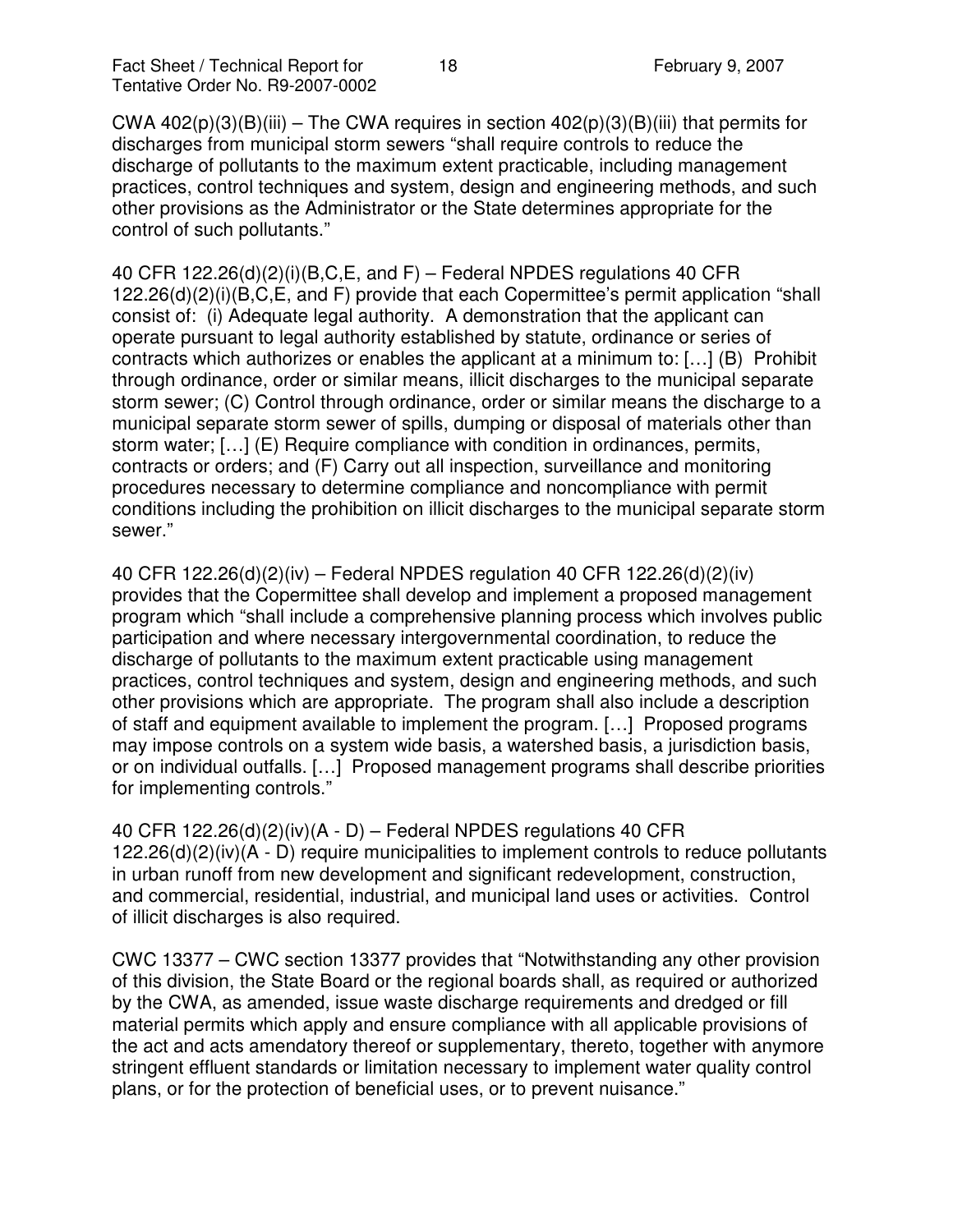CWA 402(p)(3)(B)(iii) – The CWA requires in section 402(p)(3)(B)(iii) that permits for discharges from municipal storm sewers "shall require controls to reduce the discharge of pollutants to the maximum extent practicable, including management practices, control techniques and system, design and engineering methods, and such other provisions as the Administrator or the State determines appropriate for the control of such pollutants."

40 CFR 122.26(d)(2)(i)(B,C,E, and F) – Federal NPDES regulations 40 CFR 122.26(d)(2)(i)(B,C,E, and F) provide that each Copermittee's permit application "shall consist of: (i) Adequate legal authority. A demonstration that the applicant can operate pursuant to legal authority established by statute, ordinance or series of contracts which authorizes or enables the applicant at a minimum to: […] (B) Prohibit through ordinance, order or similar means, illicit discharges to the municipal separate storm sewer; (C) Control through ordinance, order or similar means the discharge to a municipal separate storm sewer of spills, dumping or disposal of materials other than storm water; […] (E) Require compliance with condition in ordinances, permits, contracts or orders; and (F) Carry out all inspection, surveillance and monitoring procedures necessary to determine compliance and noncompliance with permit conditions including the prohibition on illicit discharges to the municipal separate storm sewer."

40 CFR 122.26(d)(2)(iv) – Federal NPDES regulation 40 CFR 122.26(d)(2)(iv) provides that the Copermittee shall develop and implement a proposed management program which "shall include a comprehensive planning process which involves public participation and where necessary intergovernmental coordination, to reduce the discharge of pollutants to the maximum extent practicable using management practices, control techniques and system, design and engineering methods, and such other provisions which are appropriate. The program shall also include a description of staff and equipment available to implement the program. […] Proposed programs may impose controls on a system wide basis, a watershed basis, a jurisdiction basis, or on individual outfalls. […] Proposed management programs shall describe priorities for implementing controls."

40 CFR 122.26(d)(2)(iv)(A - D) – Federal NPDES regulations 40 CFR 122.26(d)(2)(iv)(A - D) require municipalities to implement controls to reduce pollutants in urban runoff from new development and significant redevelopment, construction, and commercial, residential, industrial, and municipal land uses or activities. Control of illicit discharges is also required.

CWC 13377 – CWC section 13377 provides that "Notwithstanding any other provision of this division, the State Board or the regional boards shall, as required or authorized by the CWA, as amended, issue waste discharge requirements and dredged or fill material permits which apply and ensure compliance with all applicable provisions of the act and acts amendatory thereof or supplementary, thereto, together with anymore stringent effluent standards or limitation necessary to implement water quality control plans, or for the protection of beneficial uses, or to prevent nuisance."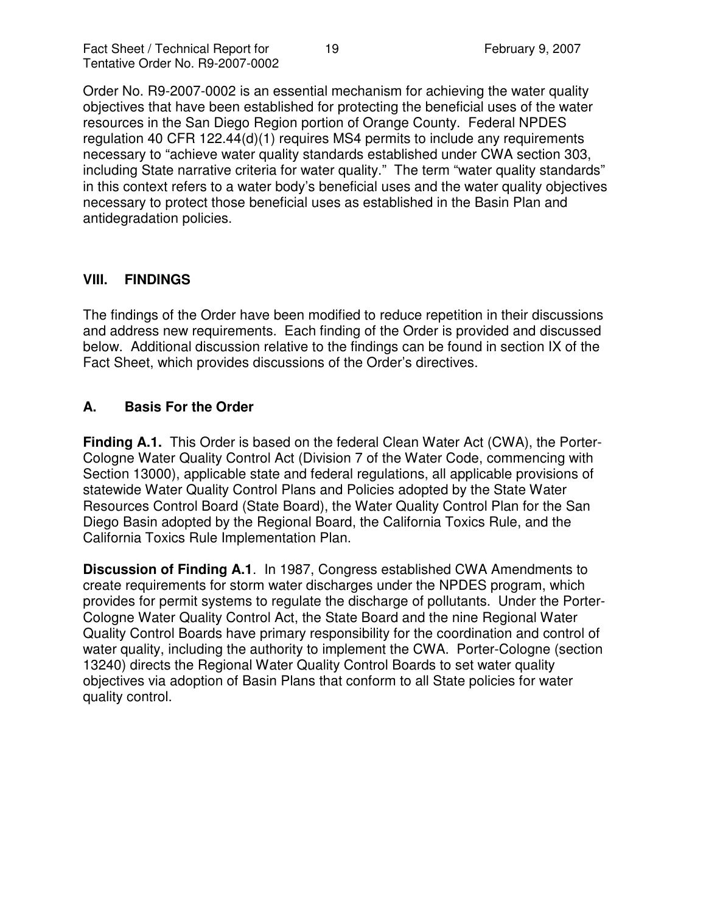Order No. R9-2007-0002 is an essential mechanism for achieving the water quality objectives that have been established for protecting the beneficial uses of the water resources in the San Diego Region portion of Orange County. Federal NPDES regulation 40 CFR 122.44(d)(1) requires MS4 permits to include any requirements necessary to "achieve water quality standards established under CWA section 303, including State narrative criteria for water quality." The term "water quality standards" in this context refers to a water body's beneficial uses and the water quality objectives necessary to protect those beneficial uses as established in the Basin Plan and antidegradation policies.

## VIII. FINDINGS

The findings of the Order have been modified to reduce repetition in their discussions and address new requirements. Each finding of the Order is provided and discussed below. Additional discussion relative to the findings can be found in section IX of the Fact Sheet, which provides discussions of the Order's directives.

### A. Basis For the Order

**Finding A.1.** This Order is based on the federal Clean Water Act (CWA), the Porter-Cologne Water Quality Control Act (Division 7 of the Water Code, commencing with Section 13000), applicable state and federal regulations, all applicable provisions of statewide Water Quality Control Plans and Policies adopted by the State Water Resources Control Board (State Board), the Water Quality Control Plan for the San Diego Basin adopted by the Regional Board, the California Toxics Rule, and the California Toxics Rule Implementation Plan.

**Discussion of Finding A.1**. In 1987, Congress established CWA Amendments to create requirements for storm water discharges under the NPDES program, which provides for permit systems to regulate the discharge of pollutants. Under the Porter-Cologne Water Quality Control Act, the State Board and the nine Regional Water Quality Control Boards have primary responsibility for the coordination and control of water quality, including the authority to implement the CWA. Porter-Cologne (section 13240) directs the Regional Water Quality Control Boards to set water quality objectives via adoption of Basin Plans that conform to all State policies for water quality control.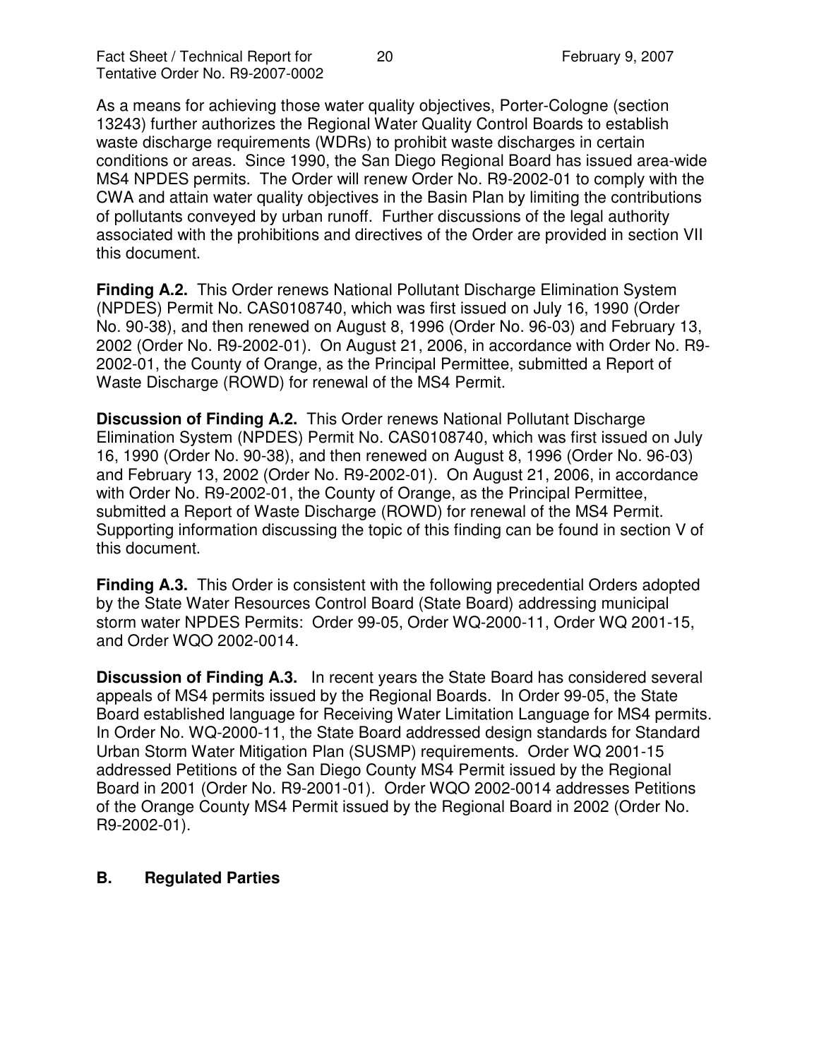As a means for achieving those water quality objectives, Porter-Cologne (section 13243) further authorizes the Regional Water Quality Control Boards to establish waste discharge requirements (WDRs) to prohibit waste discharges in certain conditions or areas. Since 1990, the San Diego Regional Board has issued area-wide MS4 NPDES permits. The Order will renew Order No. R9-2002-01 to comply with the CWA and attain water quality objectives in the Basin Plan by limiting the contributions of pollutants conveyed by urban runoff. Further discussions of the legal authority associated with the prohibitions and directives of the Order are provided in section VII this document.

**Finding A.2.** This Order renews National Pollutant Discharge Elimination System (NPDES) Permit No. CAS0108740, which was first issued on July 16, 1990 (Order No. 90-38), and then renewed on August 8, 1996 (Order No. 96-03) and February 13, 2002 (Order No. R9-2002-01). On August 21, 2006, in accordance with Order No. R9-2002-01, the County of Orange, as the Principal Permittee, submitted a Report of Waste Discharge (ROWD) for renewal of the MS4 Permit.

**Discussion of Finding A.2.** This Order renews National Pollutant Discharge Elimination System (NPDES) Permit No. CAS0108740, which was first issued on July 16, 1990 (Order No. 90-38), and then renewed on August 8, 1996 (Order No. 96-03) and February 13, 2002 (Order No. R9-2002-01). On August 21, 2006, in accordance with Order No. R9-2002-01, the County of Orange, as the Principal Permittee, submitted a Report of Waste Discharge (ROWD) for renewal of the MS4 Permit. Supporting information discussing the topic of this finding can be found in section V of this document.

**Finding A.3.** This Order is consistent with the following precedential Orders adopted by the State Water Resources Control Board (State Board) addressing municipal storm water NPDES Permits: Order 99-05, Order WQ-2000-11, Order WQ 2001-15, and Order WQO 2002-0014.

**Discussion of Finding A.3.** In recent years the State Board has considered several appeals of MS4 permits issued by the Regional Boards. In Order 99-05, the State Board established language for Receiving Water Limitation Language for MS4 permits. In Order No. WQ-2000-11, the State Board addressed design standards for Standard Urban Storm Water Mitigation Plan (SUSMP) requirements. Order WQ 2001-15 addressed Petitions of the San Diego County MS4 Permit issued by the Regional Board in 2001 (Order No. R9-2001-01). Order WQO 2002-0014 addresses Petitions of the Orange County MS4 Permit issued by the Regional Board in 2002 (Order No. R9-2002-01).

## B. Regulated Parties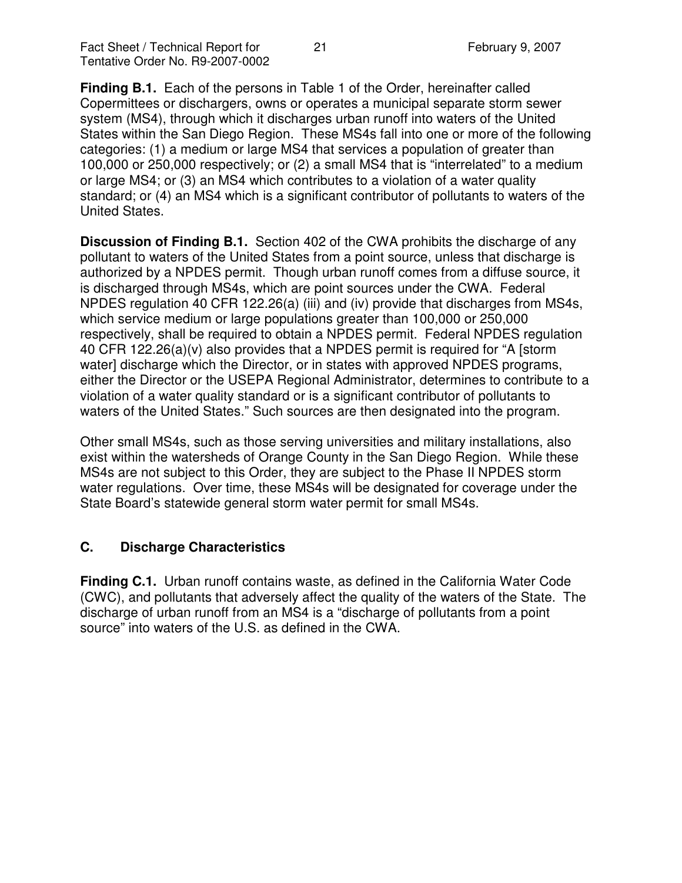**Finding B.1.** Each of the persons in Table 1 of the Order, hereinafter called Copermittees or dischargers, owns or operates a municipal separate storm sewer system (MS4), through which it discharges urban runoff into waters of the United States within the San Diego Region. These MS4s fall into one or more of the following categories: (1) a medium or large MS4 that services a population of greater than 100,000 or 250,000 respectively; or (2) a small MS4 that is "interrelated" to a medium or large MS4; or (3) an MS4 which contributes to a violation of a water quality standard; or (4) an MS4 which is a significant contributor of pollutants to waters of the United States.

**Discussion of Finding B.1.** Section 402 of the CWA prohibits the discharge of any pollutant to waters of the United States from a point source, unless that discharge is authorized by a NPDES permit. Though urban runoff comes from a diffuse source, it is discharged through MS4s, which are point sources under the CWA. Federal NPDES regulation 40 CFR 122.26(a) (iii) and (iv) provide that discharges from MS4s, which service medium or large populations greater than 100,000 or 250,000 respectively, shall be required to obtain a NPDES permit. Federal NPDES regulation 40 CFR 122.26(a)(v) also provides that a NPDES permit is required for "A [storm water] discharge which the Director, or in states with approved NPDES programs, either the Director or the USEPA Regional Administrator, determines to contribute to a violation of a water quality standard or is a significant contributor of pollutants to waters of the United States." Such sources are then designated into the program.

Other small MS4s, such as those serving universities and military installations, also exist within the watersheds of Orange County in the San Diego Region. While these MS4s are not subject to this Order, they are subject to the Phase II NPDES storm water regulations. Over time, these MS4s will be designated for coverage under the State Board's statewide general storm water permit for small MS4s.

## C. Discharge Characteristics

**Finding C.1.** Urban runoff contains waste, as defined in the California Water Code (CWC), and pollutants that adversely affect the quality of the waters of the State. The discharge of urban runoff from an MS4 is a "discharge of pollutants from a point source" into waters of the U.S. as defined in the CWA.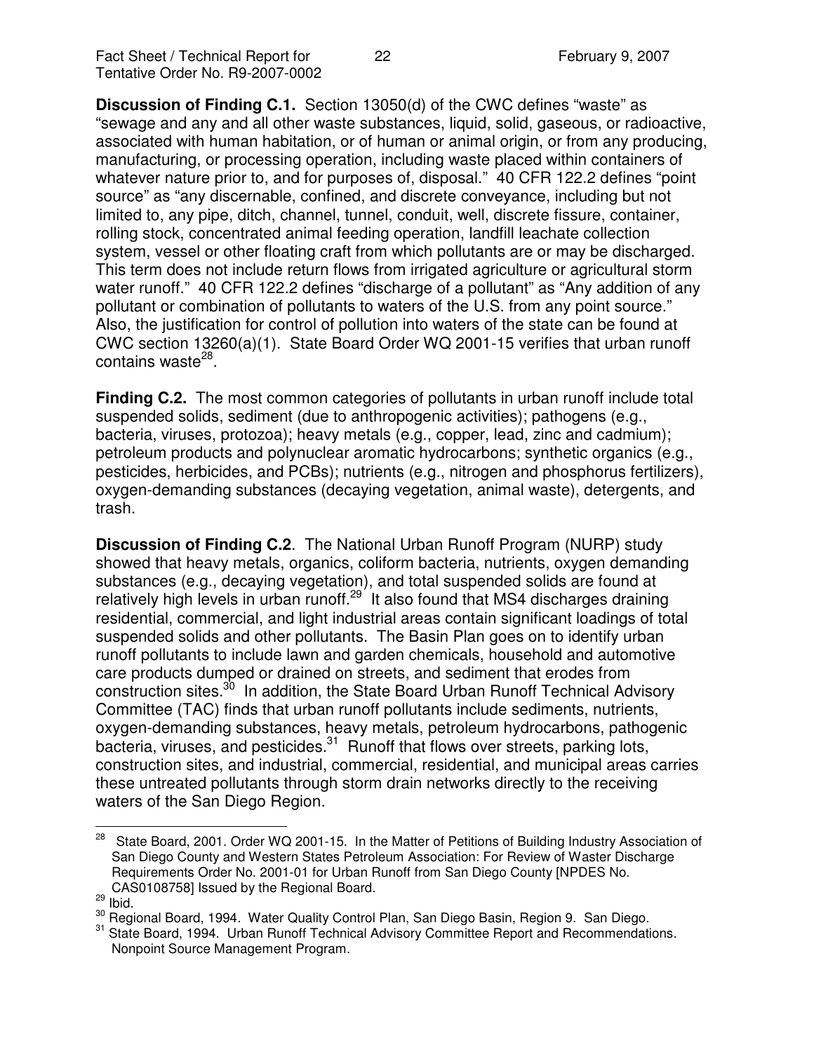**Discussion of Finding C.1.** Section 13050(d) of the CWC defines "waste" as "sewage and any and all other waste substances, liquid, solid, gaseous, or radioactive, associated with human habitation, or of human or animal origin, or from any producing, manufacturing, or processing operation, including waste placed within containers of whatever nature prior to, and for purposes of, disposal." 40 CFR 122.2 defines "point source" as "any discernable, confined, and discrete conveyance, including but not limited to, any pipe, ditch, channel, tunnel, conduit, well, discrete fissure, container, rolling stock, concentrated animal feeding operation, landfill leachate collection system, vessel or other floating craft from which pollutants are or may be discharged. This term does not include return flows from irrigated agriculture or agricultural storm water runoff." 40 CFR 122.2 defines "discharge of a pollutant" as "Any addition of any pollutant or combination of pollutants to waters of the U.S. from any point source." Also, the justification for control of pollution into waters of the state can be found at CWC section 13260(a)(1). State Board Order WQ 2001-15 verifies that urban runoff contains waste[28].

**Finding C.2.** The most common categories of pollutants in urban runoff include total suspended solids, sediment (due to anthropogenic activities); pathogens (e.g., bacteria, viruses, protozoa); heavy metals (e.g., copper, lead, zinc and cadmium); petroleum products and polynuclear aromatic hydrocarbons; synthetic organics (e.g., pesticides, herbicides, and PCBs); nutrients (e.g., nitrogen and phosphorus fertilizers), oxygen-demanding substances (decaying vegetation, animal waste), detergents, and trash.

**Discussion of Finding C.2**. The National Urban Runoff Program (NURP) study showed that heavy metals, organics, coliform bacteria, nutrients, oxygen demanding substances (e.g., decaying vegetation), and total suspended solids are found at relatively high levels in urban runoff.[29] It also found that MS4 discharges draining residential, commercial, and light industrial areas contain significant loadings of total suspended solids and other pollutants. The Basin Plan goes on to identify urban runoff pollutants to include lawn and garden chemicals, household and automotive care products dumped or drained on streets, and sediment that erodes from construction sites.[30] In addition, the State Board Urban Runoff Technical Advisory Committee (TAC) finds that urban runoff pollutants include sediments, nutrients, oxygen-demanding substances, heavy metals, petroleum hydrocarbons, pathogenic bacteria, viruses, and pesticides.[31] Runoff that flows over streets, parking lots, construction sites, and industrial, commercial, residential, and municipal areas carries these untreated pollutants through storm drain networks directly to the receiving waters of the San Diego Region.

---

[28] State Board, 2001. Order WQ 2001-15. In the Matter of Petitions of Building Industry Association of San Diego County and Western States Petroleum Association: For Review of Waster Discharge Requirements Order No. 2001-01 for Urban Runoff from San Diego County [NPDES No. CAS0108758] Issued by the Regional Board.

[29] Ibid.

[30] Regional Board, 1994. Water Quality Control Plan, San Diego Basin, Region 9. San Diego.

[31] State Board, 1994. Urban Runoff Technical Advisory Committee Report and Recommendations. Nonpoint Source Management Program.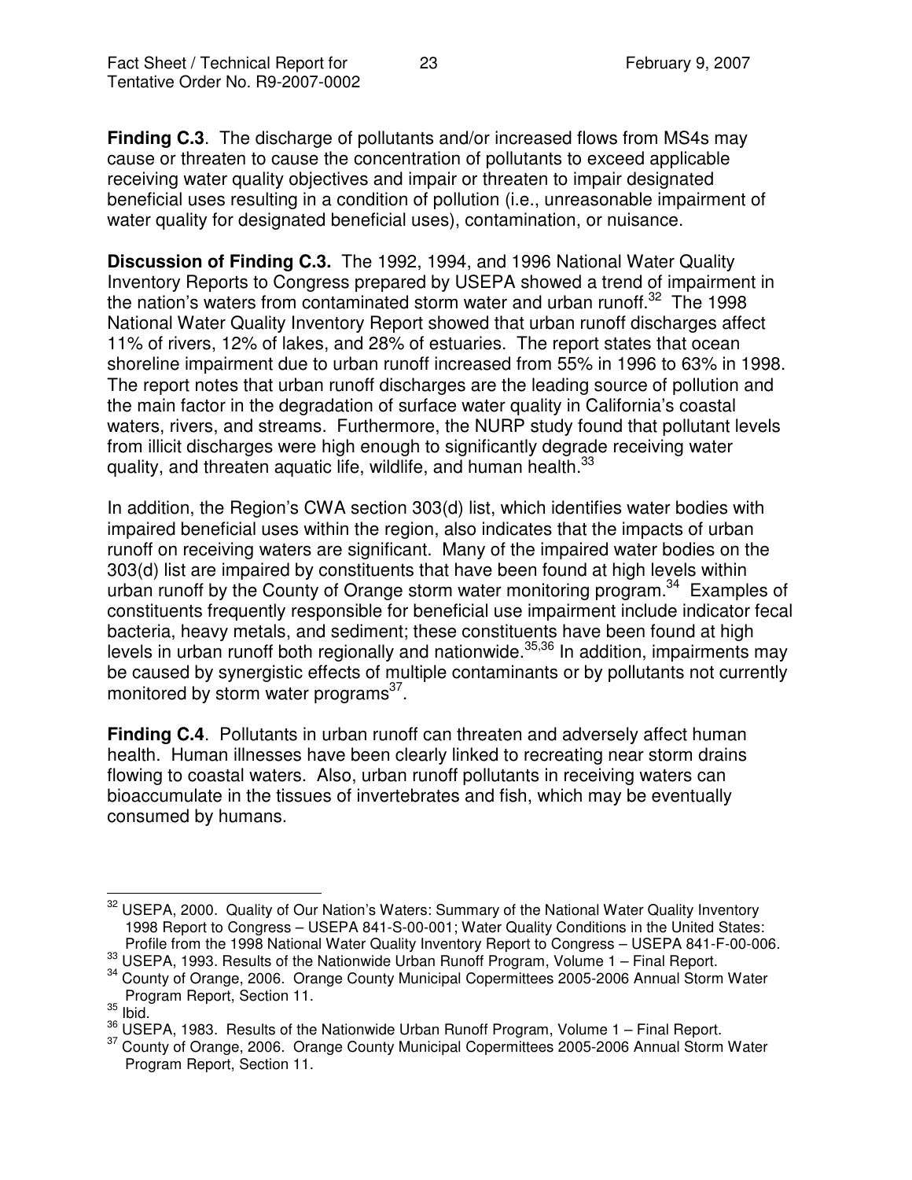**Finding C.3**. The discharge of pollutants and/or increased flows from MS4s may cause or threaten to cause the concentration of pollutants to exceed applicable receiving water quality objectives and impair or threaten to impair designated beneficial uses resulting in a condition of pollution (i.e., unreasonable impairment of water quality for designated beneficial uses), contamination, or nuisance.

**Discussion of Finding C.3.** The 1992, 1994, and 1996 National Water Quality Inventory Reports to Congress prepared by USEPA showed a trend of impairment in the nation's waters from contaminated storm water and urban runoff.[32] The 1998 National Water Quality Inventory Report showed that urban runoff discharges affect 11% of rivers, 12% of lakes, and 28% of estuaries. The report states that ocean shoreline impairment due to urban runoff increased from 55% in 1996 to 63% in 1998. The report notes that urban runoff discharges are the leading source of pollution and the main factor in the degradation of surface water quality in California's coastal waters, rivers, and streams. Furthermore, the NURP study found that pollutant levels from illicit discharges were high enough to significantly degrade receiving water quality, and threaten aquatic life, wildlife, and human health.[33]

In addition, the Region's CWA section 303(d) list, which identifies water bodies with impaired beneficial uses within the region, also indicates that the impacts of urban runoff on receiving waters are significant. Many of the impaired water bodies on the 303(d) list are impaired by constituents that have been found at high levels within urban runoff by the County of Orange storm water monitoring program.[34] Examples of constituents frequently responsible for beneficial use impairment include indicator fecal bacteria, heavy metals, and sediment; these constituents have been found at high levels in urban runoff both regionally and nationwide.[35,36] In addition, impairments may be caused by synergistic effects of multiple contaminants or by pollutants not currently monitored by storm water programs[37].

**Finding C.4**. Pollutants in urban runoff can threaten and adversely affect human health. Human illnesses have been clearly linked to recreating near storm drains flowing to coastal waters. Also, urban runoff pollutants in receiving waters can bioaccumulate in the tissues of invertebrates and fish, which may be eventually consumed by humans.

---

[32] USEPA, 2000. Quality of Our Nation's Waters: Summary of the National Water Quality Inventory 1998 Report to Congress – USEPA 841-S-00-001; Water Quality Conditions in the United States: Profile from the 1998 National Water Quality Inventory Report to Congress – USEPA 841-F-00-006.

[33] USEPA, 1993. Results of the Nationwide Urban Runoff Program, Volume 1 – Final Report.

[34] County of Orange, 2006. Orange County Municipal Copermittees 2005-2006 Annual Storm Water Program Report, Section 11.

[35] Ibid.

[36] USEPA, 1983. Results of the Nationwide Urban Runoff Program, Volume 1 – Final Report.

[37] County of Orange, 2006. Orange County Municipal Copermittees 2005-2006 Annual Storm Water Program Report, Section 11.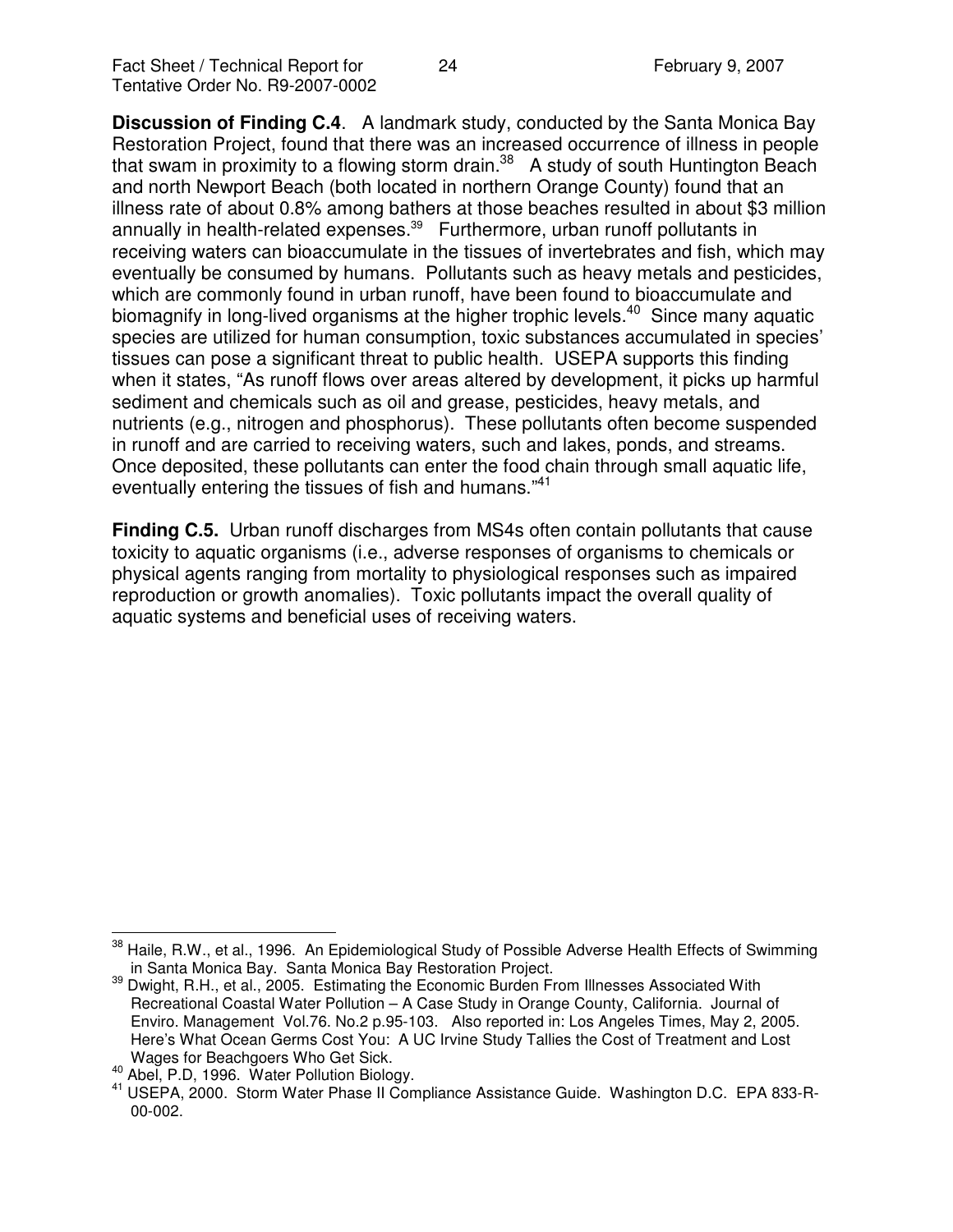**Discussion of Finding C.4**. A landmark study, conducted by the Santa Monica Bay Restoration Project, found that there was an increased occurrence of illness in people that swam in proximity to a flowing storm drain.[38] A study of south Huntington Beach and north Newport Beach (both located in northern Orange County) found that an illness rate of about 0.8% among bathers at those beaches resulted in about $3 million annually in health-related expenses.[39] Furthermore, urban runoff pollutants in receiving waters can bioaccumulate in the tissues of invertebrates and fish, which may eventually be consumed by humans. Pollutants such as heavy metals and pesticides, which are commonly found in urban runoff, have been found to bioaccumulate and biomagnify in long-lived organisms at the higher trophic levels.[40] Since many aquatic species are utilized for human consumption, toxic substances accumulated in species' tissues can pose a significant threat to public health. USEPA supports this finding when it states, "As runoff flows over areas altered by development, it picks up harmful sediment and chemicals such as oil and grease, pesticides, heavy metals, and nutrients (e.g., nitrogen and phosphorus). These pollutants often become suspended in runoff and are carried to receiving waters, such and lakes, ponds, and streams. Once deposited, these pollutants can enter the food chain through small aquatic life, eventually entering the tissues of fish and humans."[41]

**Finding C.5.** Urban runoff discharges from MS4s often contain pollutants that cause toxicity to aquatic organisms (i.e., adverse responses of organisms to chemicals or physical agents ranging from mortality to physiological responses such as impaired reproduction or growth anomalies). Toxic pollutants impact the overall quality of aquatic systems and beneficial uses of receiving waters.

---

[38] Haile, R.W., et al., 1996. An Epidemiological Study of Possible Adverse Health Effects of Swimming in Santa Monica Bay. Santa Monica Bay Restoration Project.

[39] Dwight, R.H., et al., 2005. Estimating the Economic Burden From Illnesses Associated With Recreational Coastal Water Pollution – A Case Study in Orange County, California. Journal of Enviro. Management Vol.76. No.2 p.95-103. Also reported in: Los Angeles Times, May 2, 2005. Here's What Ocean Germs Cost You: A UC Irvine Study Tallies the Cost of Treatment and Lost Wages for Beachgoers Who Get Sick.

[40] Abel, P.D, 1996. Water Pollution Biology.

[41] USEPA, 2000. Storm Water Phase II Compliance Assistance Guide. Washington D.C. EPA 833-R-00-002.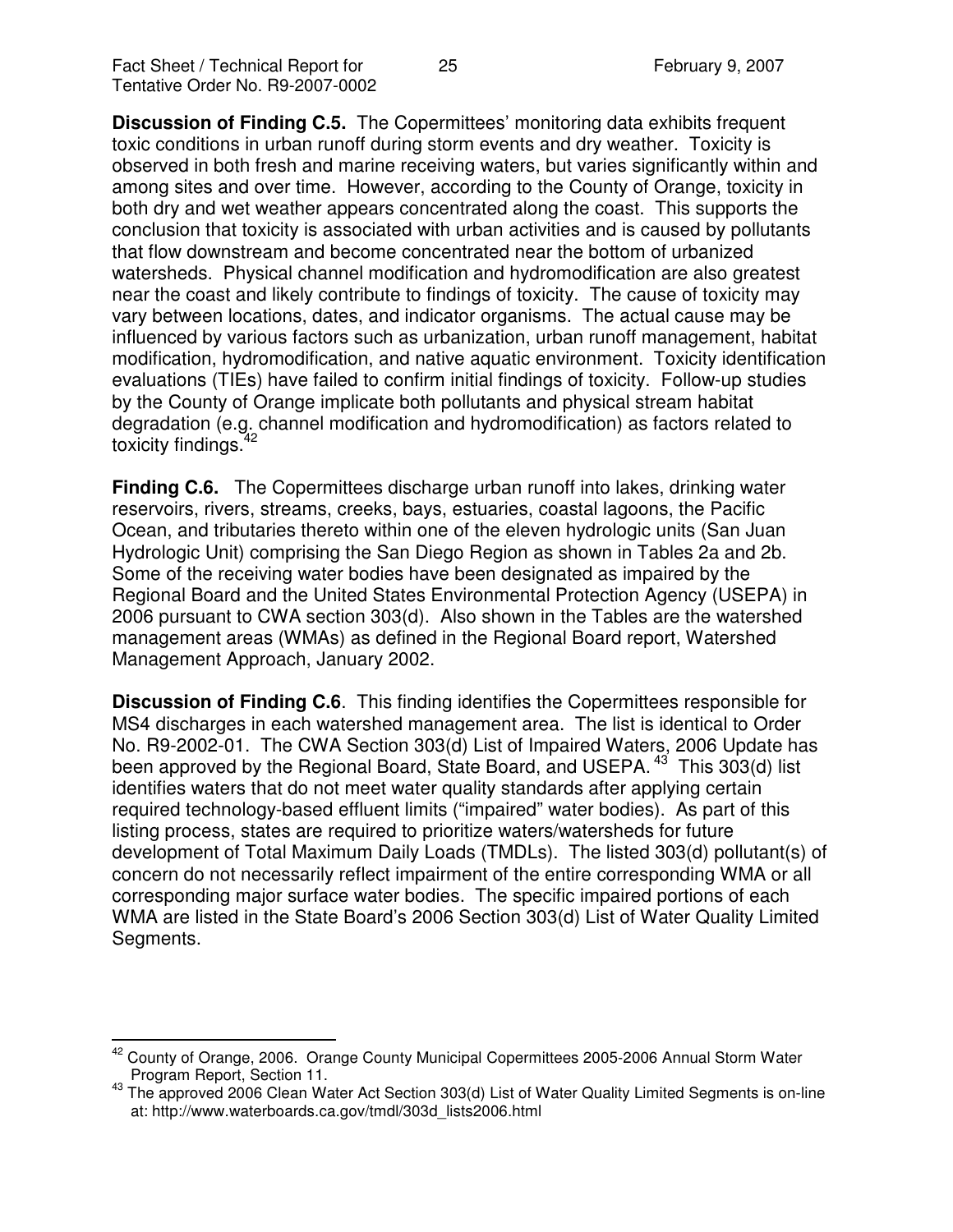**Discussion of Finding C.5.** The Copermittees' monitoring data exhibits frequent toxic conditions in urban runoff during storm events and dry weather. Toxicity is observed in both fresh and marine receiving waters, but varies significantly within and among sites and over time. However, according to the County of Orange, toxicity in both dry and wet weather appears concentrated along the coast. This supports the conclusion that toxicity is associated with urban activities and is caused by pollutants that flow downstream and become concentrated near the bottom of urbanized watersheds. Physical channel modification and hydromodification are also greatest near the coast and likely contribute to findings of toxicity. The cause of toxicity may vary between locations, dates, and indicator organisms. The actual cause may be influenced by various factors such as urbanization, urban runoff management, habitat modification, hydromodification, and native aquatic environment. Toxicity identification evaluations (TIEs) have failed to confirm initial findings of toxicity. Follow-up studies by the County of Orange implicate both pollutants and physical stream habitat degradation (e.g. channel modification and hydromodification) as factors related to toxicity findings.[42]

**Finding C.6.** The Copermittees discharge urban runoff into lakes, drinking water reservoirs, rivers, streams, creeks, bays, estuaries, coastal lagoons, the Pacific Ocean, and tributaries thereto within one of the eleven hydrologic units (San Juan Hydrologic Unit) comprising the San Diego Region as shown in Tables 2a and 2b. Some of the receiving water bodies have been designated as impaired by the Regional Board and the United States Environmental Protection Agency (USEPA) in 2006 pursuant to CWA section 303(d). Also shown in the Tables are the watershed management areas (WMAs) as defined in the Regional Board report, Watershed Management Approach, January 2002.

**Discussion of Finding C.6**. This finding identifies the Copermittees responsible for MS4 discharges in each watershed management area. The list is identical to Order No. R9-2002-01. The CWA Section 303(d) List of Impaired Waters, 2006 Update has been approved by the Regional Board, State Board, and USEPA.[43] This 303(d) list identifies waters that do not meet water quality standards after applying certain required technology-based effluent limits ("impaired" water bodies). As part of this listing process, states are required to prioritize waters/watersheds for future development of Total Maximum Daily Loads (TMDLs). The listed 303(d) pollutant(s) of concern do not necessarily reflect impairment of the entire corresponding WMA or all corresponding major surface water bodies. The specific impaired portions of each WMA are listed in the State Board's 2006 Section 303(d) List of Water Quality Limited Segments.

---

[42] County of Orange, 2006. Orange County Municipal Copermittees 2005-2006 Annual Storm Water Program Report, Section 11.

[43] The approved 2006 Clean Water Act Section 303(d) List of Water Quality Limited Segments is on-line at: http://www.waterboards.ca.gov/tmdl/303d_lists2006.html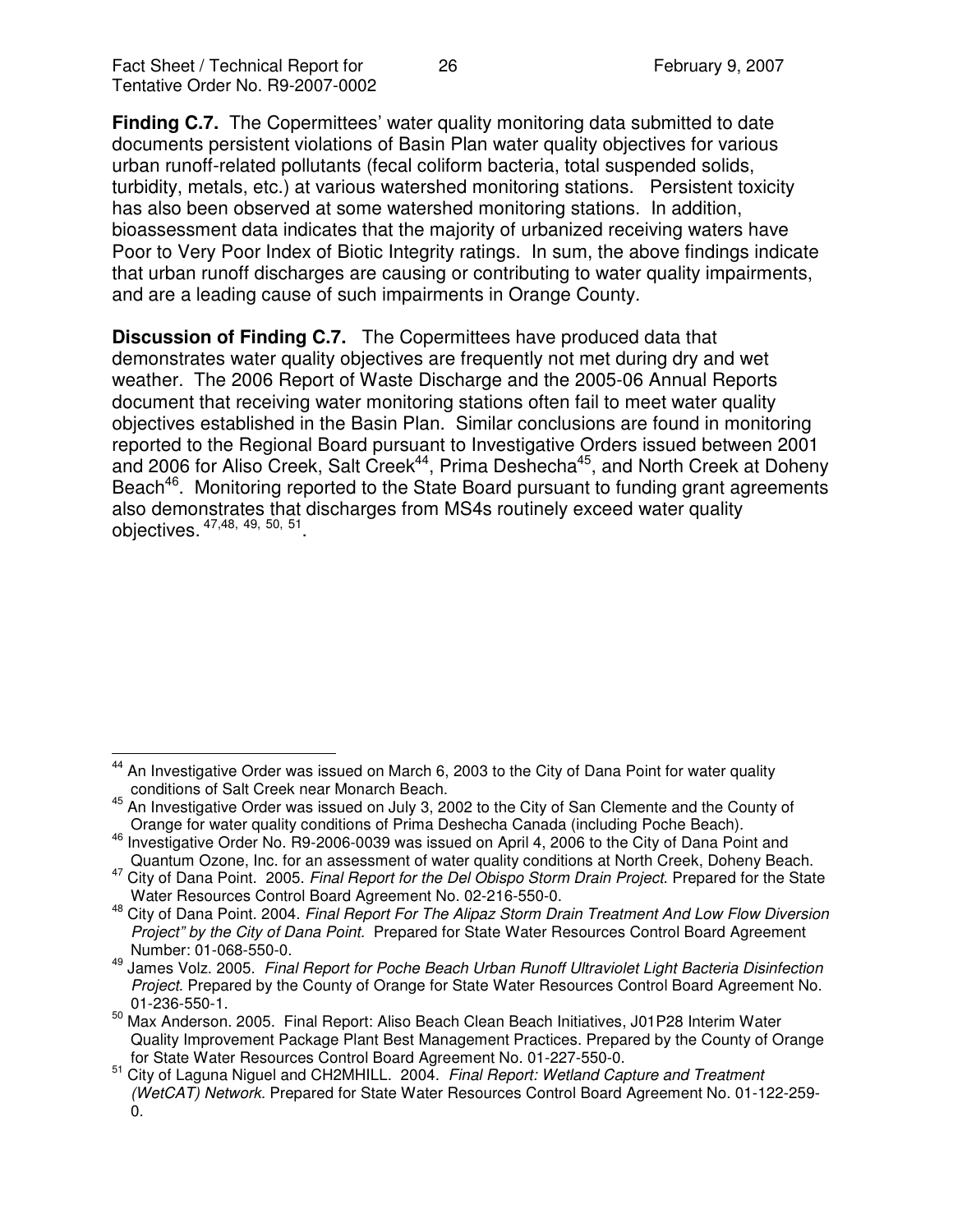**Finding C.7.** The Copermittees' water quality monitoring data submitted to date documents persistent violations of Basin Plan water quality objectives for various urban runoff-related pollutants (fecal coliform bacteria, total suspended solids, turbidity, metals, etc.) at various watershed monitoring stations. Persistent toxicity has also been observed at some watershed monitoring stations. In addition, bioassessment data indicates that the majority of urbanized receiving waters have Poor to Very Poor Index of Biotic Integrity ratings. In sum, the above findings indicate that urban runoff discharges are causing or contributing to water quality impairments, and are a leading cause of such impairments in Orange County.

**Discussion of Finding C.7.** The Copermittees have produced data that demonstrates water quality objectives are frequently not met during dry and wet weather. The 2006 Report of Waste Discharge and the 2005-06 Annual Reports document that receiving water monitoring stations often fail to meet water quality objectives established in the Basin Plan. Similar conclusions are found in monitoring reported to the Regional Board pursuant to Investigative Orders issued between 2001 and 2006 for Aliso Creek, Salt Creek[44], Prima Deshecha[45], and North Creek at Doheny Beach[46]. Monitoring reported to the State Board pursuant to funding grant agreements also demonstrates that discharges from MS4s routinely exceed water quality objectives. [47,48, 49, 50, 51].

---

[44] An Investigative Order was issued on March 6, 2003 to the City of Dana Point for water quality conditions of Salt Creek near Monarch Beach.

[45] An Investigative Order was issued on July 3, 2002 to the City of San Clemente and the County of Orange for water quality conditions of Prima Deshecha Canada (including Poche Beach).

[46] Investigative Order No. R9-2006-0039 was issued on April 4, 2006 to the City of Dana Point and Quantum Ozone, Inc. for an assessment of water quality conditions at North Creek, Doheny Beach.

[47] City of Dana Point. 2005. *Final Report for the Del Obispo Storm Drain Project*. Prepared for the State Water Resources Control Board Agreement No. 02-216-550-0.

[48] City of Dana Point. 2004. *Final Report For The Alipaz Storm Drain Treatment And Low Flow Diversion Project" by the City of Dana Point.* Prepared for State Water Resources Control Board Agreement Number: 01-068-550-0.

[49] James Volz. 2005. *Final Report for Poche Beach Urban Runoff Ultraviolet Light Bacteria Disinfection Project*. Prepared by the County of Orange for State Water Resources Control Board Agreement No. 01-236-550-1.

[50] Max Anderson. 2005. Final Report: Aliso Beach Clean Beach Initiatives, J01P28 Interim Water Quality Improvement Package Plant Best Management Practices. Prepared by the County of Orange for State Water Resources Control Board Agreement No. 01-227-550-0.

[51] City of Laguna Niguel and CH2MHILL. 2004. *Final Report: Wetland Capture and Treatment (WetCAT) Network.* Prepared for State Water Resources Control Board Agreement No. 01-122-259-0.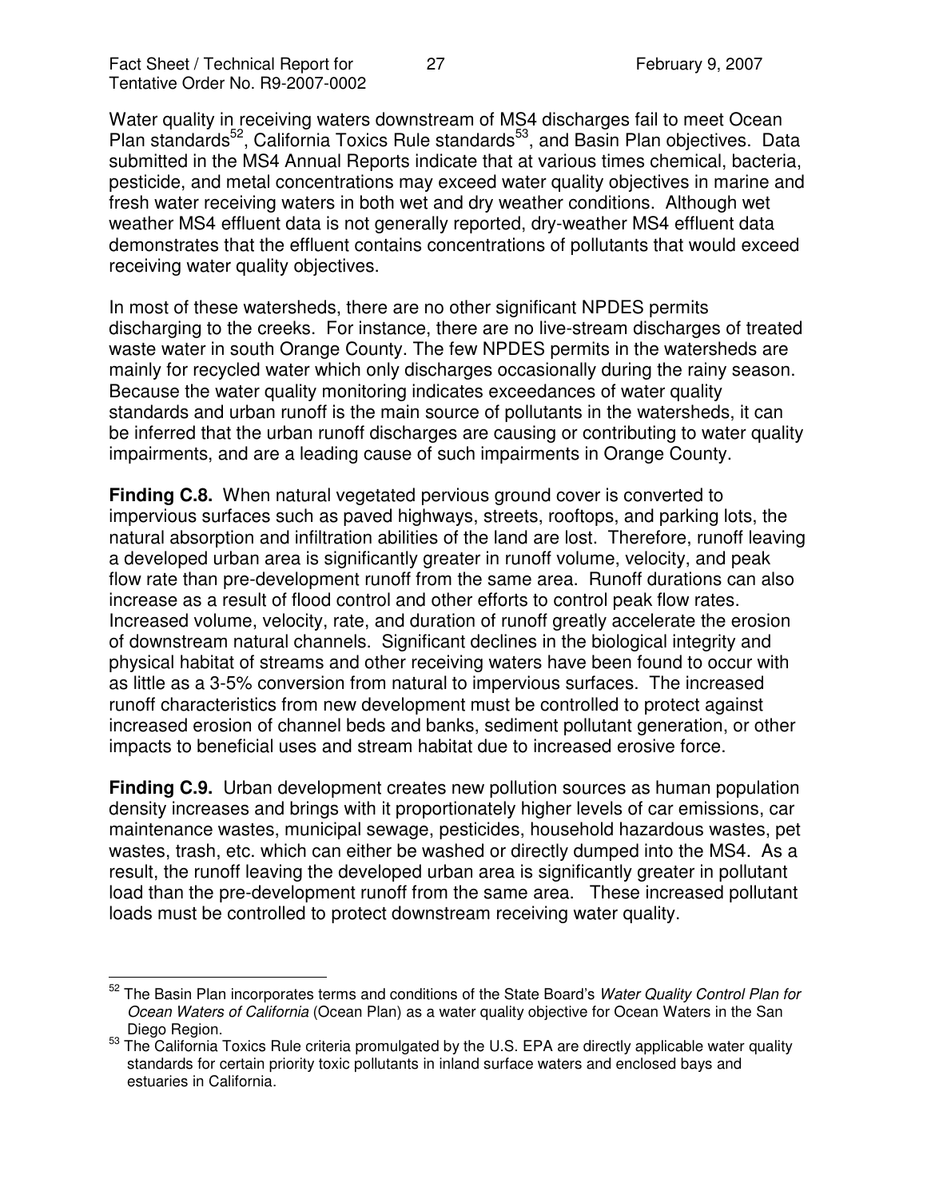Water quality in receiving waters downstream of MS4 discharges fail to meet Ocean Plan standards[52], California Toxics Rule standards[53], and Basin Plan objectives. Data submitted in the MS4 Annual Reports indicate that at various times chemical, bacteria, pesticide, and metal concentrations may exceed water quality objectives in marine and fresh water receiving waters in both wet and dry weather conditions. Although wet weather MS4 effluent data is not generally reported, dry-weather MS4 effluent data demonstrates that the effluent contains concentrations of pollutants that would exceed receiving water quality objectives.

In most of these watersheds, there are no other significant NPDES permits discharging to the creeks. For instance, there are no live-stream discharges of treated waste water in south Orange County. The few NPDES permits in the watersheds are mainly for recycled water which only discharges occasionally during the rainy season. Because the water quality monitoring indicates exceedances of water quality standards and urban runoff is the main source of pollutants in the watersheds, it can be inferred that the urban runoff discharges are causing or contributing to water quality impairments, and are a leading cause of such impairments in Orange County.

**Finding C.8.** When natural vegetated pervious ground cover is converted to impervious surfaces such as paved highways, streets, rooftops, and parking lots, the natural absorption and infiltration abilities of the land are lost. Therefore, runoff leaving a developed urban area is significantly greater in runoff volume, velocity, and peak flow rate than pre-development runoff from the same area. Runoff durations can also increase as a result of flood control and other efforts to control peak flow rates. Increased volume, velocity, rate, and duration of runoff greatly accelerate the erosion of downstream natural channels. Significant declines in the biological integrity and physical habitat of streams and other receiving waters have been found to occur with as little as a 3-5% conversion from natural to impervious surfaces. The increased runoff characteristics from new development must be controlled to protect against increased erosion of channel beds and banks, sediment pollutant generation, or other impacts to beneficial uses and stream habitat due to increased erosive force.

**Finding C.9.** Urban development creates new pollution sources as human population density increases and brings with it proportionately higher levels of car emissions, car maintenance wastes, municipal sewage, pesticides, household hazardous wastes, pet wastes, trash, etc. which can either be washed or directly dumped into the MS4. As a result, the runoff leaving the developed urban area is significantly greater in pollutant load than the pre-development runoff from the same area. These increased pollutant loads must be controlled to protect downstream receiving water quality.

---

[52] The Basin Plan incorporates terms and conditions of the State Board's *Water Quality Control Plan for Ocean Waters of California* (Ocean Plan) as a water quality objective for Ocean Waters in the San Diego Region.

[53] The California Toxics Rule criteria promulgated by the U.S. EPA are directly applicable water quality standards for certain priority toxic pollutants in inland surface waters and enclosed bays and estuaries in California.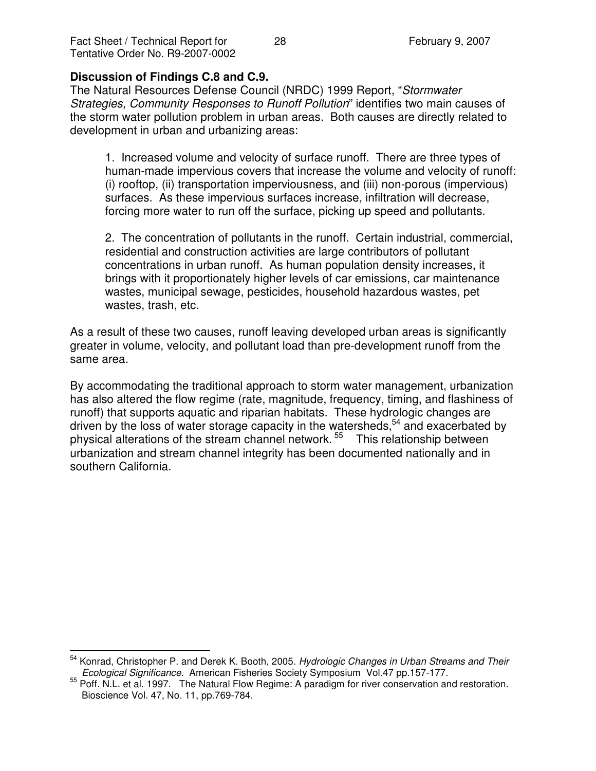**Discussion of Findings C.8 and C.9.**

The Natural Resources Defense Council (NRDC) 1999 Report, "*Stormwater Strategies, Community Responses to Runoff Pollution*" identifies two main causes of the storm water pollution problem in urban areas. Both causes are directly related to development in urban and urbanizing areas:

> 1. Increased volume and velocity of surface runoff. There are three types of human-made impervious covers that increase the volume and velocity of runoff: (i) rooftop, (ii) transportation imperviousness, and (iii) non-porous (impervious) surfaces. As these impervious surfaces increase, infiltration will decrease, forcing more water to run off the surface, picking up speed and pollutants.
>
> 2. The concentration of pollutants in the runoff. Certain industrial, commercial, residential and construction activities are large contributors of pollutant concentrations in urban runoff. As human population density increases, it brings with it proportionately higher levels of car emissions, car maintenance wastes, municipal sewage, pesticides, household hazardous wastes, pet wastes, trash, etc.

As a result of these two causes, runoff leaving developed urban areas is significantly greater in volume, velocity, and pollutant load than pre-development runoff from the same area.

By accommodating the traditional approach to storm water management, urbanization has also altered the flow regime (rate, magnitude, frequency, timing, and flashiness of runoff) that supports aquatic and riparian habitats. These hydrologic changes are driven by the loss of water storage capacity in the watersheds,[54] and exacerbated by physical alterations of the stream channel network.[55] This relationship between urbanization and stream channel integrity has been documented nationally and in southern California.

---

[54] Konrad, Christopher P. and Derek K. Booth, 2005. *Hydrologic Changes in Urban Streams and Their Ecological Significance.* American Fisheries Society Symposium Vol.47 pp.157-177.

[55] Poff. N.L. et al. 1997. The Natural Flow Regime: A paradigm for river conservation and restoration. Bioscience Vol. 47, No. 11, pp.769-784.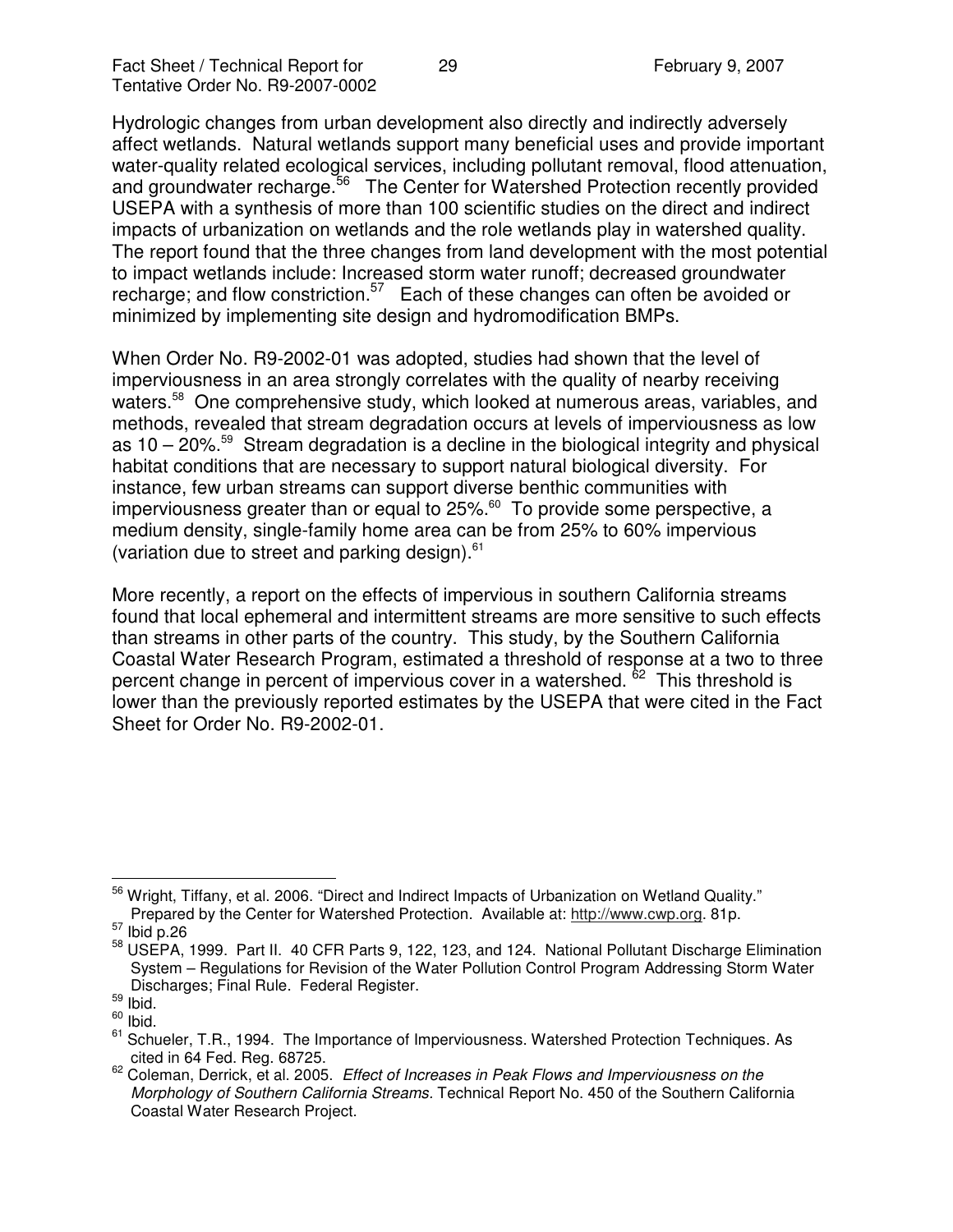Hydrologic changes from urban development also directly and indirectly adversely affect wetlands. Natural wetlands support many beneficial uses and provide important water-quality related ecological services, including pollutant removal, flood attenuation, and groundwater recharge.[56] The Center for Watershed Protection recently provided USEPA with a synthesis of more than 100 scientific studies on the direct and indirect impacts of urbanization on wetlands and the role wetlands play in watershed quality. The report found that the three changes from land development with the most potential to impact wetlands include: Increased storm water runoff; decreased groundwater recharge; and flow constriction.[57] Each of these changes can often be avoided or minimized by implementing site design and hydromodification BMPs.

When Order No. R9-2002-01 was adopted, studies had shown that the level of imperviousness in an area strongly correlates with the quality of nearby receiving waters.[58] One comprehensive study, which looked at numerous areas, variables, and methods, revealed that stream degradation occurs at levels of imperviousness as low as 10 – 20%.[59] Stream degradation is a decline in the biological integrity and physical habitat conditions that are necessary to support natural biological diversity. For instance, few urban streams can support diverse benthic communities with imperviousness greater than or equal to 25%.[60] To provide some perspective, a medium density, single-family home area can be from 25% to 60% impervious (variation due to street and parking design).[61]

More recently, a report on the effects of impervious in southern California streams found that local ephemeral and intermittent streams are more sensitive to such effects than streams in other parts of the country. This study, by the Southern California Coastal Water Research Program, estimated a threshold of response at a two to three percent change in percent of impervious cover in a watershed.[62] This threshold is lower than the previously reported estimates by the USEPA that were cited in the Fact Sheet for Order No. R9-2002-01.

---

[56] Wright, Tiffany, et al. 2006. "Direct and Indirect Impacts of Urbanization on Wetland Quality." Prepared by the Center for Watershed Protection. Available at: http://www.cwp.org. 81p.

[57] Ibid p.26

[58] USEPA, 1999. Part II. 40 CFR Parts 9, 122, 123, and 124. National Pollutant Discharge Elimination System – Regulations for Revision of the Water Pollution Control Program Addressing Storm Water Discharges; Final Rule. Federal Register.

[59] Ibid.

[60] Ibid.

[61] Schueler, T.R., 1994. The Importance of Imperviousness. Watershed Protection Techniques. As cited in 64 Fed. Reg. 68725.

[62] Coleman, Derrick, et al. 2005. *Effect of Increases in Peak Flows and Imperviousness on the Morphology of Southern California Streams.* Technical Report No. 450 of the Southern California Coastal Water Research Project.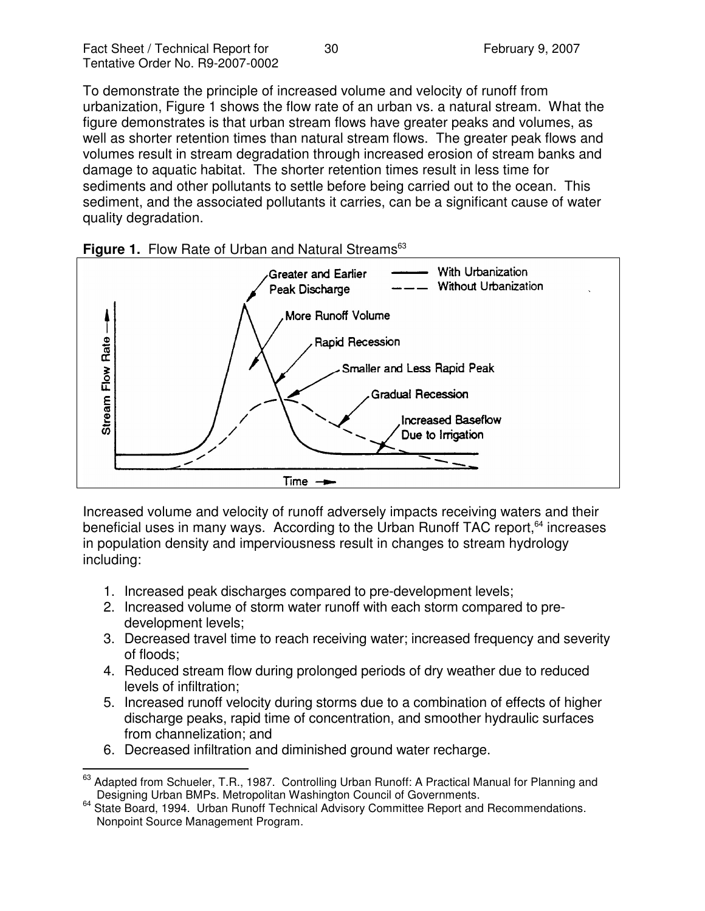To demonstrate the principle of increased volume and velocity of runoff from urbanization, Figure 1 shows the flow rate of an urban vs. a natural stream. What the figure demonstrates is that urban stream flows have greater peaks and volumes, as well as shorter retention times than natural stream flows. The greater peak flows and volumes result in stream degradation through increased erosion of stream banks and damage to aquatic habitat. The shorter retention times result in less time for sediments and other pollutants to settle before being carried out to the ocean. This sediment, and the associated pollutants it carries, can be a significant cause of water quality degradation.

**Figure 1.** Flow Rate of Urban and Natural Streams[63]

Increased volume and velocity of runoff adversely impacts receiving waters and their beneficial uses in many ways. According to the Urban Runoff TAC report,[64] increases in population density and imperviousness result in changes to stream hydrology including:

1. Increased peak discharges compared to pre-development levels;
2. Increased volume of storm water runoff with each storm compared to pre-development levels;
3. Decreased travel time to reach receiving water; increased frequency and severity of floods;
4. Reduced stream flow during prolonged periods of dry weather due to reduced levels of infiltration;
5. Increased runoff velocity during storms due to a combination of effects of higher discharge peaks, rapid time of concentration, and smoother hydraulic surfaces from channelization; and
6. Decreased infiltration and diminished ground water recharge.

---

[63] Adapted from Schueler, T.R., 1987. Controlling Urban Runoff: A Practical Manual for Planning and Designing Urban BMPs. Metropolitan Washington Council of Governments.

[64] State Board, 1994. Urban Runoff Technical Advisory Committee Report and Recommendations. Nonpoint Source Management Program.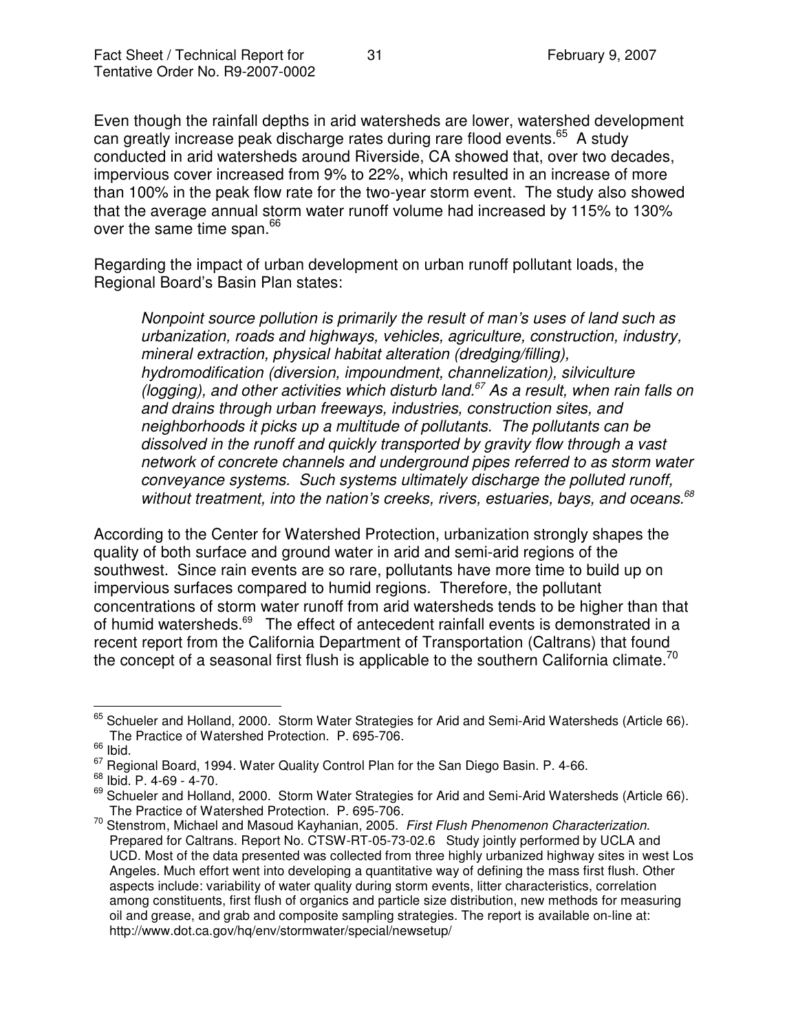Even though the rainfall depths in arid watersheds are lower, watershed development can greatly increase peak discharge rates during rare flood events.[65] A study conducted in arid watersheds around Riverside, CA showed that, over two decades, impervious cover increased from 9% to 22%, which resulted in an increase of more than 100% in the peak flow rate for the two-year storm event. The study also showed that the average annual storm water runoff volume had increased by 115% to 130% over the same time span.[66]

Regarding the impact of urban development on urban runoff pollutant loads, the Regional Board's Basin Plan states:

> *Nonpoint source pollution is primarily the result of man's uses of land such as urbanization, roads and highways, vehicles, agriculture, construction, industry, mineral extraction, physical habitat alteration (dredging/filling), hydromodification (diversion, impoundment, channelization), silviculture (logging), and other activities which disturb land.[67] As a result, when rain falls on and drains through urban freeways, industries, construction sites, and neighborhoods it picks up a multitude of pollutants. The pollutants can be dissolved in the runoff and quickly transported by gravity flow through a vast network of concrete channels and underground pipes referred to as storm water conveyance systems. Such systems ultimately discharge the polluted runoff, without treatment, into the nation's creeks, rivers, estuaries, bays, and oceans.[68]*

According to the Center for Watershed Protection, urbanization strongly shapes the quality of both surface and ground water in arid and semi-arid regions of the southwest. Since rain events are so rare, pollutants have more time to build up on impervious surfaces compared to humid regions. Therefore, the pollutant concentrations of storm water runoff from arid watersheds tends to be higher than that of humid watersheds.[69] The effect of antecedent rainfall events is demonstrated in a recent report from the California Department of Transportation (Caltrans) that found the concept of a seasonal first flush is applicable to the southern California climate.[70]

---

[65] Schueler and Holland, 2000. Storm Water Strategies for Arid and Semi-Arid Watersheds (Article 66). The Practice of Watershed Protection. P. 695-706.

[66] Ibid.

[67] Regional Board, 1994. Water Quality Control Plan for the San Diego Basin. P. 4-66.

[68] Ibid. P. 4-69 - 4-70.

[69] Schueler and Holland, 2000. Storm Water Strategies for Arid and Semi-Arid Watersheds (Article 66). The Practice of Watershed Protection. P. 695-706.

[70] Stenstrom, Michael and Masoud Kayhanian, 2005. *First Flush Phenomenon Characterization.* Prepared for Caltrans. Report No. CTSW-RT-05-73-02.6 Study jointly performed by UCLA and UCD. Most of the data presented was collected from three highly urbanized highway sites in west Los Angeles. Much effort went into developing a quantitative way of defining the mass first flush. Other aspects include: variability of water quality during storm events, litter characteristics, correlation among constituents, first flush of organics and particle size distribution, new methods for measuring oil and grease, and grab and composite sampling strategies. The report is available on-line at: http://www.dot.ca.gov/hq/env/stormwater/special/newsetup/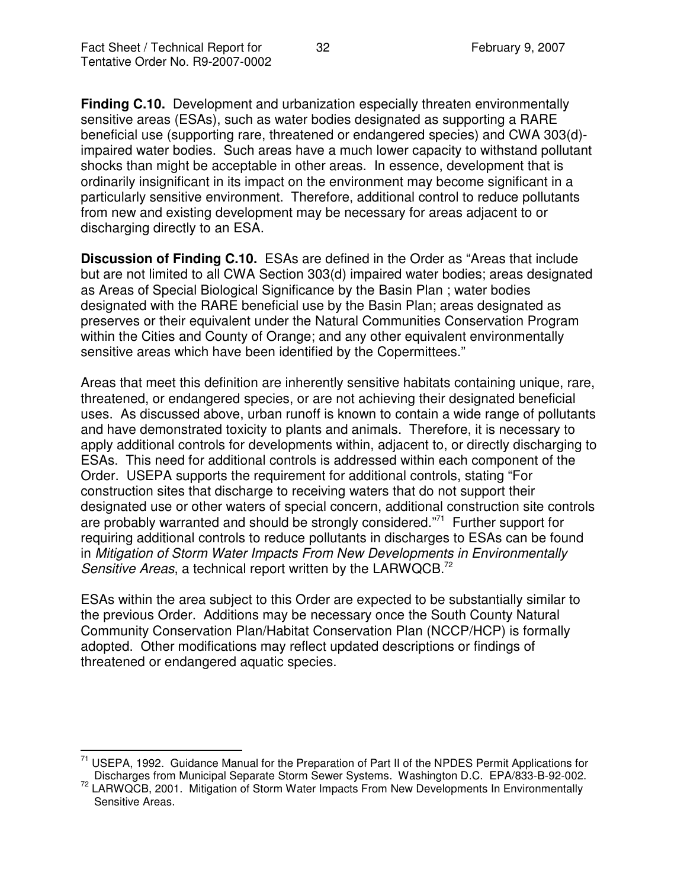**Finding C.10.** Development and urbanization especially threaten environmentally sensitive areas (ESAs), such as water bodies designated as supporting a RARE beneficial use (supporting rare, threatened or endangered species) and CWA 303(d)-impaired water bodies. Such areas have a much lower capacity to withstand pollutant shocks than might be acceptable in other areas. In essence, development that is ordinarily insignificant in its impact on the environment may become significant in a particularly sensitive environment. Therefore, additional control to reduce pollutants from new and existing development may be necessary for areas adjacent to or discharging directly to an ESA.

**Discussion of Finding C.10.** ESAs are defined in the Order as "Areas that include but are not limited to all CWA Section 303(d) impaired water bodies; areas designated as Areas of Special Biological Significance by the Basin Plan ; water bodies designated with the RARE beneficial use by the Basin Plan; areas designated as preserves or their equivalent under the Natural Communities Conservation Program within the Cities and County of Orange; and any other equivalent environmentally sensitive areas which have been identified by the Copermittees."

Areas that meet this definition are inherently sensitive habitats containing unique, rare, threatened, or endangered species, or are not achieving their designated beneficial uses. As discussed above, urban runoff is known to contain a wide range of pollutants and have demonstrated toxicity to plants and animals. Therefore, it is necessary to apply additional controls for developments within, adjacent to, or directly discharging to ESAs. This need for additional controls is addressed within each component of the Order. USEPA supports the requirement for additional controls, stating "For construction sites that discharge to receiving waters that do not support their designated use or other waters of special concern, additional construction site controls are probably warranted and should be strongly considered."[71] Further support for requiring additional controls to reduce pollutants in discharges to ESAs can be found in *Mitigation of Storm Water Impacts From New Developments in Environmentally Sensitive Areas*, a technical report written by the LARWQCB.[72]

ESAs within the area subject to this Order are expected to be substantially similar to the previous Order. Additions may be necessary once the South County Natural Community Conservation Plan/Habitat Conservation Plan (NCCP/HCP) is formally adopted. Other modifications may reflect updated descriptions or findings of threatened or endangered aquatic species.

---

[71] USEPA, 1992. Guidance Manual for the Preparation of Part II of the NPDES Permit Applications for Discharges from Municipal Separate Storm Sewer Systems. Washington D.C. EPA/833-B-92-002.

[72] LARWQCB, 2001. Mitigation of Storm Water Impacts From New Developments In Environmentally Sensitive Areas.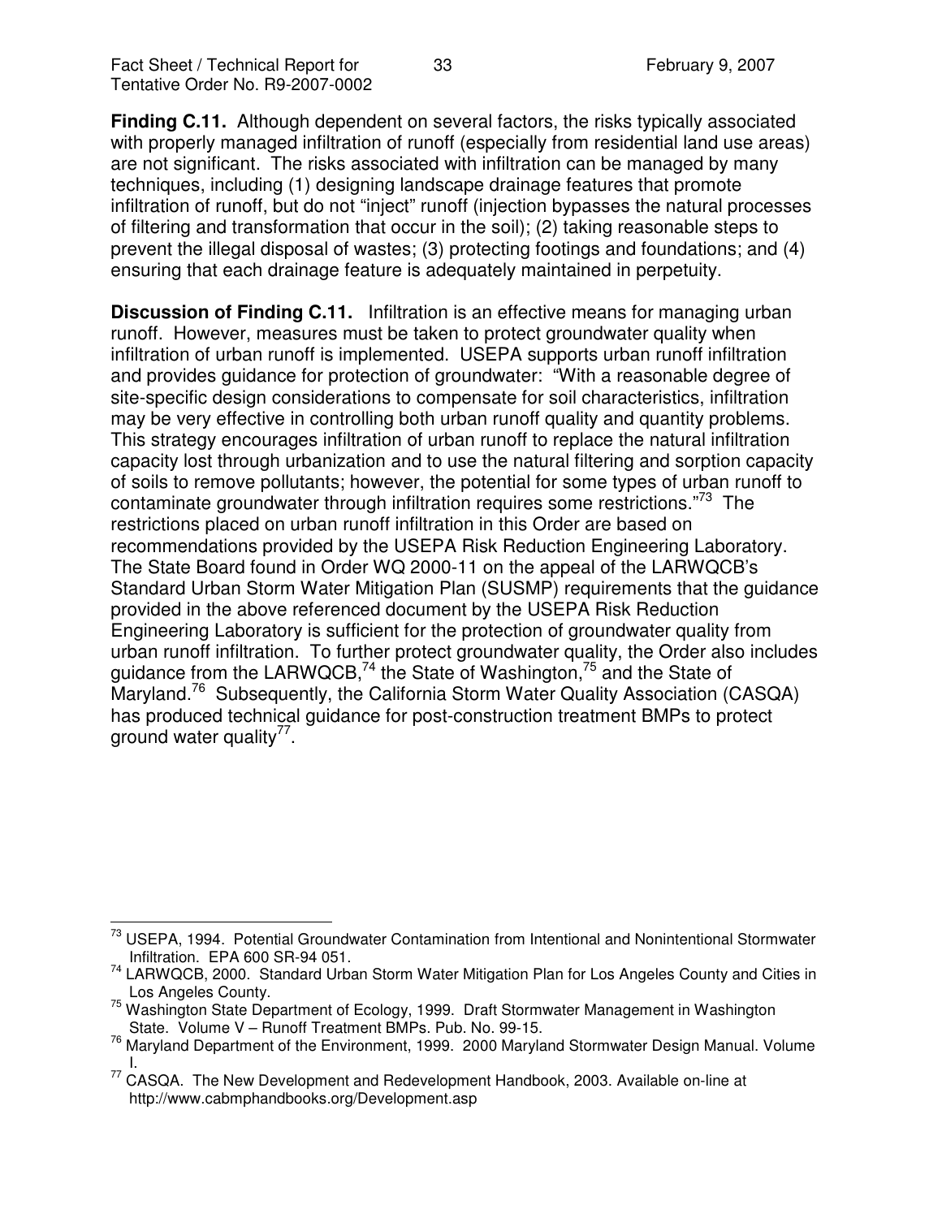**Finding C.11.** Although dependent on several factors, the risks typically associated with properly managed infiltration of runoff (especially from residential land use areas) are not significant. The risks associated with infiltration can be managed by many techniques, including (1) designing landscape drainage features that promote infiltration of runoff, but do not "inject" runoff (injection bypasses the natural processes of filtering and transformation that occur in the soil); (2) taking reasonable steps to prevent the illegal disposal of wastes; (3) protecting footings and foundations; and (4) ensuring that each drainage feature is adequately maintained in perpetuity.

**Discussion of Finding C.11.** Infiltration is an effective means for managing urban runoff. However, measures must be taken to protect groundwater quality when infiltration of urban runoff is implemented. USEPA supports urban runoff infiltration and provides guidance for protection of groundwater: "With a reasonable degree of site-specific design considerations to compensate for soil characteristics, infiltration may be very effective in controlling both urban runoff quality and quantity problems. This strategy encourages infiltration of urban runoff to replace the natural infiltration capacity lost through urbanization and to use the natural filtering and sorption capacity of soils to remove pollutants; however, the potential for some types of urban runoff to contaminate groundwater through infiltration requires some restrictions."[73] The restrictions placed on urban runoff infiltration in this Order are based on recommendations provided by the USEPA Risk Reduction Engineering Laboratory. The State Board found in Order WQ 2000-11 on the appeal of the LARWQCB's Standard Urban Storm Water Mitigation Plan (SUSMP) requirements that the guidance provided in the above referenced document by the USEPA Risk Reduction Engineering Laboratory is sufficient for the protection of groundwater quality from urban runoff infiltration. To further protect groundwater quality, the Order also includes guidance from the LARWQCB,[74] the State of Washington,[75] and the State of Maryland.[76] Subsequently, the California Storm Water Quality Association (CASQA) has produced technical guidance for post-construction treatment BMPs to protect ground water quality[77].

---

[73] USEPA, 1994. Potential Groundwater Contamination from Intentional and Nonintentional Stormwater Infiltration. EPA 600 SR-94 051.

[74] LARWQCB, 2000. Standard Urban Storm Water Mitigation Plan for Los Angeles County and Cities in Los Angeles County.

[75] Washington State Department of Ecology, 1999. Draft Stormwater Management in Washington State. Volume V – Runoff Treatment BMPs. Pub. No. 99-15.

[76] Maryland Department of the Environment, 1999. 2000 Maryland Stormwater Design Manual. Volume I.

[77] CASQA. The New Development and Redevelopment Handbook, 2003. Available on-line at http://www.cabmphandbooks.org/Development.asp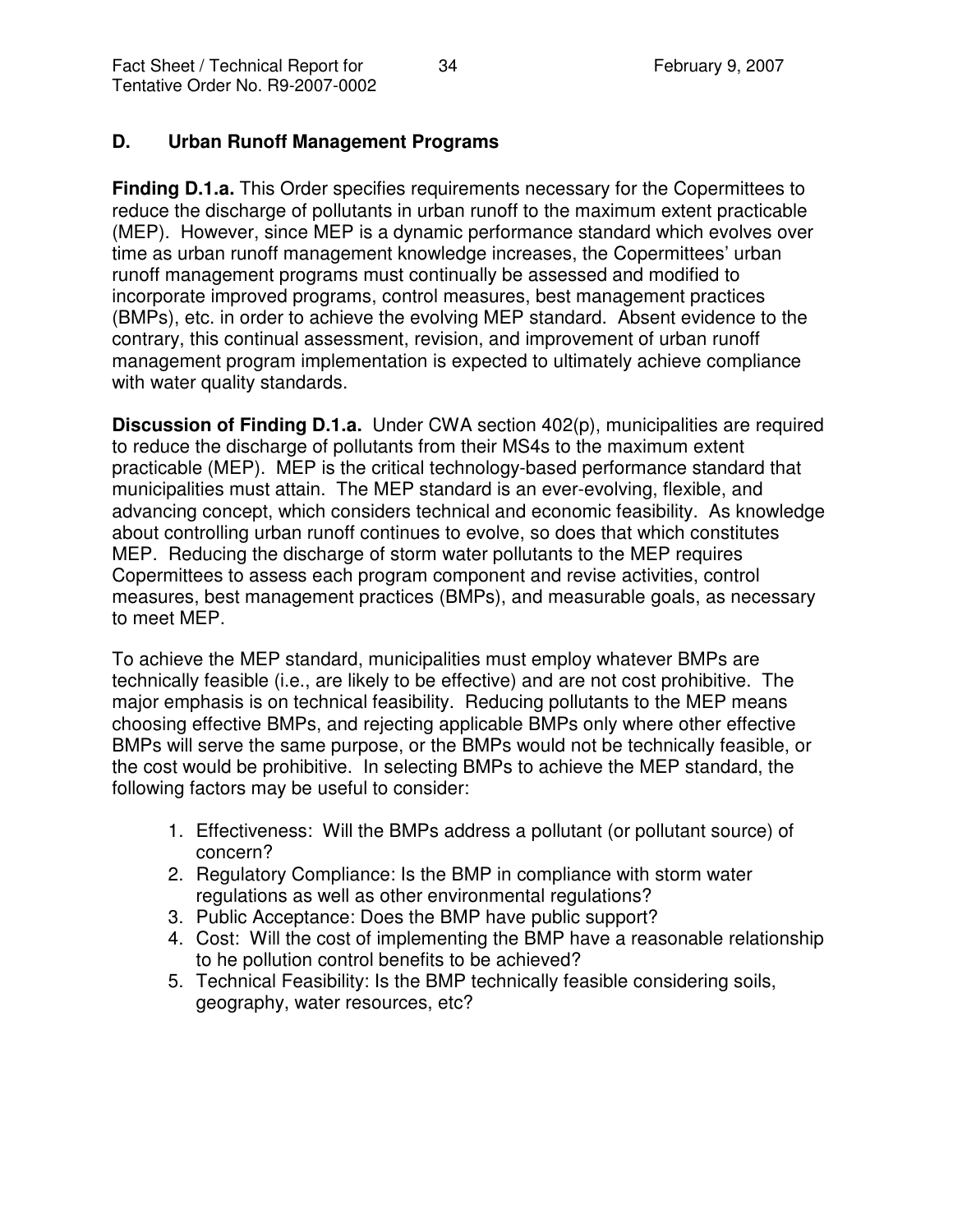## D. Urban Runoff Management Programs

**Finding D.1.a.** This Order specifies requirements necessary for the Copermittees to reduce the discharge of pollutants in urban runoff to the maximum extent practicable (MEP). However, since MEP is a dynamic performance standard which evolves over time as urban runoff management knowledge increases, the Copermittees' urban runoff management programs must continually be assessed and modified to incorporate improved programs, control measures, best management practices (BMPs), etc. in order to achieve the evolving MEP standard. Absent evidence to the contrary, this continual assessment, revision, and improvement of urban runoff management program implementation is expected to ultimately achieve compliance with water quality standards.

**Discussion of Finding D.1.a.** Under CWA section 402(p), municipalities are required to reduce the discharge of pollutants from their MS4s to the maximum extent practicable (MEP). MEP is the critical technology-based performance standard that municipalities must attain. The MEP standard is an ever-evolving, flexible, and advancing concept, which considers technical and economic feasibility. As knowledge about controlling urban runoff continues to evolve, so does that which constitutes MEP. Reducing the discharge of storm water pollutants to the MEP requires Copermittees to assess each program component and revise activities, control measures, best management practices (BMPs), and measurable goals, as necessary to meet MEP.

To achieve the MEP standard, municipalities must employ whatever BMPs are technically feasible (i.e., are likely to be effective) and are not cost prohibitive. The major emphasis is on technical feasibility. Reducing pollutants to the MEP means choosing effective BMPs, and rejecting applicable BMPs only where other effective BMPs will serve the same purpose, or the BMPs would not be technically feasible, or the cost would be prohibitive. In selecting BMPs to achieve the MEP standard, the following factors may be useful to consider:

1. Effectiveness: Will the BMPs address a pollutant (or pollutant source) of concern?
2. Regulatory Compliance: Is the BMP in compliance with storm water regulations as well as other environmental regulations?
3. Public Acceptance: Does the BMP have public support?
4. Cost: Will the cost of implementing the BMP have a reasonable relationship to he pollution control benefits to be achieved?
5. Technical Feasibility: Is the BMP technically feasible considering soils, geography, water resources, etc?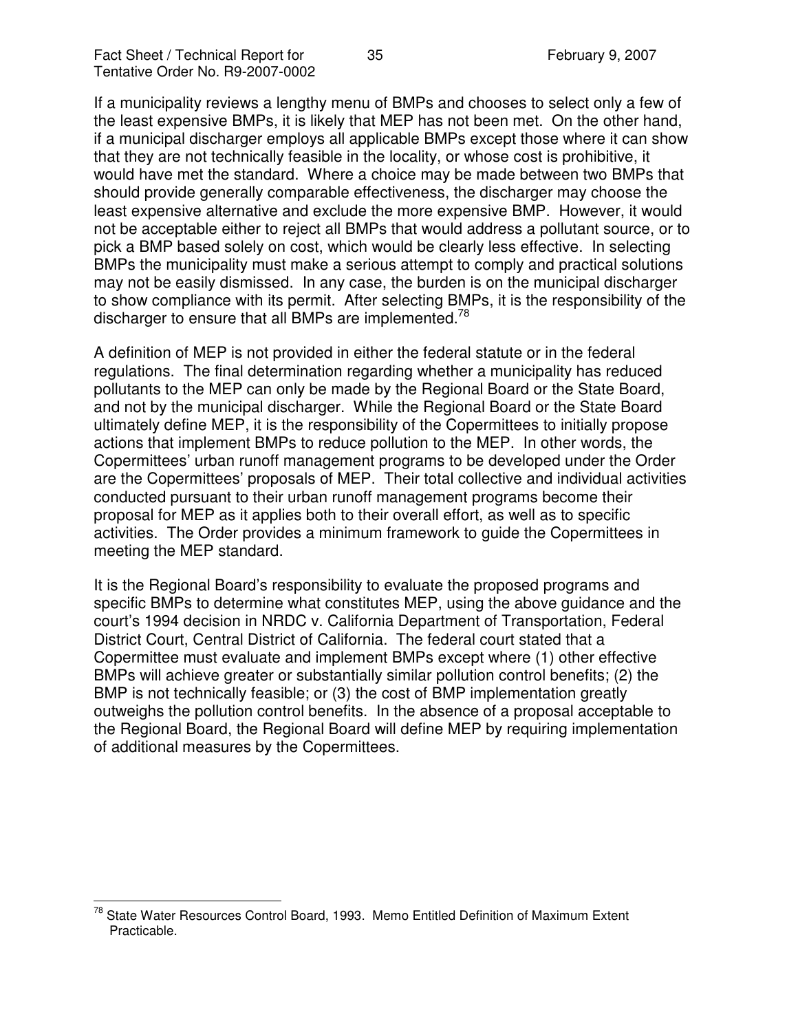If a municipality reviews a lengthy menu of BMPs and chooses to select only a few of the least expensive BMPs, it is likely that MEP has not been met. On the other hand, if a municipal discharger employs all applicable BMPs except those where it can show that they are not technically feasible in the locality, or whose cost is prohibitive, it would have met the standard. Where a choice may be made between two BMPs that should provide generally comparable effectiveness, the discharger may choose the least expensive alternative and exclude the more expensive BMP. However, it would not be acceptable either to reject all BMPs that would address a pollutant source, or to pick a BMP based solely on cost, which would be clearly less effective. In selecting BMPs the municipality must make a serious attempt to comply and practical solutions may not be easily dismissed. In any case, the burden is on the municipal discharger to show compliance with its permit. After selecting BMPs, it is the responsibility of the discharger to ensure that all BMPs are implemented.[78]

A definition of MEP is not provided in either the federal statute or in the federal regulations. The final determination regarding whether a municipality has reduced pollutants to the MEP can only be made by the Regional Board or the State Board, and not by the municipal discharger. While the Regional Board or the State Board ultimately define MEP, it is the responsibility of the Copermittees to initially propose actions that implement BMPs to reduce pollution to the MEP. In other words, the Copermittees' urban runoff management programs to be developed under the Order are the Copermittees' proposals of MEP. Their total collective and individual activities conducted pursuant to their urban runoff management programs become their proposal for MEP as it applies both to their overall effort, as well as to specific activities. The Order provides a minimum framework to guide the Copermittees in meeting the MEP standard.

It is the Regional Board's responsibility to evaluate the proposed programs and specific BMPs to determine what constitutes MEP, using the above guidance and the court's 1994 decision in NRDC v. California Department of Transportation, Federal District Court, Central District of California. The federal court stated that a Copermittee must evaluate and implement BMPs except where (1) other effective BMPs will achieve greater or substantially similar pollution control benefits; (2) the BMP is not technically feasible; or (3) the cost of BMP implementation greatly outweighs the pollution control benefits. In the absence of a proposal acceptable to the Regional Board, the Regional Board will define MEP by requiring implementation of additional measures by the Copermittees.

[78] State Water Resources Control Board, 1993. Memo Entitled Definition of Maximum Extent Practicable.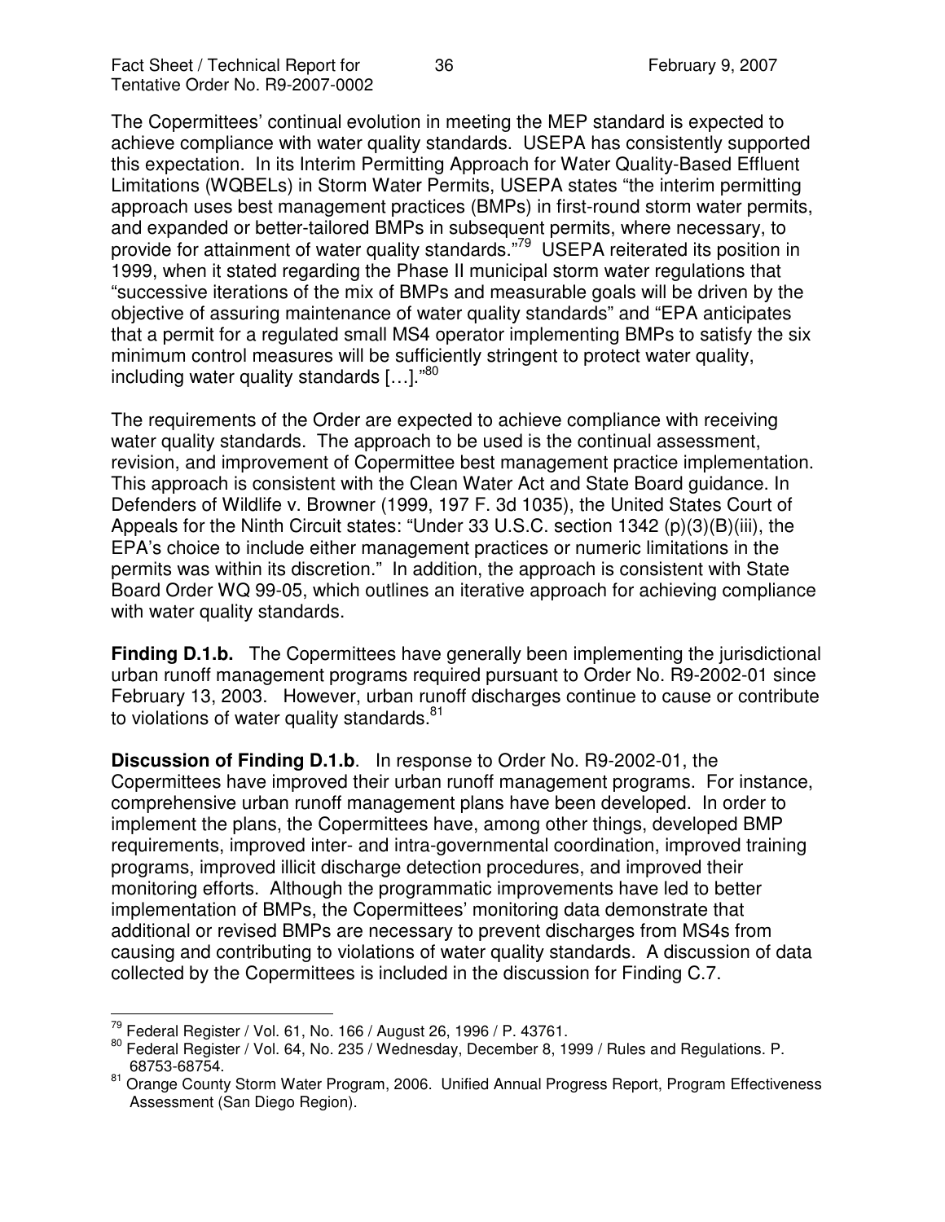The Copermittees' continual evolution in meeting the MEP standard is expected to achieve compliance with water quality standards. USEPA has consistently supported this expectation. In its Interim Permitting Approach for Water Quality-Based Effluent Limitations (WQBELs) in Storm Water Permits, USEPA states "the interim permitting approach uses best management practices (BMPs) in first-round storm water permits, and expanded or better-tailored BMPs in subsequent permits, where necessary, to provide for attainment of water quality standards."[79] USEPA reiterated its position in 1999, when it stated regarding the Phase II municipal storm water regulations that "successive iterations of the mix of BMPs and measurable goals will be driven by the objective of assuring maintenance of water quality standards" and "EPA anticipates that a permit for a regulated small MS4 operator implementing BMPs to satisfy the six minimum control measures will be sufficiently stringent to protect water quality, including water quality standards […]."[80]

The requirements of the Order are expected to achieve compliance with receiving water quality standards. The approach to be used is the continual assessment, revision, and improvement of Copermittee best management practice implementation. This approach is consistent with the Clean Water Act and State Board guidance. In Defenders of Wildlife v. Browner (1999, 197 F. 3d 1035), the United States Court of Appeals for the Ninth Circuit states: "Under 33 U.S.C. section 1342 (p)(3)(B)(iii), the EPA's choice to include either management practices or numeric limitations in the permits was within its discretion." In addition, the approach is consistent with State Board Order WQ 99-05, which outlines an iterative approach for achieving compliance with water quality standards.

**Finding D.1.b.** The Copermittees have generally been implementing the jurisdictional urban runoff management programs required pursuant to Order No. R9-2002-01 since February 13, 2003. However, urban runoff discharges continue to cause or contribute to violations of water quality standards.[81]

**Discussion of Finding D.1.b**. In response to Order No. R9-2002-01, the Copermittees have improved their urban runoff management programs. For instance, comprehensive urban runoff management plans have been developed. In order to implement the plans, the Copermittees have, among other things, developed BMP requirements, improved inter- and intra-governmental coordination, improved training programs, improved illicit discharge detection procedures, and improved their monitoring efforts. Although the programmatic improvements have led to better implementation of BMPs, the Copermittees' monitoring data demonstrate that additional or revised BMPs are necessary to prevent discharges from MS4s from causing and contributing to violations of water quality standards. A discussion of data collected by the Copermittees is included in the discussion for Finding C.7.

---

[79] Federal Register / Vol. 61, No. 166 / August 26, 1996 / P. 43761.

[80] Federal Register / Vol. 64, No. 235 / Wednesday, December 8, 1999 / Rules and Regulations. P. 68753-68754.

[81] Orange County Storm Water Program, 2006. Unified Annual Progress Report, Program Effectiveness Assessment (San Diego Region).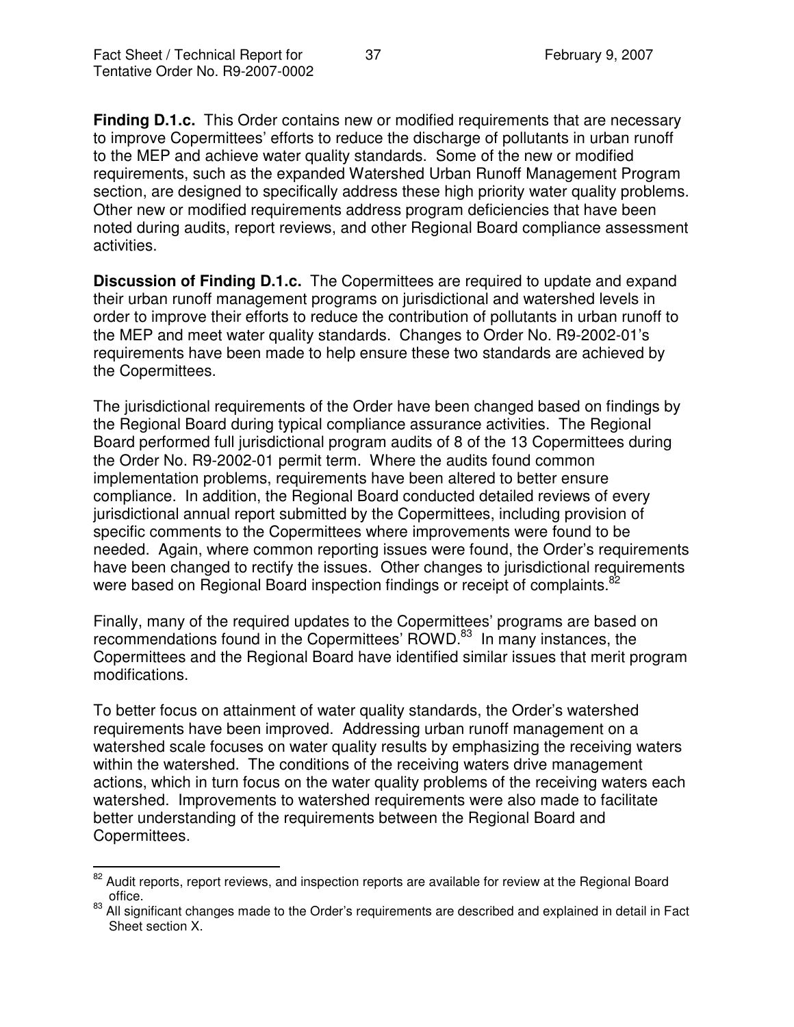**Finding D.1.c.** This Order contains new or modified requirements that are necessary to improve Copermittees' efforts to reduce the discharge of pollutants in urban runoff to the MEP and achieve water quality standards. Some of the new or modified requirements, such as the expanded Watershed Urban Runoff Management Program section, are designed to specifically address these high priority water quality problems. Other new or modified requirements address program deficiencies that have been noted during audits, report reviews, and other Regional Board compliance assessment activities.

**Discussion of Finding D.1.c.** The Copermittees are required to update and expand their urban runoff management programs on jurisdictional and watershed levels in order to improve their efforts to reduce the contribution of pollutants in urban runoff to the MEP and meet water quality standards. Changes to Order No. R9-2002-01's requirements have been made to help ensure these two standards are achieved by the Copermittees.

The jurisdictional requirements of the Order have been changed based on findings by the Regional Board during typical compliance assurance activities. The Regional Board performed full jurisdictional program audits of 8 of the 13 Copermittees during the Order No. R9-2002-01 permit term. Where the audits found common implementation problems, requirements have been altered to better ensure compliance. In addition, the Regional Board conducted detailed reviews of every jurisdictional annual report submitted by the Copermittees, including provision of specific comments to the Copermittees where improvements were found to be needed. Again, where common reporting issues were found, the Order's requirements have been changed to rectify the issues. Other changes to jurisdictional requirements were based on Regional Board inspection findings or receipt of complaints.[82]

Finally, many of the required updates to the Copermittees' programs are based on recommendations found in the Copermittees' ROWD.[83] In many instances, the Copermittees and the Regional Board have identified similar issues that merit program modifications.

To better focus on attainment of water quality standards, the Order's watershed requirements have been improved. Addressing urban runoff management on a watershed scale focuses on water quality results by emphasizing the receiving waters within the watershed. The conditions of the receiving waters drive management actions, which in turn focus on the water quality problems of the receiving waters each watershed. Improvements to watershed requirements were also made to facilitate better understanding of the requirements between the Regional Board and Copermittees.

---

[82] Audit reports, report reviews, and inspection reports are available for review at the Regional Board office.

[83] All significant changes made to the Order's requirements are described and explained in detail in Fact Sheet section X.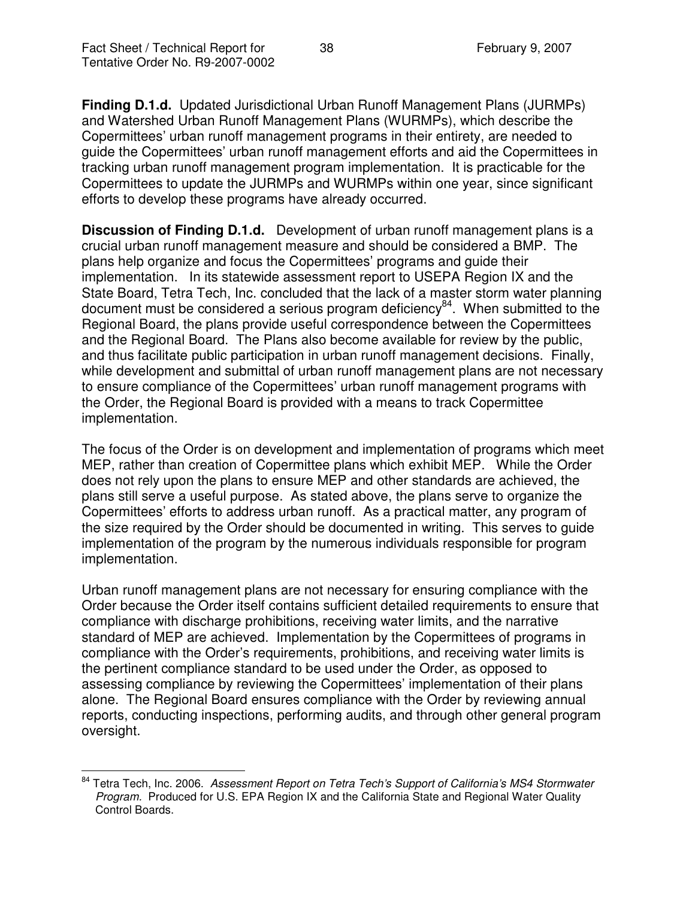**Finding D.1.d.** Updated Jurisdictional Urban Runoff Management Plans (JURMPs) and Watershed Urban Runoff Management Plans (WURMPs), which describe the Copermittees' urban runoff management programs in their entirety, are needed to guide the Copermittees' urban runoff management efforts and aid the Copermittees in tracking urban runoff management program implementation. It is practicable for the Copermittees to update the JURMPs and WURMPs within one year, since significant efforts to develop these programs have already occurred.

**Discussion of Finding D.1.d.** Development of urban runoff management plans is a crucial urban runoff management measure and should be considered a BMP. The plans help organize and focus the Copermittees' programs and guide their implementation. In its statewide assessment report to USEPA Region IX and the State Board, Tetra Tech, Inc. concluded that the lack of a master storm water planning document must be considered a serious program deficiency[84]. When submitted to the Regional Board, the plans provide useful correspondence between the Copermittees and the Regional Board. The Plans also become available for review by the public, and thus facilitate public participation in urban runoff management decisions. Finally, while development and submittal of urban runoff management plans are not necessary to ensure compliance of the Copermittees' urban runoff management programs with the Order, the Regional Board is provided with a means to track Copermittee implementation.

The focus of the Order is on development and implementation of programs which meet MEP, rather than creation of Copermittee plans which exhibit MEP. While the Order does not rely upon the plans to ensure MEP and other standards are achieved, the plans still serve a useful purpose. As stated above, the plans serve to organize the Copermittees' efforts to address urban runoff. As a practical matter, any program of the size required by the Order should be documented in writing. This serves to guide implementation of the program by the numerous individuals responsible for program implementation.

Urban runoff management plans are not necessary for ensuring compliance with the Order because the Order itself contains sufficient detailed requirements to ensure that compliance with discharge prohibitions, receiving water limits, and the narrative standard of MEP are achieved. Implementation by the Copermittees of programs in compliance with the Order's requirements, prohibitions, and receiving water limits is the pertinent compliance standard to be used under the Order, as opposed to assessing compliance by reviewing the Copermittees' implementation of their plans alone. The Regional Board ensures compliance with the Order by reviewing annual reports, conducting inspections, performing audits, and through other general program oversight.

---

[84] Tetra Tech, Inc. 2006. *Assessment Report on Tetra Tech's Support of California's MS4 Stormwater Program.* Produced for U.S. EPA Region IX and the California State and Regional Water Quality Control Boards.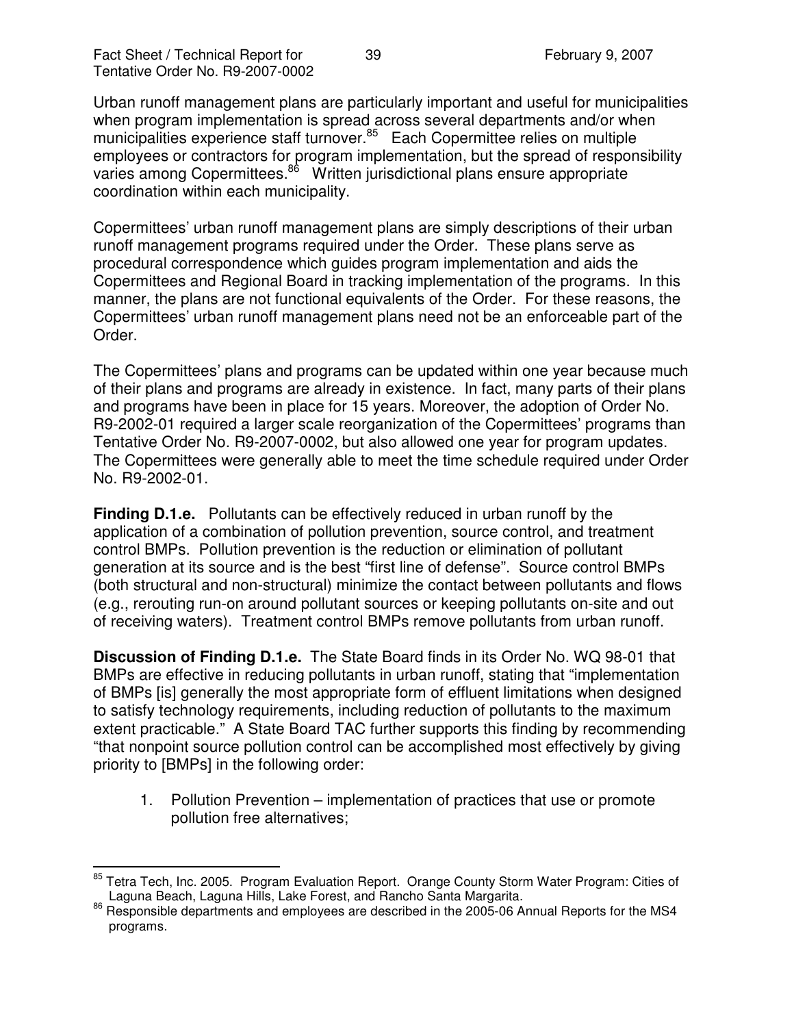Urban runoff management plans are particularly important and useful for municipalities when program implementation is spread across several departments and/or when municipalities experience staff turnover.[85] Each Copermittee relies on multiple employees or contractors for program implementation, but the spread of responsibility varies among Copermittees.[86] Written jurisdictional plans ensure appropriate coordination within each municipality.

Copermittees' urban runoff management plans are simply descriptions of their urban runoff management programs required under the Order. These plans serve as procedural correspondence which guides program implementation and aids the Copermittees and Regional Board in tracking implementation of the programs. In this manner, the plans are not functional equivalents of the Order. For these reasons, the Copermittees' urban runoff management plans need not be an enforceable part of the Order.

The Copermittees' plans and programs can be updated within one year because much of their plans and programs are already in existence. In fact, many parts of their plans and programs have been in place for 15 years. Moreover, the adoption of Order No. R9-2002-01 required a larger scale reorganization of the Copermittees' programs than Tentative Order No. R9-2007-0002, but also allowed one year for program updates. The Copermittees were generally able to meet the time schedule required under Order No. R9-2002-01.

**Finding D.1.e.** Pollutants can be effectively reduced in urban runoff by the application of a combination of pollution prevention, source control, and treatment control BMPs. Pollution prevention is the reduction or elimination of pollutant generation at its source and is the best "first line of defense". Source control BMPs (both structural and non-structural) minimize the contact between pollutants and flows (e.g., rerouting run-on around pollutant sources or keeping pollutants on-site and out of receiving waters). Treatment control BMPs remove pollutants from urban runoff.

**Discussion of Finding D.1.e.** The State Board finds in its Order No. WQ 98-01 that BMPs are effective in reducing pollutants in urban runoff, stating that "implementation of BMPs [is] generally the most appropriate form of effluent limitations when designed to satisfy technology requirements, including reduction of pollutants to the maximum extent practicable." A State Board TAC further supports this finding by recommending "that nonpoint source pollution control can be accomplished most effectively by giving priority to [BMPs] in the following order:

1. Pollution Prevention – implementation of practices that use or promote pollution free alternatives;

---

[85] Tetra Tech, Inc. 2005. Program Evaluation Report. Orange County Storm Water Program: Cities of Laguna Beach, Laguna Hills, Lake Forest, and Rancho Santa Margarita.

[86] Responsible departments and employees are described in the 2005-06 Annual Reports for the MS4 programs.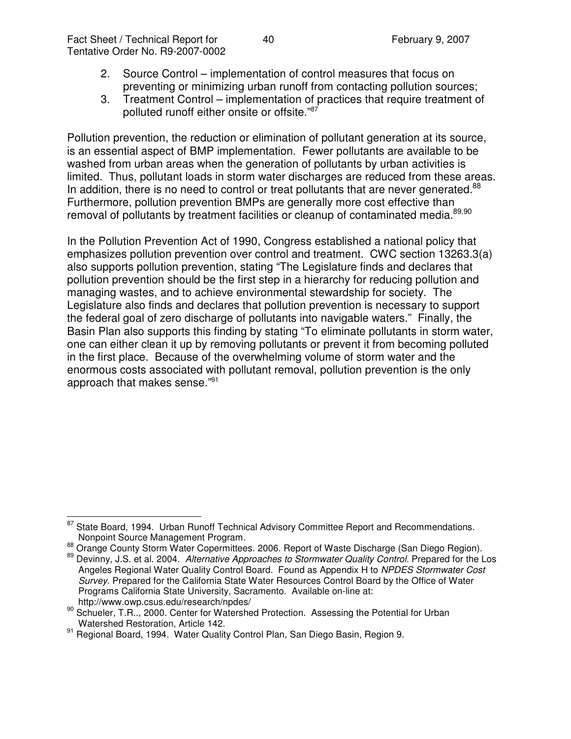2. Source Control – implementation of control measures that focus on preventing or minimizing urban runoff from contacting pollution sources;
3. Treatment Control – implementation of practices that require treatment of polluted runoff either onsite or offsite."[87]

Pollution prevention, the reduction or elimination of pollutant generation at its source, is an essential aspect of BMP implementation. Fewer pollutants are available to be washed from urban areas when the generation of pollutants by urban activities is limited. Thus, pollutant loads in storm water discharges are reduced from these areas. In addition, there is no need to control or treat pollutants that are never generated.[88] Furthermore, pollution prevention BMPs are generally more cost effective than removal of pollutants by treatment facilities or cleanup of contaminated media.[89,90]

In the Pollution Prevention Act of 1990, Congress established a national policy that emphasizes pollution prevention over control and treatment. CWC section 13263.3(a) also supports pollution prevention, stating "The Legislature finds and declares that pollution prevention should be the first step in a hierarchy for reducing pollution and managing wastes, and to achieve environmental stewardship for society. The Legislature also finds and declares that pollution prevention is necessary to support the federal goal of zero discharge of pollutants into navigable waters." Finally, the Basin Plan also supports this finding by stating "To eliminate pollutants in storm water, one can either clean it up by removing pollutants or prevent it from becoming polluted in the first place. Because of the overwhelming volume of storm water and the enormous costs associated with pollutant removal, pollution prevention is the only approach that makes sense."[91]

---

[87] State Board, 1994. Urban Runoff Technical Advisory Committee Report and Recommendations. Nonpoint Source Management Program.

[88] Orange County Storm Water Copermittees. 2006. Report of Waste Discharge (San Diego Region).

[89] Devinny, J.S. et al. 2004. *Alternative Approaches to Stormwater Quality Control*. Prepared for the Los Angeles Regional Water Quality Control Board. Found as Appendix H to *NPDES Stormwater Cost Survey*. Prepared for the California State Water Resources Control Board by the Office of Water Programs California State University, Sacramento. Available on-line at: http://www.owp.csus.edu/research/npdes/

[90] Schueler, T.R.., 2000. Center for Watershed Protection. Assessing the Potential for Urban Watershed Restoration, Article 142.

[91] Regional Board, 1994. Water Quality Control Plan, San Diego Basin, Region 9.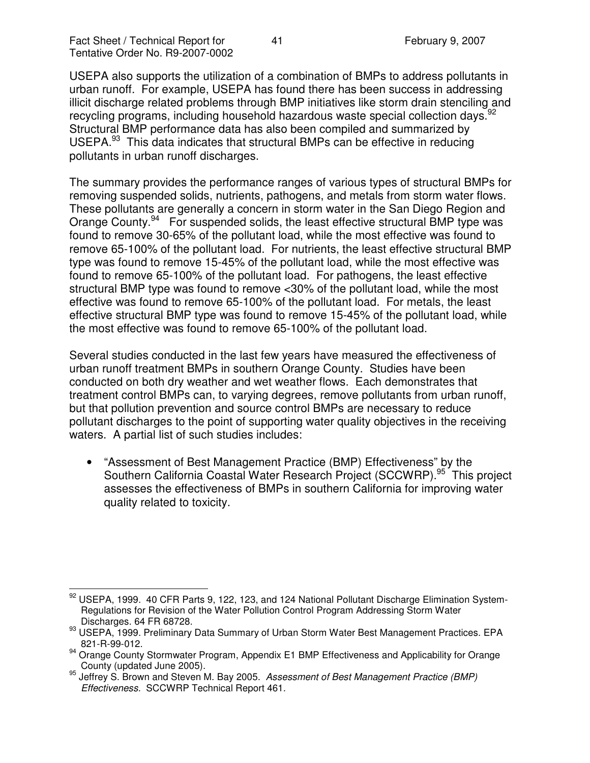USEPA also supports the utilization of a combination of BMPs to address pollutants in urban runoff. For example, USEPA has found there has been success in addressing illicit discharge related problems through BMP initiatives like storm drain stenciling and recycling programs, including household hazardous waste special collection days.[92] Structural BMP performance data has also been compiled and summarized by USEPA.[93] This data indicates that structural BMPs can be effective in reducing pollutants in urban runoff discharges.

The summary provides the performance ranges of various types of structural BMPs for removing suspended solids, nutrients, pathogens, and metals from storm water flows. These pollutants are generally a concern in storm water in the San Diego Region and Orange County.[94] For suspended solids, the least effective structural BMP type was found to remove 30-65% of the pollutant load, while the most effective was found to remove 65-100% of the pollutant load. For nutrients, the least effective structural BMP type was found to remove 15-45% of the pollutant load, while the most effective was found to remove 65-100% of the pollutant load. For pathogens, the least effective structural BMP type was found to remove <30% of the pollutant load, while the most effective was found to remove 65-100% of the pollutant load. For metals, the least effective structural BMP type was found to remove 15-45% of the pollutant load, while the most effective was found to remove 65-100% of the pollutant load.

Several studies conducted in the last few years have measured the effectiveness of urban runoff treatment BMPs in southern Orange County. Studies have been conducted on both dry weather and wet weather flows. Each demonstrates that treatment control BMPs can, to varying degrees, remove pollutants from urban runoff, but that pollution prevention and source control BMPs are necessary to reduce pollutant discharges to the point of supporting water quality objectives in the receiving waters. A partial list of such studies includes:

- "Assessment of Best Management Practice (BMP) Effectiveness" by the Southern California Coastal Water Research Project (SCCWRP).[95] This project assesses the effectiveness of BMPs in southern California for improving water quality related to toxicity.

---

[92] USEPA, 1999. 40 CFR Parts 9, 122, 123, and 124 National Pollutant Discharge Elimination System-Regulations for Revision of the Water Pollution Control Program Addressing Storm Water Discharges. 64 FR 68728.

[93] USEPA, 1999. Preliminary Data Summary of Urban Storm Water Best Management Practices. EPA 821-R-99-012.

[94] Orange County Stormwater Program, Appendix E1 BMP Effectiveness and Applicability for Orange County (updated June 2005).

[95] Jeffrey S. Brown and Steven M. Bay 2005. *Assessment of Best Management Practice (BMP) Effectiveness*. SCCWRP Technical Report 461.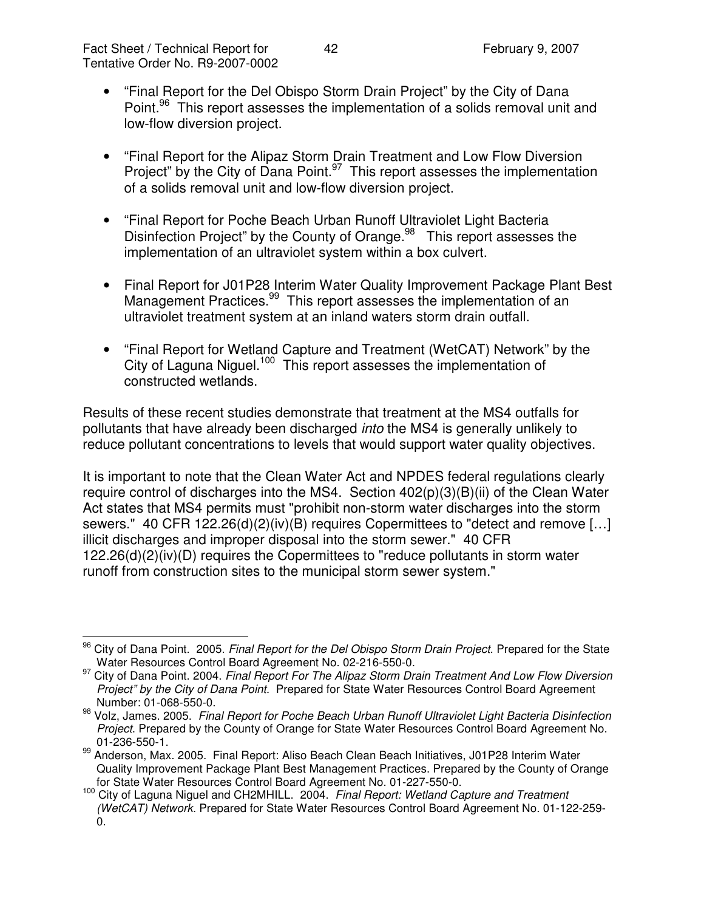- “Final Report for the Del Obispo Storm Drain Project” by the City of Dana Point.[96] This report assesses the implementation of a solids removal unit and low-flow diversion project.

- “Final Report for the Alipaz Storm Drain Treatment and Low Flow Diversion Project” by the City of Dana Point.[97] This report assesses the implementation of a solids removal unit and low-flow diversion project.

- “Final Report for Poche Beach Urban Runoff Ultraviolet Light Bacteria Disinfection Project” by the County of Orange.[98] This report assesses the implementation of an ultraviolet system within a box culvert.

- Final Report for J01P28 Interim Water Quality Improvement Package Plant Best Management Practices.[99] This report assesses the implementation of an ultraviolet treatment system at an inland waters storm drain outfall.

- “Final Report for Wetland Capture and Treatment (WetCAT) Network” by the City of Laguna Niguel.[100] This report assesses the implementation of constructed wetlands.

Results of these recent studies demonstrate that treatment at the MS4 outfalls for pollutants that have already been discharged *into* the MS4 is generally unlikely to reduce pollutant concentrations to levels that would support water quality objectives.

It is important to note that the Clean Water Act and NPDES federal regulations clearly require control of discharges into the MS4. Section 402(p)(3)(B)(ii) of the Clean Water Act states that MS4 permits must "prohibit non-storm water discharges into the storm sewers." 40 CFR 122.26(d)(2)(iv)(B) requires Copermittees to "detect and remove […] illicit discharges and improper disposal into the storm sewer." 40 CFR 122.26(d)(2)(iv)(D) requires the Copermittees to "reduce pollutants in storm water runoff from construction sites to the municipal storm sewer system."

---

[96] City of Dana Point. 2005. *Final Report for the Del Obispo Storm Drain Project*. Prepared for the State Water Resources Control Board Agreement No. 02-216-550-0.

[97] City of Dana Point. 2004. *Final Report For The Alipaz Storm Drain Treatment And Low Flow Diversion Project” by the City of Dana Point.* Prepared for State Water Resources Control Board Agreement Number: 01-068-550-0.

[98] Volz, James. 2005. *Final Report for Poche Beach Urban Runoff Ultraviolet Light Bacteria Disinfection Project*. Prepared by the County of Orange for State Water Resources Control Board Agreement No. 01-236-550-1.

[99] Anderson, Max. 2005. Final Report: Aliso Beach Clean Beach Initiatives, J01P28 Interim Water Quality Improvement Package Plant Best Management Practices. Prepared by the County of Orange for State Water Resources Control Board Agreement No. 01-227-550-0.

[100] City of Laguna Niguel and CH2MHILL. 2004. *Final Report: Wetland Capture and Treatment (WetCAT) Network.* Prepared for State Water Resources Control Board Agreement No. 01-122-259-0.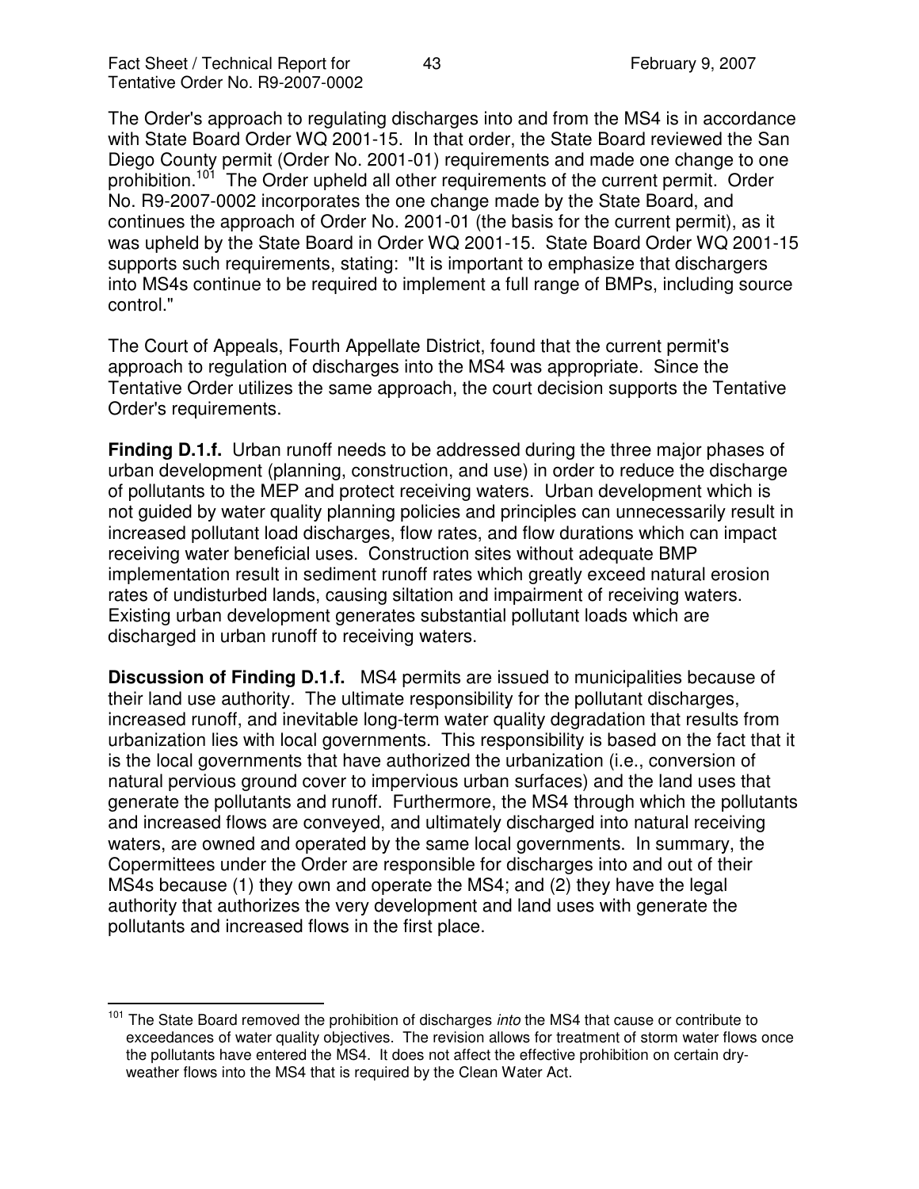The Order's approach to regulating discharges into and from the MS4 is in accordance with State Board Order WQ 2001-15. In that order, the State Board reviewed the San Diego County permit (Order No. 2001-01) requirements and made one change to one prohibition.[101] The Order upheld all other requirements of the current permit. Order No. R9-2007-0002 incorporates the one change made by the State Board, and continues the approach of Order No. 2001-01 (the basis for the current permit), as it was upheld by the State Board in Order WQ 2001-15. State Board Order WQ 2001-15 supports such requirements, stating: "It is important to emphasize that dischargers into MS4s continue to be required to implement a full range of BMPs, including source control."

The Court of Appeals, Fourth Appellate District, found that the current permit's approach to regulation of discharges into the MS4 was appropriate. Since the Tentative Order utilizes the same approach, the court decision supports the Tentative Order's requirements.

**Finding D.1.f.** Urban runoff needs to be addressed during the three major phases of urban development (planning, construction, and use) in order to reduce the discharge of pollutants to the MEP and protect receiving waters. Urban development which is not guided by water quality planning policies and principles can unnecessarily result in increased pollutant load discharges, flow rates, and flow durations which can impact receiving water beneficial uses. Construction sites without adequate BMP implementation result in sediment runoff rates which greatly exceed natural erosion rates of undisturbed lands, causing siltation and impairment of receiving waters. Existing urban development generates substantial pollutant loads which are discharged in urban runoff to receiving waters.

**Discussion of Finding D.1.f.** MS4 permits are issued to municipalities because of their land use authority. The ultimate responsibility for the pollutant discharges, increased runoff, and inevitable long-term water quality degradation that results from urbanization lies with local governments. This responsibility is based on the fact that it is the local governments that have authorized the urbanization (i.e., conversion of natural pervious ground cover to impervious urban surfaces) and the land uses that generate the pollutants and runoff. Furthermore, the MS4 through which the pollutants and increased flows are conveyed, and ultimately discharged into natural receiving waters, are owned and operated by the same local governments. In summary, the Copermittees under the Order are responsible for discharges into and out of their MS4s because (1) they own and operate the MS4; and (2) they have the legal authority that authorizes the very development and land uses with generate the pollutants and increased flows in the first place.

---

[101] The State Board removed the prohibition of discharges *into* the MS4 that cause or contribute to exceedances of water quality objectives. The revision allows for treatment of storm water flows once the pollutants have entered the MS4. It does not affect the effective prohibition on certain dry-weather flows into the MS4 that is required by the Clean Water Act.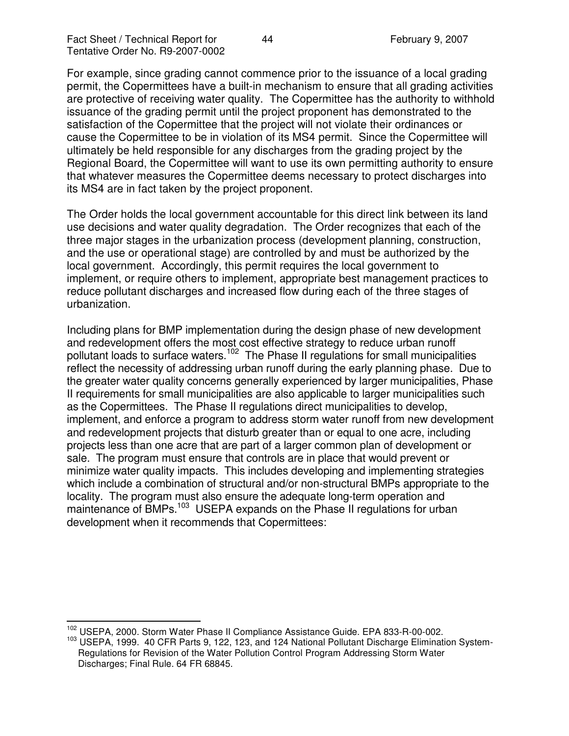For example, since grading cannot commence prior to the issuance of a local grading permit, the Copermittees have a built-in mechanism to ensure that all grading activities are protective of receiving water quality. The Copermittee has the authority to withhold issuance of the grading permit until the project proponent has demonstrated to the satisfaction of the Copermittee that the project will not violate their ordinances or cause the Copermittee to be in violation of its MS4 permit. Since the Copermittee will ultimately be held responsible for any discharges from the grading project by the Regional Board, the Copermittee will want to use its own permitting authority to ensure that whatever measures the Copermittee deems necessary to protect discharges into its MS4 are in fact taken by the project proponent.

The Order holds the local government accountable for this direct link between its land use decisions and water quality degradation. The Order recognizes that each of the three major stages in the urbanization process (development planning, construction, and the use or operational stage) are controlled by and must be authorized by the local government. Accordingly, this permit requires the local government to implement, or require others to implement, appropriate best management practices to reduce pollutant discharges and increased flow during each of the three stages of urbanization.

Including plans for BMP implementation during the design phase of new development and redevelopment offers the most cost effective strategy to reduce urban runoff pollutant loads to surface waters.[102] The Phase II regulations for small municipalities reflect the necessity of addressing urban runoff during the early planning phase. Due to the greater water quality concerns generally experienced by larger municipalities, Phase II requirements for small municipalities are also applicable to larger municipalities such as the Copermittees. The Phase II regulations direct municipalities to develop, implement, and enforce a program to address storm water runoff from new development and redevelopment projects that disturb greater than or equal to one acre, including projects less than one acre that are part of a larger common plan of development or sale. The program must ensure that controls are in place that would prevent or minimize water quality impacts. This includes developing and implementing strategies which include a combination of structural and/or non-structural BMPs appropriate to the locality. The program must also ensure the adequate long-term operation and maintenance of BMPs.[103] USEPA expands on the Phase II regulations for urban development when it recommends that Copermittees:

---

[102] USEPA, 2000. Storm Water Phase II Compliance Assistance Guide. EPA 833-R-00-002.

[103] USEPA, 1999. 40 CFR Parts 9, 122, 123, and 124 National Pollutant Discharge Elimination System-Regulations for Revision of the Water Pollution Control Program Addressing Storm Water Discharges; Final Rule. 64 FR 68845.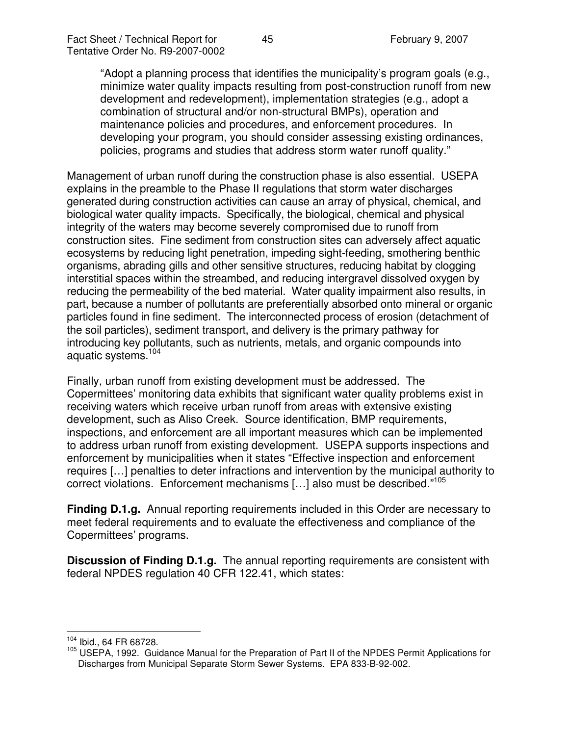> "Adopt a planning process that identifies the municipality's program goals (e.g., minimize water quality impacts resulting from post-construction runoff from new development and redevelopment), implementation strategies (e.g., adopt a combination of structural and/or non-structural BMPs), operation and maintenance policies and procedures, and enforcement procedures. In developing your program, you should consider assessing existing ordinances, policies, programs and studies that address storm water runoff quality."

Management of urban runoff during the construction phase is also essential. USEPA explains in the preamble to the Phase II regulations that storm water discharges generated during construction activities can cause an array of physical, chemical, and biological water quality impacts. Specifically, the biological, chemical and physical integrity of the waters may become severely compromised due to runoff from construction sites. Fine sediment from construction sites can adversely affect aquatic ecosystems by reducing light penetration, impeding sight-feeding, smothering benthic organisms, abrading gills and other sensitive structures, reducing habitat by clogging interstitial spaces within the streambed, and reducing intergravel dissolved oxygen by reducing the permeability of the bed material. Water quality impairment also results, in part, because a number of pollutants are preferentially absorbed onto mineral or organic particles found in fine sediment. The interconnected process of erosion (detachment of the soil particles), sediment transport, and delivery is the primary pathway for introducing key pollutants, such as nutrients, metals, and organic compounds into aquatic systems.[104]

Finally, urban runoff from existing development must be addressed. The Copermittees' monitoring data exhibits that significant water quality problems exist in receiving waters which receive urban runoff from areas with extensive existing development, such as Aliso Creek. Source identification, BMP requirements, inspections, and enforcement are all important measures which can be implemented to address urban runoff from existing development. USEPA supports inspections and enforcement by municipalities when it states "Effective inspection and enforcement requires […] penalties to deter infractions and intervention by the municipal authority to correct violations. Enforcement mechanisms […] also must be described."[105]

**Finding D.1.g.** Annual reporting requirements included in this Order are necessary to meet federal requirements and to evaluate the effectiveness and compliance of the Copermittees' programs.

**Discussion of Finding D.1.g.** The annual reporting requirements are consistent with federal NPDES regulation 40 CFR 122.41, which states:

---

[104] Ibid., 64 FR 68728.

[105] USEPA, 1992. Guidance Manual for the Preparation of Part II of the NPDES Permit Applications for Discharges from Municipal Separate Storm Sewer Systems. EPA 833-B-92-002.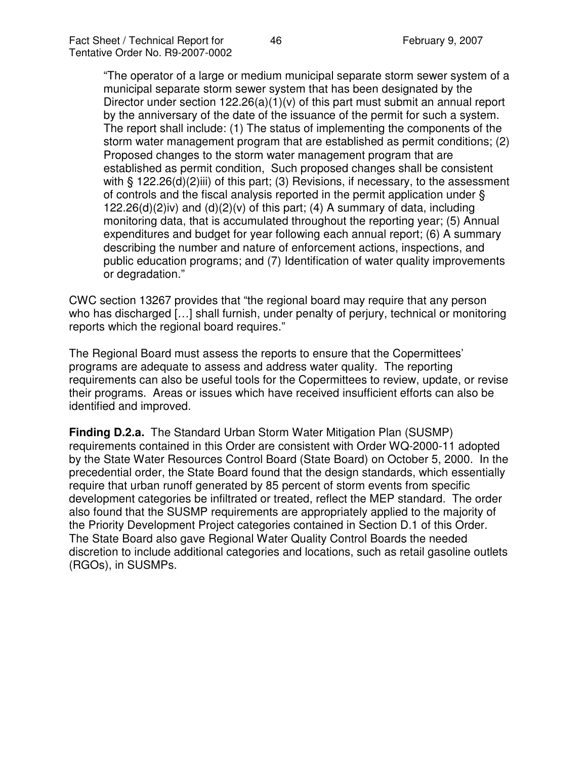> "The operator of a large or medium municipal separate storm sewer system of a municipal separate storm sewer system that has been designated by the Director under section 122.26(a)(1)(v) of this part must submit an annual report by the anniversary of the date of the issuance of the permit for such a system. The report shall include: (1) The status of implementing the components of the storm water management program that are established as permit conditions; (2) Proposed changes to the storm water management program that are established as permit condition, Such proposed changes shall be consistent with § 122.26(d)(2)iii) of this part; (3) Revisions, if necessary, to the assessment of controls and the fiscal analysis reported in the permit application under § 122.26(d)(2)iv) and (d)(2)(v) of this part; (4) A summary of data, including monitoring data, that is accumulated throughout the reporting year; (5) Annual expenditures and budget for year following each annual report; (6) A summary describing the number and nature of enforcement actions, inspections, and public education programs; and (7) Identification of water quality improvements or degradation."

CWC section 13267 provides that "the regional board may require that any person who has discharged […] shall furnish, under penalty of perjury, technical or monitoring reports which the regional board requires."

The Regional Board must assess the reports to ensure that the Copermittees' programs are adequate to assess and address water quality. The reporting requirements can also be useful tools for the Copermittees to review, update, or revise their programs. Areas or issues which have received insufficient efforts can also be identified and improved.

**Finding D.2.a.** The Standard Urban Storm Water Mitigation Plan (SUSMP) requirements contained in this Order are consistent with Order WQ-2000-11 adopted by the State Water Resources Control Board (State Board) on October 5, 2000. In the precedential order, the State Board found that the design standards, which essentially require that urban runoff generated by 85 percent of storm events from specific development categories be infiltrated or treated, reflect the MEP standard. The order also found that the SUSMP requirements are appropriately applied to the majority of the Priority Development Project categories contained in Section D.1 of this Order. The State Board also gave Regional Water Quality Control Boards the needed discretion to include additional categories and locations, such as retail gasoline outlets (RGOs), in SUSMPs.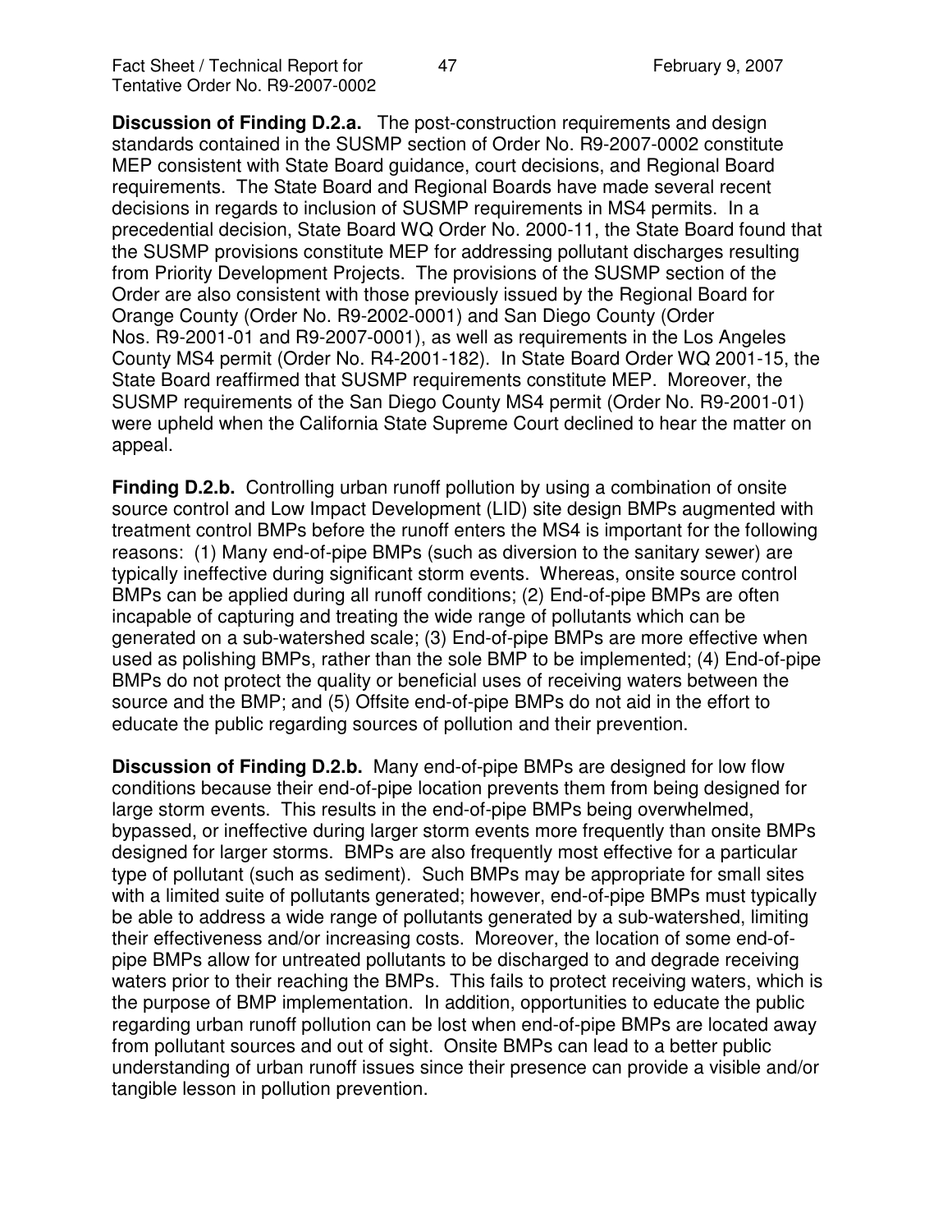**Discussion of Finding D.2.a.** The post-construction requirements and design standards contained in the SUSMP section of Order No. R9-2007-0002 constitute MEP consistent with State Board guidance, court decisions, and Regional Board requirements. The State Board and Regional Boards have made several recent decisions in regards to inclusion of SUSMP requirements in MS4 permits. In a precedential decision, State Board WQ Order No. 2000-11, the State Board found that the SUSMP provisions constitute MEP for addressing pollutant discharges resulting from Priority Development Projects. The provisions of the SUSMP section of the Order are also consistent with those previously issued by the Regional Board for Orange County (Order No. R9-2002-0001) and San Diego County (Order Nos. R9-2001-01 and R9-2007-0001), as well as requirements in the Los Angeles County MS4 permit (Order No. R4-2001-182). In State Board Order WQ 2001-15, the State Board reaffirmed that SUSMP requirements constitute MEP. Moreover, the SUSMP requirements of the San Diego County MS4 permit (Order No. R9-2001-01) were upheld when the California State Supreme Court declined to hear the matter on appeal.

**Finding D.2.b.** Controlling urban runoff pollution by using a combination of onsite source control and Low Impact Development (LID) site design BMPs augmented with treatment control BMPs before the runoff enters the MS4 is important for the following reasons: (1) Many end-of-pipe BMPs (such as diversion to the sanitary sewer) are typically ineffective during significant storm events. Whereas, onsite source control BMPs can be applied during all runoff conditions; (2) End-of-pipe BMPs are often incapable of capturing and treating the wide range of pollutants which can be generated on a sub-watershed scale; (3) End-of-pipe BMPs are more effective when used as polishing BMPs, rather than the sole BMP to be implemented; (4) End-of-pipe BMPs do not protect the quality or beneficial uses of receiving waters between the source and the BMP; and (5) Offsite end-of-pipe BMPs do not aid in the effort to educate the public regarding sources of pollution and their prevention.

**Discussion of Finding D.2.b.** Many end-of-pipe BMPs are designed for low flow conditions because their end-of-pipe location prevents them from being designed for large storm events. This results in the end-of-pipe BMPs being overwhelmed, bypassed, or ineffective during larger storm events more frequently than onsite BMPs designed for larger storms. BMPs are also frequently most effective for a particular type of pollutant (such as sediment). Such BMPs may be appropriate for small sites with a limited suite of pollutants generated; however, end-of-pipe BMPs must typically be able to address a wide range of pollutants generated by a sub-watershed, limiting their effectiveness and/or increasing costs. Moreover, the location of some end-of-pipe BMPs allow for untreated pollutants to be discharged to and degrade receiving waters prior to their reaching the BMPs. This fails to protect receiving waters, which is the purpose of BMP implementation. In addition, opportunities to educate the public regarding urban runoff pollution can be lost when end-of-pipe BMPs are located away from pollutant sources and out of sight. Onsite BMPs can lead to a better public understanding of urban runoff issues since their presence can provide a visible and/or tangible lesson in pollution prevention.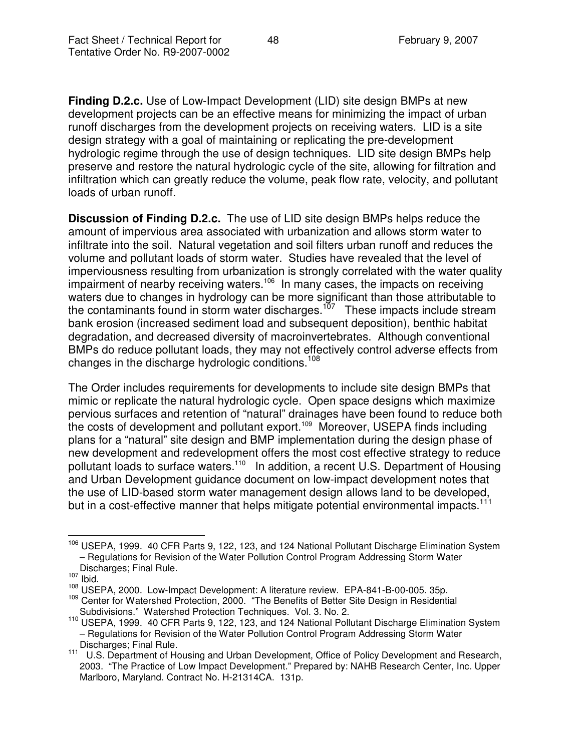**Finding D.2.c.** Use of Low-Impact Development (LID) site design BMPs at new development projects can be an effective means for minimizing the impact of urban runoff discharges from the development projects on receiving waters. LID is a site design strategy with a goal of maintaining or replicating the pre-development hydrologic regime through the use of design techniques. LID site design BMPs help preserve and restore the natural hydrologic cycle of the site, allowing for filtration and infiltration which can greatly reduce the volume, peak flow rate, velocity, and pollutant loads of urban runoff.

**Discussion of Finding D.2.c.** The use of LID site design BMPs helps reduce the amount of impervious area associated with urbanization and allows storm water to infiltrate into the soil. Natural vegetation and soil filters urban runoff and reduces the volume and pollutant loads of storm water. Studies have revealed that the level of imperviousness resulting from urbanization is strongly correlated with the water quality impairment of nearby receiving waters.[106] In many cases, the impacts on receiving waters due to changes in hydrology can be more significant than those attributable to the contaminants found in storm water discharges.[107] These impacts include stream bank erosion (increased sediment load and subsequent deposition), benthic habitat degradation, and decreased diversity of macroinvertebrates. Although conventional BMPs do reduce pollutant loads, they may not effectively control adverse effects from changes in the discharge hydrologic conditions.[108]

The Order includes requirements for developments to include site design BMPs that mimic or replicate the natural hydrologic cycle. Open space designs which maximize pervious surfaces and retention of "natural" drainages have been found to reduce both the costs of development and pollutant export.[109] Moreover, USEPA finds including plans for a "natural" site design and BMP implementation during the design phase of new development and redevelopment offers the most cost effective strategy to reduce pollutant loads to surface waters.[110] In addition, a recent U.S. Department of Housing and Urban Development guidance document on low-impact development notes that the use of LID-based storm water management design allows land to be developed, but in a cost-effective manner that helps mitigate potential environmental impacts.[111]

---

[106] USEPA, 1999. 40 CFR Parts 9, 122, 123, and 124 National Pollutant Discharge Elimination System – Regulations for Revision of the Water Pollution Control Program Addressing Storm Water Discharges; Final Rule.

[107] Ibid.

[108] USEPA, 2000. Low-Impact Development: A literature review. EPA-841-B-00-005. 35p.

[109] Center for Watershed Protection, 2000. "The Benefits of Better Site Design in Residential Subdivisions." Watershed Protection Techniques. Vol. 3. No. 2.

[110] USEPA, 1999. 40 CFR Parts 9, 122, 123, and 124 National Pollutant Discharge Elimination System – Regulations for Revision of the Water Pollution Control Program Addressing Storm Water Discharges; Final Rule.

[111] U.S. Department of Housing and Urban Development, Office of Policy Development and Research, 2003. "The Practice of Low Impact Development." Prepared by: NAHB Research Center, Inc. Upper Marlboro, Maryland. Contract No. H-21314CA. 131p.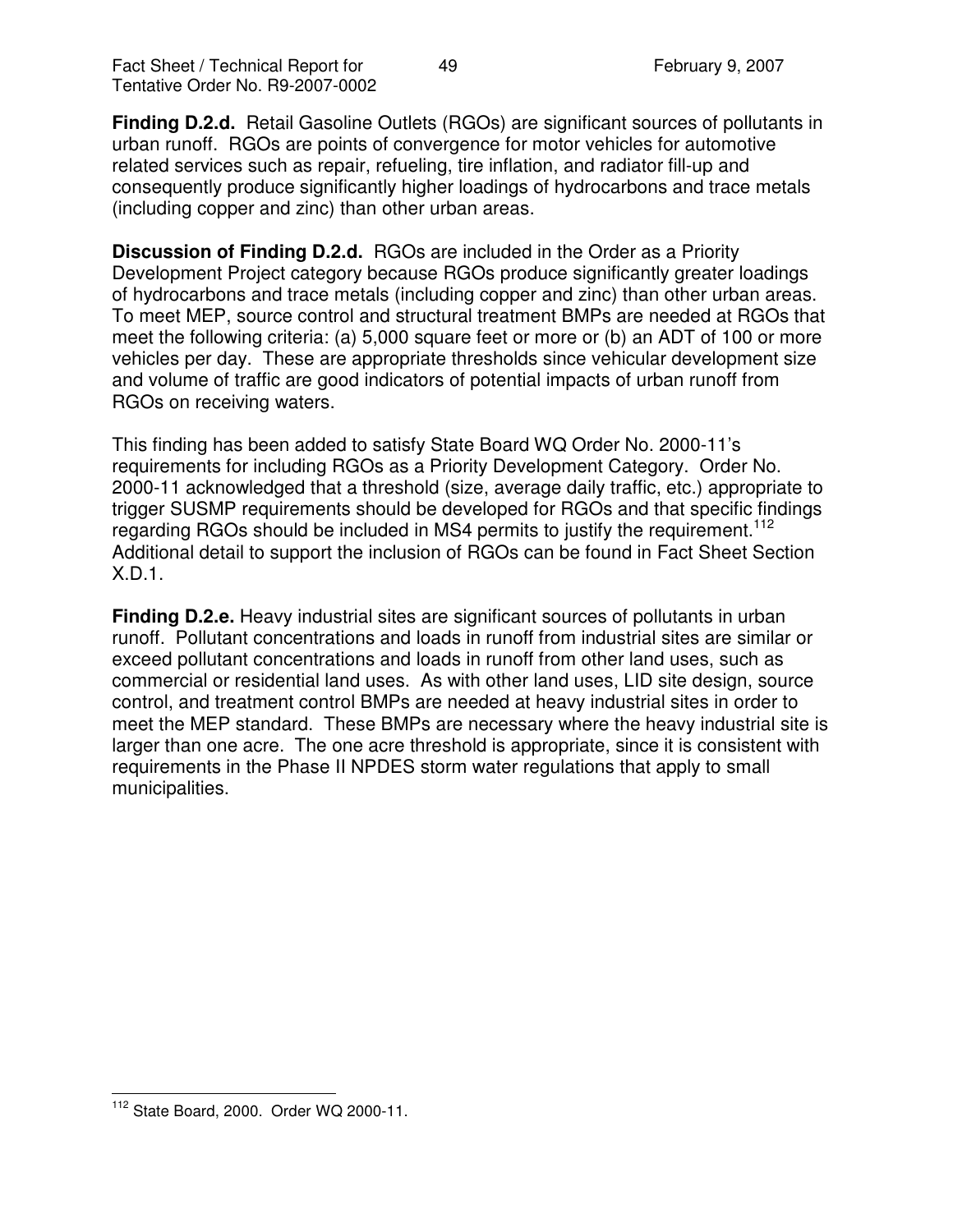**Finding D.2.d.** Retail Gasoline Outlets (RGOs) are significant sources of pollutants in urban runoff. RGOs are points of convergence for motor vehicles for automotive related services such as repair, refueling, tire inflation, and radiator fill-up and consequently produce significantly higher loadings of hydrocarbons and trace metals (including copper and zinc) than other urban areas.

**Discussion of Finding D.2.d.** RGOs are included in the Order as a Priority Development Project category because RGOs produce significantly greater loadings of hydrocarbons and trace metals (including copper and zinc) than other urban areas. To meet MEP, source control and structural treatment BMPs are needed at RGOs that meet the following criteria: (a) 5,000 square feet or more or (b) an ADT of 100 or more vehicles per day. These are appropriate thresholds since vehicular development size and volume of traffic are good indicators of potential impacts of urban runoff from RGOs on receiving waters.

This finding has been added to satisfy State Board WQ Order No. 2000-11's requirements for including RGOs as a Priority Development Category. Order No. 2000-11 acknowledged that a threshold (size, average daily traffic, etc.) appropriate to trigger SUSMP requirements should be developed for RGOs and that specific findings regarding RGOs should be included in MS4 permits to justify the requirement.[112] Additional detail to support the inclusion of RGOs can be found in Fact Sheet Section X.D.1.

**Finding D.2.e.** Heavy industrial sites are significant sources of pollutants in urban runoff. Pollutant concentrations and loads in runoff from industrial sites are similar or exceed pollutant concentrations and loads in runoff from other land uses, such as commercial or residential land uses. As with other land uses, LID site design, source control, and treatment control BMPs are needed at heavy industrial sites in order to meet the MEP standard. These BMPs are necessary where the heavy industrial site is larger than one acre. The one acre threshold is appropriate, since it is consistent with requirements in the Phase II NPDES storm water regulations that apply to small municipalities.

[112] State Board, 2000. Order WQ 2000-11.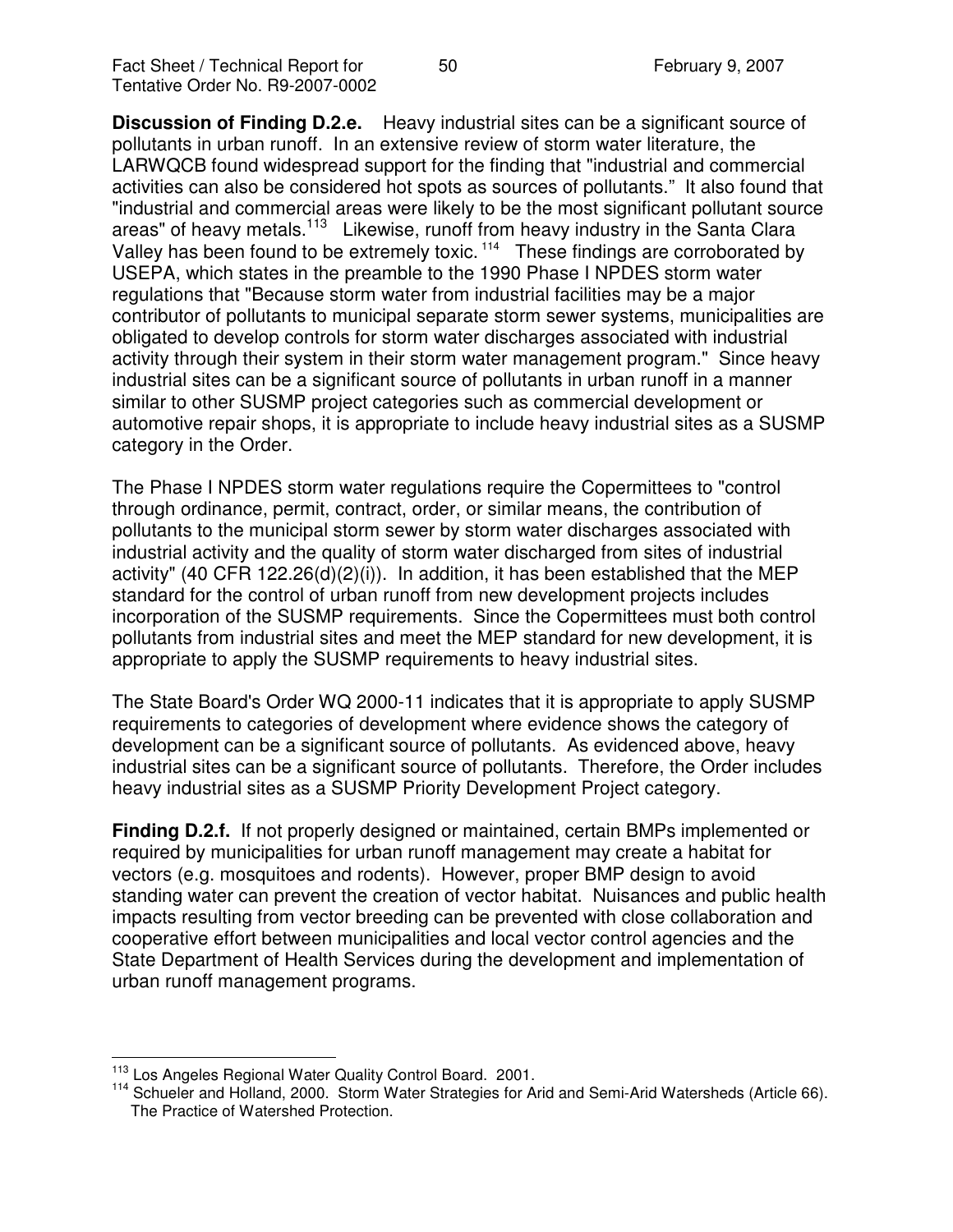**Discussion of Finding D.2.e.** Heavy industrial sites can be a significant source of pollutants in urban runoff. In an extensive review of storm water literature, the LARWQCB found widespread support for the finding that "industrial and commercial activities can also be considered hot spots as sources of pollutants." It also found that "industrial and commercial areas were likely to be the most significant pollutant source areas" of heavy metals.[113] Likewise, runoff from heavy industry in the Santa Clara Valley has been found to be extremely toxic.[114] These findings are corroborated by USEPA, which states in the preamble to the 1990 Phase I NPDES storm water regulations that "Because storm water from industrial facilities may be a major contributor of pollutants to municipal separate storm sewer systems, municipalities are obligated to develop controls for storm water discharges associated with industrial activity through their system in their storm water management program." Since heavy industrial sites can be a significant source of pollutants in urban runoff in a manner similar to other SUSMP project categories such as commercial development or automotive repair shops, it is appropriate to include heavy industrial sites as a SUSMP category in the Order.

The Phase I NPDES storm water regulations require the Copermittees to "control through ordinance, permit, contract, order, or similar means, the contribution of pollutants to the municipal storm sewer by storm water discharges associated with industrial activity and the quality of storm water discharged from sites of industrial activity" (40 CFR 122.26(d)(2)(i)). In addition, it has been established that the MEP standard for the control of urban runoff from new development projects includes incorporation of the SUSMP requirements. Since the Copermittees must both control pollutants from industrial sites and meet the MEP standard for new development, it is appropriate to apply the SUSMP requirements to heavy industrial sites.

The State Board's Order WQ 2000-11 indicates that it is appropriate to apply SUSMP requirements to categories of development where evidence shows the category of development can be a significant source of pollutants. As evidenced above, heavy industrial sites can be a significant source of pollutants. Therefore, the Order includes heavy industrial sites as a SUSMP Priority Development Project category.

**Finding D.2.f.** If not properly designed or maintained, certain BMPs implemented or required by municipalities for urban runoff management may create a habitat for vectors (e.g. mosquitoes and rodents). However, proper BMP design to avoid standing water can prevent the creation of vector habitat. Nuisances and public health impacts resulting from vector breeding can be prevented with close collaboration and cooperative effort between municipalities and local vector control agencies and the State Department of Health Services during the development and implementation of urban runoff management programs.

---

[113] Los Angeles Regional Water Quality Control Board. 2001.

[114] Schueler and Holland, 2000. Storm Water Strategies for Arid and Semi-Arid Watersheds (Article 66). The Practice of Watershed Protection.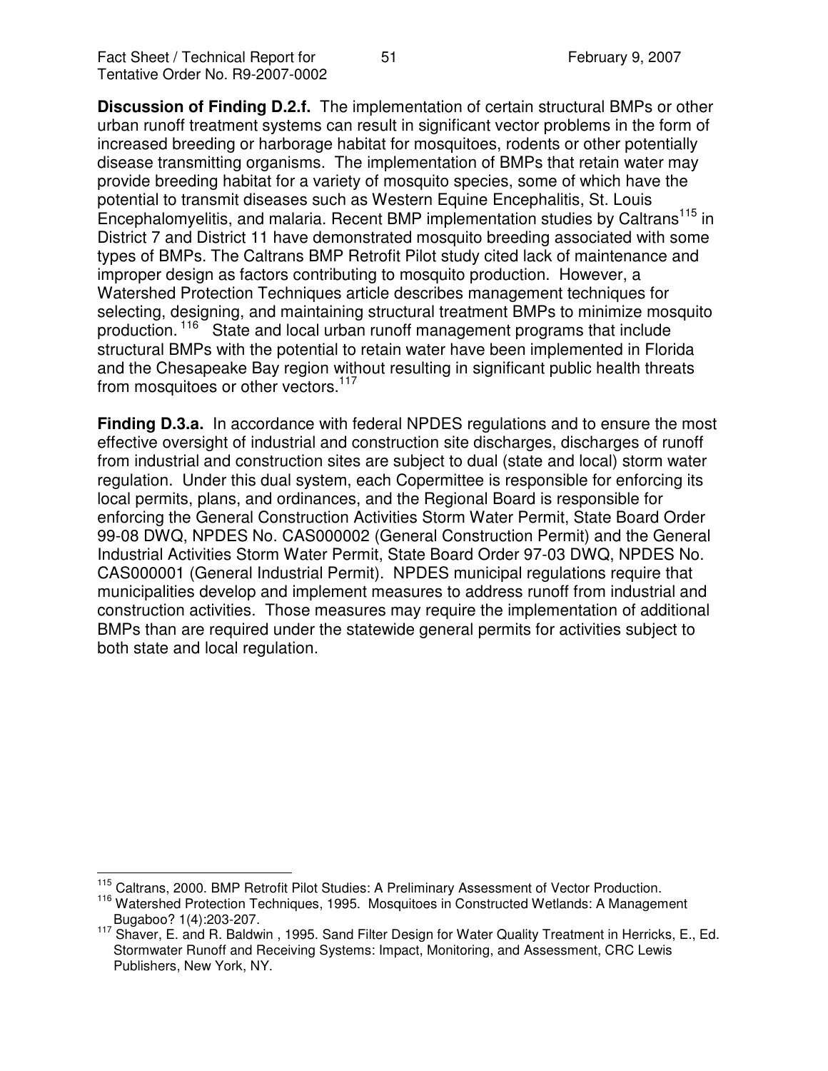**Discussion of Finding D.2.f.** The implementation of certain structural BMPs or other urban runoff treatment systems can result in significant vector problems in the form of increased breeding or harborage habitat for mosquitoes, rodents or other potentially disease transmitting organisms. The implementation of BMPs that retain water may provide breeding habitat for a variety of mosquito species, some of which have the potential to transmit diseases such as Western Equine Encephalitis, St. Louis Encephalomyelitis, and malaria. Recent BMP implementation studies by Caltrans[115] in District 7 and District 11 have demonstrated mosquito breeding associated with some types of BMPs. The Caltrans BMP Retrofit Pilot study cited lack of maintenance and improper design as factors contributing to mosquito production. However, a Watershed Protection Techniques article describes management techniques for selecting, designing, and maintaining structural treatment BMPs to minimize mosquito production.[116] State and local urban runoff management programs that include structural BMPs with the potential to retain water have been implemented in Florida and the Chesapeake Bay region without resulting in significant public health threats from mosquitoes or other vectors.[117]

**Finding D.3.a.** In accordance with federal NPDES regulations and to ensure the most effective oversight of industrial and construction site discharges, discharges of runoff from industrial and construction sites are subject to dual (state and local) storm water regulation. Under this dual system, each Copermittee is responsible for enforcing its local permits, plans, and ordinances, and the Regional Board is responsible for enforcing the General Construction Activities Storm Water Permit, State Board Order 99-08 DWQ, NPDES No. CAS000002 (General Construction Permit) and the General Industrial Activities Storm Water Permit, State Board Order 97-03 DWQ, NPDES No. CAS000001 (General Industrial Permit). NPDES municipal regulations require that municipalities develop and implement measures to address runoff from industrial and construction activities. Those measures may require the implementation of additional BMPs than are required under the statewide general permits for activities subject to both state and local regulation.

---

[115] Caltrans, 2000. BMP Retrofit Pilot Studies: A Preliminary Assessment of Vector Production.

[116] Watershed Protection Techniques, 1995. Mosquitoes in Constructed Wetlands: A Management Bugaboo? 1(4):203-207.

[117] Shaver, E. and R. Baldwin , 1995. Sand Filter Design for Water Quality Treatment in Herricks, E., Ed. Stormwater Runoff and Receiving Systems: Impact, Monitoring, and Assessment, CRC Lewis Publishers, New York, NY.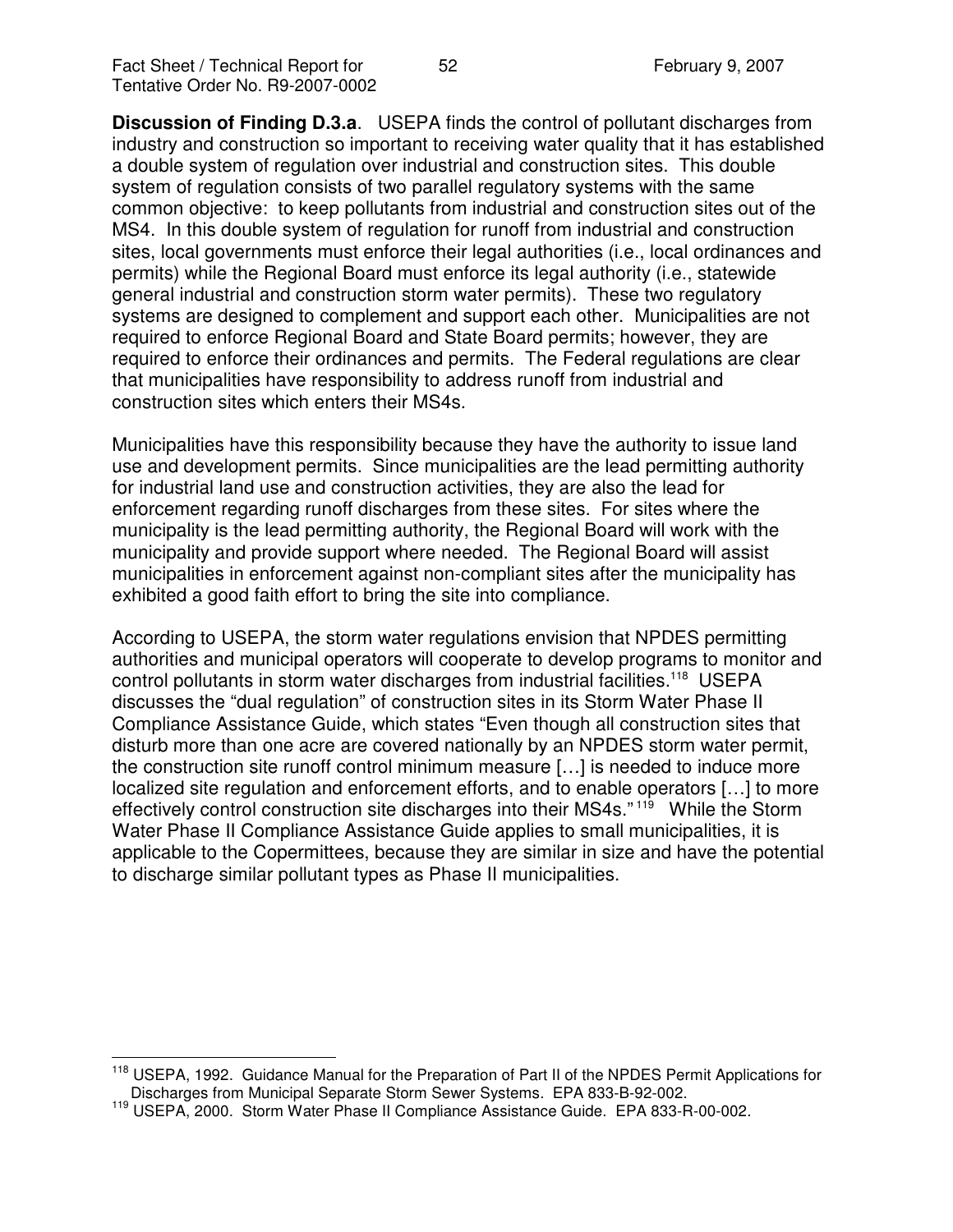**Discussion of Finding D.3.a**. USEPA finds the control of pollutant discharges from industry and construction so important to receiving water quality that it has established a double system of regulation over industrial and construction sites. This double system of regulation consists of two parallel regulatory systems with the same common objective: to keep pollutants from industrial and construction sites out of the MS4. In this double system of regulation for runoff from industrial and construction sites, local governments must enforce their legal authorities (i.e., local ordinances and permits) while the Regional Board must enforce its legal authority (i.e., statewide general industrial and construction storm water permits). These two regulatory systems are designed to complement and support each other. Municipalities are not required to enforce Regional Board and State Board permits; however, they are required to enforce their ordinances and permits. The Federal regulations are clear that municipalities have responsibility to address runoff from industrial and construction sites which enters their MS4s.

Municipalities have this responsibility because they have the authority to issue land use and development permits. Since municipalities are the lead permitting authority for industrial land use and construction activities, they are also the lead for enforcement regarding runoff discharges from these sites. For sites where the municipality is the lead permitting authority, the Regional Board will work with the municipality and provide support where needed. The Regional Board will assist municipalities in enforcement against non-compliant sites after the municipality has exhibited a good faith effort to bring the site into compliance.

According to USEPA, the storm water regulations envision that NPDES permitting authorities and municipal operators will cooperate to develop programs to monitor and control pollutants in storm water discharges from industrial facilities.[118] USEPA discusses the "dual regulation" of construction sites in its Storm Water Phase II Compliance Assistance Guide, which states "Even though all construction sites that disturb more than one acre are covered nationally by an NPDES storm water permit, the construction site runoff control minimum measure […] is needed to induce more localized site regulation and enforcement efforts, and to enable operators […] to more effectively control construction site discharges into their MS4s."[119] While the Storm Water Phase II Compliance Assistance Guide applies to small municipalities, it is applicable to the Copermittees, because they are similar in size and have the potential to discharge similar pollutant types as Phase II municipalities.

---

[118] USEPA, 1992. Guidance Manual for the Preparation of Part II of the NPDES Permit Applications for Discharges from Municipal Separate Storm Sewer Systems. EPA 833-B-92-002.

[119] USEPA, 2000. Storm Water Phase II Compliance Assistance Guide. EPA 833-R-00-002.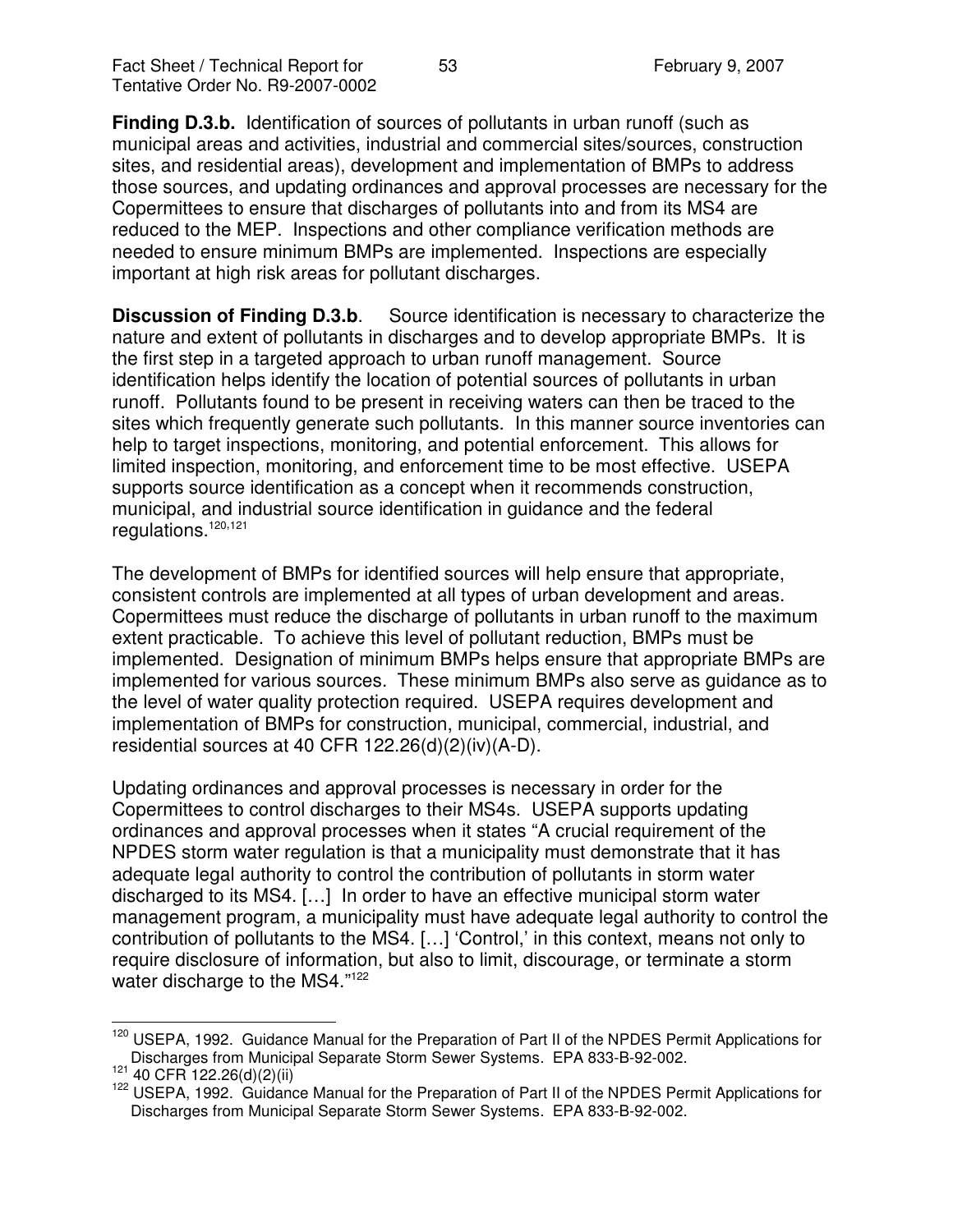**Finding D.3.b.** Identification of sources of pollutants in urban runoff (such as municipal areas and activities, industrial and commercial sites/sources, construction sites, and residential areas), development and implementation of BMPs to address those sources, and updating ordinances and approval processes are necessary for the Copermittees to ensure that discharges of pollutants into and from its MS4 are reduced to the MEP. Inspections and other compliance verification methods are needed to ensure minimum BMPs are implemented. Inspections are especially important at high risk areas for pollutant discharges.

**Discussion of Finding D.3.b**. Source identification is necessary to characterize the nature and extent of pollutants in discharges and to develop appropriate BMPs. It is the first step in a targeted approach to urban runoff management. Source identification helps identify the location of potential sources of pollutants in urban runoff. Pollutants found to be present in receiving waters can then be traced to the sites which frequently generate such pollutants. In this manner source inventories can help to target inspections, monitoring, and potential enforcement. This allows for limited inspection, monitoring, and enforcement time to be most effective. USEPA supports source identification as a concept when it recommends construction, municipal, and industrial source identification in guidance and the federal regulations.[120,121]

The development of BMPs for identified sources will help ensure that appropriate, consistent controls are implemented at all types of urban development and areas. Copermittees must reduce the discharge of pollutants in urban runoff to the maximum extent practicable. To achieve this level of pollutant reduction, BMPs must be implemented. Designation of minimum BMPs helps ensure that appropriate BMPs are implemented for various sources. These minimum BMPs also serve as guidance as to the level of water quality protection required. USEPA requires development and implementation of BMPs for construction, municipal, commercial, industrial, and residential sources at 40 CFR 122.26(d)(2)(iv)(A-D).

Updating ordinances and approval processes is necessary in order for the Copermittees to control discharges to their MS4s. USEPA supports updating ordinances and approval processes when it states "A crucial requirement of the NPDES storm water regulation is that a municipality must demonstrate that it has adequate legal authority to control the contribution of pollutants in storm water discharged to its MS4. […] In order to have an effective municipal storm water management program, a municipality must have adequate legal authority to control the contribution of pollutants to the MS4. […] 'Control,' in this context, means not only to require disclosure of information, but also to limit, discourage, or terminate a storm water discharge to the MS4."[122]

---

[120] USEPA, 1992. Guidance Manual for the Preparation of Part II of the NPDES Permit Applications for Discharges from Municipal Separate Storm Sewer Systems. EPA 833-B-92-002.

[121] 40 CFR 122.26(d)(2)(ii)

[122] USEPA, 1992. Guidance Manual for the Preparation of Part II of the NPDES Permit Applications for Discharges from Municipal Separate Storm Sewer Systems. EPA 833-B-92-002.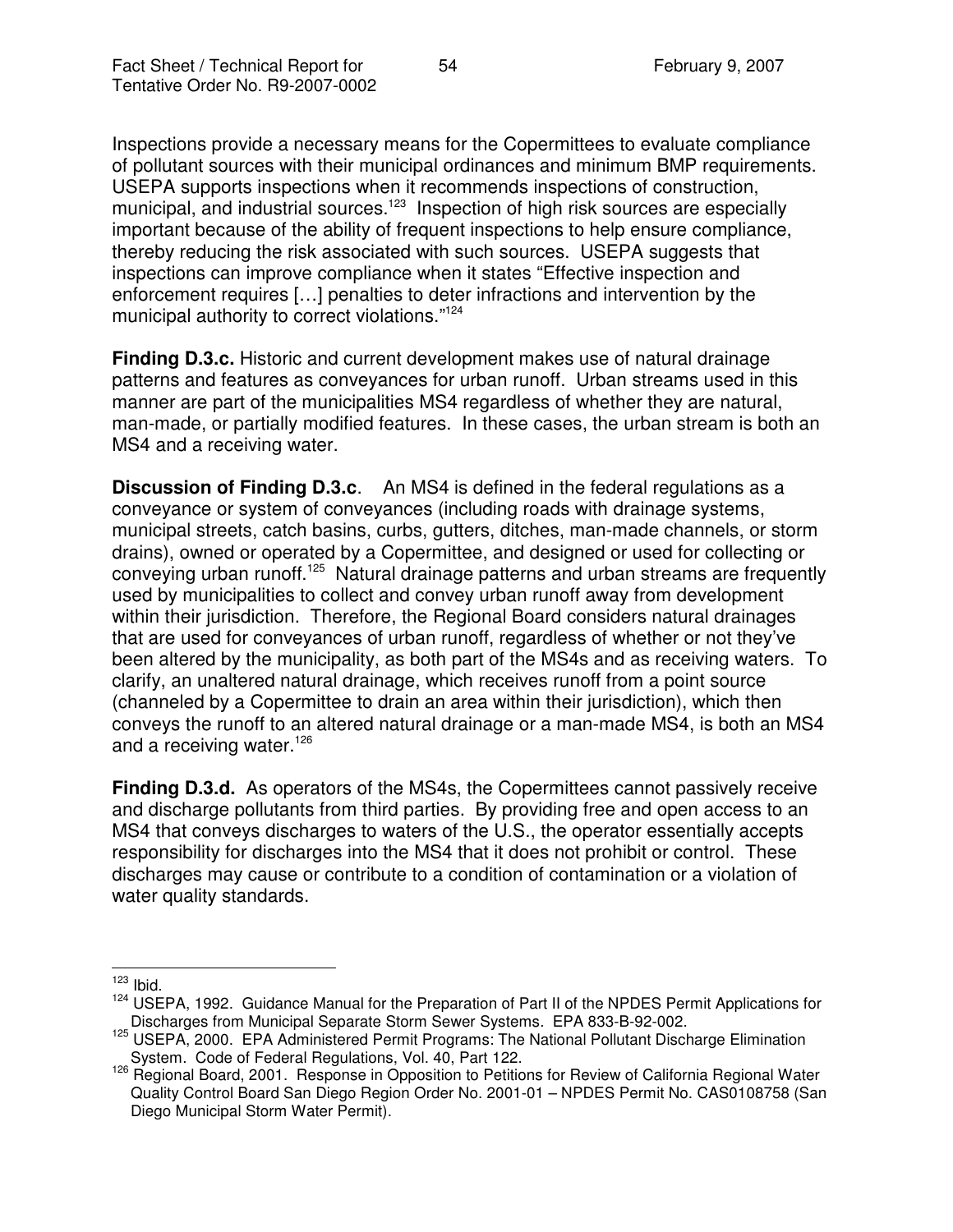Inspections provide a necessary means for the Copermittees to evaluate compliance of pollutant sources with their municipal ordinances and minimum BMP requirements. USEPA supports inspections when it recommends inspections of construction, municipal, and industrial sources.[123] Inspection of high risk sources are especially important because of the ability of frequent inspections to help ensure compliance, thereby reducing the risk associated with such sources. USEPA suggests that inspections can improve compliance when it states "Effective inspection and enforcement requires […] penalties to deter infractions and intervention by the municipal authority to correct violations."[124]

**Finding D.3.c.** Historic and current development makes use of natural drainage patterns and features as conveyances for urban runoff. Urban streams used in this manner are part of the municipalities MS4 regardless of whether they are natural, man-made, or partially modified features. In these cases, the urban stream is both an MS4 and a receiving water.

**Discussion of Finding D.3.c**. An MS4 is defined in the federal regulations as a conveyance or system of conveyances (including roads with drainage systems, municipal streets, catch basins, curbs, gutters, ditches, man-made channels, or storm drains), owned or operated by a Copermittee, and designed or used for collecting or conveying urban runoff.[125] Natural drainage patterns and urban streams are frequently used by municipalities to collect and convey urban runoff away from development within their jurisdiction. Therefore, the Regional Board considers natural drainages that are used for conveyances of urban runoff, regardless of whether or not they've been altered by the municipality, as both part of the MS4s and as receiving waters. To clarify, an unaltered natural drainage, which receives runoff from a point source (channeled by a Copermittee to drain an area within their jurisdiction), which then conveys the runoff to an altered natural drainage or a man-made MS4, is both an MS4 and a receiving water.[126]

**Finding D.3.d.** As operators of the MS4s, the Copermittees cannot passively receive and discharge pollutants from third parties. By providing free and open access to an MS4 that conveys discharges to waters of the U.S., the operator essentially accepts responsibility for discharges into the MS4 that it does not prohibit or control. These discharges may cause or contribute to a condition of contamination or a violation of water quality standards.

---

[123] Ibid.

[124] USEPA, 1992. Guidance Manual for the Preparation of Part II of the NPDES Permit Applications for Discharges from Municipal Separate Storm Sewer Systems. EPA 833-B-92-002.

[125] USEPA, 2000. EPA Administered Permit Programs: The National Pollutant Discharge Elimination System. Code of Federal Regulations, Vol. 40, Part 122.

[126] Regional Board, 2001. Response in Opposition to Petitions for Review of California Regional Water Quality Control Board San Diego Region Order No. 2001-01 – NPDES Permit No. CAS0108758 (San Diego Municipal Storm Water Permit).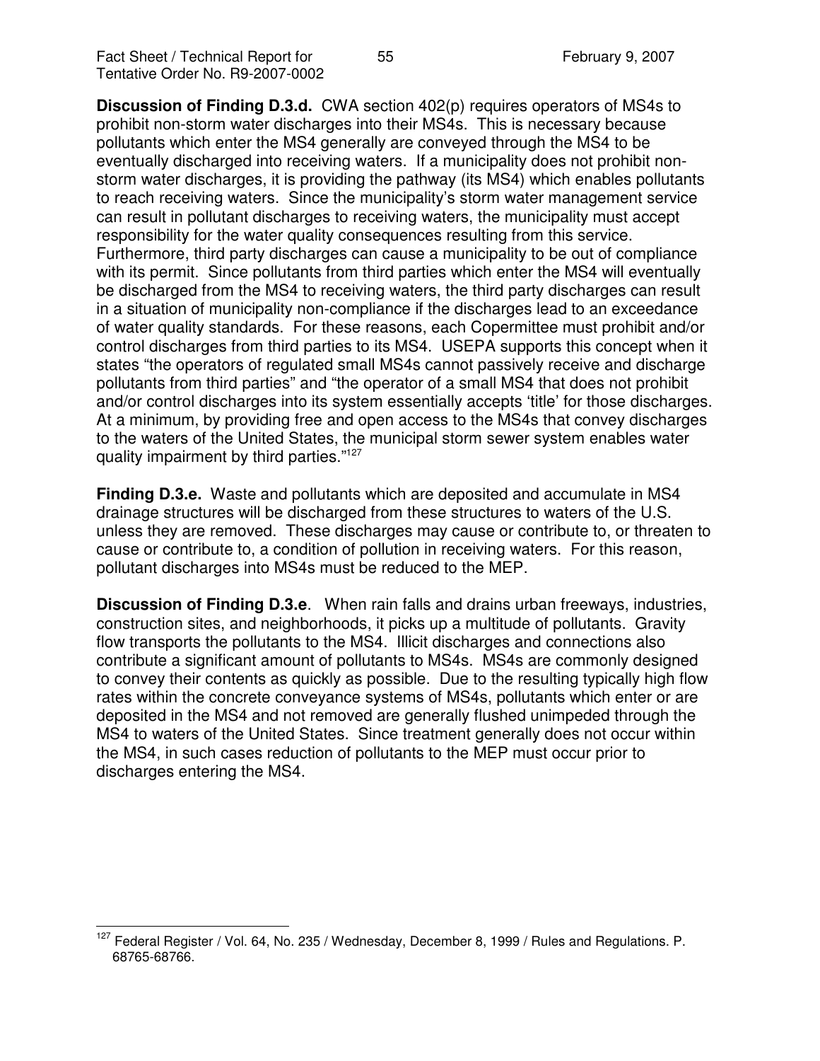**Discussion of Finding D.3.d.** CWA section 402(p) requires operators of MS4s to prohibit non-storm water discharges into their MS4s. This is necessary because pollutants which enter the MS4 generally are conveyed through the MS4 to be eventually discharged into receiving waters. If a municipality does not prohibit non-storm water discharges, it is providing the pathway (its MS4) which enables pollutants to reach receiving waters. Since the municipality's storm water management service can result in pollutant discharges to receiving waters, the municipality must accept responsibility for the water quality consequences resulting from this service. Furthermore, third party discharges can cause a municipality to be out of compliance with its permit. Since pollutants from third parties which enter the MS4 will eventually be discharged from the MS4 to receiving waters, the third party discharges can result in a situation of municipality non-compliance if the discharges lead to an exceedance of water quality standards. For these reasons, each Copermittee must prohibit and/or control discharges from third parties to its MS4. USEPA supports this concept when it states "the operators of regulated small MS4s cannot passively receive and discharge pollutants from third parties" and "the operator of a small MS4 that does not prohibit and/or control discharges into its system essentially accepts 'title' for those discharges. At a minimum, by providing free and open access to the MS4s that convey discharges to the waters of the United States, the municipal storm sewer system enables water quality impairment by third parties."[127]

**Finding D.3.e.** Waste and pollutants which are deposited and accumulate in MS4 drainage structures will be discharged from these structures to waters of the U.S. unless they are removed. These discharges may cause or contribute to, or threaten to cause or contribute to, a condition of pollution in receiving waters. For this reason, pollutant discharges into MS4s must be reduced to the MEP.

**Discussion of Finding D.3.e**. When rain falls and drains urban freeways, industries, construction sites, and neighborhoods, it picks up a multitude of pollutants. Gravity flow transports the pollutants to the MS4. Illicit discharges and connections also contribute a significant amount of pollutants to MS4s. MS4s are commonly designed to convey their contents as quickly as possible. Due to the resulting typically high flow rates within the concrete conveyance systems of MS4s, pollutants which enter or are deposited in the MS4 and not removed are generally flushed unimpeded through the MS4 to waters of the United States. Since treatment generally does not occur within the MS4, in such cases reduction of pollutants to the MEP must occur prior to discharges entering the MS4.

---

[127] Federal Register / Vol. 64, No. 235 / Wednesday, December 8, 1999 / Rules and Regulations. P. 68765-68766.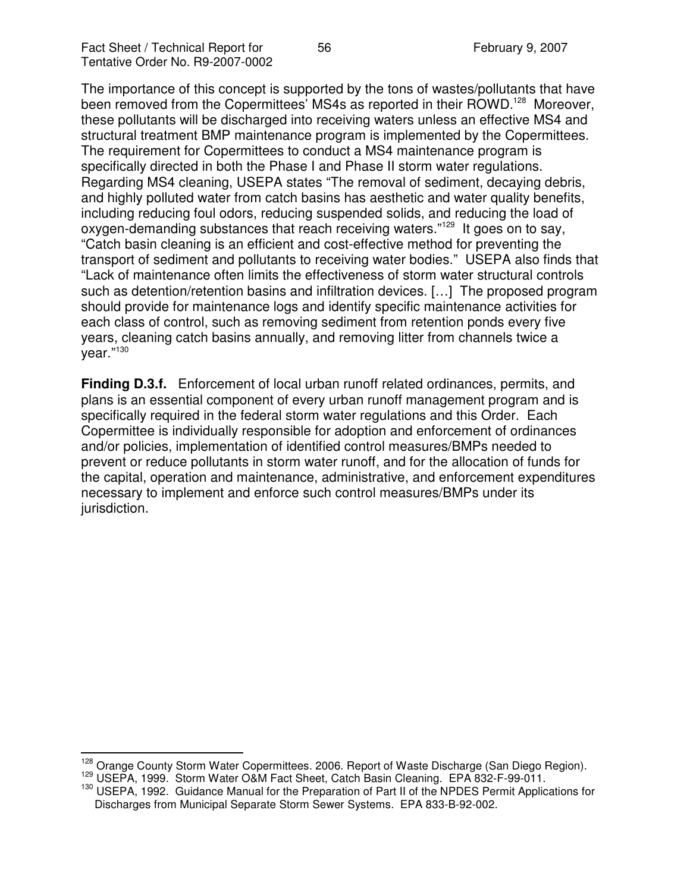The importance of this concept is supported by the tons of wastes/pollutants that have been removed from the Copermittees' MS4s as reported in their ROWD.[128] Moreover, these pollutants will be discharged into receiving waters unless an effective MS4 and structural treatment BMP maintenance program is implemented by the Copermittees. The requirement for Copermittees to conduct a MS4 maintenance program is specifically directed in both the Phase I and Phase II storm water regulations. Regarding MS4 cleaning, USEPA states "The removal of sediment, decaying debris, and highly polluted water from catch basins has aesthetic and water quality benefits, including reducing foul odors, reducing suspended solids, and reducing the load of oxygen-demanding substances that reach receiving waters."[129] It goes on to say, "Catch basin cleaning is an efficient and cost-effective method for preventing the transport of sediment and pollutants to receiving water bodies." USEPA also finds that "Lack of maintenance often limits the effectiveness of storm water structural controls such as detention/retention basins and infiltration devices. […] The proposed program should provide for maintenance logs and identify specific maintenance activities for each class of control, such as removing sediment from retention ponds every five years, cleaning catch basins annually, and removing litter from channels twice a year."[130]

**Finding D.3.f.** Enforcement of local urban runoff related ordinances, permits, and plans is an essential component of every urban runoff management program and is specifically required in the federal storm water regulations and this Order. Each Copermittee is individually responsible for adoption and enforcement of ordinances and/or policies, implementation of identified control measures/BMPs needed to prevent or reduce pollutants in storm water runoff, and for the allocation of funds for the capital, operation and maintenance, administrative, and enforcement expenditures necessary to implement and enforce such control measures/BMPs under its jurisdiction.

---

[128] Orange County Storm Water Copermittees. 2006. Report of Waste Discharge (San Diego Region).

[129] USEPA, 1999. Storm Water O&M Fact Sheet, Catch Basin Cleaning. EPA 832-F-99-011.

[130] USEPA, 1992. Guidance Manual for the Preparation of Part II of the NPDES Permit Applications for Discharges from Municipal Separate Storm Sewer Systems. EPA 833-B-92-002.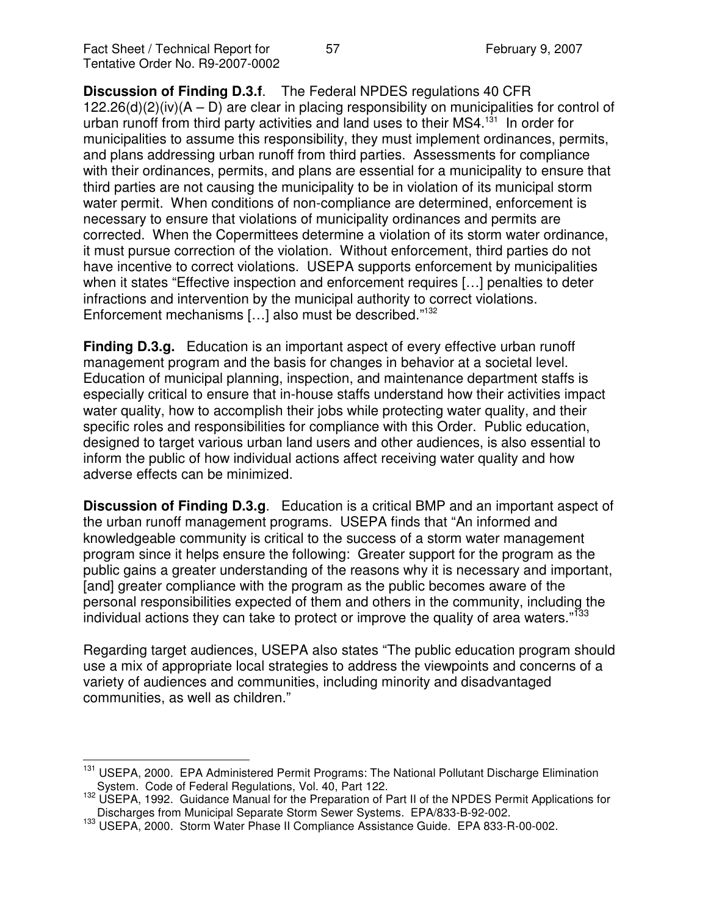**Discussion of Finding D.3.f**. The Federal NPDES regulations 40 CFR 122.26(d)(2)(iv)(A – D) are clear in placing responsibility on municipalities for control of urban runoff from third party activities and land uses to their MS4.[131] In order for municipalities to assume this responsibility, they must implement ordinances, permits, and plans addressing urban runoff from third parties. Assessments for compliance with their ordinances, permits, and plans are essential for a municipality to ensure that third parties are not causing the municipality to be in violation of its municipal storm water permit. When conditions of non-compliance are determined, enforcement is necessary to ensure that violations of municipality ordinances and permits are corrected. When the Copermittees determine a violation of its storm water ordinance, it must pursue correction of the violation. Without enforcement, third parties do not have incentive to correct violations. USEPA supports enforcement by municipalities when it states "Effective inspection and enforcement requires […] penalties to deter infractions and intervention by the municipal authority to correct violations. Enforcement mechanisms […] also must be described."[132]

**Finding D.3.g.** Education is an important aspect of every effective urban runoff management program and the basis for changes in behavior at a societal level. Education of municipal planning, inspection, and maintenance department staffs is especially critical to ensure that in-house staffs understand how their activities impact water quality, how to accomplish their jobs while protecting water quality, and their specific roles and responsibilities for compliance with this Order. Public education, designed to target various urban land users and other audiences, is also essential to inform the public of how individual actions affect receiving water quality and how adverse effects can be minimized.

**Discussion of Finding D.3.g**. Education is a critical BMP and an important aspect of the urban runoff management programs. USEPA finds that "An informed and knowledgeable community is critical to the success of a storm water management program since it helps ensure the following: Greater support for the program as the public gains a greater understanding of the reasons why it is necessary and important, [and] greater compliance with the program as the public becomes aware of the personal responsibilities expected of them and others in the community, including the individual actions they can take to protect or improve the quality of area waters."[133]

Regarding target audiences, USEPA also states "The public education program should use a mix of appropriate local strategies to address the viewpoints and concerns of a variety of audiences and communities, including minority and disadvantaged communities, as well as children."

---

[131] USEPA, 2000. EPA Administered Permit Programs: The National Pollutant Discharge Elimination System. Code of Federal Regulations, Vol. 40, Part 122.

[132] USEPA, 1992. Guidance Manual for the Preparation of Part II of the NPDES Permit Applications for Discharges from Municipal Separate Storm Sewer Systems. EPA/833-B-92-002.

[133] USEPA, 2000. Storm Water Phase II Compliance Assistance Guide. EPA 833-R-00-002.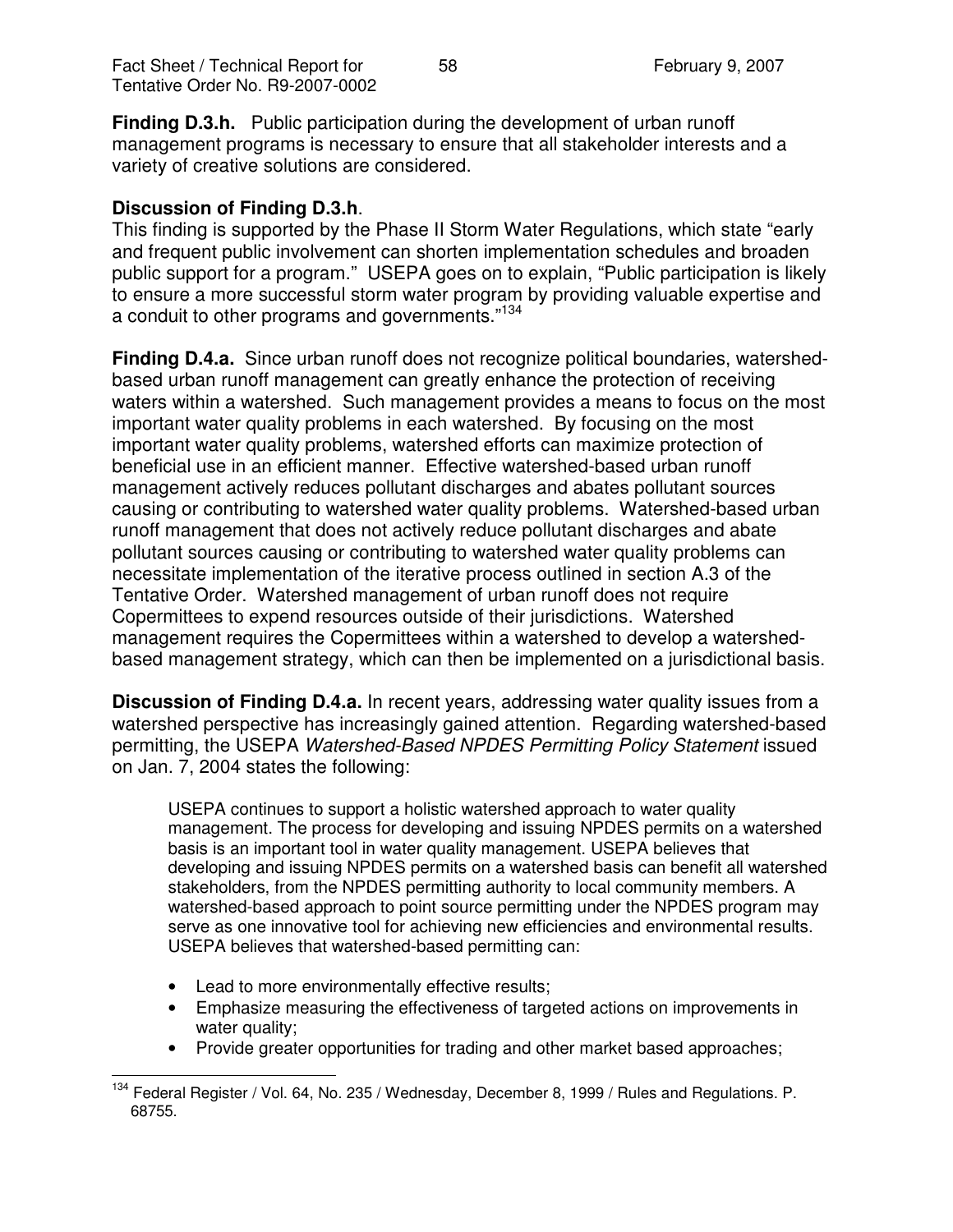**Finding D.3.h.** Public participation during the development of urban runoff management programs is necessary to ensure that all stakeholder interests and a variety of creative solutions are considered.

**Discussion of Finding D.3.h**.

This finding is supported by the Phase II Storm Water Regulations, which state "early and frequent public involvement can shorten implementation schedules and broaden public support for a program." USEPA goes on to explain, "Public participation is likely to ensure a more successful storm water program by providing valuable expertise and a conduit to other programs and governments."[134]

**Finding D.4.a.** Since urban runoff does not recognize political boundaries, watershed-based urban runoff management can greatly enhance the protection of receiving waters within a watershed. Such management provides a means to focus on the most important water quality problems in each watershed. By focusing on the most important water quality problems, watershed efforts can maximize protection of beneficial use in an efficient manner. Effective watershed-based urban runoff management actively reduces pollutant discharges and abates pollutant sources causing or contributing to watershed water quality problems. Watershed-based urban runoff management that does not actively reduce pollutant discharges and abate pollutant sources causing or contributing to watershed water quality problems can necessitate implementation of the iterative process outlined in section A.3 of the Tentative Order. Watershed management of urban runoff does not require Copermittees to expend resources outside of their jurisdictions. Watershed management requires the Copermittees within a watershed to develop a watershed-based management strategy, which can then be implemented on a jurisdictional basis.

**Discussion of Finding D.4.a.** In recent years, addressing water quality issues from a watershed perspective has increasingly gained attention. Regarding watershed-based permitting, the USEPA *Watershed-Based NPDES Permitting Policy Statement* issued on Jan. 7, 2004 states the following:

> USEPA continues to support a holistic watershed approach to water quality management. The process for developing and issuing NPDES permits on a watershed basis is an important tool in water quality management. USEPA believes that developing and issuing NPDES permits on a watershed basis can benefit all watershed stakeholders, from the NPDES permitting authority to local community members. A watershed-based approach to point source permitting under the NPDES program may serve as one innovative tool for achieving new efficiencies and environmental results. USEPA believes that watershed-based permitting can:
>
> - Lead to more environmentally effective results;
> - Emphasize measuring the effectiveness of targeted actions on improvements in water quality;
> - Provide greater opportunities for trading and other market based approaches;

[134] Federal Register / Vol. 64, No. 235 / Wednesday, December 8, 1999 / Rules and Regulations. P. 68755.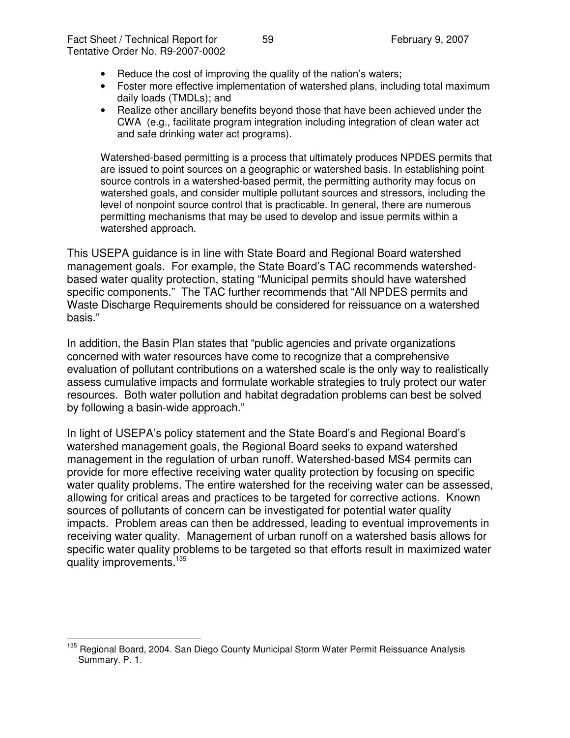- Reduce the cost of improving the quality of the nation's waters;
- Foster more effective implementation of watershed plans, including total maximum daily loads (TMDLs); and
- Realize other ancillary benefits beyond those that have been achieved under the CWA (e.g., facilitate program integration including integration of clean water act and safe drinking water act programs).

> Watershed-based permitting is a process that ultimately produces NPDES permits that are issued to point sources on a geographic or watershed basis. In establishing point source controls in a watershed-based permit, the permitting authority may focus on watershed goals, and consider multiple pollutant sources and stressors, including the level of nonpoint source control that is practicable. In general, there are numerous permitting mechanisms that may be used to develop and issue permits within a watershed approach.

This USEPA guidance is in line with State Board and Regional Board watershed management goals. For example, the State Board's TAC recommends watershed-based water quality protection, stating "Municipal permits should have watershed specific components." The TAC further recommends that "All NPDES permits and Waste Discharge Requirements should be considered for reissuance on a watershed basis."

In addition, the Basin Plan states that "public agencies and private organizations concerned with water resources have come to recognize that a comprehensive evaluation of pollutant contributions on a watershed scale is the only way to realistically assess cumulative impacts and formulate workable strategies to truly protect our water resources. Both water pollution and habitat degradation problems can best be solved by following a basin-wide approach."

In light of USEPA's policy statement and the State Board's and Regional Board's watershed management goals, the Regional Board seeks to expand watershed management in the regulation of urban runoff. Watershed-based MS4 permits can provide for more effective receiving water quality protection by focusing on specific water quality problems. The entire watershed for the receiving water can be assessed, allowing for critical areas and practices to be targeted for corrective actions. Known sources of pollutants of concern can be investigated for potential water quality impacts. Problem areas can then be addressed, leading to eventual improvements in receiving water quality. Management of urban runoff on a watershed basis allows for specific water quality problems to be targeted so that efforts result in maximized water quality improvements.[135]

---

[135] Regional Board, 2004. San Diego County Municipal Storm Water Permit Reissuance Analysis Summary. P. 1.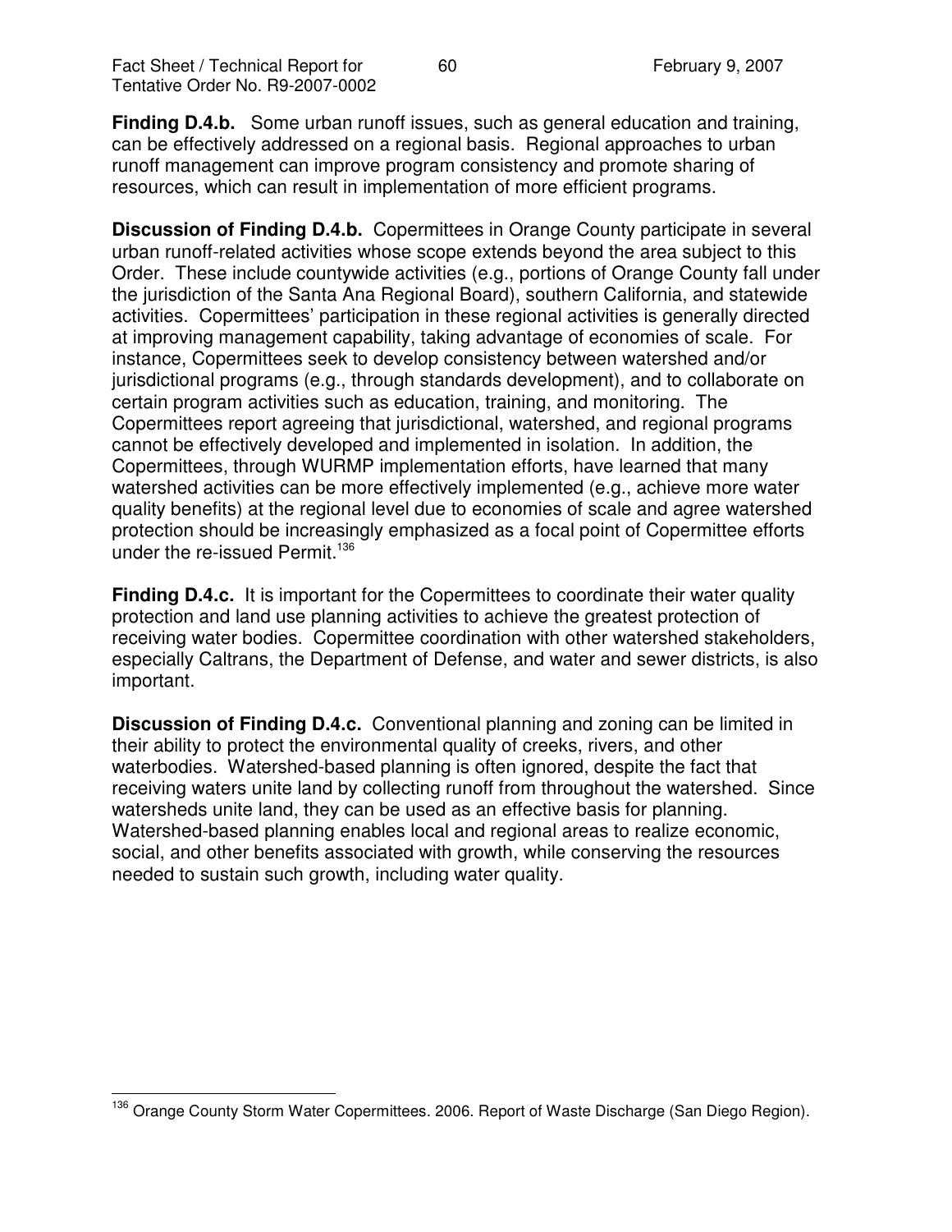**Finding D.4.b.** Some urban runoff issues, such as general education and training, can be effectively addressed on a regional basis. Regional approaches to urban runoff management can improve program consistency and promote sharing of resources, which can result in implementation of more efficient programs.

**Discussion of Finding D.4.b.** Copermittees in Orange County participate in several urban runoff-related activities whose scope extends beyond the area subject to this Order. These include countywide activities (e.g., portions of Orange County fall under the jurisdiction of the Santa Ana Regional Board), southern California, and statewide activities. Copermittees' participation in these regional activities is generally directed at improving management capability, taking advantage of economies of scale. For instance, Copermittees seek to develop consistency between watershed and/or jurisdictional programs (e.g., through standards development), and to collaborate on certain program activities such as education, training, and monitoring. The Copermittees report agreeing that jurisdictional, watershed, and regional programs cannot be effectively developed and implemented in isolation. In addition, the Copermittees, through WURMP implementation efforts, have learned that many watershed activities can be more effectively implemented (e.g., achieve more water quality benefits) at the regional level due to economies of scale and agree watershed protection should be increasingly emphasized as a focal point of Copermittee efforts under the re-issued Permit.[136]

**Finding D.4.c.** It is important for the Copermittees to coordinate their water quality protection and land use planning activities to achieve the greatest protection of receiving water bodies. Copermittee coordination with other watershed stakeholders, especially Caltrans, the Department of Defense, and water and sewer districts, is also important.

**Discussion of Finding D.4.c.** Conventional planning and zoning can be limited in their ability to protect the environmental quality of creeks, rivers, and other waterbodies. Watershed-based planning is often ignored, despite the fact that receiving waters unite land by collecting runoff from throughout the watershed. Since watersheds unite land, they can be used as an effective basis for planning. Watershed-based planning enables local and regional areas to realize economic, social, and other benefits associated with growth, while conserving the resources needed to sustain such growth, including water quality.

---

[136] Orange County Storm Water Copermittees. 2006. Report of Waste Discharge (San Diego Region).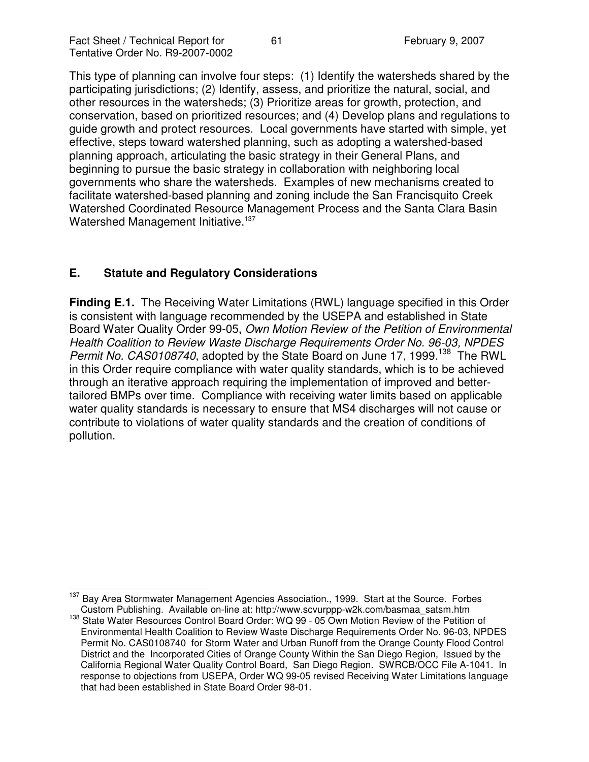This type of planning can involve four steps: (1) Identify the watersheds shared by the participating jurisdictions; (2) Identify, assess, and prioritize the natural, social, and other resources in the watersheds; (3) Prioritize areas for growth, protection, and conservation, based on prioritized resources; and (4) Develop plans and regulations to guide growth and protect resources. Local governments have started with simple, yet effective, steps toward watershed planning, such as adopting a watershed-based planning approach, articulating the basic strategy in their General Plans, and beginning to pursue the basic strategy in collaboration with neighboring local governments who share the watersheds. Examples of new mechanisms created to facilitate watershed-based planning and zoning include the San Francisquito Creek Watershed Coordinated Resource Management Process and the Santa Clara Basin Watershed Management Initiative.[137]

## E. Statute and Regulatory Considerations

**Finding E.1.** The Receiving Water Limitations (RWL) language specified in this Order is consistent with language recommended by the USEPA and established in State Board Water Quality Order 99-05, *Own Motion Review of the Petition of Environmental Health Coalition to Review Waste Discharge Requirements Order No. 96-03, NPDES Permit No. CAS0108740*, adopted by the State Board on June 17, 1999.[138] The RWL in this Order require compliance with water quality standards, which is to be achieved through an iterative approach requiring the implementation of improved and better-tailored BMPs over time. Compliance with receiving water limits based on applicable water quality standards is necessary to ensure that MS4 discharges will not cause or contribute to violations of water quality standards and the creation of conditions of pollution.

---

[137] Bay Area Stormwater Management Agencies Association., 1999. Start at the Source. Forbes Custom Publishing. Available on-line at: http://www.scvurppp-w2k.com/basmaa_satsm.htm

[138] State Water Resources Control Board Order: WQ 99 - 05 Own Motion Review of the Petition of Environmental Health Coalition to Review Waste Discharge Requirements Order No. 96-03, NPDES Permit No. CAS0108740 for Storm Water and Urban Runoff from the Orange County Flood Control District and the Incorporated Cities of Orange County Within the San Diego Region, Issued by the California Regional Water Quality Control Board, San Diego Region. SWRCB/OCC File A-1041. In response to objections from USEPA, Order WQ 99-05 revised Receiving Water Limitations language that had been established in State Board Order 98-01.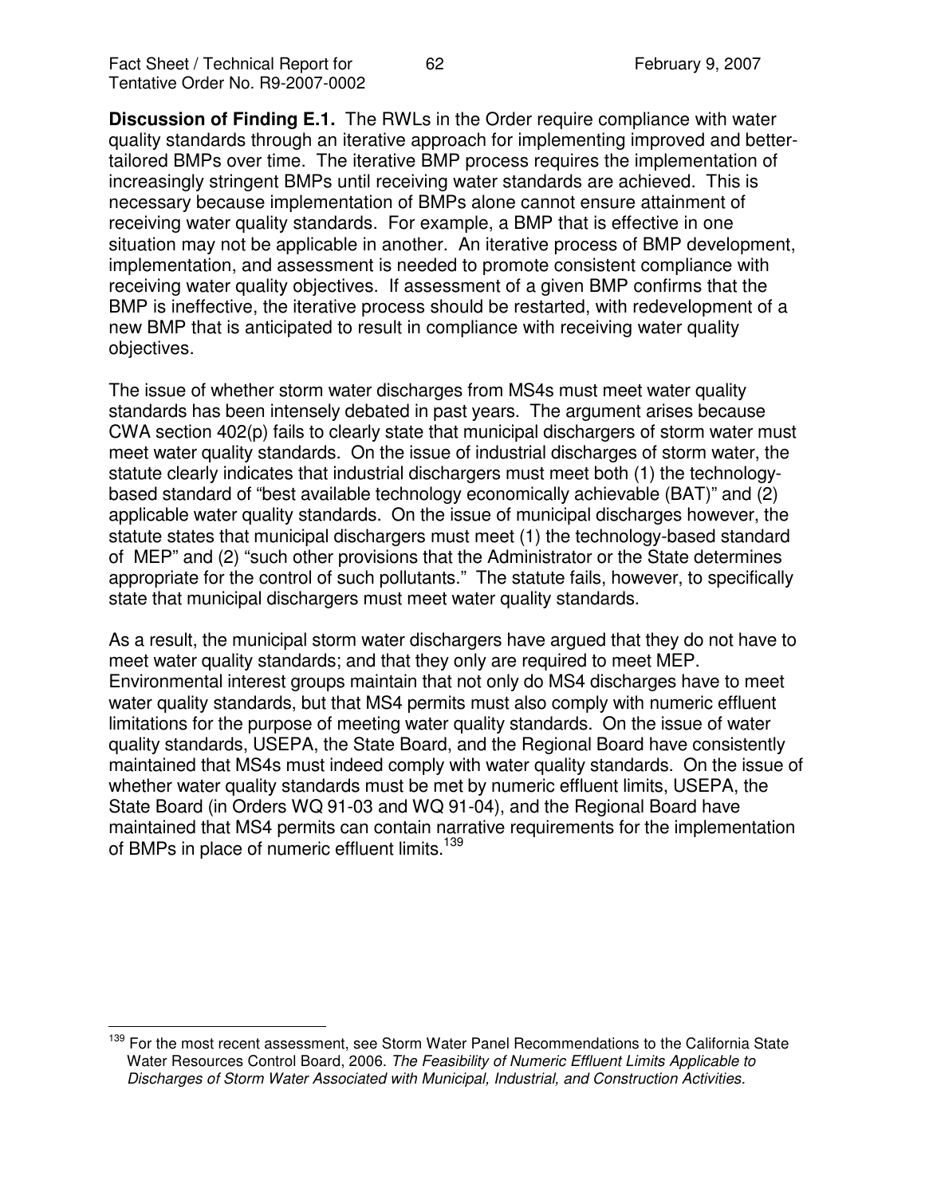**Discussion of Finding E.1.** The RWLs in the Order require compliance with water quality standards through an iterative approach for implementing improved and better-tailored BMPs over time. The iterative BMP process requires the implementation of increasingly stringent BMPs until receiving water standards are achieved. This is necessary because implementation of BMPs alone cannot ensure attainment of receiving water quality standards. For example, a BMP that is effective in one situation may not be applicable in another. An iterative process of BMP development, implementation, and assessment is needed to promote consistent compliance with receiving water quality objectives. If assessment of a given BMP confirms that the BMP is ineffective, the iterative process should be restarted, with redevelopment of a new BMP that is anticipated to result in compliance with receiving water quality objectives.

The issue of whether storm water discharges from MS4s must meet water quality standards has been intensely debated in past years. The argument arises because CWA section 402(p) fails to clearly state that municipal dischargers of storm water must meet water quality standards. On the issue of industrial discharges of storm water, the statute clearly indicates that industrial dischargers must meet both (1) the technology-based standard of "best available technology economically achievable (BAT)" and (2) applicable water quality standards. On the issue of municipal discharges however, the statute states that municipal dischargers must meet (1) the technology-based standard of MEP" and (2) "such other provisions that the Administrator or the State determines appropriate for the control of such pollutants." The statute fails, however, to specifically state that municipal dischargers must meet water quality standards.

As a result, the municipal storm water dischargers have argued that they do not have to meet water quality standards; and that they only are required to meet MEP. Environmental interest groups maintain that not only do MS4 discharges have to meet water quality standards, but that MS4 permits must also comply with numeric effluent limitations for the purpose of meeting water quality standards. On the issue of water quality standards, USEPA, the State Board, and the Regional Board have consistently maintained that MS4s must indeed comply with water quality standards. On the issue of whether water quality standards must be met by numeric effluent limits, USEPA, the State Board (in Orders WQ 91-03 and WQ 91-04), and the Regional Board have maintained that MS4 permits can contain narrative requirements for the implementation of BMPs in place of numeric effluent limits.[139]

---

[139] For the most recent assessment, see Storm Water Panel Recommendations to the California State Water Resources Control Board, 2006. *The Feasibility of Numeric Effluent Limits Applicable to Discharges of Storm Water Associated with Municipal, Industrial, and Construction Activities.*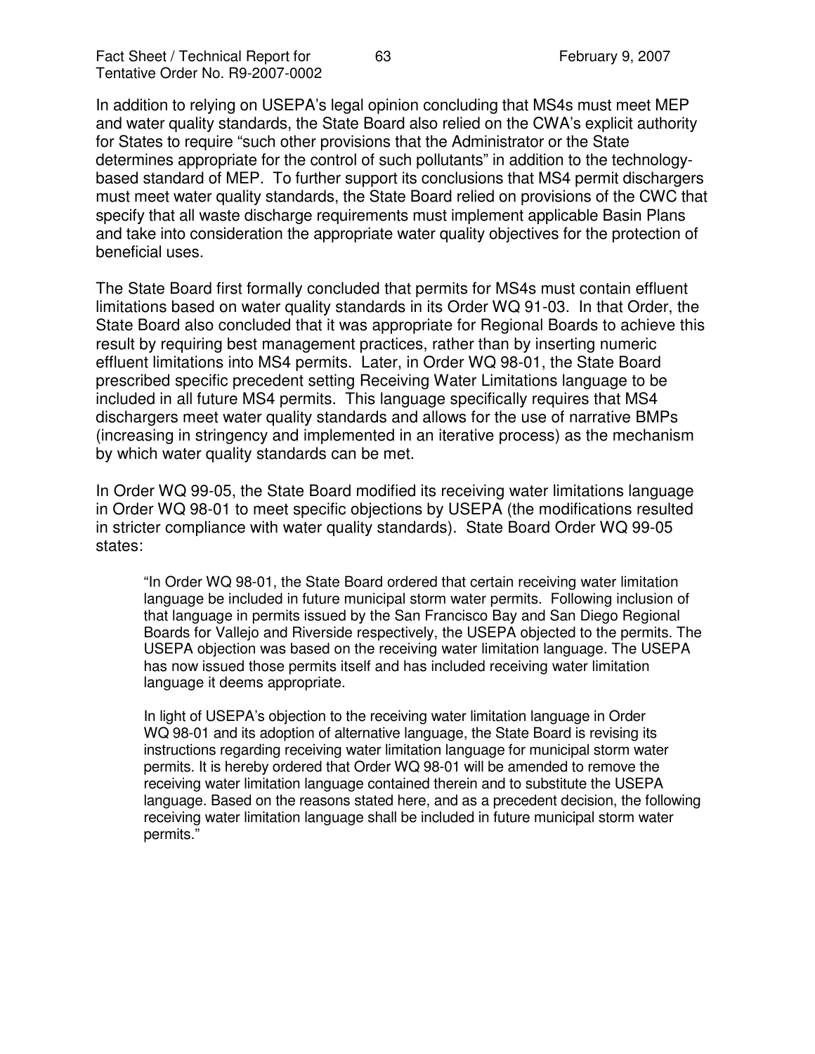In addition to relying on USEPA's legal opinion concluding that MS4s must meet MEP and water quality standards, the State Board also relied on the CWA's explicit authority for States to require "such other provisions that the Administrator or the State determines appropriate for the control of such pollutants" in addition to the technology-based standard of MEP. To further support its conclusions that MS4 permit dischargers must meet water quality standards, the State Board relied on provisions of the CWC that specify that all waste discharge requirements must implement applicable Basin Plans and take into consideration the appropriate water quality objectives for the protection of beneficial uses.

The State Board first formally concluded that permits for MS4s must contain effluent limitations based on water quality standards in its Order WQ 91-03. In that Order, the State Board also concluded that it was appropriate for Regional Boards to achieve this result by requiring best management practices, rather than by inserting numeric effluent limitations into MS4 permits. Later, in Order WQ 98-01, the State Board prescribed specific precedent setting Receiving Water Limitations language to be included in all future MS4 permits. This language specifically requires that MS4 dischargers meet water quality standards and allows for the use of narrative BMPs (increasing in stringency and implemented in an iterative process) as the mechanism by which water quality standards can be met.

In Order WQ 99-05, the State Board modified its receiving water limitations language in Order WQ 98-01 to meet specific objections by USEPA (the modifications resulted in stricter compliance with water quality standards). State Board Order WQ 99-05 states:

> "In Order WQ 98-01, the State Board ordered that certain receiving water limitation language be included in future municipal storm water permits. Following inclusion of that language in permits issued by the San Francisco Bay and San Diego Regional Boards for Vallejo and Riverside respectively, the USEPA objected to the permits. The USEPA objection was based on the receiving water limitation language. The USEPA has now issued those permits itself and has included receiving water limitation language it deems appropriate.
>
> In light of USEPA's objection to the receiving water limitation language in Order WQ 98-01 and its adoption of alternative language, the State Board is revising its instructions regarding receiving water limitation language for municipal storm water permits. It is hereby ordered that Order WQ 98-01 will be amended to remove the receiving water limitation language contained therein and to substitute the USEPA language. Based on the reasons stated here, and as a precedent decision, the following receiving water limitation language shall be included in future municipal storm water permits."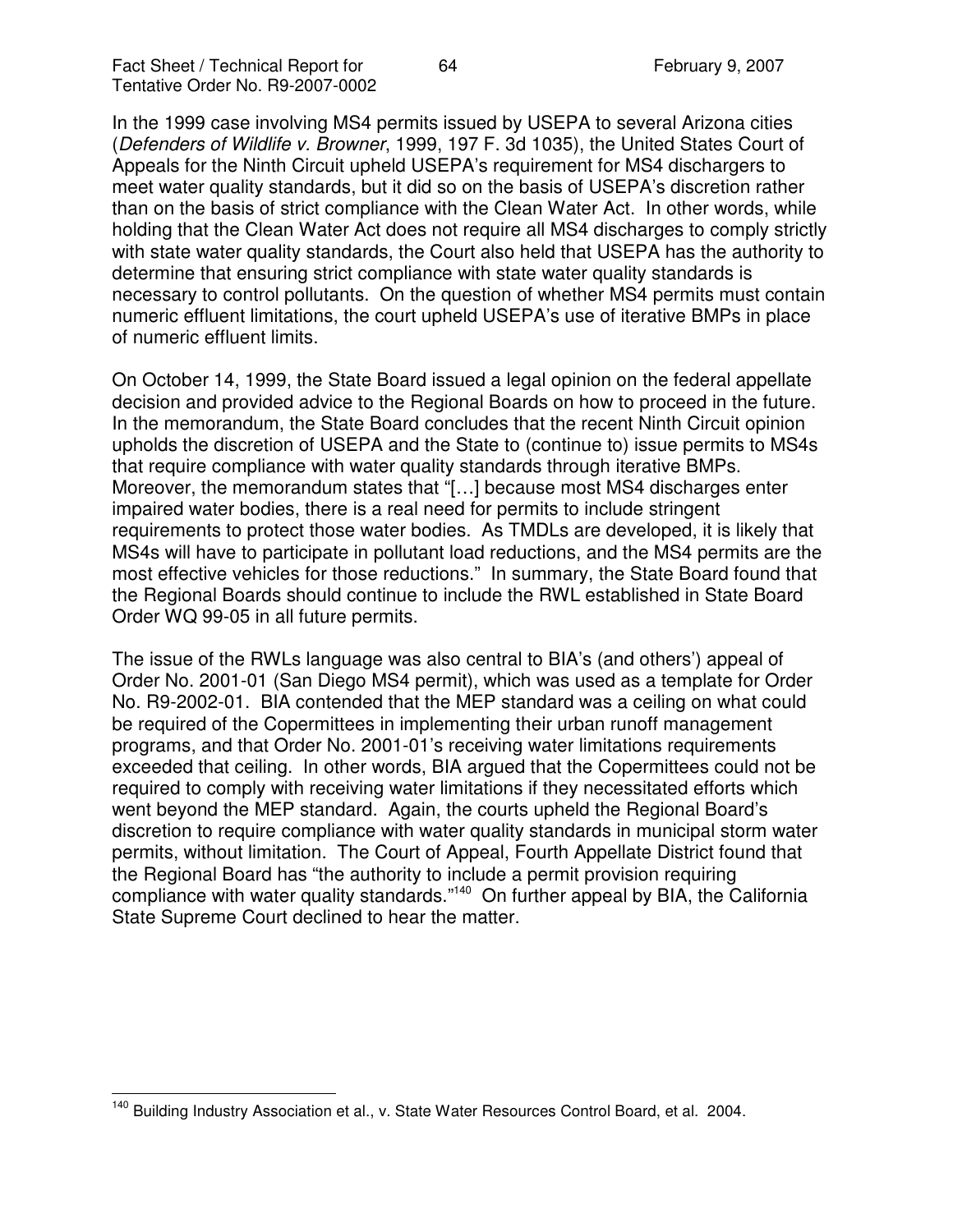In the 1999 case involving MS4 permits issued by USEPA to several Arizona cities (*Defenders of Wildlife v. Browner*, 1999, 197 F. 3d 1035), the United States Court of Appeals for the Ninth Circuit upheld USEPA's requirement for MS4 dischargers to meet water quality standards, but it did so on the basis of USEPA's discretion rather than on the basis of strict compliance with the Clean Water Act. In other words, while holding that the Clean Water Act does not require all MS4 discharges to comply strictly with state water quality standards, the Court also held that USEPA has the authority to determine that ensuring strict compliance with state water quality standards is necessary to control pollutants. On the question of whether MS4 permits must contain numeric effluent limitations, the court upheld USEPA's use of iterative BMPs in place of numeric effluent limits.

On October 14, 1999, the State Board issued a legal opinion on the federal appellate decision and provided advice to the Regional Boards on how to proceed in the future. In the memorandum, the State Board concludes that the recent Ninth Circuit opinion upholds the discretion of USEPA and the State to (continue to) issue permits to MS4s that require compliance with water quality standards through iterative BMPs. Moreover, the memorandum states that "[…] because most MS4 discharges enter impaired water bodies, there is a real need for permits to include stringent requirements to protect those water bodies. As TMDLs are developed, it is likely that MS4s will have to participate in pollutant load reductions, and the MS4 permits are the most effective vehicles for those reductions." In summary, the State Board found that the Regional Boards should continue to include the RWL established in State Board Order WQ 99-05 in all future permits.

The issue of the RWLs language was also central to BIA's (and others') appeal of Order No. 2001-01 (San Diego MS4 permit), which was used as a template for Order No. R9-2002-01. BIA contended that the MEP standard was a ceiling on what could be required of the Copermittees in implementing their urban runoff management programs, and that Order No. 2001-01's receiving water limitations requirements exceeded that ceiling. In other words, BIA argued that the Copermittees could not be required to comply with receiving water limitations if they necessitated efforts which went beyond the MEP standard. Again, the courts upheld the Regional Board's discretion to require compliance with water quality standards in municipal storm water permits, without limitation. The Court of Appeal, Fourth Appellate District found that the Regional Board has "the authority to include a permit provision requiring compliance with water quality standards."[140] On further appeal by BIA, the California State Supreme Court declined to hear the matter.

---

[140] Building Industry Association et al., v. State Water Resources Control Board, et al. 2004.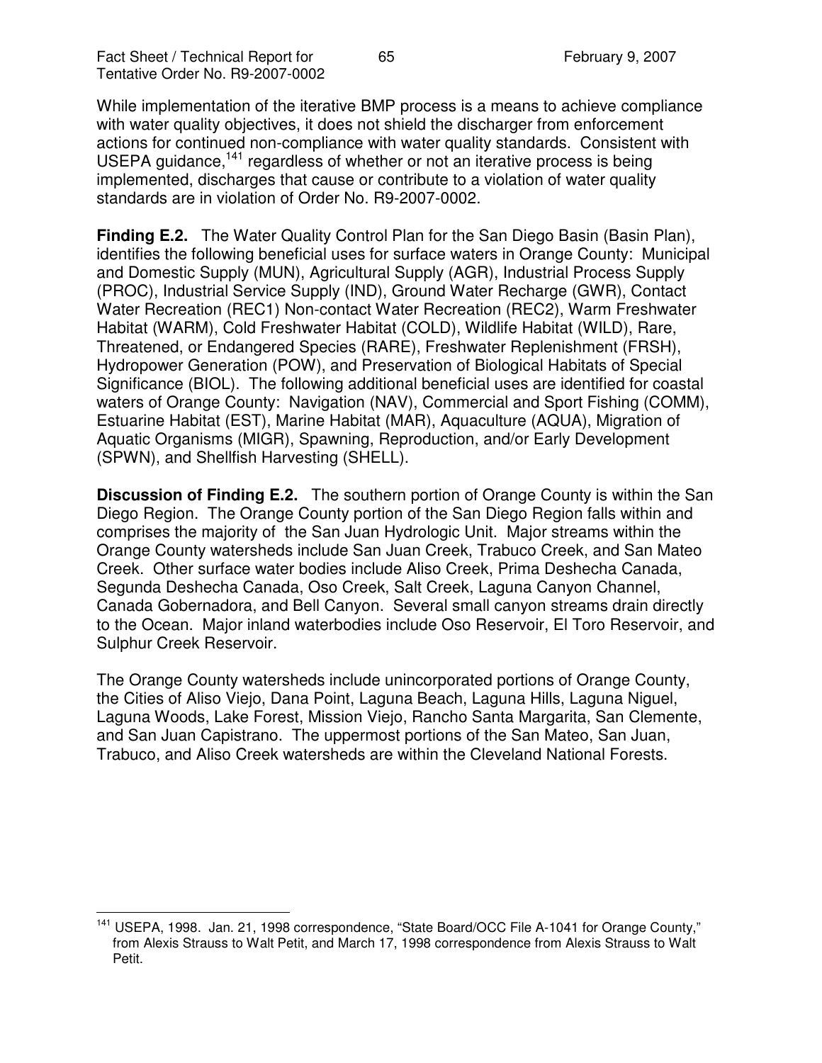While implementation of the iterative BMP process is a means to achieve compliance with water quality objectives, it does not shield the discharger from enforcement actions for continued non-compliance with water quality standards. Consistent with USEPA guidance,[141] regardless of whether or not an iterative process is being implemented, discharges that cause or contribute to a violation of water quality standards are in violation of Order No. R9-2007-0002.

**Finding E.2.** The Water Quality Control Plan for the San Diego Basin (Basin Plan), identifies the following beneficial uses for surface waters in Orange County: Municipal and Domestic Supply (MUN), Agricultural Supply (AGR), Industrial Process Supply (PROC), Industrial Service Supply (IND), Ground Water Recharge (GWR), Contact Water Recreation (REC1) Non-contact Water Recreation (REC2), Warm Freshwater Habitat (WARM), Cold Freshwater Habitat (COLD), Wildlife Habitat (WILD), Rare, Threatened, or Endangered Species (RARE), Freshwater Replenishment (FRSH), Hydropower Generation (POW), and Preservation of Biological Habitats of Special Significance (BIOL). The following additional beneficial uses are identified for coastal waters of Orange County: Navigation (NAV), Commercial and Sport Fishing (COMM), Estuarine Habitat (EST), Marine Habitat (MAR), Aquaculture (AQUA), Migration of Aquatic Organisms (MIGR), Spawning, Reproduction, and/or Early Development (SPWN), and Shellfish Harvesting (SHELL).

**Discussion of Finding E.2.** The southern portion of Orange County is within the San Diego Region. The Orange County portion of the San Diego Region falls within and comprises the majority of the San Juan Hydrologic Unit. Major streams within the Orange County watersheds include San Juan Creek, Trabuco Creek, and San Mateo Creek. Other surface water bodies include Aliso Creek, Prima Deshecha Canada, Segunda Deshecha Canada, Oso Creek, Salt Creek, Laguna Canyon Channel, Canada Gobernadora, and Bell Canyon. Several small canyon streams drain directly to the Ocean. Major inland waterbodies include Oso Reservoir, El Toro Reservoir, and Sulphur Creek Reservoir.

The Orange County watersheds include unincorporated portions of Orange County, the Cities of Aliso Viejo, Dana Point, Laguna Beach, Laguna Hills, Laguna Niguel, Laguna Woods, Lake Forest, Mission Viejo, Rancho Santa Margarita, San Clemente, and San Juan Capistrano. The uppermost portions of the San Mateo, San Juan, Trabuco, and Aliso Creek watersheds are within the Cleveland National Forests.

---

[141] USEPA, 1998. Jan. 21, 1998 correspondence, "State Board/OCC File A-1041 for Orange County," from Alexis Strauss to Walt Petit, and March 17, 1998 correspondence from Alexis Strauss to Walt Petit.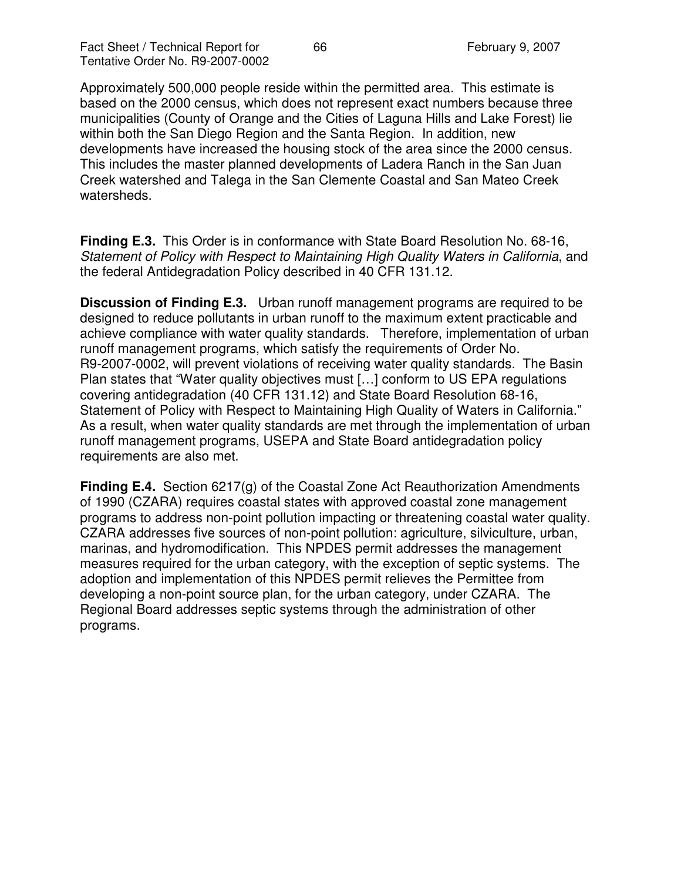Approximately 500,000 people reside within the permitted area. This estimate is based on the 2000 census, which does not represent exact numbers because three municipalities (County of Orange and the Cities of Laguna Hills and Lake Forest) lie within both the San Diego Region and the Santa Region. In addition, new developments have increased the housing stock of the area since the 2000 census. This includes the master planned developments of Ladera Ranch in the San Juan Creek watershed and Talega in the San Clemente Coastal and San Mateo Creek watersheds.

**Finding E.3.** This Order is in conformance with State Board Resolution No. 68-16, *Statement of Policy with Respect to Maintaining High Quality Waters in California*, and the federal Antidegradation Policy described in 40 CFR 131.12.

**Discussion of Finding E.3.** Urban runoff management programs are required to be designed to reduce pollutants in urban runoff to the maximum extent practicable and achieve compliance with water quality standards. Therefore, implementation of urban runoff management programs, which satisfy the requirements of Order No. R9-2007-0002, will prevent violations of receiving water quality standards. The Basin Plan states that "Water quality objectives must […] conform to US EPA regulations covering antidegradation (40 CFR 131.12) and State Board Resolution 68-16, Statement of Policy with Respect to Maintaining High Quality of Waters in California." As a result, when water quality standards are met through the implementation of urban runoff management programs, USEPA and State Board antidegradation policy requirements are also met.

**Finding E.4.** Section 6217(g) of the Coastal Zone Act Reauthorization Amendments of 1990 (CZARA) requires coastal states with approved coastal zone management programs to address non-point pollution impacting or threatening coastal water quality. CZARA addresses five sources of non-point pollution: agriculture, silviculture, urban, marinas, and hydromodification. This NPDES permit addresses the management measures required for the urban category, with the exception of septic systems. The adoption and implementation of this NPDES permit relieves the Permittee from developing a non-point source plan, for the urban category, under CZARA. The Regional Board addresses septic systems through the administration of other programs.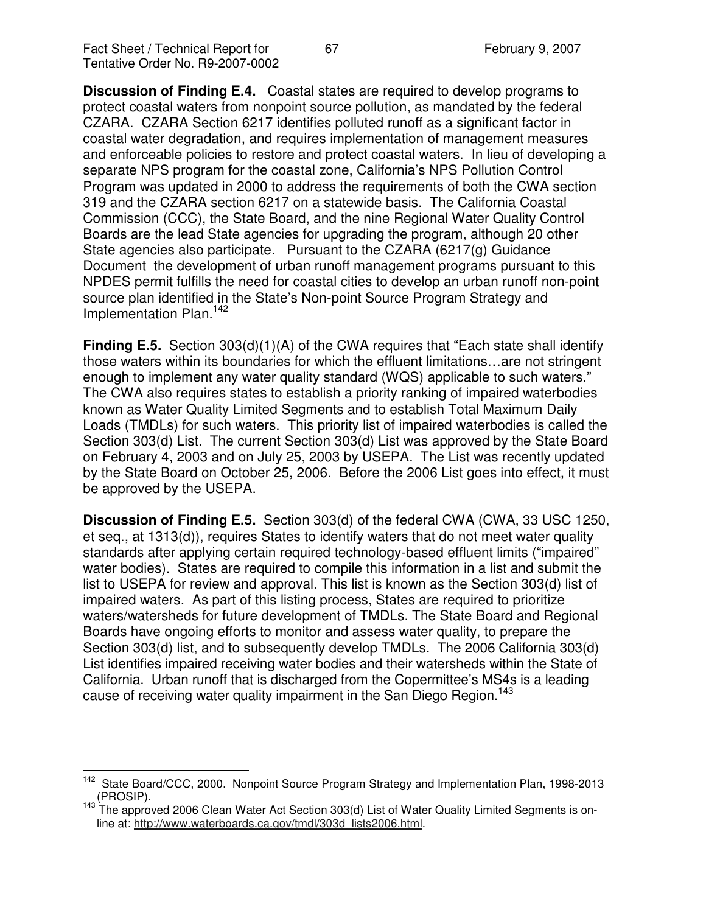**Discussion of Finding E.4.** Coastal states are required to develop programs to protect coastal waters from nonpoint source pollution, as mandated by the federal CZARA. CZARA Section 6217 identifies polluted runoff as a significant factor in coastal water degradation, and requires implementation of management measures and enforceable policies to restore and protect coastal waters. In lieu of developing a separate NPS program for the coastal zone, California's NPS Pollution Control Program was updated in 2000 to address the requirements of both the CWA section 319 and the CZARA section 6217 on a statewide basis. The California Coastal Commission (CCC), the State Board, and the nine Regional Water Quality Control Boards are the lead State agencies for upgrading the program, although 20 other State agencies also participate. Pursuant to the CZARA (6217(g) Guidance Document the development of urban runoff management programs pursuant to this NPDES permit fulfills the need for coastal cities to develop an urban runoff non-point source plan identified in the State's Non-point Source Program Strategy and Implementation Plan.[142]

**Finding E.5.** Section 303(d)(1)(A) of the CWA requires that "Each state shall identify those waters within its boundaries for which the effluent limitations…are not stringent enough to implement any water quality standard (WQS) applicable to such waters." The CWA also requires states to establish a priority ranking of impaired waterbodies known as Water Quality Limited Segments and to establish Total Maximum Daily Loads (TMDLs) for such waters. This priority list of impaired waterbodies is called the Section 303(d) List. The current Section 303(d) List was approved by the State Board on February 4, 2003 and on July 25, 2003 by USEPA. The List was recently updated by the State Board on October 25, 2006. Before the 2006 List goes into effect, it must be approved by the USEPA.

**Discussion of Finding E.5.** Section 303(d) of the federal CWA (CWA, 33 USC 1250, et seq., at 1313(d)), requires States to identify waters that do not meet water quality standards after applying certain required technology-based effluent limits ("impaired" water bodies). States are required to compile this information in a list and submit the list to USEPA for review and approval. This list is known as the Section 303(d) list of impaired waters. As part of this listing process, States are required to prioritize waters/watersheds for future development of TMDLs. The State Board and Regional Boards have ongoing efforts to monitor and assess water quality, to prepare the Section 303(d) list, and to subsequently develop TMDLs. The 2006 California 303(d) List identifies impaired receiving water bodies and their watersheds within the State of California. Urban runoff that is discharged from the Copermittee's MS4s is a leading cause of receiving water quality impairment in the San Diego Region.[143]

---

[142] State Board/CCC, 2000. Nonpoint Source Program Strategy and Implementation Plan, 1998-2013 (PROSIP).

[143] The approved 2006 Clean Water Act Section 303(d) List of Water Quality Limited Segments is on-line at: http://www.waterboards.ca.gov/tmdl/303d_lists2006.html.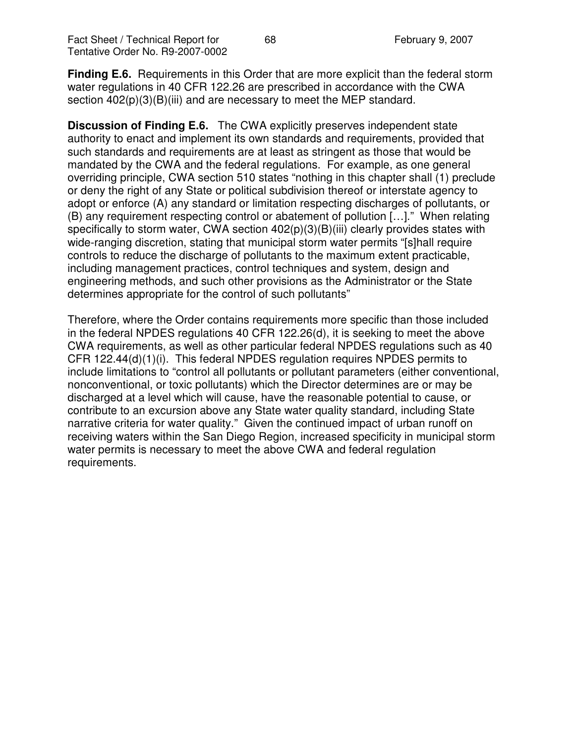**Finding E.6.** Requirements in this Order that are more explicit than the federal storm water regulations in 40 CFR 122.26 are prescribed in accordance with the CWA section 402(p)(3)(B)(iii) and are necessary to meet the MEP standard.

**Discussion of Finding E.6.** The CWA explicitly preserves independent state authority to enact and implement its own standards and requirements, provided that such standards and requirements are at least as stringent as those that would be mandated by the CWA and the federal regulations. For example, as one general overriding principle, CWA section 510 states "nothing in this chapter shall (1) preclude or deny the right of any State or political subdivision thereof or interstate agency to adopt or enforce (A) any standard or limitation respecting discharges of pollutants, or (B) any requirement respecting control or abatement of pollution […]." When relating specifically to storm water, CWA section 402(p)(3)(B)(iii) clearly provides states with wide-ranging discretion, stating that municipal storm water permits "[s]hall require controls to reduce the discharge of pollutants to the maximum extent practicable, including management practices, control techniques and system, design and engineering methods, and such other provisions as the Administrator or the State determines appropriate for the control of such pollutants"

Therefore, where the Order contains requirements more specific than those included in the federal NPDES regulations 40 CFR 122.26(d), it is seeking to meet the above CWA requirements, as well as other particular federal NPDES regulations such as 40 CFR 122.44(d)(1)(i). This federal NPDES regulation requires NPDES permits to include limitations to "control all pollutants or pollutant parameters (either conventional, nonconventional, or toxic pollutants) which the Director determines are or may be discharged at a level which will cause, have the reasonable potential to cause, or contribute to an excursion above any State water quality standard, including State narrative criteria for water quality." Given the continued impact of urban runoff on receiving waters within the San Diego Region, increased specificity in municipal storm water permits is necessary to meet the above CWA and federal regulation requirements.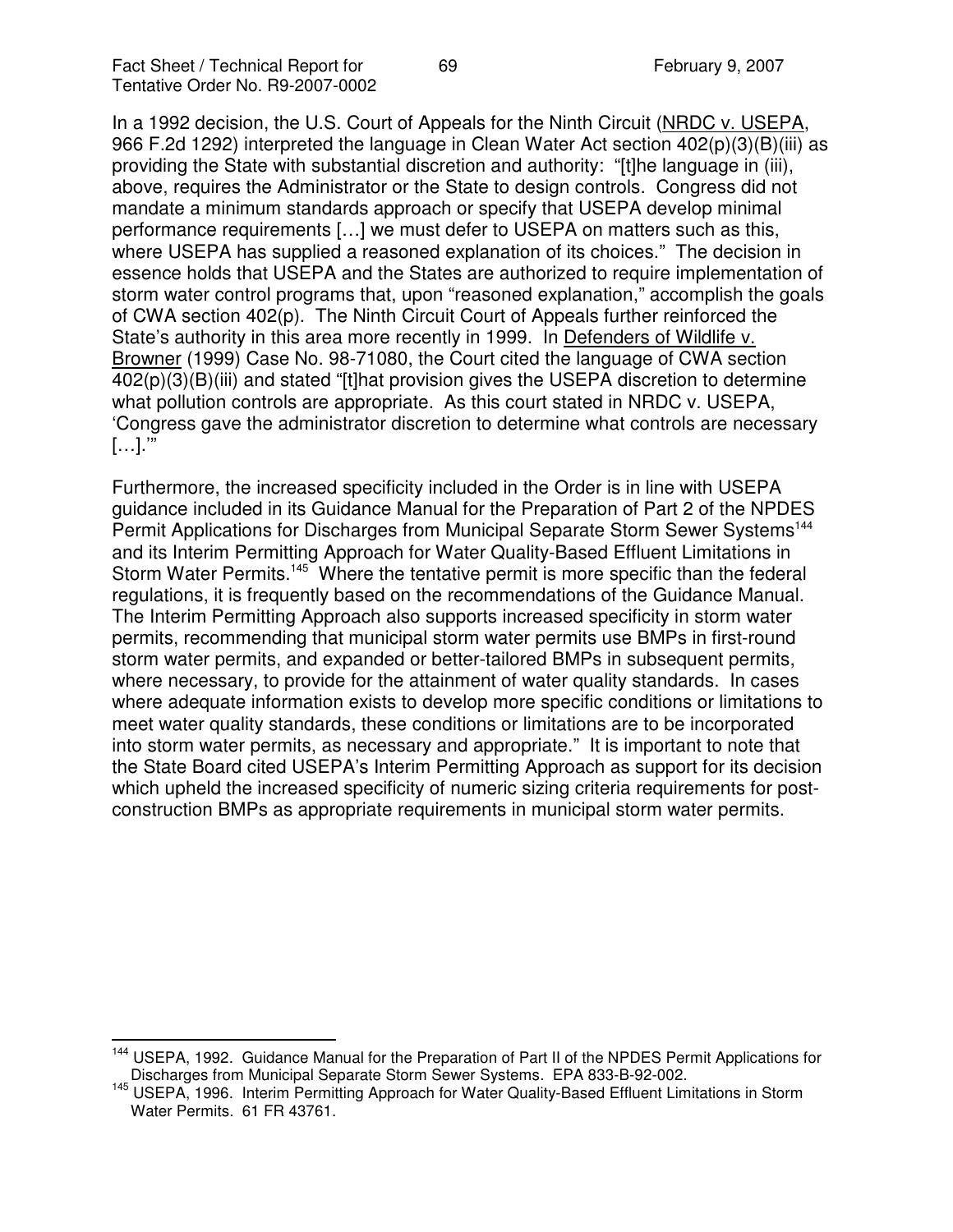In a 1992 decision, the U.S. Court of Appeals for the Ninth Circuit (NRDC v. USEPA, 966 F.2d 1292) interpreted the language in Clean Water Act section 402(p)(3)(B)(iii) as providing the State with substantial discretion and authority: "[t]he language in (iii), above, requires the Administrator or the State to design controls. Congress did not mandate a minimum standards approach or specify that USEPA develop minimal performance requirements […] we must defer to USEPA on matters such as this, where USEPA has supplied a reasoned explanation of its choices." The decision in essence holds that USEPA and the States are authorized to require implementation of storm water control programs that, upon "reasoned explanation," accomplish the goals of CWA section 402(p). The Ninth Circuit Court of Appeals further reinforced the State's authority in this area more recently in 1999. In Defenders of Wildlife v. Browner (1999) Case No. 98-71080, the Court cited the language of CWA section 402(p)(3)(B)(iii) and stated "[t]hat provision gives the USEPA discretion to determine what pollution controls are appropriate. As this court stated in NRDC v. USEPA, 'Congress gave the administrator discretion to determine what controls are necessary […].'"

Furthermore, the increased specificity included in the Order is in line with USEPA guidance included in its Guidance Manual for the Preparation of Part 2 of the NPDES Permit Applications for Discharges from Municipal Separate Storm Sewer Systems[144] and its Interim Permitting Approach for Water Quality-Based Effluent Limitations in Storm Water Permits.[145] Where the tentative permit is more specific than the federal regulations, it is frequently based on the recommendations of the Guidance Manual. The Interim Permitting Approach also supports increased specificity in storm water permits, recommending that municipal storm water permits use BMPs in first-round storm water permits, and expanded or better-tailored BMPs in subsequent permits, where necessary, to provide for the attainment of water quality standards. In cases where adequate information exists to develop more specific conditions or limitations to meet water quality standards, these conditions or limitations are to be incorporated into storm water permits, as necessary and appropriate." It is important to note that the State Board cited USEPA's Interim Permitting Approach as support for its decision which upheld the increased specificity of numeric sizing criteria requirements for post-construction BMPs as appropriate requirements in municipal storm water permits.

[144] USEPA, 1992. Guidance Manual for the Preparation of Part II of the NPDES Permit Applications for Discharges from Municipal Separate Storm Sewer Systems. EPA 833-B-92-002.

[145] USEPA, 1996. Interim Permitting Approach for Water Quality-Based Effluent Limitations in Storm Water Permits. 61 FR 43761.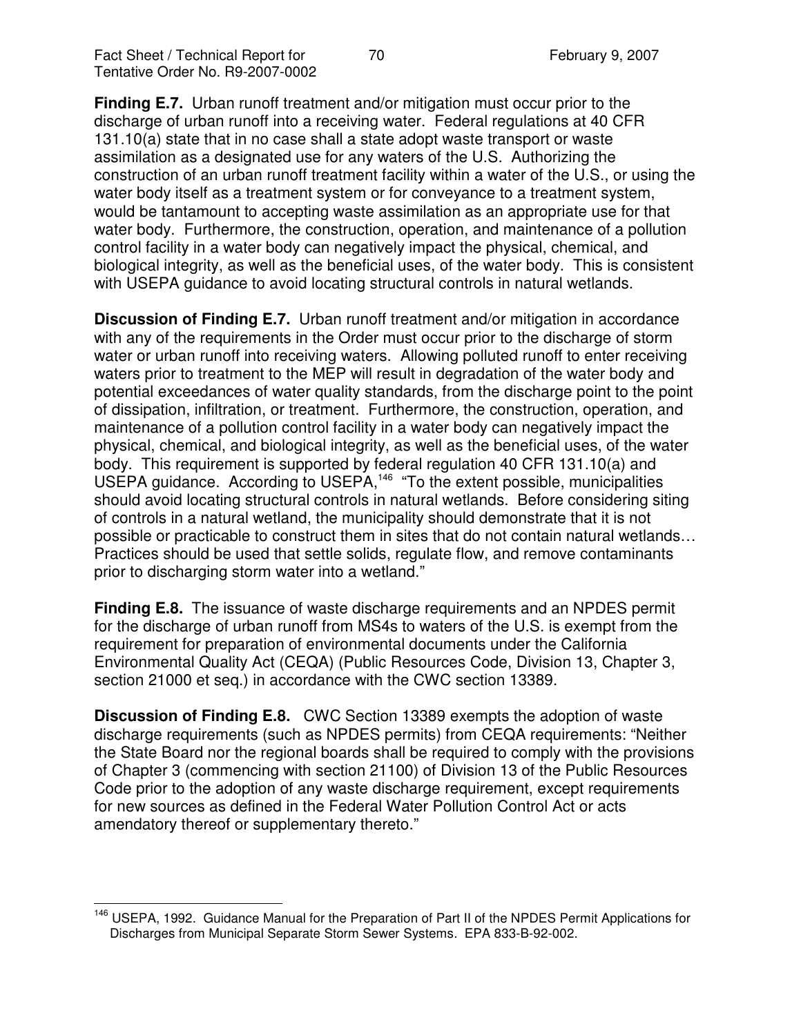**Finding E.7.** Urban runoff treatment and/or mitigation must occur prior to the discharge of urban runoff into a receiving water. Federal regulations at 40 CFR 131.10(a) state that in no case shall a state adopt waste transport or waste assimilation as a designated use for any waters of the U.S. Authorizing the construction of an urban runoff treatment facility within a water of the U.S., or using the water body itself as a treatment system or for conveyance to a treatment system, would be tantamount to accepting waste assimilation as an appropriate use for that water body. Furthermore, the construction, operation, and maintenance of a pollution control facility in a water body can negatively impact the physical, chemical, and biological integrity, as well as the beneficial uses, of the water body. This is consistent with USEPA guidance to avoid locating structural controls in natural wetlands.

**Discussion of Finding E.7.** Urban runoff treatment and/or mitigation in accordance with any of the requirements in the Order must occur prior to the discharge of storm water or urban runoff into receiving waters. Allowing polluted runoff to enter receiving waters prior to treatment to the MEP will result in degradation of the water body and potential exceedances of water quality standards, from the discharge point to the point of dissipation, infiltration, or treatment. Furthermore, the construction, operation, and maintenance of a pollution control facility in a water body can negatively impact the physical, chemical, and biological integrity, as well as the beneficial uses, of the water body. This requirement is supported by federal regulation 40 CFR 131.10(a) and USEPA guidance. According to USEPA,[146] "To the extent possible, municipalities should avoid locating structural controls in natural wetlands. Before considering siting of controls in a natural wetland, the municipality should demonstrate that it is not possible or practicable to construct them in sites that do not contain natural wetlands… Practices should be used that settle solids, regulate flow, and remove contaminants prior to discharging storm water into a wetland."

**Finding E.8.** The issuance of waste discharge requirements and an NPDES permit for the discharge of urban runoff from MS4s to waters of the U.S. is exempt from the requirement for preparation of environmental documents under the California Environmental Quality Act (CEQA) (Public Resources Code, Division 13, Chapter 3, section 21000 et seq.) in accordance with the CWC section 13389.

**Discussion of Finding E.8.** CWC Section 13389 exempts the adoption of waste discharge requirements (such as NPDES permits) from CEQA requirements: "Neither the State Board nor the regional boards shall be required to comply with the provisions of Chapter 3 (commencing with section 21100) of Division 13 of the Public Resources Code prior to the adoption of any waste discharge requirement, except requirements for new sources as defined in the Federal Water Pollution Control Act or acts amendatory thereof or supplementary thereto."

---

[146] USEPA, 1992. Guidance Manual for the Preparation of Part II of the NPDES Permit Applications for Discharges from Municipal Separate Storm Sewer Systems. EPA 833-B-92-002.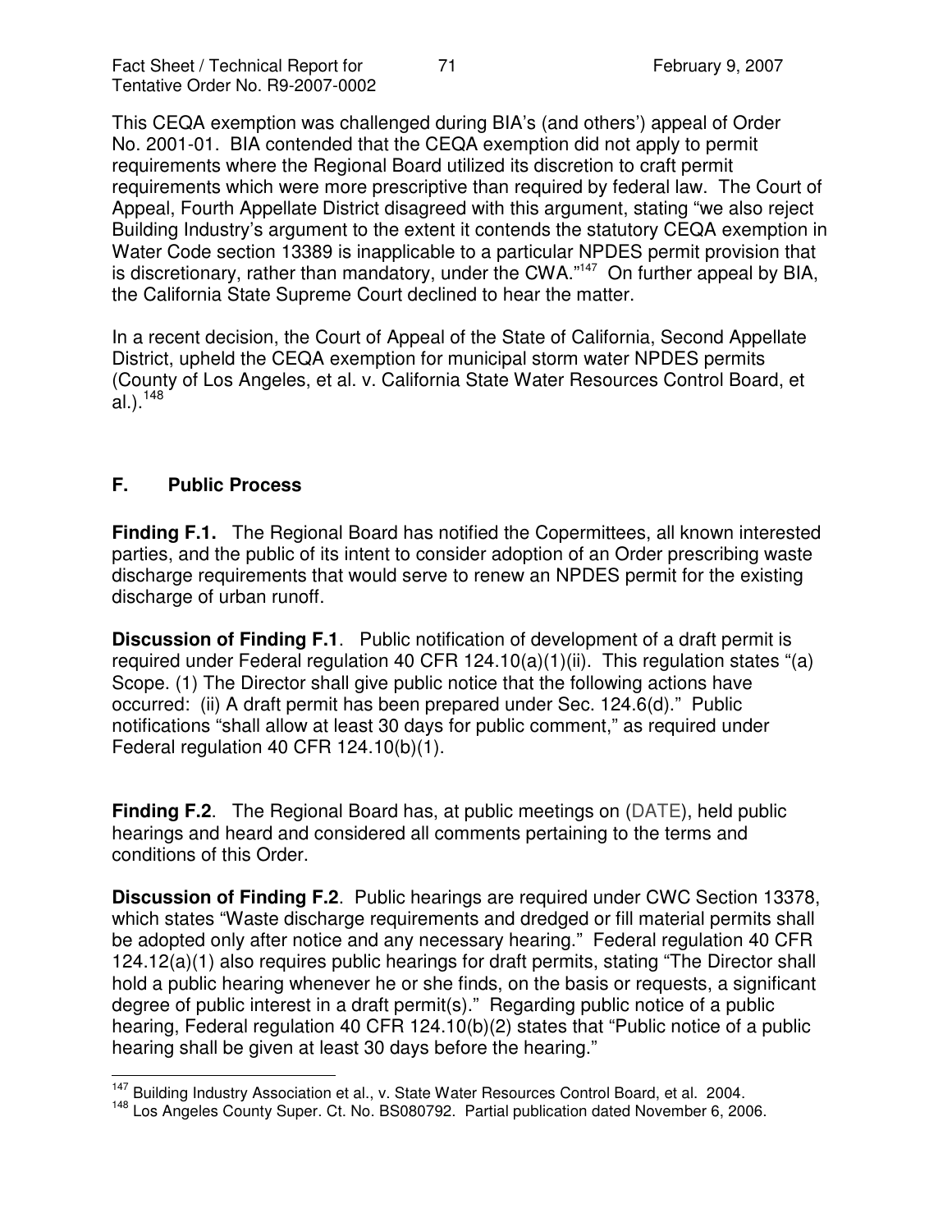This CEQA exemption was challenged during BIA's (and others') appeal of Order No. 2001-01. BIA contended that the CEQA exemption did not apply to permit requirements where the Regional Board utilized its discretion to craft permit requirements which were more prescriptive than required by federal law. The Court of Appeal, Fourth Appellate District disagreed with this argument, stating "we also reject Building Industry's argument to the extent it contends the statutory CEQA exemption in Water Code section 13389 is inapplicable to a particular NPDES permit provision that is discretionary, rather than mandatory, under the CWA."[147] On further appeal by BIA, the California State Supreme Court declined to hear the matter.

In a recent decision, the Court of Appeal of the State of California, Second Appellate District, upheld the CEQA exemption for municipal storm water NPDES permits (County of Los Angeles, et al. v. California State Water Resources Control Board, et al.).[148]

## F. Public Process

**Finding F.1.** The Regional Board has notified the Copermittees, all known interested parties, and the public of its intent to consider adoption of an Order prescribing waste discharge requirements that would serve to renew an NPDES permit for the existing discharge of urban runoff.

**Discussion of Finding F.1**. Public notification of development of a draft permit is required under Federal regulation 40 CFR 124.10(a)(1)(ii). This regulation states "(a) Scope. (1) The Director shall give public notice that the following actions have occurred: (ii) A draft permit has been prepared under Sec. 124.6(d)." Public notifications "shall allow at least 30 days for public comment," as required under Federal regulation 40 CFR 124.10(b)(1).

**Finding F.2**. The Regional Board has, at public meetings on (DATE), held public hearings and heard and considered all comments pertaining to the terms and conditions of this Order.

**Discussion of Finding F.2**. Public hearings are required under CWC Section 13378, which states "Waste discharge requirements and dredged or fill material permits shall be adopted only after notice and any necessary hearing." Federal regulation 40 CFR 124.12(a)(1) also requires public hearings for draft permits, stating "The Director shall hold a public hearing whenever he or she finds, on the basis or requests, a significant degree of public interest in a draft permit(s)." Regarding public notice of a public hearing, Federal regulation 40 CFR 124.10(b)(2) states that "Public notice of a public hearing shall be given at least 30 days before the hearing."

---

[147] Building Industry Association et al., v. State Water Resources Control Board, et al. 2004.

[148] Los Angeles County Super. Ct. No. BS080792. Partial publication dated November 6, 2006.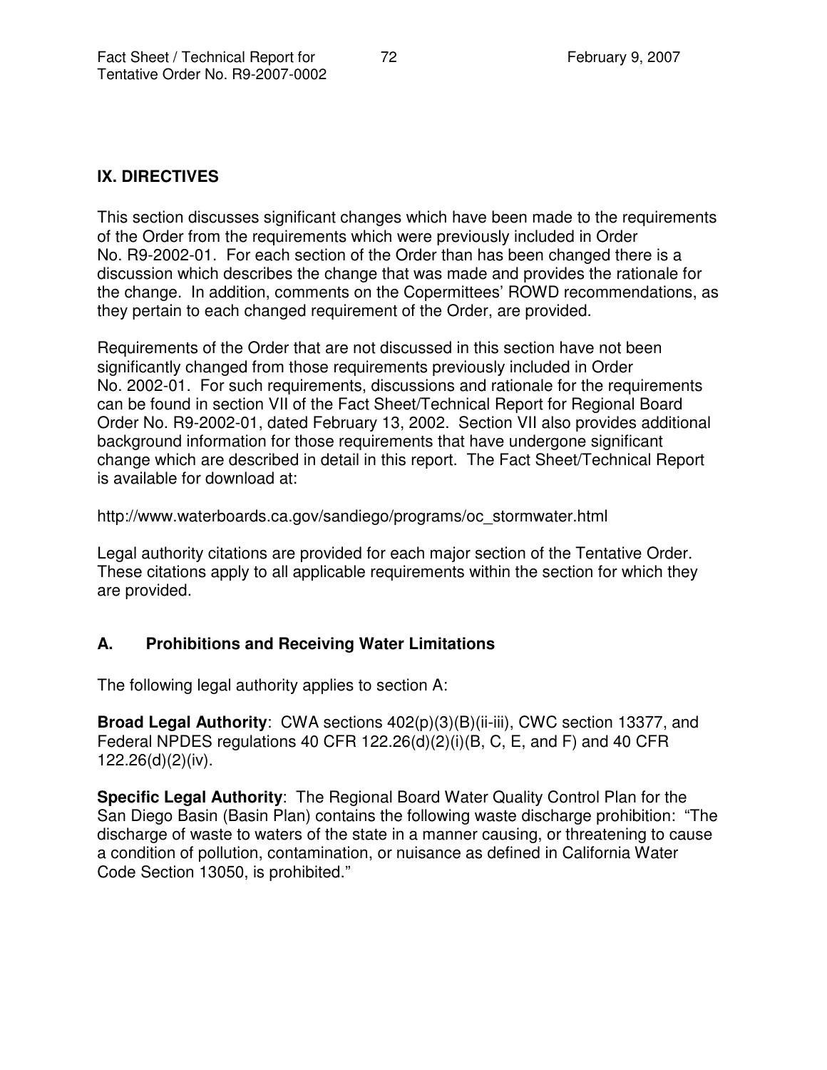## IX. DIRECTIVES

This section discusses significant changes which have been made to the requirements of the Order from the requirements which were previously included in Order No. R9-2002-01. For each section of the Order than has been changed there is a discussion which describes the change that was made and provides the rationale for the change. In addition, comments on the Copermittees' ROWD recommendations, as they pertain to each changed requirement of the Order, are provided.

Requirements of the Order that are not discussed in this section have not been significantly changed from those requirements previously included in Order No. 2002-01. For such requirements, discussions and rationale for the requirements can be found in section VII of the Fact Sheet/Technical Report for Regional Board Order No. R9-2002-01, dated February 13, 2002. Section VII also provides additional background information for those requirements that have undergone significant change which are described in detail in this report. The Fact Sheet/Technical Report is available for download at:

http://www.waterboards.ca.gov/sandiego/programs/oc_stormwater.html

Legal authority citations are provided for each major section of the Tentative Order. These citations apply to all applicable requirements within the section for which they are provided.

### A. Prohibitions and Receiving Water Limitations

The following legal authority applies to section A:

**Broad Legal Authority**: CWA sections 402(p)(3)(B)(ii-iii), CWC section 13377, and Federal NPDES regulations 40 CFR 122.26(d)(2)(i)(B, C, E, and F) and 40 CFR 122.26(d)(2)(iv).

**Specific Legal Authority**: The Regional Board Water Quality Control Plan for the San Diego Basin (Basin Plan) contains the following waste discharge prohibition: "The discharge of waste to waters of the state in a manner causing, or threatening to cause a condition of pollution, contamination, or nuisance as defined in California Water Code Section 13050, is prohibited."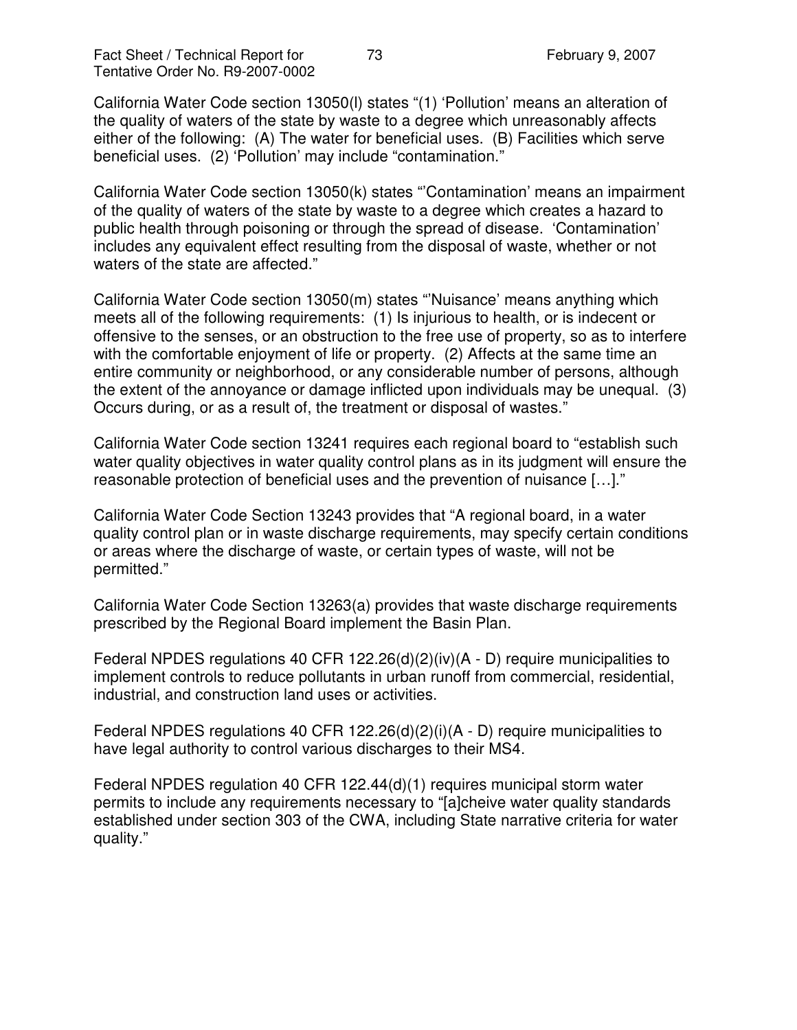California Water Code section 13050(l) states "(1) 'Pollution' means an alteration of the quality of waters of the state by waste to a degree which unreasonably affects either of the following: (A) The water for beneficial uses. (B) Facilities which serve beneficial uses. (2) 'Pollution' may include "contamination."

California Water Code section 13050(k) states "'Contamination' means an impairment of the quality of waters of the state by waste to a degree which creates a hazard to public health through poisoning or through the spread of disease. 'Contamination' includes any equivalent effect resulting from the disposal of waste, whether or not waters of the state are affected."

California Water Code section 13050(m) states "'Nuisance' means anything which meets all of the following requirements: (1) Is injurious to health, or is indecent or offensive to the senses, or an obstruction to the free use of property, so as to interfere with the comfortable enjoyment of life or property. (2) Affects at the same time an entire community or neighborhood, or any considerable number of persons, although the extent of the annoyance or damage inflicted upon individuals may be unequal. (3) Occurs during, or as a result of, the treatment or disposal of wastes."

California Water Code section 13241 requires each regional board to "establish such water quality objectives in water quality control plans as in its judgment will ensure the reasonable protection of beneficial uses and the prevention of nuisance […]."

California Water Code Section 13243 provides that "A regional board, in a water quality control plan or in waste discharge requirements, may specify certain conditions or areas where the discharge of waste, or certain types of waste, will not be permitted."

California Water Code Section 13263(a) provides that waste discharge requirements prescribed by the Regional Board implement the Basin Plan.

Federal NPDES regulations 40 CFR 122.26(d)(2)(iv)(A - D) require municipalities to implement controls to reduce pollutants in urban runoff from commercial, residential, industrial, and construction land uses or activities.

Federal NPDES regulations 40 CFR 122.26(d)(2)(i)(A - D) require municipalities to have legal authority to control various discharges to their MS4.

Federal NPDES regulation 40 CFR 122.44(d)(1) requires municipal storm water permits to include any requirements necessary to "[a]cheive water quality standards established under section 303 of the CWA, including State narrative criteria for water quality."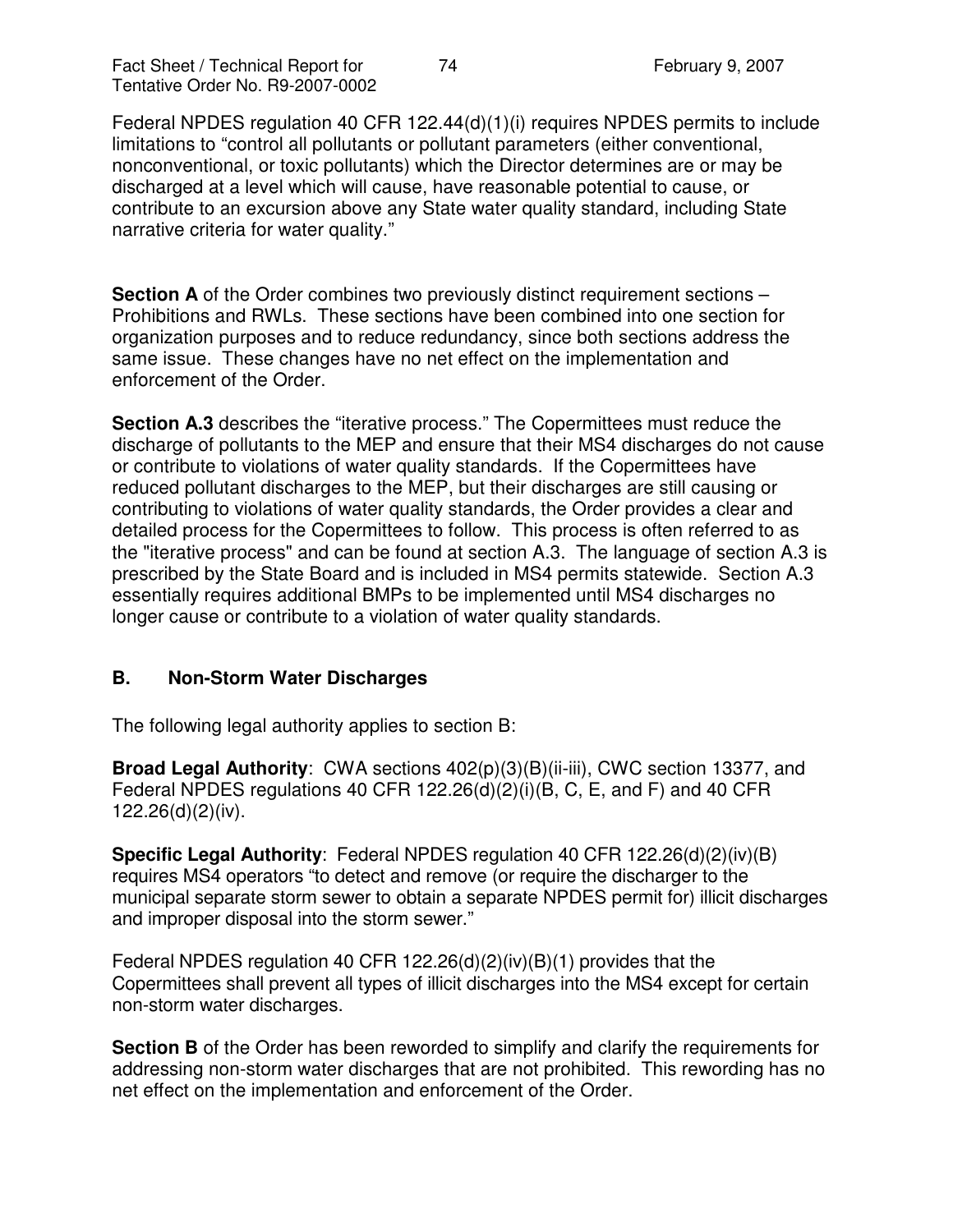Federal NPDES regulation 40 CFR 122.44(d)(1)(i) requires NPDES permits to include limitations to "control all pollutants or pollutant parameters (either conventional, nonconventional, or toxic pollutants) which the Director determines are or may be discharged at a level which will cause, have reasonable potential to cause, or contribute to an excursion above any State water quality standard, including State narrative criteria for water quality."

**Section A** of the Order combines two previously distinct requirement sections – Prohibitions and RWLs. These sections have been combined into one section for organization purposes and to reduce redundancy, since both sections address the same issue. These changes have no net effect on the implementation and enforcement of the Order.

**Section A.3** describes the "iterative process." The Copermittees must reduce the discharge of pollutants to the MEP and ensure that their MS4 discharges do not cause or contribute to violations of water quality standards. If the Copermittees have reduced pollutant discharges to the MEP, but their discharges are still causing or contributing to violations of water quality standards, the Order provides a clear and detailed process for the Copermittees to follow. This process is often referred to as the "iterative process" and can be found at section A.3. The language of section A.3 is prescribed by the State Board and is included in MS4 permits statewide. Section A.3 essentially requires additional BMPs to be implemented until MS4 discharges no longer cause or contribute to a violation of water quality standards.

## B. Non-Storm Water Discharges

The following legal authority applies to section B:

**Broad Legal Authority**: CWA sections 402(p)(3)(B)(ii-iii), CWC section 13377, and Federal NPDES regulations 40 CFR 122.26(d)(2)(i)(B, C, E, and F) and 40 CFR 122.26(d)(2)(iv).

**Specific Legal Authority**: Federal NPDES regulation 40 CFR 122.26(d)(2)(iv)(B) requires MS4 operators "to detect and remove (or require the discharger to the municipal separate storm sewer to obtain a separate NPDES permit for) illicit discharges and improper disposal into the storm sewer."

Federal NPDES regulation 40 CFR 122.26(d)(2)(iv)(B)(1) provides that the Copermittees shall prevent all types of illicit discharges into the MS4 except for certain non-storm water discharges.

**Section B** of the Order has been reworded to simplify and clarify the requirements for addressing non-storm water discharges that are not prohibited. This rewording has no net effect on the implementation and enforcement of the Order.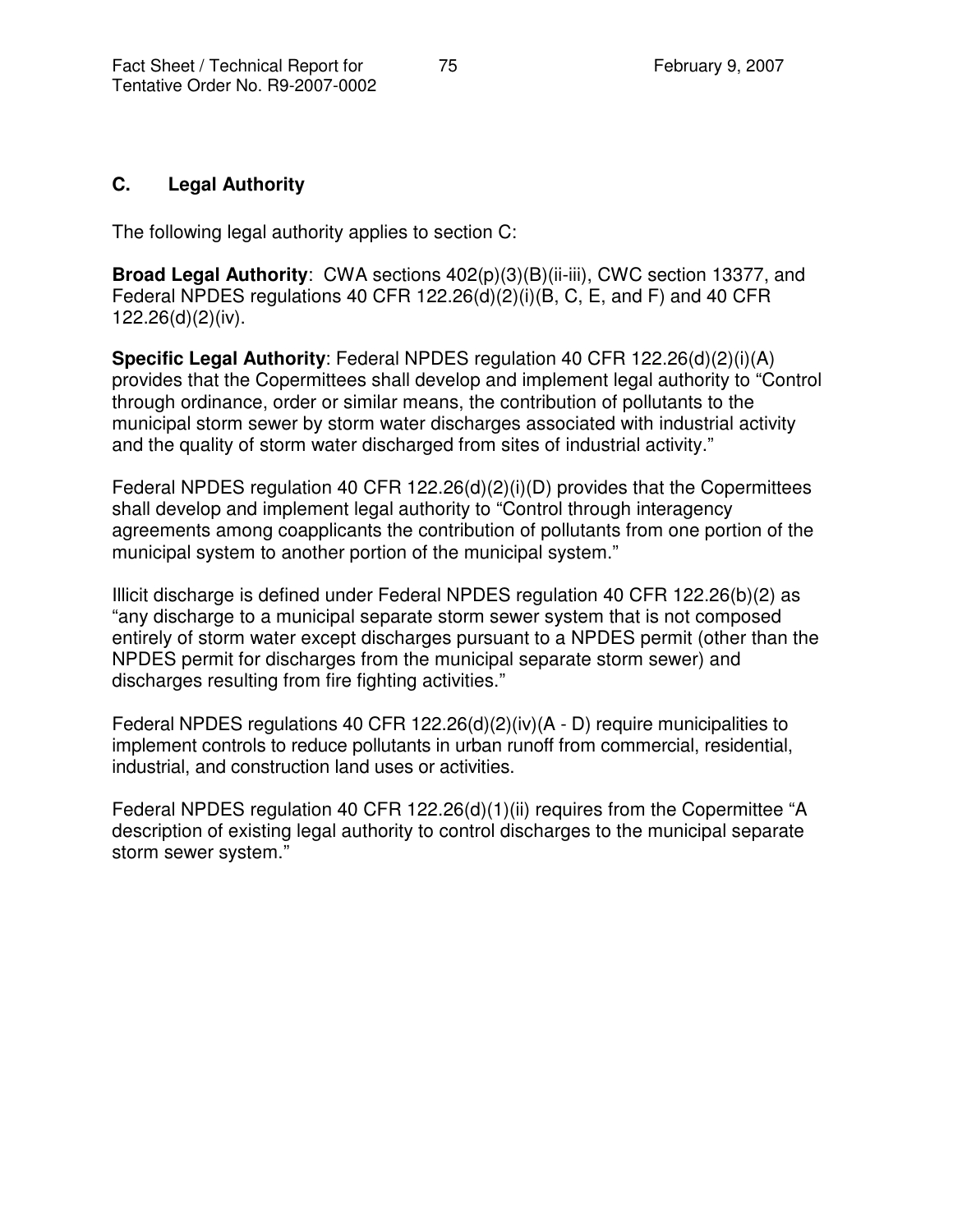## C. Legal Authority

The following legal authority applies to section C:

**Broad Legal Authority**: CWA sections 402(p)(3)(B)(ii-iii), CWC section 13377, and Federal NPDES regulations 40 CFR 122.26(d)(2)(i)(B, C, E, and F) and 40 CFR 122.26(d)(2)(iv).

**Specific Legal Authority**: Federal NPDES regulation 40 CFR 122.26(d)(2)(i)(A) provides that the Copermittees shall develop and implement legal authority to "Control through ordinance, order or similar means, the contribution of pollutants to the municipal storm sewer by storm water discharges associated with industrial activity and the quality of storm water discharged from sites of industrial activity."

Federal NPDES regulation 40 CFR 122.26(d)(2)(i)(D) provides that the Copermittees shall develop and implement legal authority to "Control through interagency agreements among coapplicants the contribution of pollutants from one portion of the municipal system to another portion of the municipal system."

Illicit discharge is defined under Federal NPDES regulation 40 CFR 122.26(b)(2) as "any discharge to a municipal separate storm sewer system that is not composed entirely of storm water except discharges pursuant to a NPDES permit (other than the NPDES permit for discharges from the municipal separate storm sewer) and discharges resulting from fire fighting activities."

Federal NPDES regulations 40 CFR 122.26(d)(2)(iv)(A - D) require municipalities to implement controls to reduce pollutants in urban runoff from commercial, residential, industrial, and construction land uses or activities.

Federal NPDES regulation 40 CFR 122.26(d)(1)(ii) requires from the Copermittee "A description of existing legal authority to control discharges to the municipal separate storm sewer system."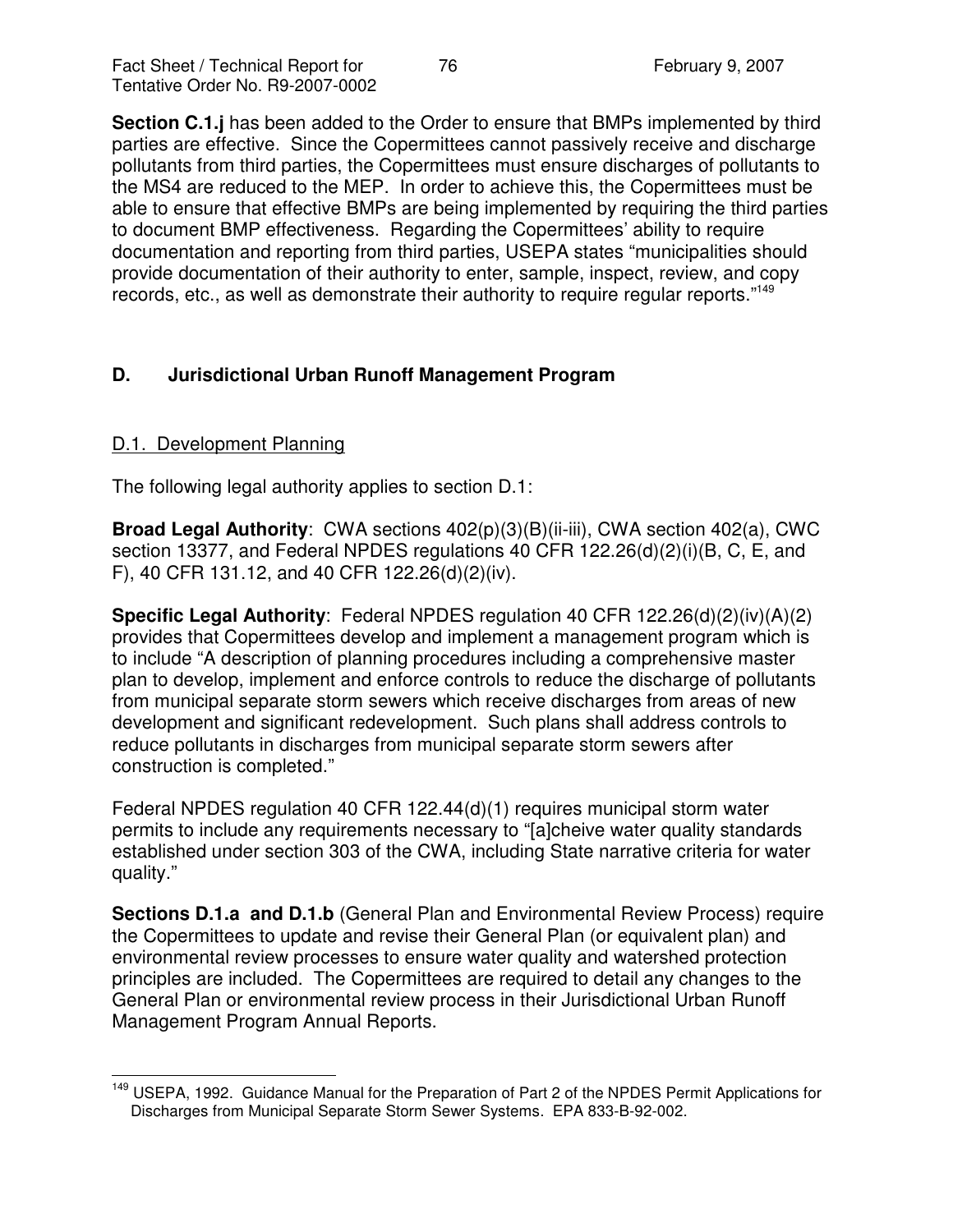**Section C.1.j** has been added to the Order to ensure that BMPs implemented by third parties are effective. Since the Copermittees cannot passively receive and discharge pollutants from third parties, the Copermittees must ensure discharges of pollutants to the MS4 are reduced to the MEP. In order to achieve this, the Copermittees must be able to ensure that effective BMPs are being implemented by requiring the third parties to document BMP effectiveness. Regarding the Copermittees' ability to require documentation and reporting from third parties, USEPA states "municipalities should provide documentation of their authority to enter, sample, inspect, review, and copy records, etc., as well as demonstrate their authority to require regular reports."[149]

## D. Jurisdictional Urban Runoff Management Program

### D.1. Development Planning

The following legal authority applies to section D.1:

**Broad Legal Authority**: CWA sections 402(p)(3)(B)(ii-iii), CWA section 402(a), CWC section 13377, and Federal NPDES regulations 40 CFR 122.26(d)(2)(i)(B, C, E, and F), 40 CFR 131.12, and 40 CFR 122.26(d)(2)(iv).

**Specific Legal Authority**: Federal NPDES regulation 40 CFR 122.26(d)(2)(iv)(A)(2) provides that Copermittees develop and implement a management program which is to include "A description of planning procedures including a comprehensive master plan to develop, implement and enforce controls to reduce the discharge of pollutants from municipal separate storm sewers which receive discharges from areas of new development and significant redevelopment. Such plans shall address controls to reduce pollutants in discharges from municipal separate storm sewers after construction is completed."

Federal NPDES regulation 40 CFR 122.44(d)(1) requires municipal storm water permits to include any requirements necessary to "[a]cheive water quality standards established under section 303 of the CWA, including State narrative criteria for water quality."

**Sections D.1.a and D.1.b** (General Plan and Environmental Review Process) require the Copermittees to update and revise their General Plan (or equivalent plan) and environmental review processes to ensure water quality and watershed protection principles are included. The Copermittees are required to detail any changes to the General Plan or environmental review process in their Jurisdictional Urban Runoff Management Program Annual Reports.

---

[149] USEPA, 1992. Guidance Manual for the Preparation of Part 2 of the NPDES Permit Applications for Discharges from Municipal Separate Storm Sewer Systems. EPA 833-B-92-002.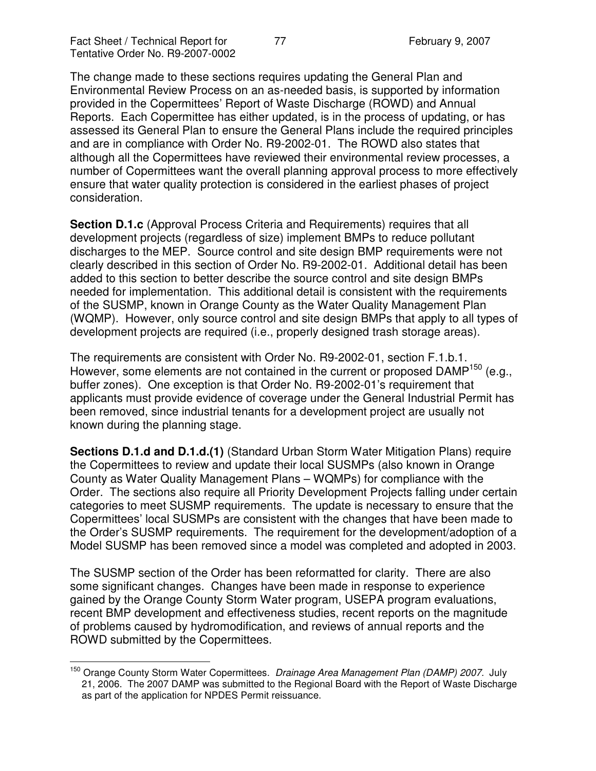The change made to these sections requires updating the General Plan and Environmental Review Process on an as-needed basis, is supported by information provided in the Copermittees' Report of Waste Discharge (ROWD) and Annual Reports. Each Copermittee has either updated, is in the process of updating, or has assessed its General Plan to ensure the General Plans include the required principles and are in compliance with Order No. R9-2002-01. The ROWD also states that although all the Copermittees have reviewed their environmental review processes, a number of Copermittees want the overall planning approval process to more effectively ensure that water quality protection is considered in the earliest phases of project consideration.

**Section D.1.c** (Approval Process Criteria and Requirements) requires that all development projects (regardless of size) implement BMPs to reduce pollutant discharges to the MEP. Source control and site design BMP requirements were not clearly described in this section of Order No. R9-2002-01. Additional detail has been added to this section to better describe the source control and site design BMPs needed for implementation. This additional detail is consistent with the requirements of the SUSMP, known in Orange County as the Water Quality Management Plan (WQMP). However, only source control and site design BMPs that apply to all types of development projects are required (i.e., properly designed trash storage areas).

The requirements are consistent with Order No. R9-2002-01, section F.1.b.1. However, some elements are not contained in the current or proposed DAMP[150] (e.g., buffer zones). One exception is that Order No. R9-2002-01's requirement that applicants must provide evidence of coverage under the General Industrial Permit has been removed, since industrial tenants for a development project are usually not known during the planning stage.

**Sections D.1.d and D.1.d.(1)** (Standard Urban Storm Water Mitigation Plans) require the Copermittees to review and update their local SUSMPs (also known in Orange County as Water Quality Management Plans – WQMPs) for compliance with the Order. The sections also require all Priority Development Projects falling under certain categories to meet SUSMP requirements. The update is necessary to ensure that the Copermittees' local SUSMPs are consistent with the changes that have been made to the Order's SUSMP requirements. The requirement for the development/adoption of a Model SUSMP has been removed since a model was completed and adopted in 2003.

The SUSMP section of the Order has been reformatted for clarity. There are also some significant changes. Changes have been made in response to experience gained by the Orange County Storm Water program, USEPA program evaluations, recent BMP development and effectiveness studies, recent reports on the magnitude of problems caused by hydromodification, and reviews of annual reports and the ROWD submitted by the Copermittees.

---

[150] Orange County Storm Water Copermittees. *Drainage Area Management Plan (DAMP) 2007.* July 21, 2006. The 2007 DAMP was submitted to the Regional Board with the Report of Waste Discharge as part of the application for NPDES Permit reissuance.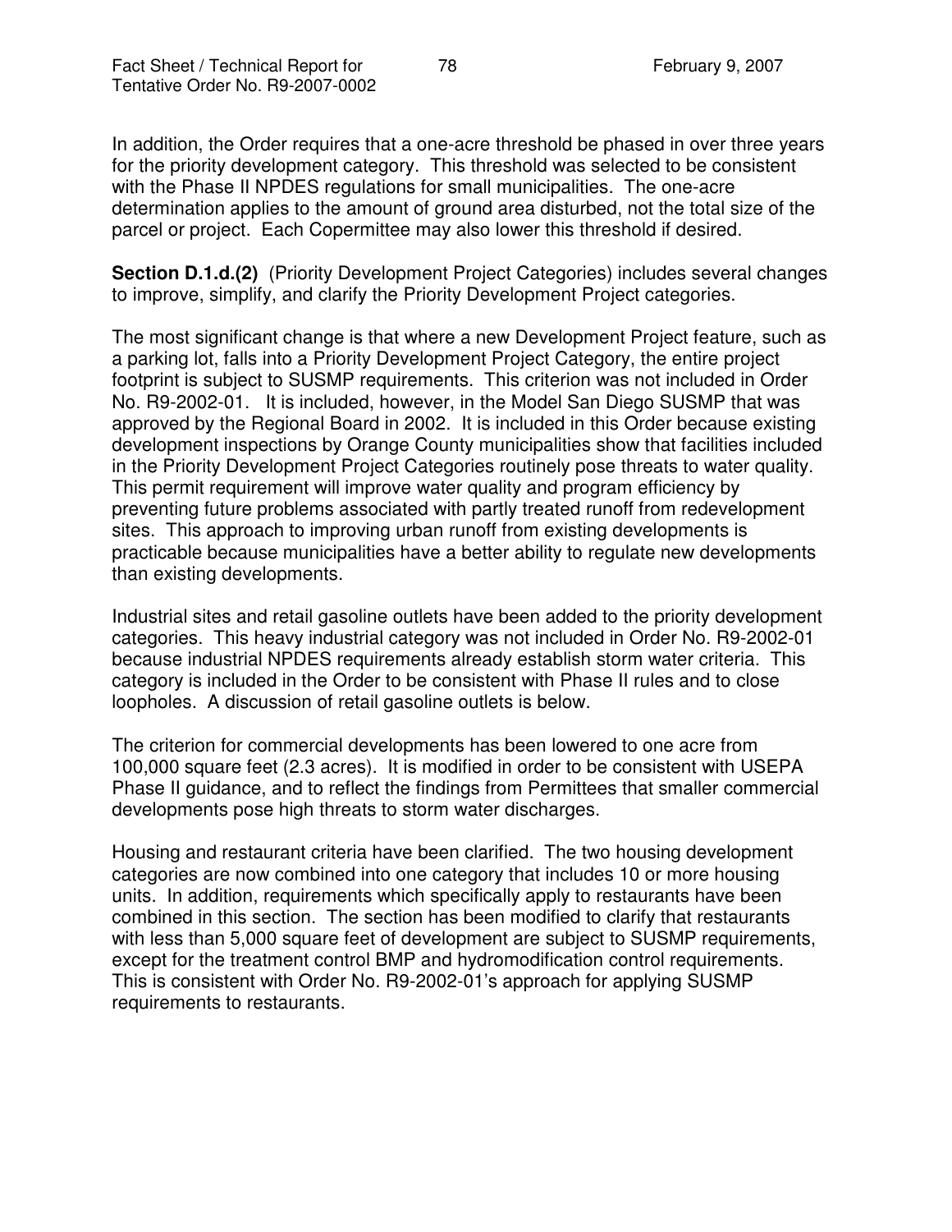In addition, the Order requires that a one-acre threshold be phased in over three years for the priority development category. This threshold was selected to be consistent with the Phase II NPDES regulations for small municipalities. The one-acre determination applies to the amount of ground area disturbed, not the total size of the parcel or project. Each Copermittee may also lower this threshold if desired.

**Section D.1.d.(2)** (Priority Development Project Categories) includes several changes to improve, simplify, and clarify the Priority Development Project categories.

The most significant change is that where a new Development Project feature, such as a parking lot, falls into a Priority Development Project Category, the entire project footprint is subject to SUSMP requirements. This criterion was not included in Order No. R9-2002-01. It is included, however, in the Model San Diego SUSMP that was approved by the Regional Board in 2002. It is included in this Order because existing development inspections by Orange County municipalities show that facilities included in the Priority Development Project Categories routinely pose threats to water quality. This permit requirement will improve water quality and program efficiency by preventing future problems associated with partly treated runoff from redevelopment sites. This approach to improving urban runoff from existing developments is practicable because municipalities have a better ability to regulate new developments than existing developments.

Industrial sites and retail gasoline outlets have been added to the priority development categories. This heavy industrial category was not included in Order No. R9-2002-01 because industrial NPDES requirements already establish storm water criteria. This category is included in the Order to be consistent with Phase II rules and to close loopholes. A discussion of retail gasoline outlets is below.

The criterion for commercial developments has been lowered to one acre from 100,000 square feet (2.3 acres). It is modified in order to be consistent with USEPA Phase II guidance, and to reflect the findings from Permittees that smaller commercial developments pose high threats to storm water discharges.

Housing and restaurant criteria have been clarified. The two housing development categories are now combined into one category that includes 10 or more housing units. In addition, requirements which specifically apply to restaurants have been combined in this section. The section has been modified to clarify that restaurants with less than 5,000 square feet of development are subject to SUSMP requirements, except for the treatment control BMP and hydromodification control requirements. This is consistent with Order No. R9-2002-01's approach for applying SUSMP requirements to restaurants.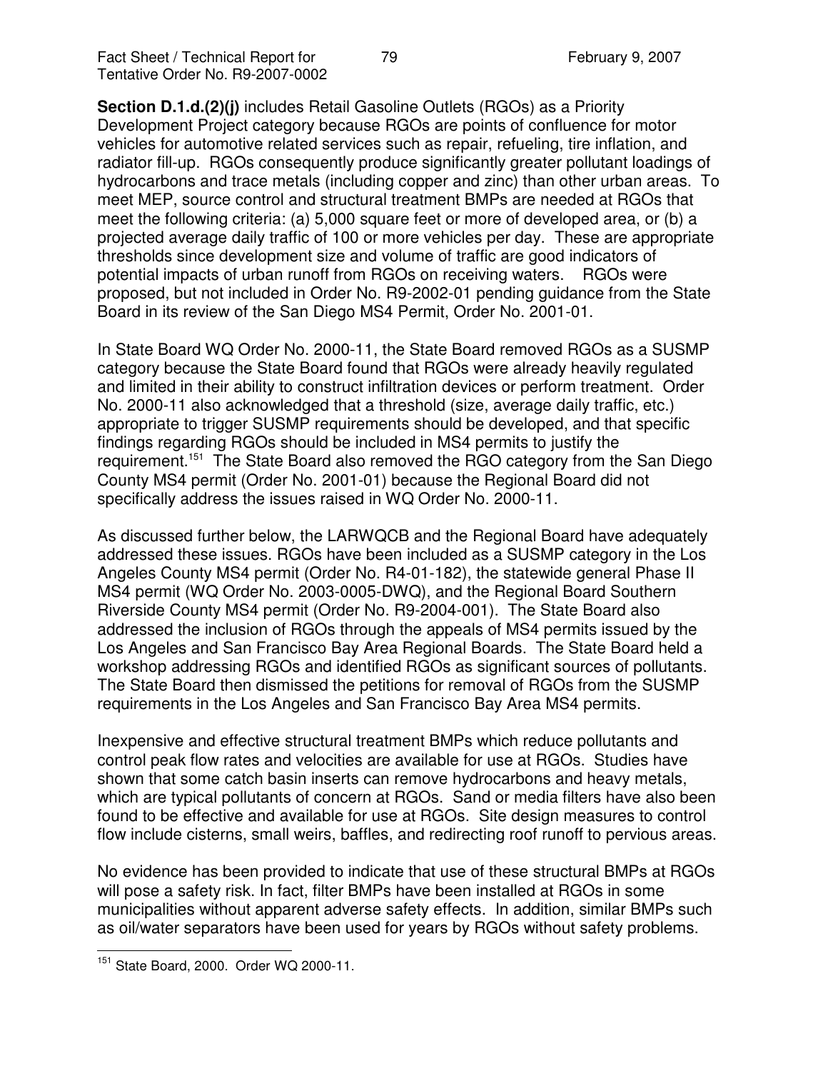**Section D.1.d.(2)(j)** includes Retail Gasoline Outlets (RGOs) as a Priority Development Project category because RGOs are points of confluence for motor vehicles for automotive related services such as repair, refueling, tire inflation, and radiator fill-up. RGOs consequently produce significantly greater pollutant loadings of hydrocarbons and trace metals (including copper and zinc) than other urban areas. To meet MEP, source control and structural treatment BMPs are needed at RGOs that meet the following criteria: (a) 5,000 square feet or more of developed area, or (b) a projected average daily traffic of 100 or more vehicles per day. These are appropriate thresholds since development size and volume of traffic are good indicators of potential impacts of urban runoff from RGOs on receiving waters. RGOs were proposed, but not included in Order No. R9-2002-01 pending guidance from the State Board in its review of the San Diego MS4 Permit, Order No. 2001-01.

In State Board WQ Order No. 2000-11, the State Board removed RGOs as a SUSMP category because the State Board found that RGOs were already heavily regulated and limited in their ability to construct infiltration devices or perform treatment. Order No. 2000-11 also acknowledged that a threshold (size, average daily traffic, etc.) appropriate to trigger SUSMP requirements should be developed, and that specific findings regarding RGOs should be included in MS4 permits to justify the requirement.[151] The State Board also removed the RGO category from the San Diego County MS4 permit (Order No. 2001-01) because the Regional Board did not specifically address the issues raised in WQ Order No. 2000-11.

As discussed further below, the LARWQCB and the Regional Board have adequately addressed these issues. RGOs have been included as a SUSMP category in the Los Angeles County MS4 permit (Order No. R4-01-182), the statewide general Phase II MS4 permit (WQ Order No. 2003-0005-DWQ), and the Regional Board Southern Riverside County MS4 permit (Order No. R9-2004-001). The State Board also addressed the inclusion of RGOs through the appeals of MS4 permits issued by the Los Angeles and San Francisco Bay Area Regional Boards. The State Board held a workshop addressing RGOs and identified RGOs as significant sources of pollutants. The State Board then dismissed the petitions for removal of RGOs from the SUSMP requirements in the Los Angeles and San Francisco Bay Area MS4 permits.

Inexpensive and effective structural treatment BMPs which reduce pollutants and control peak flow rates and velocities are available for use at RGOs. Studies have shown that some catch basin inserts can remove hydrocarbons and heavy metals, which are typical pollutants of concern at RGOs. Sand or media filters have also been found to be effective and available for use at RGOs. Site design measures to control flow include cisterns, small weirs, baffles, and redirecting roof runoff to pervious areas.

No evidence has been provided to indicate that use of these structural BMPs at RGOs will pose a safety risk. In fact, filter BMPs have been installed at RGOs in some municipalities without apparent adverse safety effects. In addition, similar BMPs such as oil/water separators have been used for years by RGOs without safety problems.

---

[151] State Board, 2000. Order WQ 2000-11.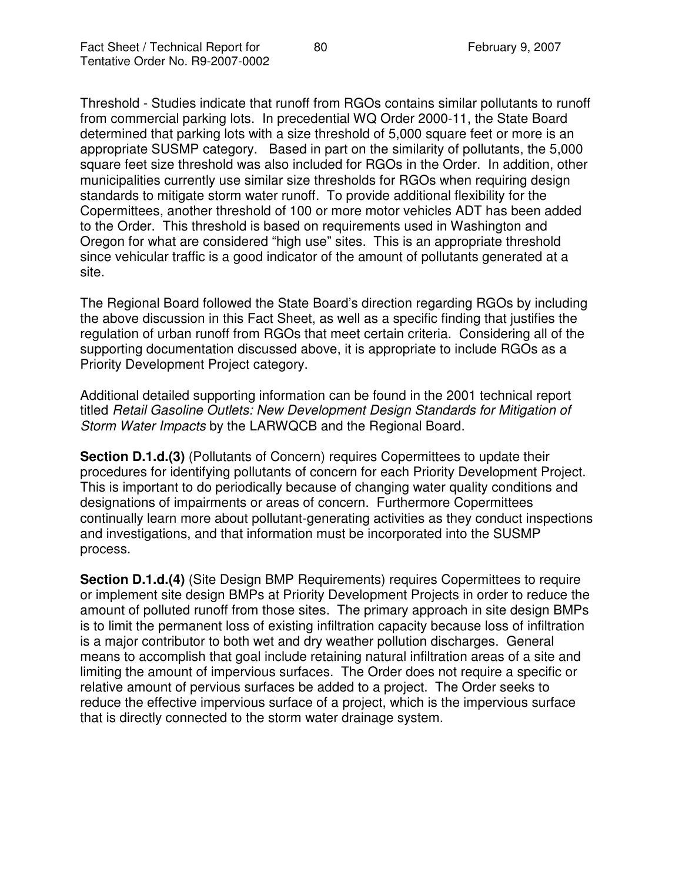Threshold - Studies indicate that runoff from RGOs contains similar pollutants to runoff from commercial parking lots. In precedential WQ Order 2000-11, the State Board determined that parking lots with a size threshold of 5,000 square feet or more is an appropriate SUSMP category. Based in part on the similarity of pollutants, the 5,000 square feet size threshold was also included for RGOs in the Order. In addition, other municipalities currently use similar size thresholds for RGOs when requiring design standards to mitigate storm water runoff. To provide additional flexibility for the Copermittees, another threshold of 100 or more motor vehicles ADT has been added to the Order. This threshold is based on requirements used in Washington and Oregon for what are considered "high use" sites. This is an appropriate threshold since vehicular traffic is a good indicator of the amount of pollutants generated at a site.

The Regional Board followed the State Board's direction regarding RGOs by including the above discussion in this Fact Sheet, as well as a specific finding that justifies the regulation of urban runoff from RGOs that meet certain criteria. Considering all of the supporting documentation discussed above, it is appropriate to include RGOs as a Priority Development Project category.

Additional detailed supporting information can be found in the 2001 technical report titled *Retail Gasoline Outlets: New Development Design Standards for Mitigation of Storm Water Impacts* by the LARWQCB and the Regional Board.

**Section D.1.d.(3)** (Pollutants of Concern) requires Copermittees to update their procedures for identifying pollutants of concern for each Priority Development Project. This is important to do periodically because of changing water quality conditions and designations of impairments or areas of concern. Furthermore Copermittees continually learn more about pollutant-generating activities as they conduct inspections and investigations, and that information must be incorporated into the SUSMP process.

**Section D.1.d.(4)** (Site Design BMP Requirements) requires Copermittees to require or implement site design BMPs at Priority Development Projects in order to reduce the amount of polluted runoff from those sites. The primary approach in site design BMPs is to limit the permanent loss of existing infiltration capacity because loss of infiltration is a major contributor to both wet and dry weather pollution discharges. General means to accomplish that goal include retaining natural infiltration areas of a site and limiting the amount of impervious surfaces. The Order does not require a specific or relative amount of pervious surfaces be added to a project. The Order seeks to reduce the effective impervious surface of a project, which is the impervious surface that is directly connected to the storm water drainage system.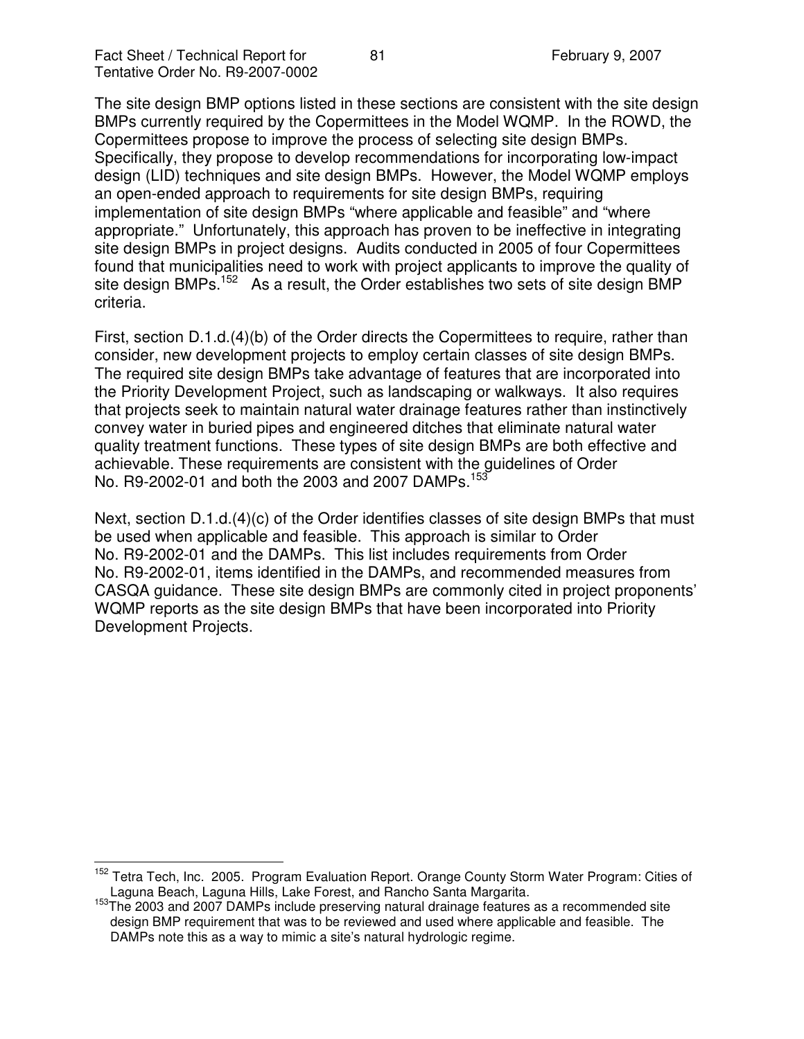The site design BMP options listed in these sections are consistent with the site design BMPs currently required by the Copermittees in the Model WQMP. In the ROWD, the Copermittees propose to improve the process of selecting site design BMPs. Specifically, they propose to develop recommendations for incorporating low-impact design (LID) techniques and site design BMPs. However, the Model WQMP employs an open-ended approach to requirements for site design BMPs, requiring implementation of site design BMPs "where applicable and feasible" and "where appropriate." Unfortunately, this approach has proven to be ineffective in integrating site design BMPs in project designs. Audits conducted in 2005 of four Copermittees found that municipalities need to work with project applicants to improve the quality of site design BMPs.[152] As a result, the Order establishes two sets of site design BMP criteria.

First, section D.1.d.(4)(b) of the Order directs the Copermittees to require, rather than consider, new development projects to employ certain classes of site design BMPs. The required site design BMPs take advantage of features that are incorporated into the Priority Development Project, such as landscaping or walkways. It also requires that projects seek to maintain natural water drainage features rather than instinctively convey water in buried pipes and engineered ditches that eliminate natural water quality treatment functions. These types of site design BMPs are both effective and achievable. These requirements are consistent with the guidelines of Order No. R9-2002-01 and both the 2003 and 2007 DAMPs.[153]

Next, section D.1.d.(4)(c) of the Order identifies classes of site design BMPs that must be used when applicable and feasible. This approach is similar to Order No. R9-2002-01 and the DAMPs. This list includes requirements from Order No. R9-2002-01, items identified in the DAMPs, and recommended measures from CASQA guidance. These site design BMPs are commonly cited in project proponents' WQMP reports as the site design BMPs that have been incorporated into Priority Development Projects.

---

[152] Tetra Tech, Inc. 2005. Program Evaluation Report. Orange County Storm Water Program: Cities of Laguna Beach, Laguna Hills, Lake Forest, and Rancho Santa Margarita.

[153] The 2003 and 2007 DAMPs include preserving natural drainage features as a recommended site design BMP requirement that was to be reviewed and used where applicable and feasible. The DAMPs note this as a way to mimic a site's natural hydrologic regime.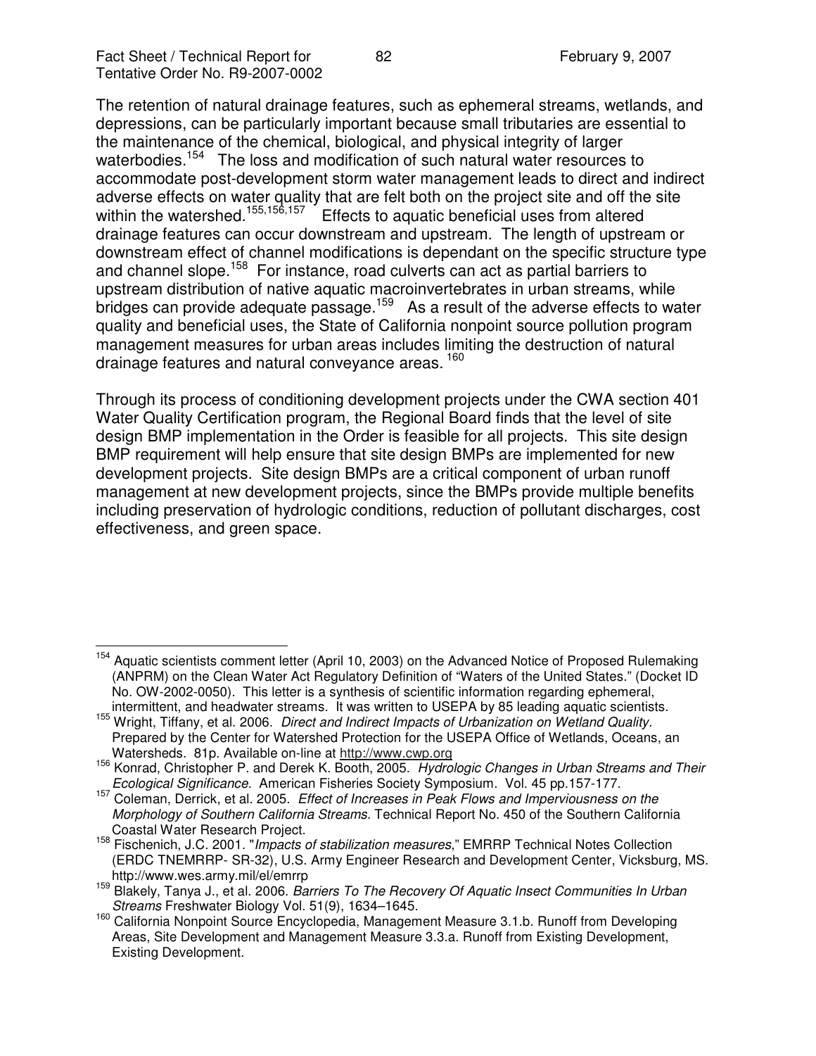The retention of natural drainage features, such as ephemeral streams, wetlands, and depressions, can be particularly important because small tributaries are essential to the maintenance of the chemical, biological, and physical integrity of larger waterbodies.[154] The loss and modification of such natural water resources to accommodate post-development storm water management leads to direct and indirect adverse effects on water quality that are felt both on the project site and off the site within the watershed.[155,156,157] Effects to aquatic beneficial uses from altered drainage features can occur downstream and upstream. The length of upstream or downstream effect of channel modifications is dependant on the specific structure type and channel slope.[158] For instance, road culverts can act as partial barriers to upstream distribution of native aquatic macroinvertebrates in urban streams, while bridges can provide adequate passage.[159] As a result of the adverse effects to water quality and beneficial uses, the State of California nonpoint source pollution program management measures for urban areas includes limiting the destruction of natural drainage features and natural conveyance areas.[160]

Through its process of conditioning development projects under the CWA section 401 Water Quality Certification program, the Regional Board finds that the level of site design BMP implementation in the Order is feasible for all projects. This site design BMP requirement will help ensure that site design BMPs are implemented for new development projects. Site design BMPs are a critical component of urban runoff management at new development projects, since the BMPs provide multiple benefits including preservation of hydrologic conditions, reduction of pollutant discharges, cost effectiveness, and green space.

---

[154] Aquatic scientists comment letter (April 10, 2003) on the Advanced Notice of Proposed Rulemaking (ANPRM) on the Clean Water Act Regulatory Definition of "Waters of the United States." (Docket ID No. OW-2002-0050). This letter is a synthesis of scientific information regarding ephemeral, intermittent, and headwater streams. It was written to USEPA by 85 leading aquatic scientists.

[155] Wright, Tiffany, et al. 2006. *Direct and Indirect Impacts of Urbanization on Wetland Quality.* Prepared by the Center for Watershed Protection for the USEPA Office of Wetlands, Oceans, an Watersheds. 81p. Available on-line at http://www.cwp.org

[156] Konrad, Christopher P. and Derek K. Booth, 2005. *Hydrologic Changes in Urban Streams and Their Ecological Significance*. American Fisheries Society Symposium. Vol. 45 pp.157-177.

[157] Coleman, Derrick, et al. 2005. *Effect of Increases in Peak Flows and Imperviousness on the Morphology of Southern California Streams*. Technical Report No. 450 of the Southern California Coastal Water Research Project.

[158] Fischenich, J.C. 2001. "*Impacts of stabilization measures*," EMRRP Technical Notes Collection (ERDC TNEMRRP- SR-32), U.S. Army Engineer Research and Development Center, Vicksburg, MS. http://www.wes.army.mil/el/emrrp

[159] Blakely, Tanya J., et al. 2006. *Barriers To The Recovery Of Aquatic Insect Communities In Urban Streams* Freshwater Biology Vol. 51(9), 1634–1645.

[160] California Nonpoint Source Encyclopedia, Management Measure 3.1.b. Runoff from Developing Areas, Site Development and Management Measure 3.3.a. Runoff from Existing Development, Existing Development.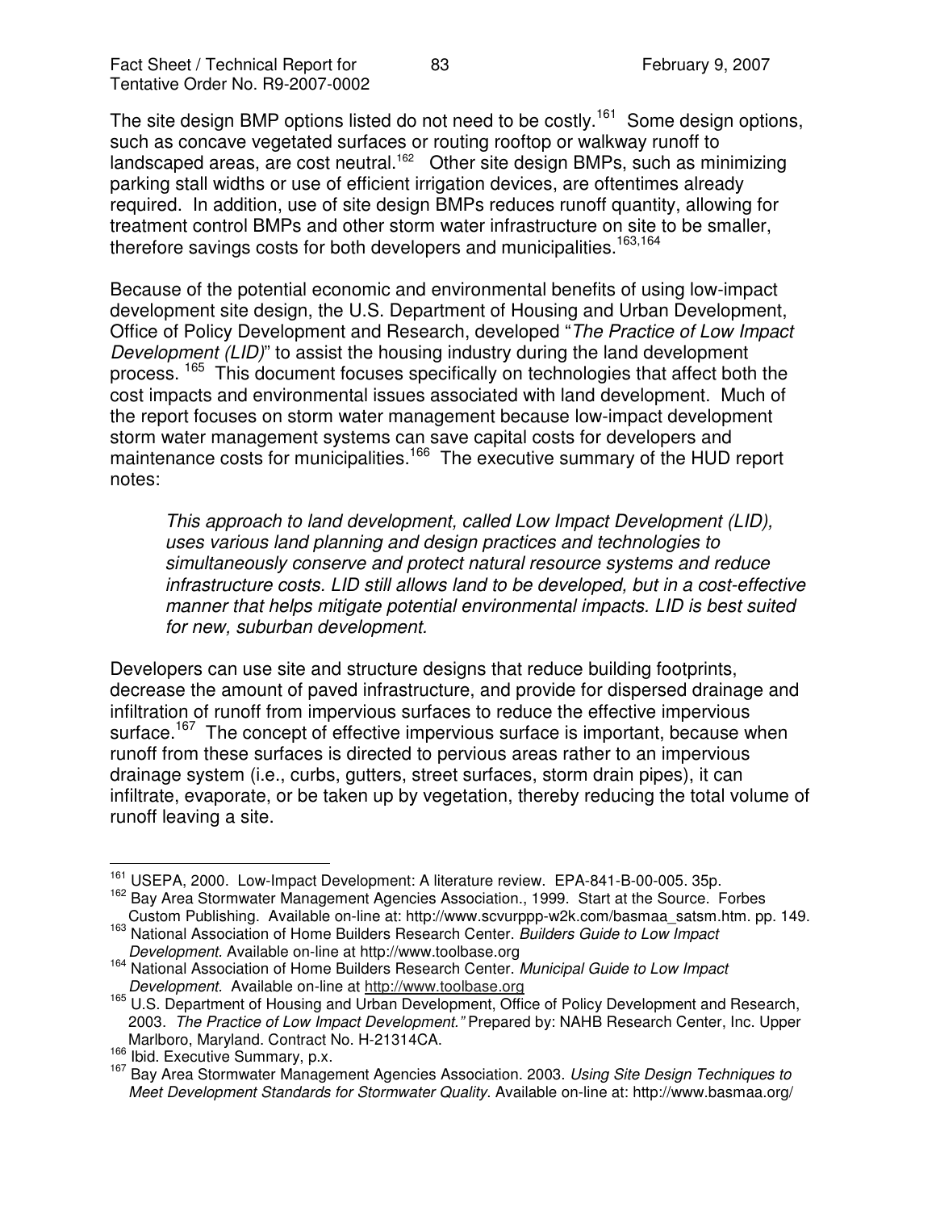The site design BMP options listed do not need to be costly.[161] Some design options, such as concave vegetated surfaces or routing rooftop or walkway runoff to landscaped areas, are cost neutral.[162] Other site design BMPs, such as minimizing parking stall widths or use of efficient irrigation devices, are oftentimes already required. In addition, use of site design BMPs reduces runoff quantity, allowing for treatment control BMPs and other storm water infrastructure on site to be smaller, therefore savings costs for both developers and municipalities.[163,164]

Because of the potential economic and environmental benefits of using low-impact development site design, the U.S. Department of Housing and Urban Development, Office of Policy Development and Research, developed "*The Practice of Low Impact Development (LID)*" to assist the housing industry during the land development process. [165] This document focuses specifically on technologies that affect both the cost impacts and environmental issues associated with land development. Much of the report focuses on storm water management because low-impact development storm water management systems can save capital costs for developers and maintenance costs for municipalities.[166] The executive summary of the HUD report notes:

> *This approach to land development, called Low Impact Development (LID), uses various land planning and design practices and technologies to simultaneously conserve and protect natural resource systems and reduce infrastructure costs. LID still allows land to be developed, but in a cost-effective manner that helps mitigate potential environmental impacts. LID is best suited for new, suburban development.*

Developers can use site and structure designs that reduce building footprints, decrease the amount of paved infrastructure, and provide for dispersed drainage and infiltration of runoff from impervious surfaces to reduce the effective impervious surface.[167] The concept of effective impervious surface is important, because when runoff from these surfaces is directed to pervious areas rather to an impervious drainage system (i.e., curbs, gutters, street surfaces, storm drain pipes), it can infiltrate, evaporate, or be taken up by vegetation, thereby reducing the total volume of runoff leaving a site.

---

[161] USEPA, 2000. Low-Impact Development: A literature review. EPA-841-B-00-005. 35p.

[162] Bay Area Stormwater Management Agencies Association., 1999. Start at the Source. Forbes Custom Publishing. Available on-line at: http://www.scvurppp-w2k.com/basmaa_satsm.htm. pp. 149.

[163] National Association of Home Builders Research Center. *Builders Guide to Low Impact Development*. Available on-line at http://www.toolbase.org

[164] National Association of Home Builders Research Center. *Municipal Guide to Low Impact Development.* Available on-line at http://www.toolbase.org

[165] U.S. Department of Housing and Urban Development, Office of Policy Development and Research, 2003. *The Practice of Low Impact Development."* Prepared by: NAHB Research Center, Inc. Upper Marlboro, Maryland. Contract No. H-21314CA.

[166] Ibid. Executive Summary, p.x.

[167] Bay Area Stormwater Management Agencies Association. 2003. *Using Site Design Techniques to Meet Development Standards for Stormwater Quality*. Available on-line at: http://www.basmaa.org/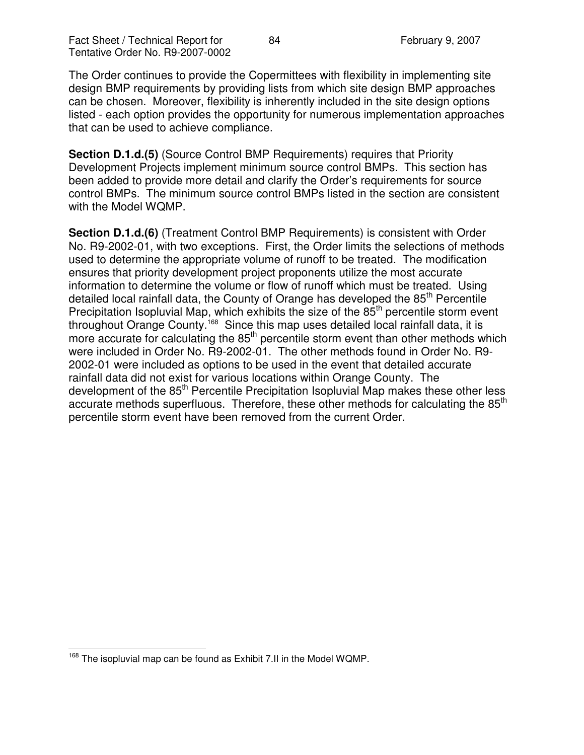The Order continues to provide the Copermittees with flexibility in implementing site design BMP requirements by providing lists from which site design BMP approaches can be chosen. Moreover, flexibility is inherently included in the site design options listed - each option provides the opportunity for numerous implementation approaches that can be used to achieve compliance.

**Section D.1.d.(5)** (Source Control BMP Requirements) requires that Priority Development Projects implement minimum source control BMPs. This section has been added to provide more detail and clarify the Order's requirements for source control BMPs. The minimum source control BMPs listed in the section are consistent with the Model WQMP.

**Section D.1.d.(6)** (Treatment Control BMP Requirements) is consistent with Order No. R9-2002-01, with two exceptions. First, the Order limits the selections of methods used to determine the appropriate volume of runoff to be treated. The modification ensures that priority development project proponents utilize the most accurate information to determine the volume or flow of runoff which must be treated. Using detailed local rainfall data, the County of Orange has developed the 85th Percentile Precipitation Isopluvial Map, which exhibits the size of the 85th percentile storm event throughout Orange County.[168] Since this map uses detailed local rainfall data, it is more accurate for calculating the 85th percentile storm event than other methods which were included in Order No. R9-2002-01. The other methods found in Order No. R9-2002-01 were included as options to be used in the event that detailed accurate rainfall data did not exist for various locations within Orange County. The development of the 85th Percentile Precipitation Isopluvial Map makes these other less accurate methods superfluous. Therefore, these other methods for calculating the 85th percentile storm event have been removed from the current Order.

---

[168] The isopluvial map can be found as Exhibit 7.II in the Model WQMP.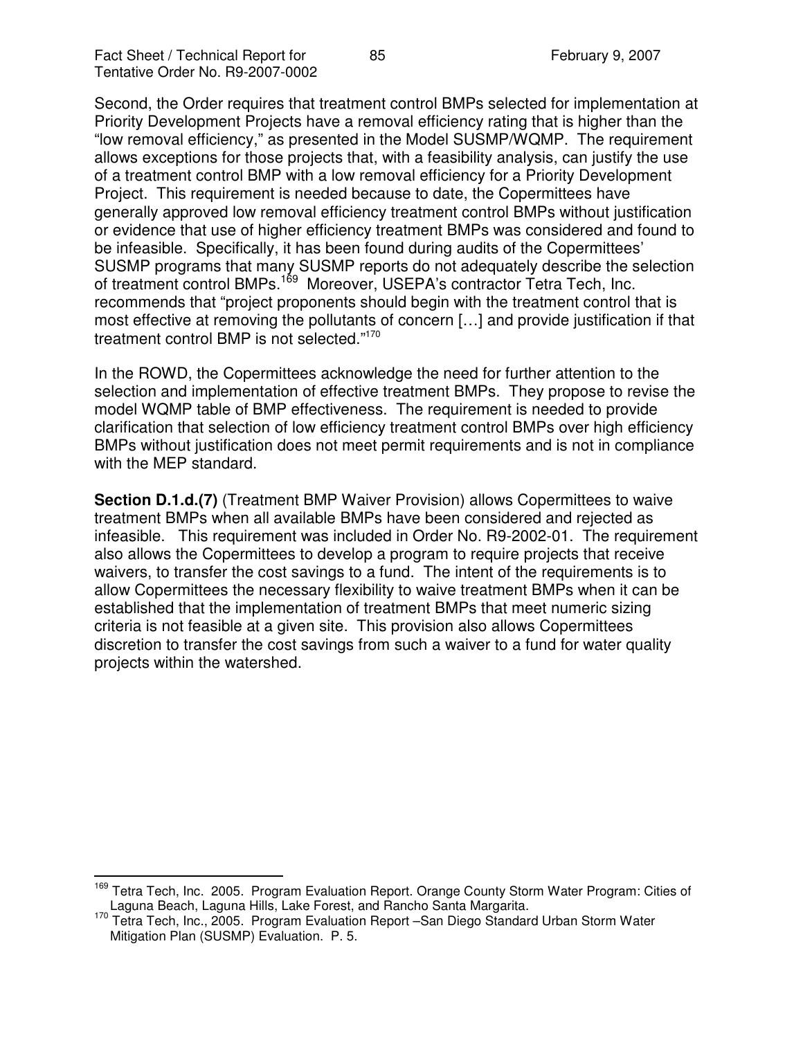Second, the Order requires that treatment control BMPs selected for implementation at Priority Development Projects have a removal efficiency rating that is higher than the "low removal efficiency," as presented in the Model SUSMP/WQMP. The requirement allows exceptions for those projects that, with a feasibility analysis, can justify the use of a treatment control BMP with a low removal efficiency for a Priority Development Project. This requirement is needed because to date, the Copermittees have generally approved low removal efficiency treatment control BMPs without justification or evidence that use of higher efficiency treatment BMPs was considered and found to be infeasible. Specifically, it has been found during audits of the Copermittees' SUSMP programs that many SUSMP reports do not adequately describe the selection of treatment control BMPs.[169] Moreover, USEPA's contractor Tetra Tech, Inc. recommends that "project proponents should begin with the treatment control that is most effective at removing the pollutants of concern […] and provide justification if that treatment control BMP is not selected."[170]

In the ROWD, the Copermittees acknowledge the need for further attention to the selection and implementation of effective treatment BMPs. They propose to revise the model WQMP table of BMP effectiveness. The requirement is needed to provide clarification that selection of low efficiency treatment control BMPs over high efficiency BMPs without justification does not meet permit requirements and is not in compliance with the MEP standard.

**Section D.1.d.(7)** (Treatment BMP Waiver Provision) allows Copermittees to waive treatment BMPs when all available BMPs have been considered and rejected as infeasible. This requirement was included in Order No. R9-2002-01. The requirement also allows the Copermittees to develop a program to require projects that receive waivers, to transfer the cost savings to a fund. The intent of the requirements is to allow Copermittees the necessary flexibility to waive treatment BMPs when it can be established that the implementation of treatment BMPs that meet numeric sizing criteria is not feasible at a given site. This provision also allows Copermittees discretion to transfer the cost savings from such a waiver to a fund for water quality projects within the watershed.

---

[169] Tetra Tech, Inc. 2005. Program Evaluation Report. Orange County Storm Water Program: Cities of Laguna Beach, Laguna Hills, Lake Forest, and Rancho Santa Margarita.

[170] Tetra Tech, Inc., 2005. Program Evaluation Report –San Diego Standard Urban Storm Water Mitigation Plan (SUSMP) Evaluation. P. 5.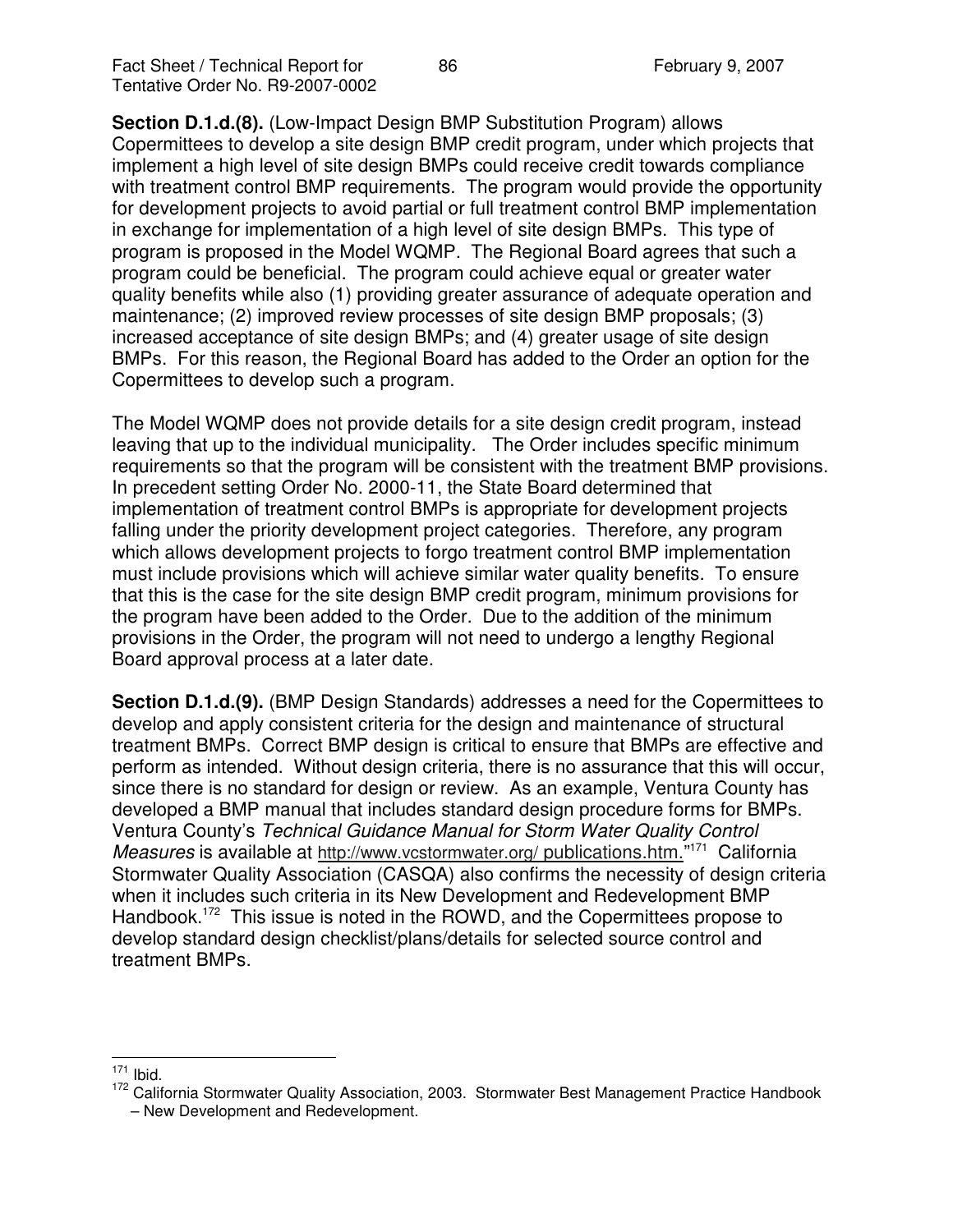**Section D.1.d.(8).** (Low-Impact Design BMP Substitution Program) allows Copermittees to develop a site design BMP credit program, under which projects that implement a high level of site design BMPs could receive credit towards compliance with treatment control BMP requirements. The program would provide the opportunity for development projects to avoid partial or full treatment control BMP implementation in exchange for implementation of a high level of site design BMPs. This type of program is proposed in the Model WQMP. The Regional Board agrees that such a program could be beneficial. The program could achieve equal or greater water quality benefits while also (1) providing greater assurance of adequate operation and maintenance; (2) improved review processes of site design BMP proposals; (3) increased acceptance of site design BMPs; and (4) greater usage of site design BMPs. For this reason, the Regional Board has added to the Order an option for the Copermittees to develop such a program.

The Model WQMP does not provide details for a site design credit program, instead leaving that up to the individual municipality. The Order includes specific minimum requirements so that the program will be consistent with the treatment BMP provisions. In precedent setting Order No. 2000-11, the State Board determined that implementation of treatment control BMPs is appropriate for development projects falling under the priority development project categories. Therefore, any program which allows development projects to forgo treatment control BMP implementation must include provisions which will achieve similar water quality benefits. To ensure that this is the case for the site design BMP credit program, minimum provisions for the program have been added to the Order. Due to the addition of the minimum provisions in the Order, the program will not need to undergo a lengthy Regional Board approval process at a later date.

**Section D.1.d.(9).** (BMP Design Standards) addresses a need for the Copermittees to develop and apply consistent criteria for the design and maintenance of structural treatment BMPs. Correct BMP design is critical to ensure that BMPs are effective and perform as intended. Without design criteria, there is no assurance that this will occur, since there is no standard for design or review. As an example, Ventura County has developed a BMP manual that includes standard design procedure forms for BMPs. Ventura County's *Technical Guidance Manual for Storm Water Quality Control Measures* is available at http://www.vcstormwater.org/ publications.htm."[171] California Stormwater Quality Association (CASQA) also confirms the necessity of design criteria when it includes such criteria in its New Development and Redevelopment BMP Handbook.[172] This issue is noted in the ROWD, and the Copermittees propose to develop standard design checklist/plans/details for selected source control and treatment BMPs.

---

[171] Ibid.

[172] California Stormwater Quality Association, 2003. Stormwater Best Management Practice Handbook – New Development and Redevelopment.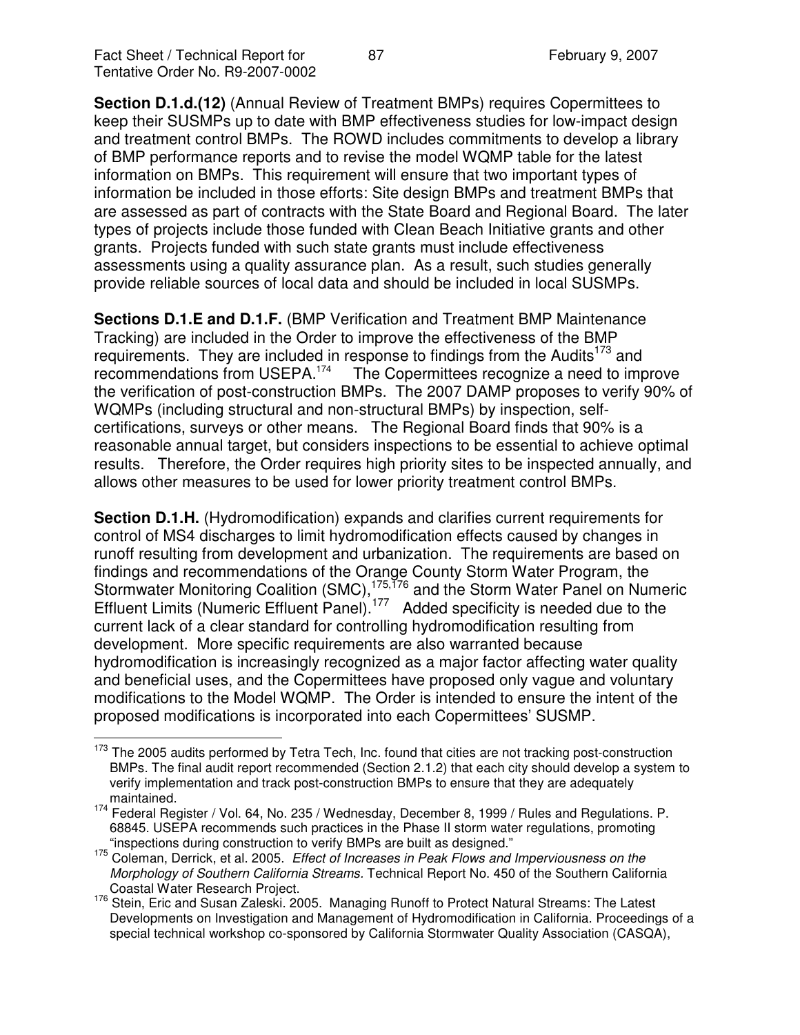**Section D.1.d.(12)** (Annual Review of Treatment BMPs) requires Copermittees to keep their SUSMPs up to date with BMP effectiveness studies for low-impact design and treatment control BMPs. The ROWD includes commitments to develop a library of BMP performance reports and to revise the model WQMP table for the latest information on BMPs. This requirement will ensure that two important types of information be included in those efforts: Site design BMPs and treatment BMPs that are assessed as part of contracts with the State Board and Regional Board. The later types of projects include those funded with Clean Beach Initiative grants and other grants. Projects funded with such state grants must include effectiveness assessments using a quality assurance plan. As a result, such studies generally provide reliable sources of local data and should be included in local SUSMPs.

**Sections D.1.E and D.1.F.** (BMP Verification and Treatment BMP Maintenance Tracking) are included in the Order to improve the effectiveness of the BMP requirements. They are included in response to findings from the Audits[173] and recommendations from USEPA.[174] The Copermittees recognize a need to improve the verification of post-construction BMPs. The 2007 DAMP proposes to verify 90% of WQMPs (including structural and non-structural BMPs) by inspection, self-certifications, surveys or other means. The Regional Board finds that 90% is a reasonable annual target, but considers inspections to be essential to achieve optimal results. Therefore, the Order requires high priority sites to be inspected annually, and allows other measures to be used for lower priority treatment control BMPs.

**Section D.1.H.** (Hydromodification) expands and clarifies current requirements for control of MS4 discharges to limit hydromodification effects caused by changes in runoff resulting from development and urbanization. The requirements are based on findings and recommendations of the Orange County Storm Water Program, the Stormwater Monitoring Coalition (SMC),[175,176] and the Storm Water Panel on Numeric Effluent Limits (Numeric Effluent Panel).[177] Added specificity is needed due to the current lack of a clear standard for controlling hydromodification resulting from development. More specific requirements are also warranted because hydromodification is increasingly recognized as a major factor affecting water quality and beneficial uses, and the Copermittees have proposed only vague and voluntary modifications to the Model WQMP. The Order is intended to ensure the intent of the proposed modifications is incorporated into each Copermittees' SUSMP.

---

[173] The 2005 audits performed by Tetra Tech, Inc. found that cities are not tracking post-construction BMPs. The final audit report recommended (Section 2.1.2) that each city should develop a system to verify implementation and track post-construction BMPs to ensure that they are adequately maintained.

[174] Federal Register / Vol. 64, No. 235 / Wednesday, December 8, 1999 / Rules and Regulations. P. 68845. USEPA recommends such practices in the Phase II storm water regulations, promoting "inspections during construction to verify BMPs are built as designed."

[175] Coleman, Derrick, et al. 2005. *Effect of Increases in Peak Flows and Imperviousness on the Morphology of Southern California Streams.* Technical Report No. 450 of the Southern California Coastal Water Research Project.

[176] Stein, Eric and Susan Zaleski. 2005. Managing Runoff to Protect Natural Streams: The Latest Developments on Investigation and Management of Hydromodification in California. Proceedings of a special technical workshop co-sponsored by California Stormwater Quality Association (CASQA),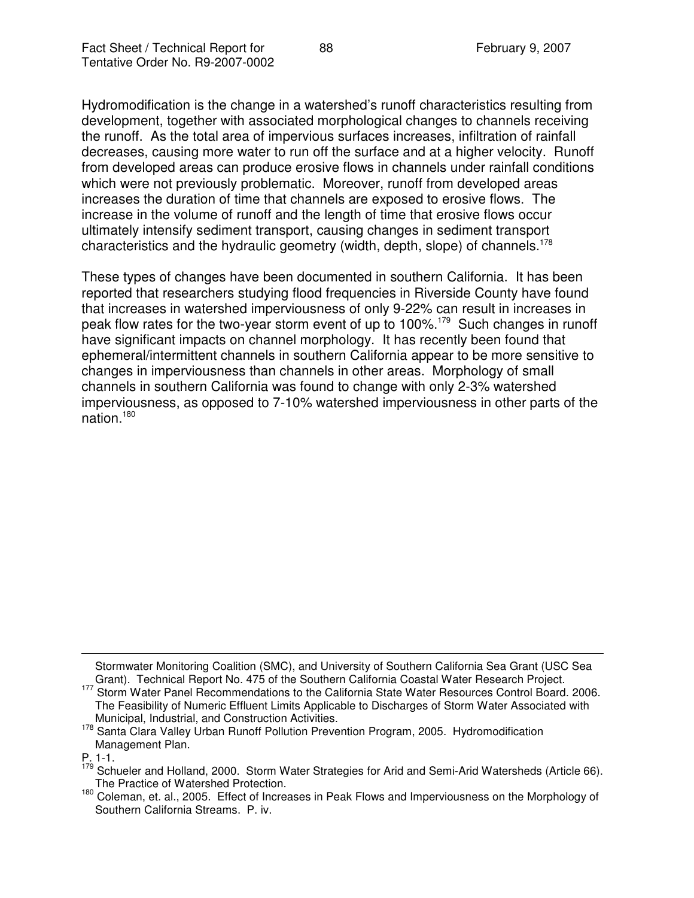Hydromodification is the change in a watershed's runoff characteristics resulting from development, together with associated morphological changes to channels receiving the runoff. As the total area of impervious surfaces increases, infiltration of rainfall decreases, causing more water to run off the surface and at a higher velocity. Runoff from developed areas can produce erosive flows in channels under rainfall conditions which were not previously problematic. Moreover, runoff from developed areas increases the duration of time that channels are exposed to erosive flows. The increase in the volume of runoff and the length of time that erosive flows occur ultimately intensify sediment transport, causing changes in sediment transport characteristics and the hydraulic geometry (width, depth, slope) of channels.[178]

These types of changes have been documented in southern California. It has been reported that researchers studying flood frequencies in Riverside County have found that increases in watershed imperviousness of only 9-22% can result in increases in peak flow rates for the two-year storm event of up to 100%.[179] Such changes in runoff have significant impacts on channel morphology. It has recently been found that ephemeral/intermittent channels in southern California appear to be more sensitive to changes in imperviousness than channels in other areas. Morphology of small channels in southern California was found to change with only 2-3% watershed imperviousness, as opposed to 7-10% watershed imperviousness in other parts of the nation.[180]

---

Stormwater Monitoring Coalition (SMC), and University of Southern California Sea Grant (USC Sea Grant). Technical Report No. 475 of the Southern California Coastal Water Research Project.

[177] Storm Water Panel Recommendations to the California State Water Resources Control Board. 2006. The Feasibility of Numeric Effluent Limits Applicable to Discharges of Storm Water Associated with Municipal, Industrial, and Construction Activities.

[178] Santa Clara Valley Urban Runoff Pollution Prevention Program, 2005. Hydromodification Management Plan.
P. 1-1.

[179] Schueler and Holland, 2000. Storm Water Strategies for Arid and Semi-Arid Watersheds (Article 66). The Practice of Watershed Protection.

[180] Coleman, et. al., 2005. Effect of Increases in Peak Flows and Imperviousness on the Morphology of Southern California Streams. P. iv.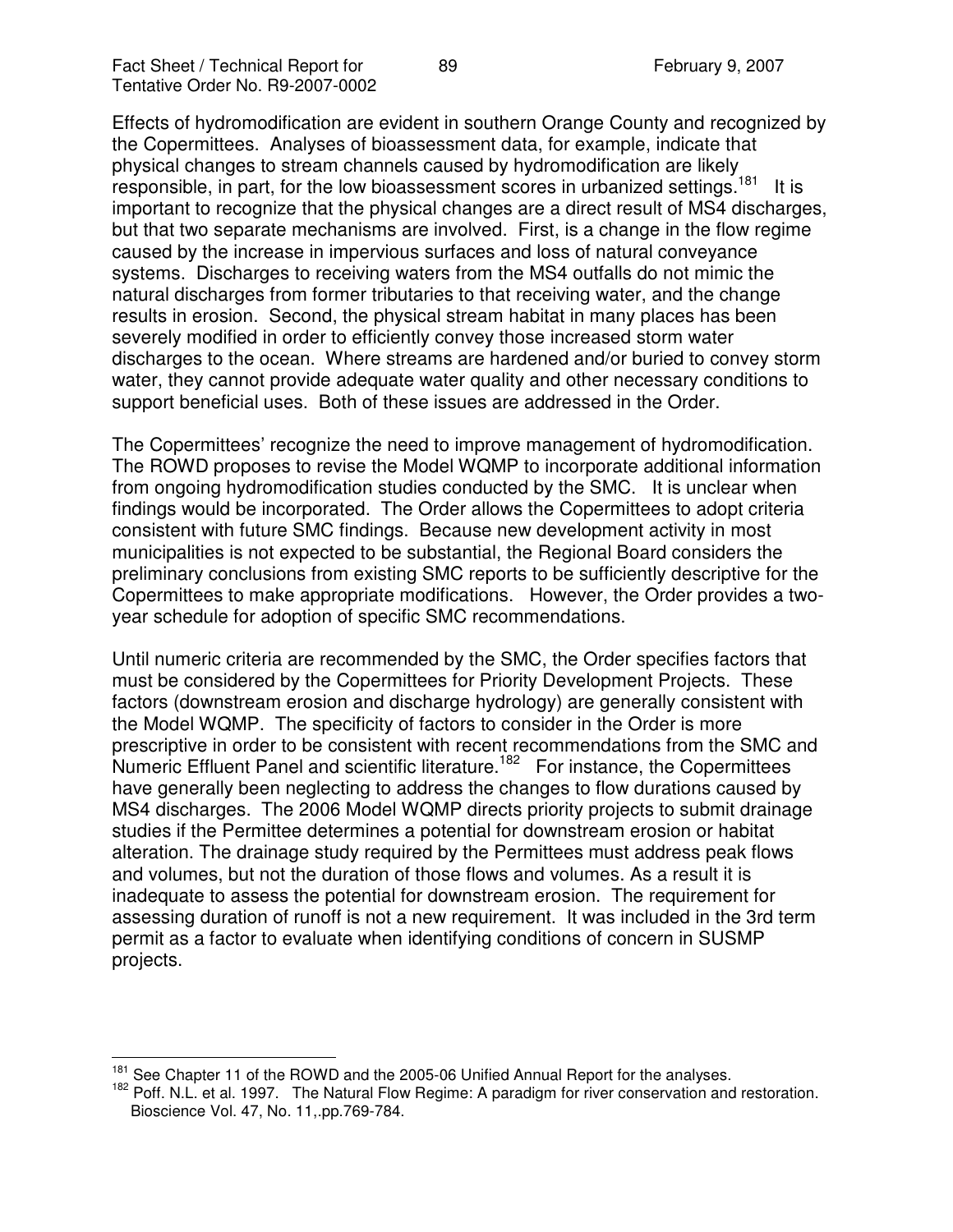Effects of hydromodification are evident in southern Orange County and recognized by the Copermittees. Analyses of bioassessment data, for example, indicate that physical changes to stream channels caused by hydromodification are likely responsible, in part, for the low bioassessment scores in urbanized settings.[181] It is important to recognize that the physical changes are a direct result of MS4 discharges, but that two separate mechanisms are involved. First, is a change in the flow regime caused by the increase in impervious surfaces and loss of natural conveyance systems. Discharges to receiving waters from the MS4 outfalls do not mimic the natural discharges from former tributaries to that receiving water, and the change results in erosion. Second, the physical stream habitat in many places has been severely modified in order to efficiently convey those increased storm water discharges to the ocean. Where streams are hardened and/or buried to convey storm water, they cannot provide adequate water quality and other necessary conditions to support beneficial uses. Both of these issues are addressed in the Order.

The Copermittees' recognize the need to improve management of hydromodification. The ROWD proposes to revise the Model WQMP to incorporate additional information from ongoing hydromodification studies conducted by the SMC. It is unclear when findings would be incorporated. The Order allows the Copermittees to adopt criteria consistent with future SMC findings. Because new development activity in most municipalities is not expected to be substantial, the Regional Board considers the preliminary conclusions from existing SMC reports to be sufficiently descriptive for the Copermittees to make appropriate modifications. However, the Order provides a two-year schedule for adoption of specific SMC recommendations.

Until numeric criteria are recommended by the SMC, the Order specifies factors that must be considered by the Copermittees for Priority Development Projects. These factors (downstream erosion and discharge hydrology) are generally consistent with the Model WQMP. The specificity of factors to consider in the Order is more prescriptive in order to be consistent with recent recommendations from the SMC and Numeric Effluent Panel and scientific literature.[182] For instance, the Copermittees have generally been neglecting to address the changes to flow durations caused by MS4 discharges. The 2006 Model WQMP directs priority projects to submit drainage studies if the Permittee determines a potential for downstream erosion or habitat alteration. The drainage study required by the Permittees must address peak flows and volumes, but not the duration of those flows and volumes. As a result it is inadequate to assess the potential for downstream erosion. The requirement for assessing duration of runoff is not a new requirement. It was included in the 3rd term permit as a factor to evaluate when identifying conditions of concern in SUSMP projects.

---

[181] See Chapter 11 of the ROWD and the 2005-06 Unified Annual Report for the analyses.

[182] Poff. N.L. et al. 1997. The Natural Flow Regime: A paradigm for river conservation and restoration. Bioscience Vol. 47, No. 11,.pp.769-784.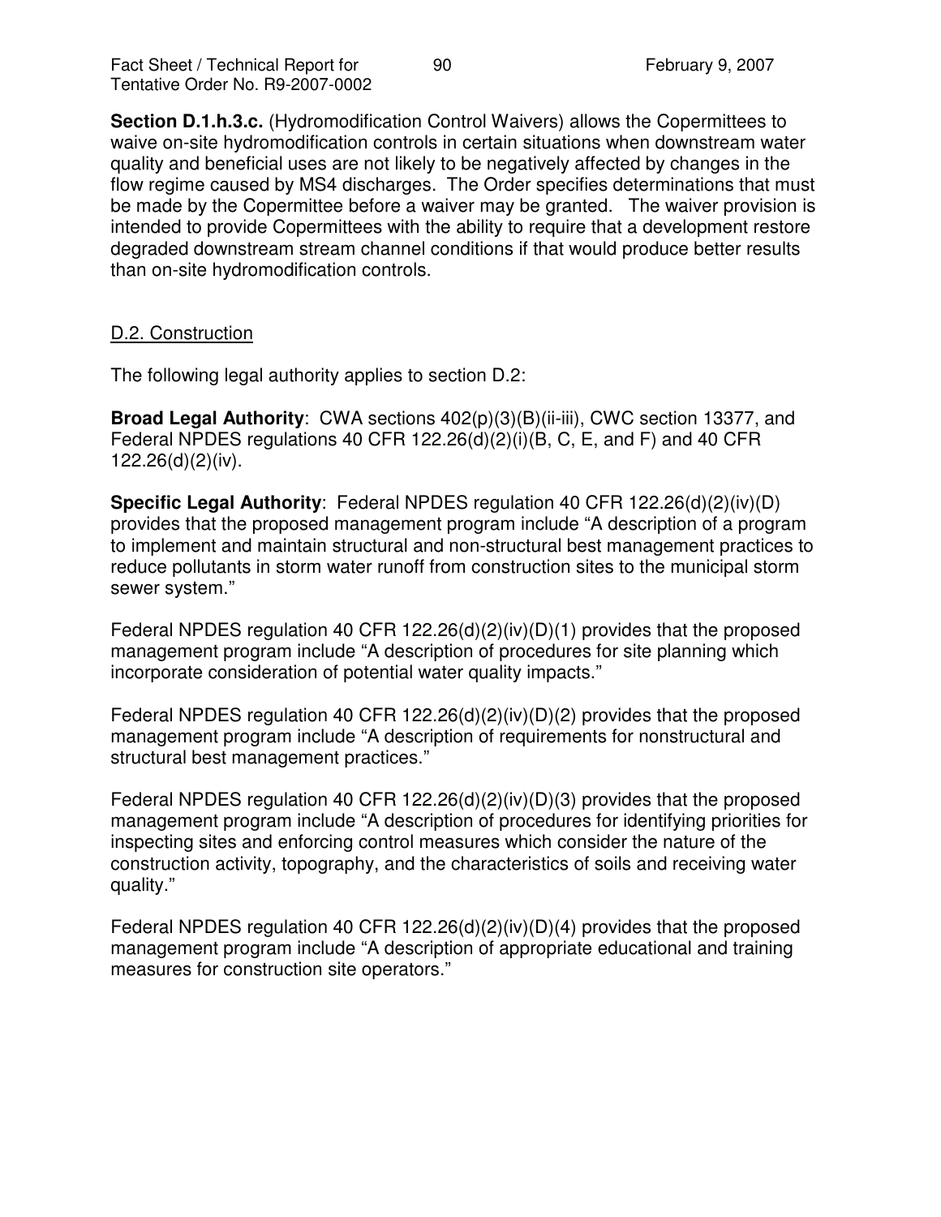**Section D.1.h.3.c.** (Hydromodification Control Waivers) allows the Copermittees to waive on-site hydromodification controls in certain situations when downstream water quality and beneficial uses are not likely to be negatively affected by changes in the flow regime caused by MS4 discharges. The Order specifies determinations that must be made by the Copermittee before a waiver may be granted. The waiver provision is intended to provide Copermittees with the ability to require that a development restore degraded downstream stream channel conditions if that would produce better results than on-site hydromodification controls.

## D.2. Construction

The following legal authority applies to section D.2:

**Broad Legal Authority**: CWA sections 402(p)(3)(B)(ii-iii), CWC section 13377, and Federal NPDES regulations 40 CFR 122.26(d)(2)(i)(B, C, E, and F) and 40 CFR 122.26(d)(2)(iv).

**Specific Legal Authority**: Federal NPDES regulation 40 CFR 122.26(d)(2)(iv)(D) provides that the proposed management program include "A description of a program to implement and maintain structural and non-structural best management practices to reduce pollutants in storm water runoff from construction sites to the municipal storm sewer system."

Federal NPDES regulation 40 CFR 122.26(d)(2)(iv)(D)(1) provides that the proposed management program include "A description of procedures for site planning which incorporate consideration of potential water quality impacts."

Federal NPDES regulation 40 CFR 122.26(d)(2)(iv)(D)(2) provides that the proposed management program include "A description of requirements for nonstructural and structural best management practices."

Federal NPDES regulation 40 CFR 122.26(d)(2)(iv)(D)(3) provides that the proposed management program include "A description of procedures for identifying priorities for inspecting sites and enforcing control measures which consider the nature of the construction activity, topography, and the characteristics of soils and receiving water quality."

Federal NPDES regulation 40 CFR 122.26(d)(2)(iv)(D)(4) provides that the proposed management program include "A description of appropriate educational and training measures for construction site operators."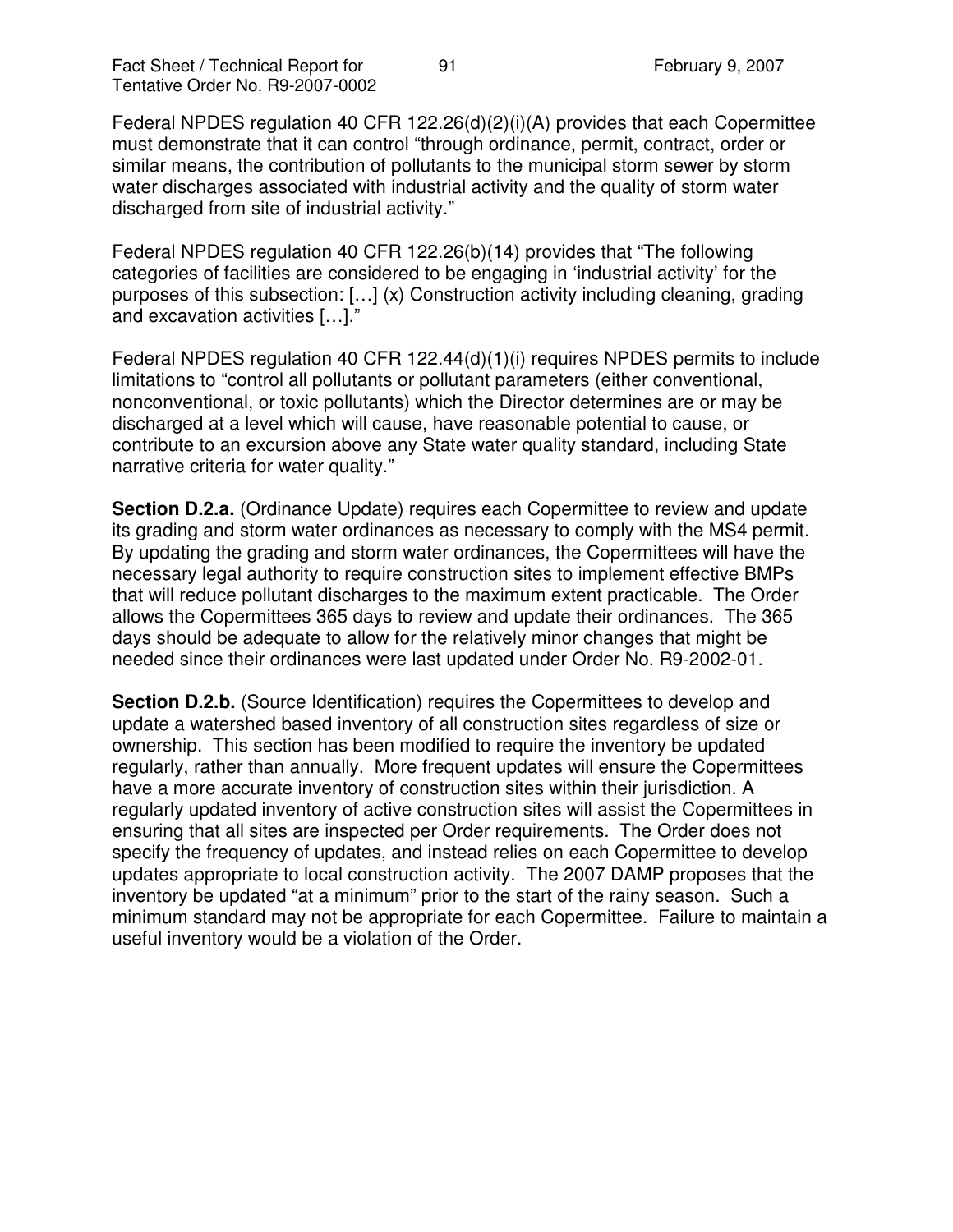Federal NPDES regulation 40 CFR 122.26(d)(2)(i)(A) provides that each Copermittee must demonstrate that it can control "through ordinance, permit, contract, order or similar means, the contribution of pollutants to the municipal storm sewer by storm water discharges associated with industrial activity and the quality of storm water discharged from site of industrial activity."

Federal NPDES regulation 40 CFR 122.26(b)(14) provides that "The following categories of facilities are considered to be engaging in 'industrial activity' for the purposes of this subsection: […] (x) Construction activity including cleaning, grading and excavation activities […]."

Federal NPDES regulation 40 CFR 122.44(d)(1)(i) requires NPDES permits to include limitations to "control all pollutants or pollutant parameters (either conventional, nonconventional, or toxic pollutants) which the Director determines are or may be discharged at a level which will cause, have reasonable potential to cause, or contribute to an excursion above any State water quality standard, including State narrative criteria for water quality."

**Section D.2.a.** (Ordinance Update) requires each Copermittee to review and update its grading and storm water ordinances as necessary to comply with the MS4 permit. By updating the grading and storm water ordinances, the Copermittees will have the necessary legal authority to require construction sites to implement effective BMPs that will reduce pollutant discharges to the maximum extent practicable. The Order allows the Copermittees 365 days to review and update their ordinances. The 365 days should be adequate to allow for the relatively minor changes that might be needed since their ordinances were last updated under Order No. R9-2002-01.

**Section D.2.b.** (Source Identification) requires the Copermittees to develop and update a watershed based inventory of all construction sites regardless of size or ownership. This section has been modified to require the inventory be updated regularly, rather than annually. More frequent updates will ensure the Copermittees have a more accurate inventory of construction sites within their jurisdiction. A regularly updated inventory of active construction sites will assist the Copermittees in ensuring that all sites are inspected per Order requirements. The Order does not specify the frequency of updates, and instead relies on each Copermittee to develop updates appropriate to local construction activity. The 2007 DAMP proposes that the inventory be updated "at a minimum" prior to the start of the rainy season. Such a minimum standard may not be appropriate for each Copermittee. Failure to maintain a useful inventory would be a violation of the Order.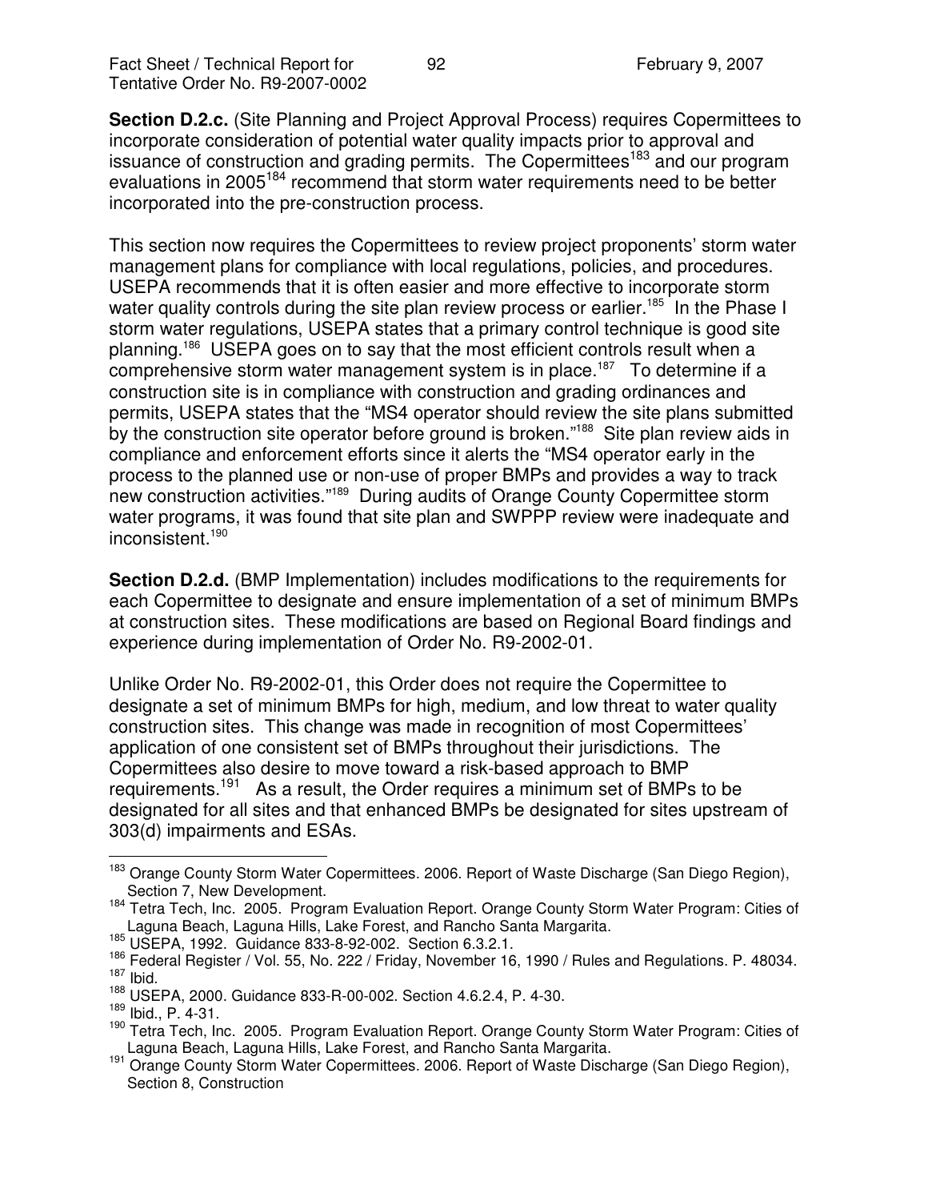**Section D.2.c.** (Site Planning and Project Approval Process) requires Copermittees to incorporate consideration of potential water quality impacts prior to approval and issuance of construction and grading permits. The Copermittees[183] and our program evaluations in 2005[184] recommend that storm water requirements need to be better incorporated into the pre-construction process.

This section now requires the Copermittees to review project proponents' storm water management plans for compliance with local regulations, policies, and procedures. USEPA recommends that it is often easier and more effective to incorporate storm water quality controls during the site plan review process or earlier.[185] In the Phase I storm water regulations, USEPA states that a primary control technique is good site planning.[186] USEPA goes on to say that the most efficient controls result when a comprehensive storm water management system is in place.[187] To determine if a construction site is in compliance with construction and grading ordinances and permits, USEPA states that the "MS4 operator should review the site plans submitted by the construction site operator before ground is broken."[188] Site plan review aids in compliance and enforcement efforts since it alerts the "MS4 operator early in the process to the planned use or non-use of proper BMPs and provides a way to track new construction activities."[189] During audits of Orange County Copermittee storm water programs, it was found that site plan and SWPPP review were inadequate and inconsistent.[190]

**Section D.2.d.** (BMP Implementation) includes modifications to the requirements for each Copermittee to designate and ensure implementation of a set of minimum BMPs at construction sites. These modifications are based on Regional Board findings and experience during implementation of Order No. R9-2002-01.

Unlike Order No. R9-2002-01, this Order does not require the Copermittee to designate a set of minimum BMPs for high, medium, and low threat to water quality construction sites. This change was made in recognition of most Copermittees' application of one consistent set of BMPs throughout their jurisdictions. The Copermittees also desire to move toward a risk-based approach to BMP requirements.[191] As a result, the Order requires a minimum set of BMPs to be designated for all sites and that enhanced BMPs be designated for sites upstream of 303(d) impairments and ESAs.

---

[183] Orange County Storm Water Copermittees. 2006. Report of Waste Discharge (San Diego Region), Section 7, New Development.

[184] Tetra Tech, Inc. 2005. Program Evaluation Report. Orange County Storm Water Program: Cities of Laguna Beach, Laguna Hills, Lake Forest, and Rancho Santa Margarita.

[185] USEPA, 1992. Guidance 833-8-92-002. Section 6.3.2.1.

[186] Federal Register / Vol. 55, No. 222 / Friday, November 16, 1990 / Rules and Regulations. P. 48034.

[187] Ibid.

[188] USEPA, 2000. Guidance 833-R-00-002. Section 4.6.2.4, P. 4-30.

[189] Ibid., P. 4-31.

[190] Tetra Tech, Inc. 2005. Program Evaluation Report. Orange County Storm Water Program: Cities of Laguna Beach, Laguna Hills, Lake Forest, and Rancho Santa Margarita.

[191] Orange County Storm Water Copermittees. 2006. Report of Waste Discharge (San Diego Region), Section 8, Construction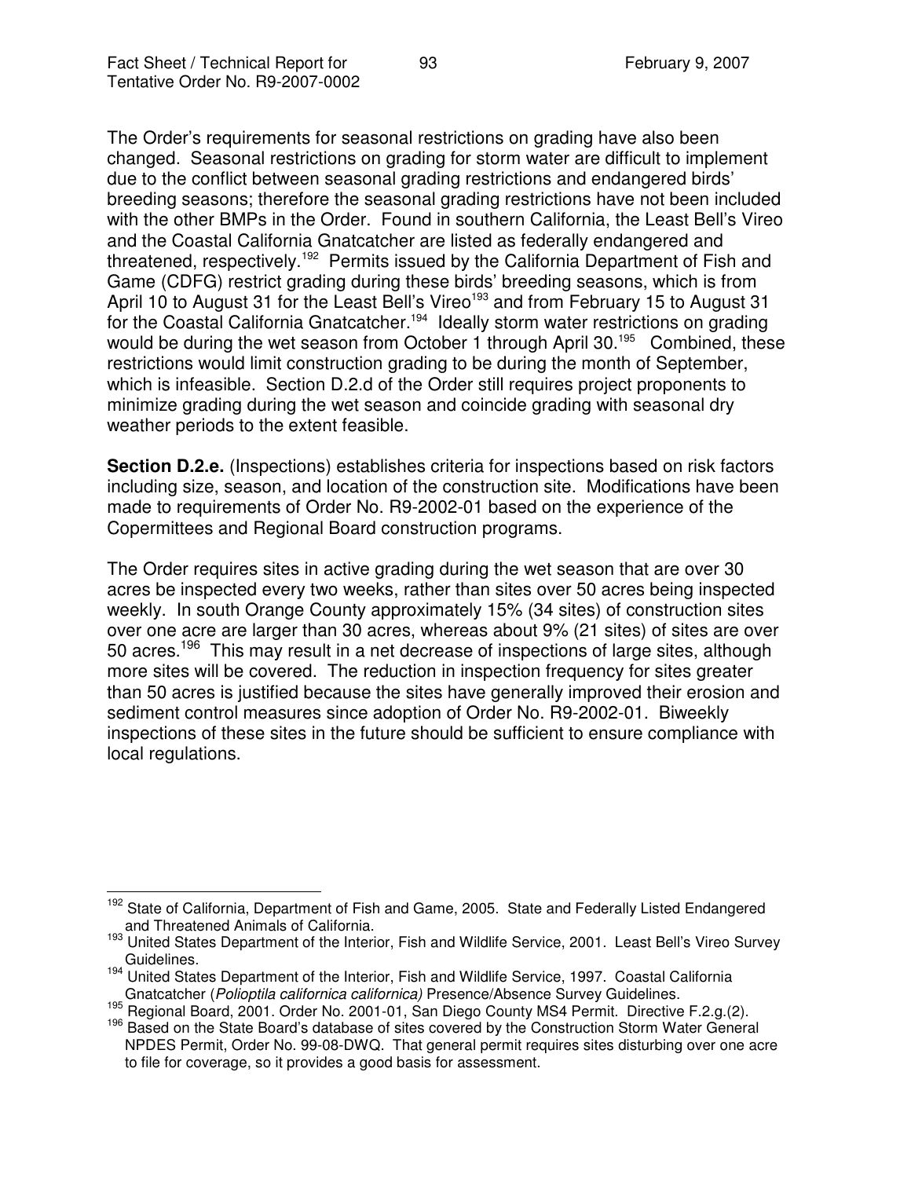The Order's requirements for seasonal restrictions on grading have also been changed. Seasonal restrictions on grading for storm water are difficult to implement due to the conflict between seasonal grading restrictions and endangered birds' breeding seasons; therefore the seasonal grading restrictions have not been included with the other BMPs in the Order. Found in southern California, the Least Bell's Vireo and the Coastal California Gnatcatcher are listed as federally endangered and threatened, respectively.[192] Permits issued by the California Department of Fish and Game (CDFG) restrict grading during these birds' breeding seasons, which is from April 10 to August 31 for the Least Bell's Vireo[193] and from February 15 to August 31 for the Coastal California Gnatcatcher.[194] Ideally storm water restrictions on grading would be during the wet season from October 1 through April 30.[195] Combined, these restrictions would limit construction grading to be during the month of September, which is infeasible. Section D.2.d of the Order still requires project proponents to minimize grading during the wet season and coincide grading with seasonal dry weather periods to the extent feasible.

**Section D.2.e.** (Inspections) establishes criteria for inspections based on risk factors including size, season, and location of the construction site. Modifications have been made to requirements of Order No. R9-2002-01 based on the experience of the Copermittees and Regional Board construction programs.

The Order requires sites in active grading during the wet season that are over 30 acres be inspected every two weeks, rather than sites over 50 acres being inspected weekly. In south Orange County approximately 15% (34 sites) of construction sites over one acre are larger than 30 acres, whereas about 9% (21 sites) of sites are over 50 acres.[196] This may result in a net decrease of inspections of large sites, although more sites will be covered. The reduction in inspection frequency for sites greater than 50 acres is justified because the sites have generally improved their erosion and sediment control measures since adoption of Order No. R9-2002-01. Biweekly inspections of these sites in the future should be sufficient to ensure compliance with local regulations.

---

[192] State of California, Department of Fish and Game, 2005. State and Federally Listed Endangered and Threatened Animals of California.

[193] United States Department of the Interior, Fish and Wildlife Service, 2001. Least Bell's Vireo Survey Guidelines.

[194] United States Department of the Interior, Fish and Wildlife Service, 1997. Coastal California Gnatcatcher (*Polioptila californica californica)* Presence/Absence Survey Guidelines.

[195] Regional Board, 2001. Order No. 2001-01, San Diego County MS4 Permit. Directive F.2.g.(2).

[196] Based on the State Board's database of sites covered by the Construction Storm Water General NPDES Permit, Order No. 99-08-DWQ. That general permit requires sites disturbing over one acre to file for coverage, so it provides a good basis for assessment.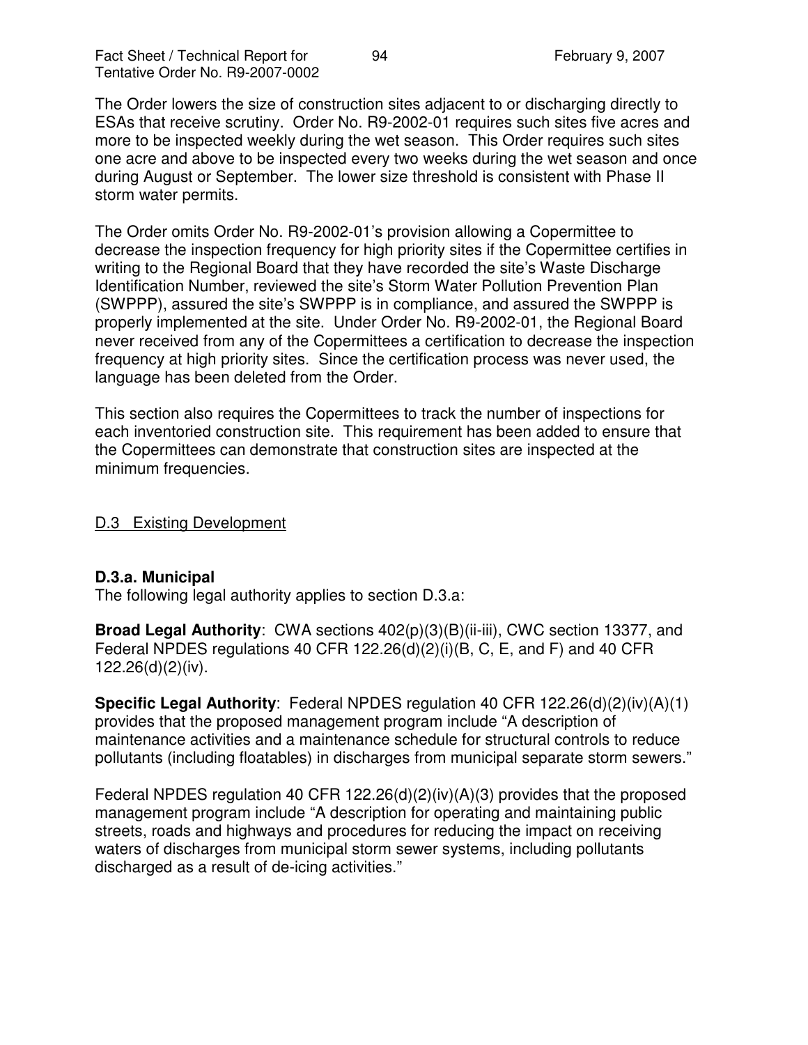The Order lowers the size of construction sites adjacent to or discharging directly to ESAs that receive scrutiny. Order No. R9-2002-01 requires such sites five acres and more to be inspected weekly during the wet season. This Order requires such sites one acre and above to be inspected every two weeks during the wet season and once during August or September. The lower size threshold is consistent with Phase II storm water permits.

The Order omits Order No. R9-2002-01's provision allowing a Copermittee to decrease the inspection frequency for high priority sites if the Copermittee certifies in writing to the Regional Board that they have recorded the site's Waste Discharge Identification Number, reviewed the site's Storm Water Pollution Prevention Plan (SWPPP), assured the site's SWPPP is in compliance, and assured the SWPPP is properly implemented at the site. Under Order No. R9-2002-01, the Regional Board never received from any of the Copermittees a certification to decrease the inspection frequency at high priority sites. Since the certification process was never used, the language has been deleted from the Order.

This section also requires the Copermittees to track the number of inspections for each inventoried construction site. This requirement has been added to ensure that the Copermittees can demonstrate that construction sites are inspected at the minimum frequencies.

## D.3 Existing Development

### D.3.a. Municipal

The following legal authority applies to section D.3.a:

**Broad Legal Authority**: CWA sections 402(p)(3)(B)(ii-iii), CWC section 13377, and Federal NPDES regulations 40 CFR 122.26(d)(2)(i)(B, C, E, and F) and 40 CFR 122.26(d)(2)(iv).

**Specific Legal Authority**: Federal NPDES regulation 40 CFR 122.26(d)(2)(iv)(A)(1) provides that the proposed management program include "A description of maintenance activities and a maintenance schedule for structural controls to reduce pollutants (including floatables) in discharges from municipal separate storm sewers."

Federal NPDES regulation 40 CFR 122.26(d)(2)(iv)(A)(3) provides that the proposed management program include "A description for operating and maintaining public streets, roads and highways and procedures for reducing the impact on receiving waters of discharges from municipal storm sewer systems, including pollutants discharged as a result of de-icing activities."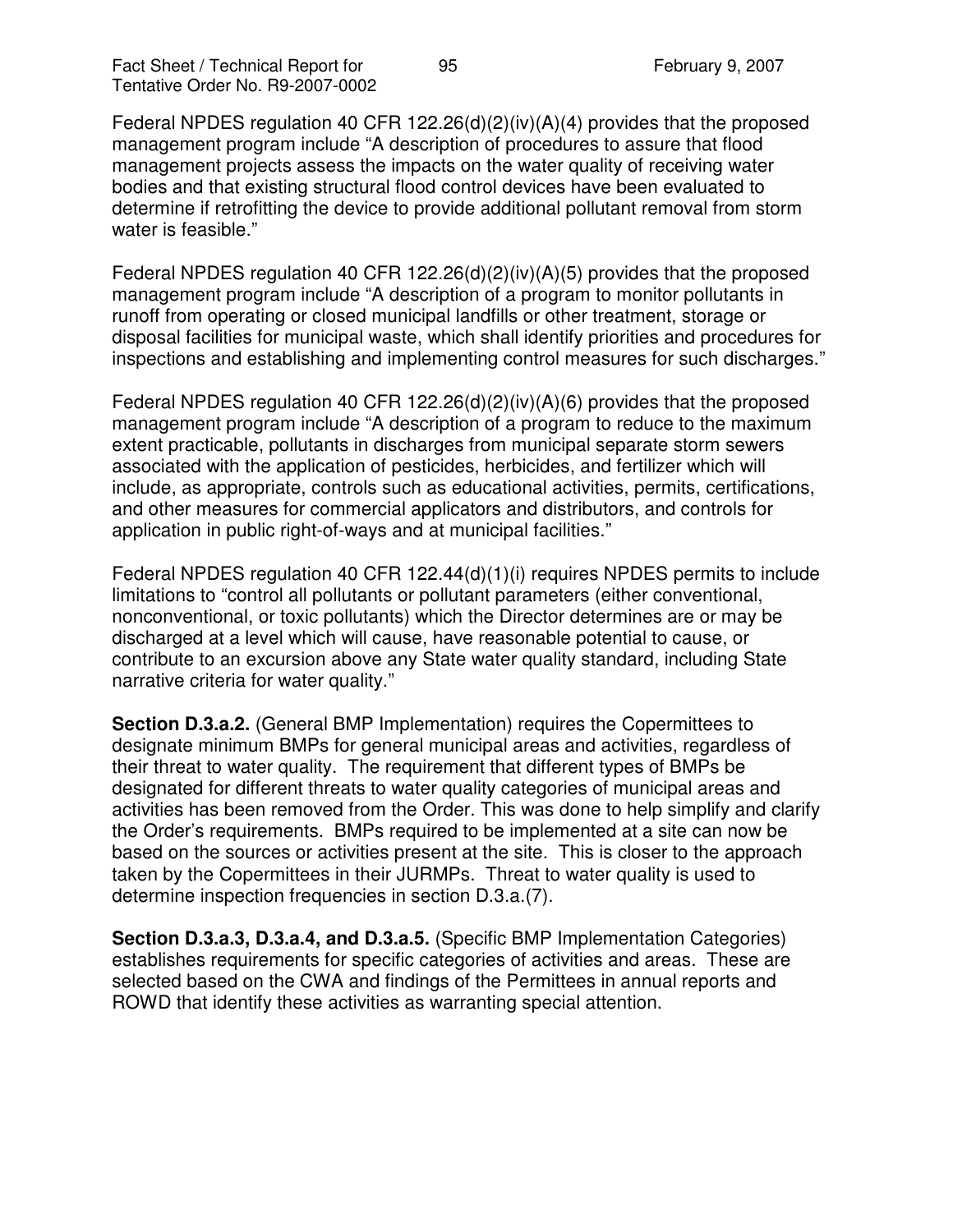Federal NPDES regulation 40 CFR 122.26(d)(2)(iv)(A)(4) provides that the proposed management program include "A description of procedures to assure that flood management projects assess the impacts on the water quality of receiving water bodies and that existing structural flood control devices have been evaluated to determine if retrofitting the device to provide additional pollutant removal from storm water is feasible."

Federal NPDES regulation 40 CFR 122.26(d)(2)(iv)(A)(5) provides that the proposed management program include "A description of a program to monitor pollutants in runoff from operating or closed municipal landfills or other treatment, storage or disposal facilities for municipal waste, which shall identify priorities and procedures for inspections and establishing and implementing control measures for such discharges."

Federal NPDES regulation 40 CFR 122.26(d)(2)(iv)(A)(6) provides that the proposed management program include "A description of a program to reduce to the maximum extent practicable, pollutants in discharges from municipal separate storm sewers associated with the application of pesticides, herbicides, and fertilizer which will include, as appropriate, controls such as educational activities, permits, certifications, and other measures for commercial applicators and distributors, and controls for application in public right-of-ways and at municipal facilities."

Federal NPDES regulation 40 CFR 122.44(d)(1)(i) requires NPDES permits to include limitations to "control all pollutants or pollutant parameters (either conventional, nonconventional, or toxic pollutants) which the Director determines are or may be discharged at a level which will cause, have reasonable potential to cause, or contribute to an excursion above any State water quality standard, including State narrative criteria for water quality."

**Section D.3.a.2.** (General BMP Implementation) requires the Copermittees to designate minimum BMPs for general municipal areas and activities, regardless of their threat to water quality. The requirement that different types of BMPs be designated for different threats to water quality categories of municipal areas and activities has been removed from the Order. This was done to help simplify and clarify the Order's requirements. BMPs required to be implemented at a site can now be based on the sources or activities present at the site. This is closer to the approach taken by the Copermittees in their JURMPs. Threat to water quality is used to determine inspection frequencies in section D.3.a.(7).

**Section D.3.a.3, D.3.a.4, and D.3.a.5.** (Specific BMP Implementation Categories) establishes requirements for specific categories of activities and areas. These are selected based on the CWA and findings of the Permittees in annual reports and ROWD that identify these activities as warranting special attention.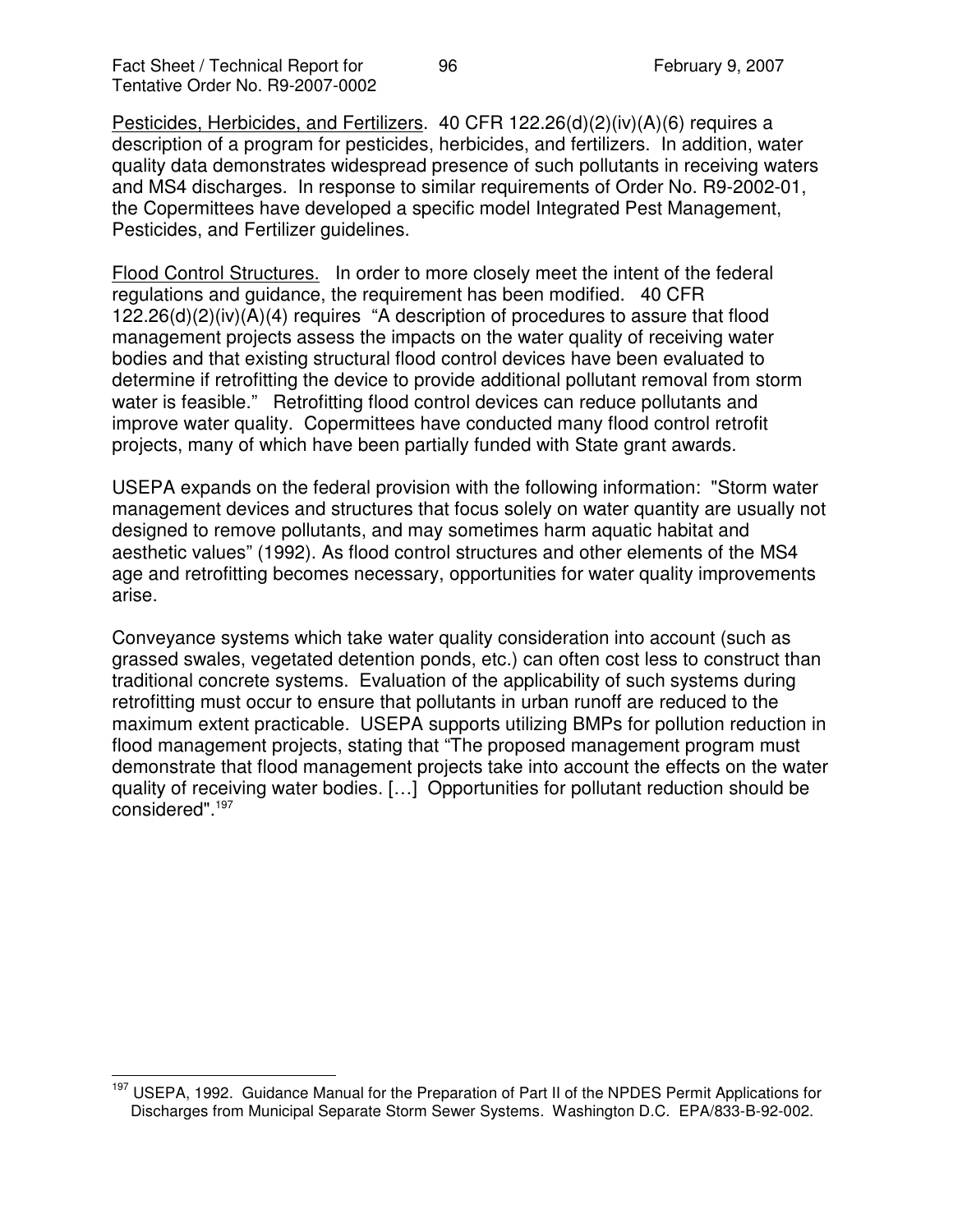<u>Pesticides, Herbicides, and Fertilizers</u>. 40 CFR 122.26(d)(2)(iv)(A)(6) requires a description of a program for pesticides, herbicides, and fertilizers. In addition, water quality data demonstrates widespread presence of such pollutants in receiving waters and MS4 discharges. In response to similar requirements of Order No. R9-2002-01, the Copermittees have developed a specific model Integrated Pest Management, Pesticides, and Fertilizer guidelines.

<u>Flood Control Structures.</u> In order to more closely meet the intent of the federal regulations and guidance, the requirement has been modified. 40 CFR 122.26(d)(2)(iv)(A)(4) requires "A description of procedures to assure that flood management projects assess the impacts on the water quality of receiving water bodies and that existing structural flood control devices have been evaluated to determine if retrofitting the device to provide additional pollutant removal from storm water is feasible." Retrofitting flood control devices can reduce pollutants and improve water quality. Copermittees have conducted many flood control retrofit projects, many of which have been partially funded with State grant awards.

USEPA expands on the federal provision with the following information: "Storm water management devices and structures that focus solely on water quantity are usually not designed to remove pollutants, and may sometimes harm aquatic habitat and aesthetic values" (1992). As flood control structures and other elements of the MS4 age and retrofitting becomes necessary, opportunities for water quality improvements arise.

Conveyance systems which take water quality consideration into account (such as grassed swales, vegetated detention ponds, etc.) can often cost less to construct than traditional concrete systems. Evaluation of the applicability of such systems during retrofitting must occur to ensure that pollutants in urban runoff are reduced to the maximum extent practicable. USEPA supports utilizing BMPs for pollution reduction in flood management projects, stating that "The proposed management program must demonstrate that flood management projects take into account the effects on the water quality of receiving water bodies. […] Opportunities for pollutant reduction should be considered".[197]

---

[197] USEPA, 1992. Guidance Manual for the Preparation of Part II of the NPDES Permit Applications for Discharges from Municipal Separate Storm Sewer Systems. Washington D.C. EPA/833-B-92-002.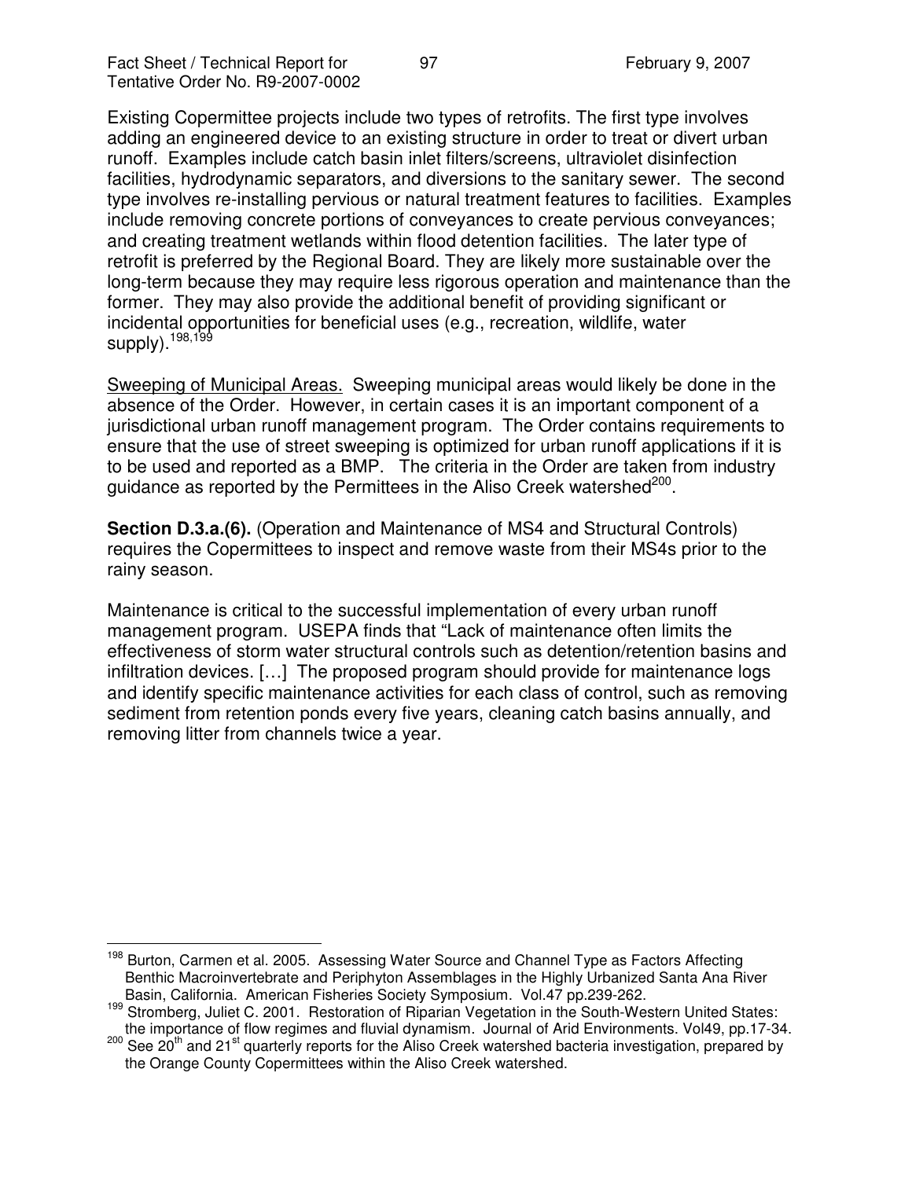Existing Copermittee projects include two types of retrofits. The first type involves adding an engineered device to an existing structure in order to treat or divert urban runoff. Examples include catch basin inlet filters/screens, ultraviolet disinfection facilities, hydrodynamic separators, and diversions to the sanitary sewer. The second type involves re-installing pervious or natural treatment features to facilities. Examples include removing concrete portions of conveyances to create pervious conveyances; and creating treatment wetlands within flood detention facilities. The later type of retrofit is preferred by the Regional Board. They are likely more sustainable over the long-term because they may require less rigorous operation and maintenance than the former. They may also provide the additional benefit of providing significant or incidental opportunities for beneficial uses (e.g., recreation, wildlife, water supply).[198,199]

<u>Sweeping of Municipal Areas.</u> Sweeping municipal areas would likely be done in the absence of the Order. However, in certain cases it is an important component of a jurisdictional urban runoff management program. The Order contains requirements to ensure that the use of street sweeping is optimized for urban runoff applications if it is to be used and reported as a BMP. The criteria in the Order are taken from industry guidance as reported by the Permittees in the Aliso Creek watershed[200].

**Section D.3.a.(6).** (Operation and Maintenance of MS4 and Structural Controls) requires the Copermittees to inspect and remove waste from their MS4s prior to the rainy season.

Maintenance is critical to the successful implementation of every urban runoff management program. USEPA finds that "Lack of maintenance often limits the effectiveness of storm water structural controls such as detention/retention basins and infiltration devices. […] The proposed program should provide for maintenance logs and identify specific maintenance activities for each class of control, such as removing sediment from retention ponds every five years, cleaning catch basins annually, and removing litter from channels twice a year.

---

[198] Burton, Carmen et al. 2005. Assessing Water Source and Channel Type as Factors Affecting Benthic Macroinvertebrate and Periphyton Assemblages in the Highly Urbanized Santa Ana River Basin, California. American Fisheries Society Symposium. Vol.47 pp.239-262.

[199] Stromberg, Juliet C. 2001. Restoration of Riparian Vegetation in the South-Western United States: the importance of flow regimes and fluvial dynamism. Journal of Arid Environments. Vol49, pp.17-34.

[200] See 20th and 21st quarterly reports for the Aliso Creek watershed bacteria investigation, prepared by the Orange County Copermittees within the Aliso Creek watershed.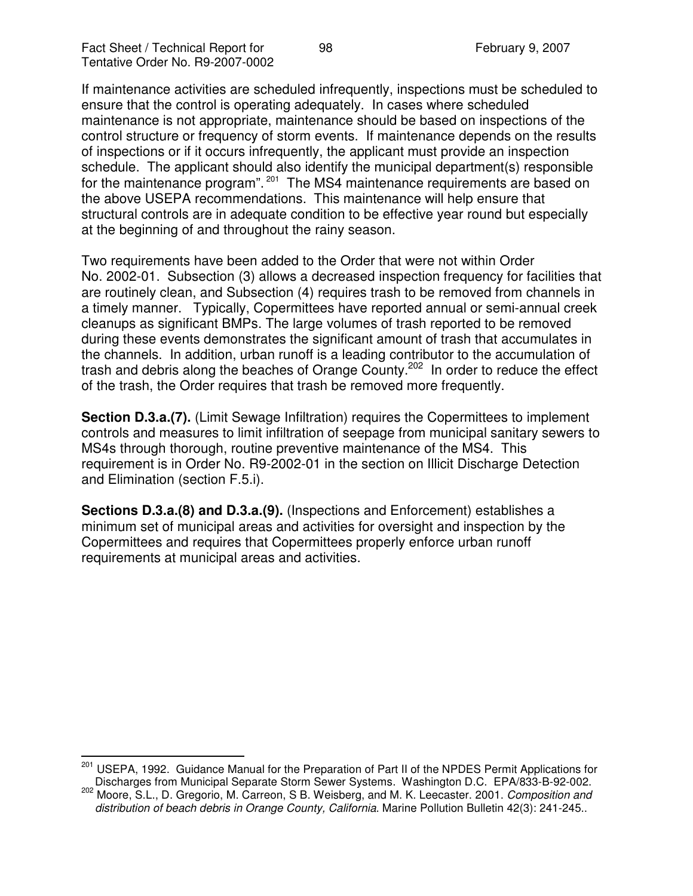If maintenance activities are scheduled infrequently, inspections must be scheduled to ensure that the control is operating adequately. In cases where scheduled maintenance is not appropriate, maintenance should be based on inspections of the control structure or frequency of storm events. If maintenance depends on the results of inspections or if it occurs infrequently, the applicant must provide an inspection schedule. The applicant should also identify the municipal department(s) responsible for the maintenance program".[201] The MS4 maintenance requirements are based on the above USEPA recommendations. This maintenance will help ensure that structural controls are in adequate condition to be effective year round but especially at the beginning of and throughout the rainy season.

Two requirements have been added to the Order that were not within Order No. 2002-01. Subsection (3) allows a decreased inspection frequency for facilities that are routinely clean, and Subsection (4) requires trash to be removed from channels in a timely manner. Typically, Copermittees have reported annual or semi-annual creek cleanups as significant BMPs. The large volumes of trash reported to be removed during these events demonstrates the significant amount of trash that accumulates in the channels. In addition, urban runoff is a leading contributor to the accumulation of trash and debris along the beaches of Orange County.[202] In order to reduce the effect of the trash, the Order requires that trash be removed more frequently.

**Section D.3.a.(7).** (Limit Sewage Infiltration) requires the Copermittees to implement controls and measures to limit infiltration of seepage from municipal sanitary sewers to MS4s through thorough, routine preventive maintenance of the MS4. This requirement is in Order No. R9-2002-01 in the section on Illicit Discharge Detection and Elimination (section F.5.i).

**Sections D.3.a.(8) and D.3.a.(9).** (Inspections and Enforcement) establishes a minimum set of municipal areas and activities for oversight and inspection by the Copermittees and requires that Copermittees properly enforce urban runoff requirements at municipal areas and activities.

---

[201] USEPA, 1992. Guidance Manual for the Preparation of Part II of the NPDES Permit Applications for Discharges from Municipal Separate Storm Sewer Systems. Washington D.C. EPA/833-B-92-002.

[202] Moore, S.L., D. Gregorio, M. Carreon, S B. Weisberg, and M. K. Leecaster. 2001. *Composition and distribution of beach debris in Orange County, California*. Marine Pollution Bulletin 42(3): 241-245..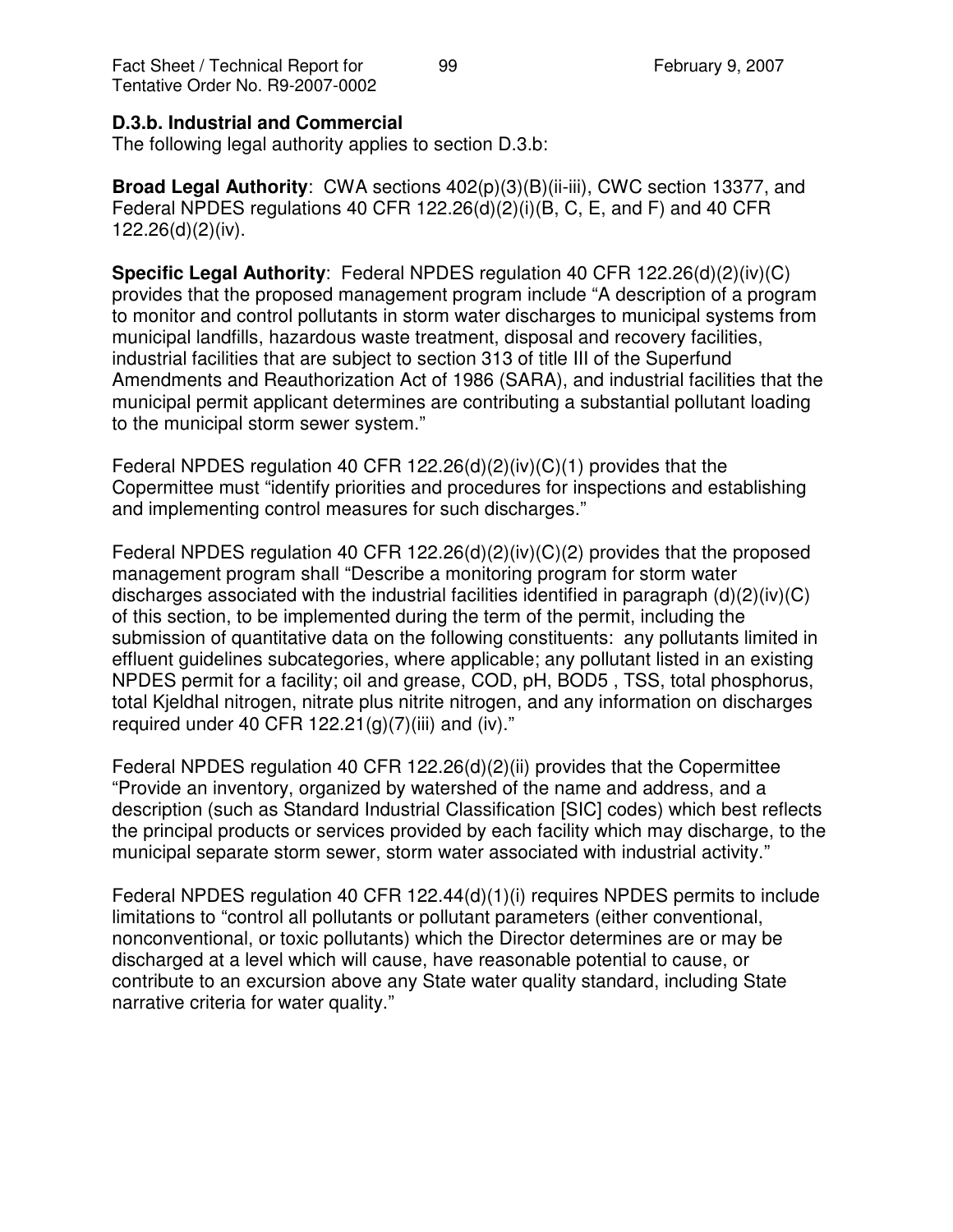### D.3.b. Industrial and Commercial

The following legal authority applies to section D.3.b:

**Broad Legal Authority**: CWA sections 402(p)(3)(B)(ii-iii), CWC section 13377, and Federal NPDES regulations 40 CFR 122.26(d)(2)(i)(B, C, E, and F) and 40 CFR 122.26(d)(2)(iv).

**Specific Legal Authority**: Federal NPDES regulation 40 CFR 122.26(d)(2)(iv)(C) provides that the proposed management program include "A description of a program to monitor and control pollutants in storm water discharges to municipal systems from municipal landfills, hazardous waste treatment, disposal and recovery facilities, industrial facilities that are subject to section 313 of title III of the Superfund Amendments and Reauthorization Act of 1986 (SARA), and industrial facilities that the municipal permit applicant determines are contributing a substantial pollutant loading to the municipal storm sewer system."

Federal NPDES regulation 40 CFR 122.26(d)(2)(iv)(C)(1) provides that the Copermittee must "identify priorities and procedures for inspections and establishing and implementing control measures for such discharges."

Federal NPDES regulation 40 CFR 122.26(d)(2)(iv)(C)(2) provides that the proposed management program shall "Describe a monitoring program for storm water discharges associated with the industrial facilities identified in paragraph (d)(2)(iv)(C) of this section, to be implemented during the term of the permit, including the submission of quantitative data on the following constituents: any pollutants limited in effluent guidelines subcategories, where applicable; any pollutant listed in an existing NPDES permit for a facility; oil and grease, COD, pH, BOD5 , TSS, total phosphorus, total Kjeldhal nitrogen, nitrate plus nitrite nitrogen, and any information on discharges required under 40 CFR 122.21(g)(7)(iii) and (iv)."

Federal NPDES regulation 40 CFR 122.26(d)(2)(ii) provides that the Copermittee "Provide an inventory, organized by watershed of the name and address, and a description (such as Standard Industrial Classification [SIC] codes) which best reflects the principal products or services provided by each facility which may discharge, to the municipal separate storm sewer, storm water associated with industrial activity."

Federal NPDES regulation 40 CFR 122.44(d)(1)(i) requires NPDES permits to include limitations to "control all pollutants or pollutant parameters (either conventional, nonconventional, or toxic pollutants) which the Director determines are or may be discharged at a level which will cause, have reasonable potential to cause, or contribute to an excursion above any State water quality standard, including State narrative criteria for water quality."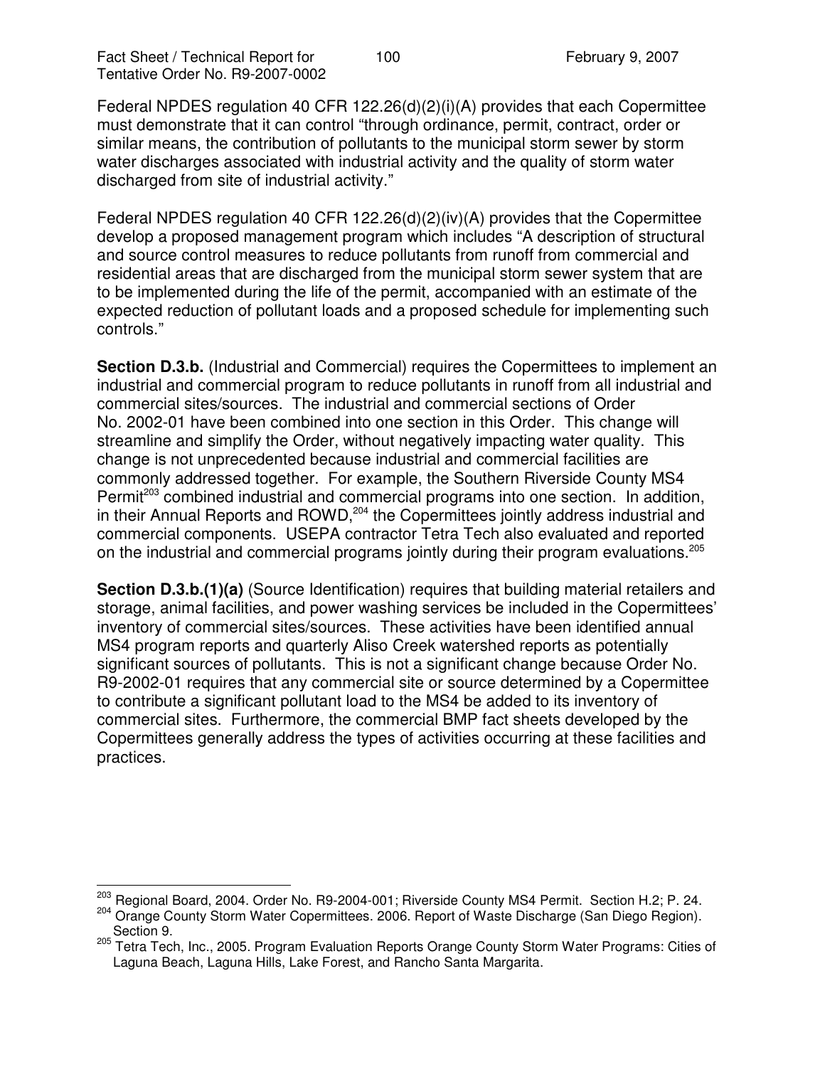Federal NPDES regulation 40 CFR 122.26(d)(2)(i)(A) provides that each Copermittee must demonstrate that it can control "through ordinance, permit, contract, order or similar means, the contribution of pollutants to the municipal storm sewer by storm water discharges associated with industrial activity and the quality of storm water discharged from site of industrial activity."

Federal NPDES regulation 40 CFR 122.26(d)(2)(iv)(A) provides that the Copermittee develop a proposed management program which includes "A description of structural and source control measures to reduce pollutants from runoff from commercial and residential areas that are discharged from the municipal storm sewer system that are to be implemented during the life of the permit, accompanied with an estimate of the expected reduction of pollutant loads and a proposed schedule for implementing such controls."

**Section D.3.b.** (Industrial and Commercial) requires the Copermittees to implement an industrial and commercial program to reduce pollutants in runoff from all industrial and commercial sites/sources. The industrial and commercial sections of Order No. 2002-01 have been combined into one section in this Order. This change will streamline and simplify the Order, without negatively impacting water quality. This change is not unprecedented because industrial and commercial facilities are commonly addressed together. For example, the Southern Riverside County MS4 Permit[203] combined industrial and commercial programs into one section. In addition, in their Annual Reports and ROWD,[204] the Copermittees jointly address industrial and commercial components. USEPA contractor Tetra Tech also evaluated and reported on the industrial and commercial programs jointly during their program evaluations.[205]

**Section D.3.b.(1)(a)** (Source Identification) requires that building material retailers and storage, animal facilities, and power washing services be included in the Copermittees' inventory of commercial sites/sources. These activities have been identified annual MS4 program reports and quarterly Aliso Creek watershed reports as potentially significant sources of pollutants. This is not a significant change because Order No. R9-2002-01 requires that any commercial site or source determined by a Copermittee to contribute a significant pollutant load to the MS4 be added to its inventory of commercial sites. Furthermore, the commercial BMP fact sheets developed by the Copermittees generally address the types of activities occurring at these facilities and practices.

---

[203] Regional Board, 2004. Order No. R9-2004-001; Riverside County MS4 Permit. Section H.2; P. 24.

[204] Orange County Storm Water Copermittees. 2006. Report of Waste Discharge (San Diego Region). Section 9.

[205] Tetra Tech, Inc., 2005. Program Evaluation Reports Orange County Storm Water Programs: Cities of Laguna Beach, Laguna Hills, Lake Forest, and Rancho Santa Margarita.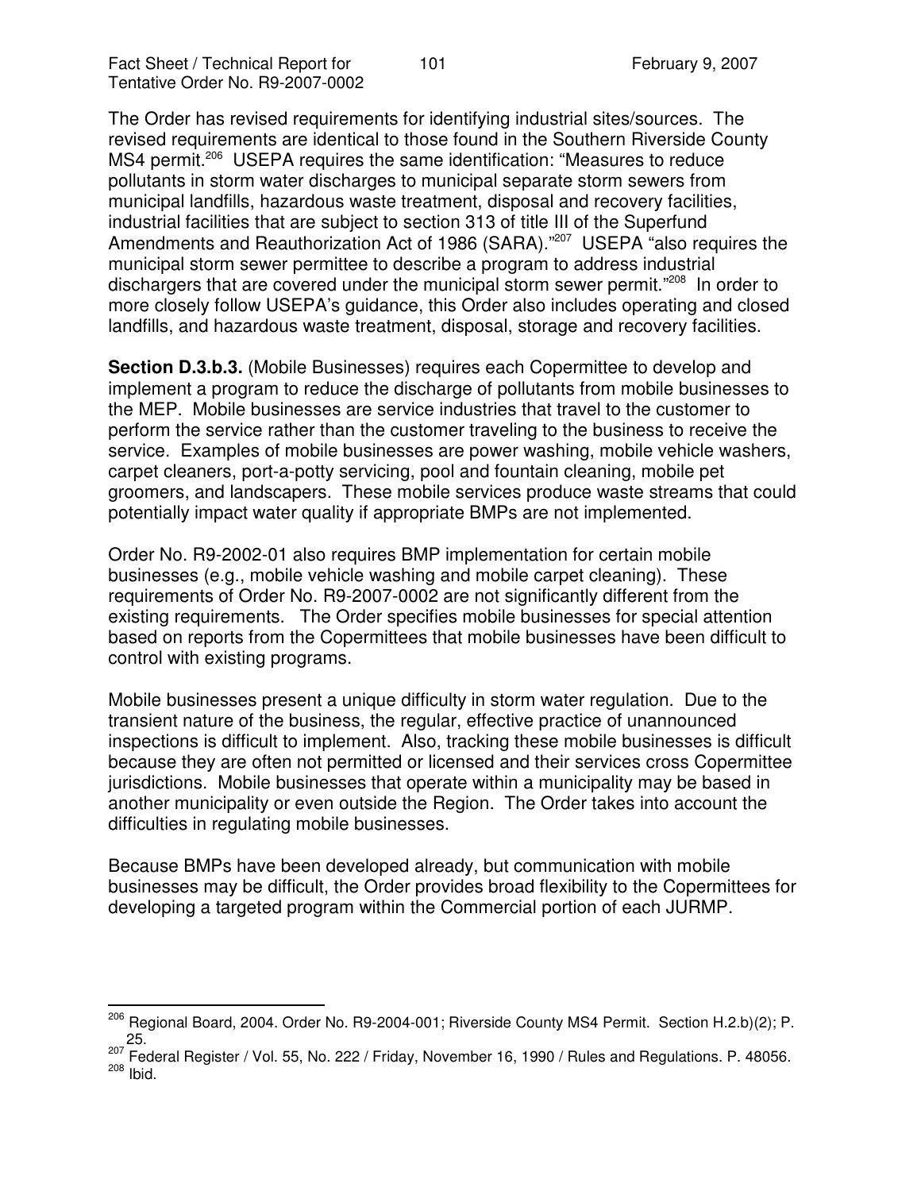The Order has revised requirements for identifying industrial sites/sources. The revised requirements are identical to those found in the Southern Riverside County MS4 permit.[206] USEPA requires the same identification: "Measures to reduce pollutants in storm water discharges to municipal separate storm sewers from municipal landfills, hazardous waste treatment, disposal and recovery facilities, industrial facilities that are subject to section 313 of title III of the Superfund Amendments and Reauthorization Act of 1986 (SARA)."[207] USEPA "also requires the municipal storm sewer permittee to describe a program to address industrial dischargers that are covered under the municipal storm sewer permit."[208] In order to more closely follow USEPA's guidance, this Order also includes operating and closed landfills, and hazardous waste treatment, disposal, storage and recovery facilities.

**Section D.3.b.3.** (Mobile Businesses) requires each Copermittee to develop and implement a program to reduce the discharge of pollutants from mobile businesses to the MEP. Mobile businesses are service industries that travel to the customer to perform the service rather than the customer traveling to the business to receive the service. Examples of mobile businesses are power washing, mobile vehicle washers, carpet cleaners, port-a-potty servicing, pool and fountain cleaning, mobile pet groomers, and landscapers. These mobile services produce waste streams that could potentially impact water quality if appropriate BMPs are not implemented.

Order No. R9-2002-01 also requires BMP implementation for certain mobile businesses (e.g., mobile vehicle washing and mobile carpet cleaning). These requirements of Order No. R9-2007-0002 are not significantly different from the existing requirements. The Order specifies mobile businesses for special attention based on reports from the Copermittees that mobile businesses have been difficult to control with existing programs.

Mobile businesses present a unique difficulty in storm water regulation. Due to the transient nature of the business, the regular, effective practice of unannounced inspections is difficult to implement. Also, tracking these mobile businesses is difficult because they are often not permitted or licensed and their services cross Copermittee jurisdictions. Mobile businesses that operate within a municipality may be based in another municipality or even outside the Region. The Order takes into account the difficulties in regulating mobile businesses.

Because BMPs have been developed already, but communication with mobile businesses may be difficult, the Order provides broad flexibility to the Copermittees for developing a targeted program within the Commercial portion of each JURMP.

---

[206] Regional Board, 2004. Order No. R9-2004-001; Riverside County MS4 Permit. Section H.2.b)(2); P. 25.

[207] Federal Register / Vol. 55, No. 222 / Friday, November 16, 1990 / Rules and Regulations. P. 48056.

[208] Ibid.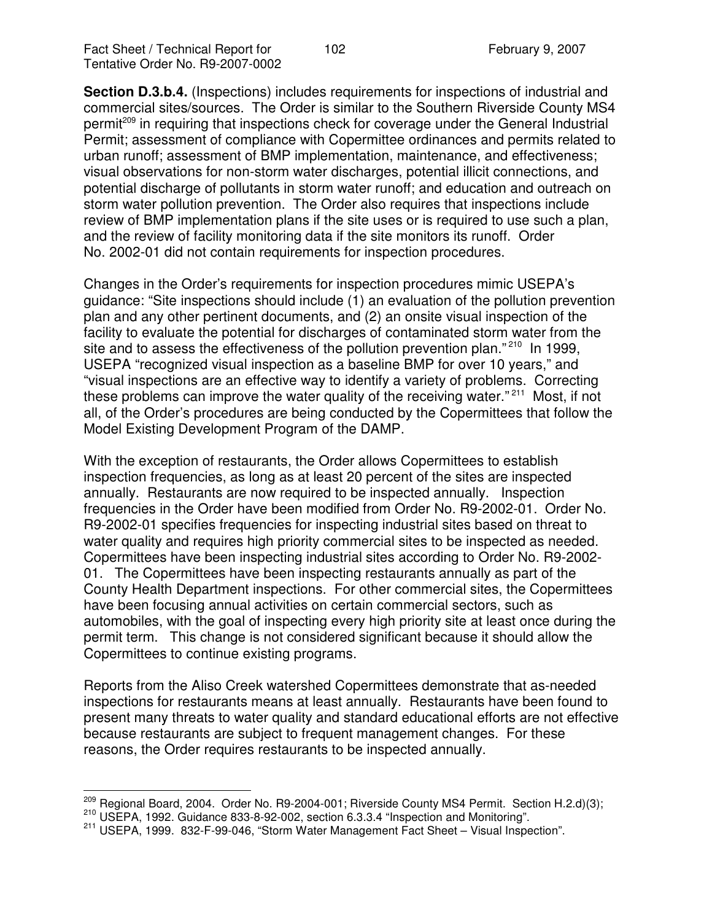**Section D.3.b.4.** (Inspections) includes requirements for inspections of industrial and commercial sites/sources. The Order is similar to the Southern Riverside County MS4 permit[209] in requiring that inspections check for coverage under the General Industrial Permit; assessment of compliance with Copermittee ordinances and permits related to urban runoff; assessment of BMP implementation, maintenance, and effectiveness; visual observations for non-storm water discharges, potential illicit connections, and potential discharge of pollutants in storm water runoff; and education and outreach on storm water pollution prevention. The Order also requires that inspections include review of BMP implementation plans if the site uses or is required to use such a plan, and the review of facility monitoring data if the site monitors its runoff. Order No. 2002-01 did not contain requirements for inspection procedures.

Changes in the Order's requirements for inspection procedures mimic USEPA's guidance: "Site inspections should include (1) an evaluation of the pollution prevention plan and any other pertinent documents, and (2) an onsite visual inspection of the facility to evaluate the potential for discharges of contaminated storm water from the site and to assess the effectiveness of the pollution prevention plan." [210] In 1999, USEPA "recognized visual inspection as a baseline BMP for over 10 years," and "visual inspections are an effective way to identify a variety of problems. Correcting these problems can improve the water quality of the receiving water." [211] Most, if not all, of the Order's procedures are being conducted by the Copermittees that follow the Model Existing Development Program of the DAMP.

With the exception of restaurants, the Order allows Copermittees to establish inspection frequencies, as long as at least 20 percent of the sites are inspected annually. Restaurants are now required to be inspected annually. Inspection frequencies in the Order have been modified from Order No. R9-2002-01. Order No. R9-2002-01 specifies frequencies for inspecting industrial sites based on threat to water quality and requires high priority commercial sites to be inspected as needed. Copermittees have been inspecting industrial sites according to Order No. R9-2002-01. The Copermittees have been inspecting restaurants annually as part of the County Health Department inspections. For other commercial sites, the Copermittees have been focusing annual activities on certain commercial sectors, such as automobiles, with the goal of inspecting every high priority site at least once during the permit term. This change is not considered significant because it should allow the Copermittees to continue existing programs.

Reports from the Aliso Creek watershed Copermittees demonstrate that as-needed inspections for restaurants means at least annually. Restaurants have been found to present many threats to water quality and standard educational efforts are not effective because restaurants are subject to frequent management changes. For these reasons, the Order requires restaurants to be inspected annually.

---

[209] Regional Board, 2004. Order No. R9-2004-001; Riverside County MS4 Permit. Section H.2.d)(3);

[210] USEPA, 1992. Guidance 833-8-92-002, section 6.3.3.4 "Inspection and Monitoring".

[211] USEPA, 1999. 832-F-99-046, "Storm Water Management Fact Sheet – Visual Inspection".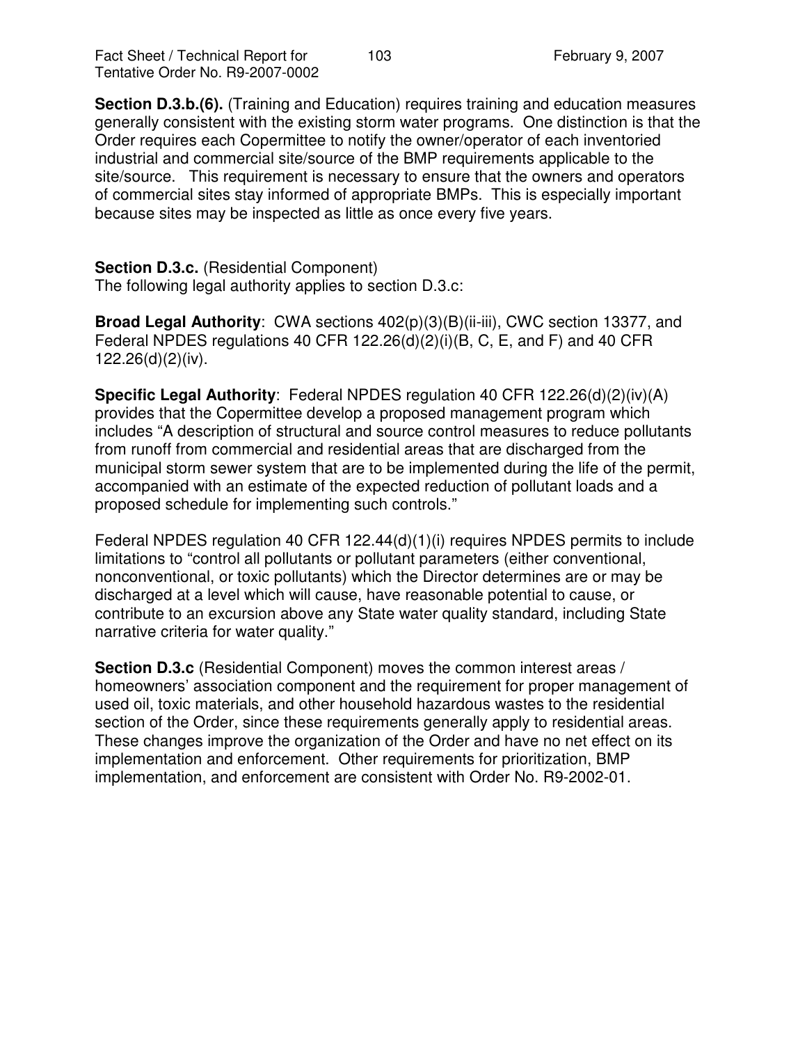**Section D.3.b.(6).** (Training and Education) requires training and education measures generally consistent with the existing storm water programs. One distinction is that the Order requires each Copermittee to notify the owner/operator of each inventoried industrial and commercial site/source of the BMP requirements applicable to the site/source. This requirement is necessary to ensure that the owners and operators of commercial sites stay informed of appropriate BMPs. This is especially important because sites may be inspected as little as once every five years.

**Section D.3.c.** (Residential Component)
The following legal authority applies to section D.3.c:

**Broad Legal Authority**: CWA sections 402(p)(3)(B)(ii-iii), CWC section 13377, and Federal NPDES regulations 40 CFR 122.26(d)(2)(i)(B, C, E, and F) and 40 CFR 122.26(d)(2)(iv).

**Specific Legal Authority**: Federal NPDES regulation 40 CFR 122.26(d)(2)(iv)(A) provides that the Copermittee develop a proposed management program which includes "A description of structural and source control measures to reduce pollutants from runoff from commercial and residential areas that are discharged from the municipal storm sewer system that are to be implemented during the life of the permit, accompanied with an estimate of the expected reduction of pollutant loads and a proposed schedule for implementing such controls."

Federal NPDES regulation 40 CFR 122.44(d)(1)(i) requires NPDES permits to include limitations to "control all pollutants or pollutant parameters (either conventional, nonconventional, or toxic pollutants) which the Director determines are or may be discharged at a level which will cause, have reasonable potential to cause, or contribute to an excursion above any State water quality standard, including State narrative criteria for water quality."

**Section D.3.c** (Residential Component) moves the common interest areas / homeowners' association component and the requirement for proper management of used oil, toxic materials, and other household hazardous wastes to the residential section of the Order, since these requirements generally apply to residential areas. These changes improve the organization of the Order and have no net effect on its implementation and enforcement. Other requirements for prioritization, BMP implementation, and enforcement are consistent with Order No. R9-2002-01.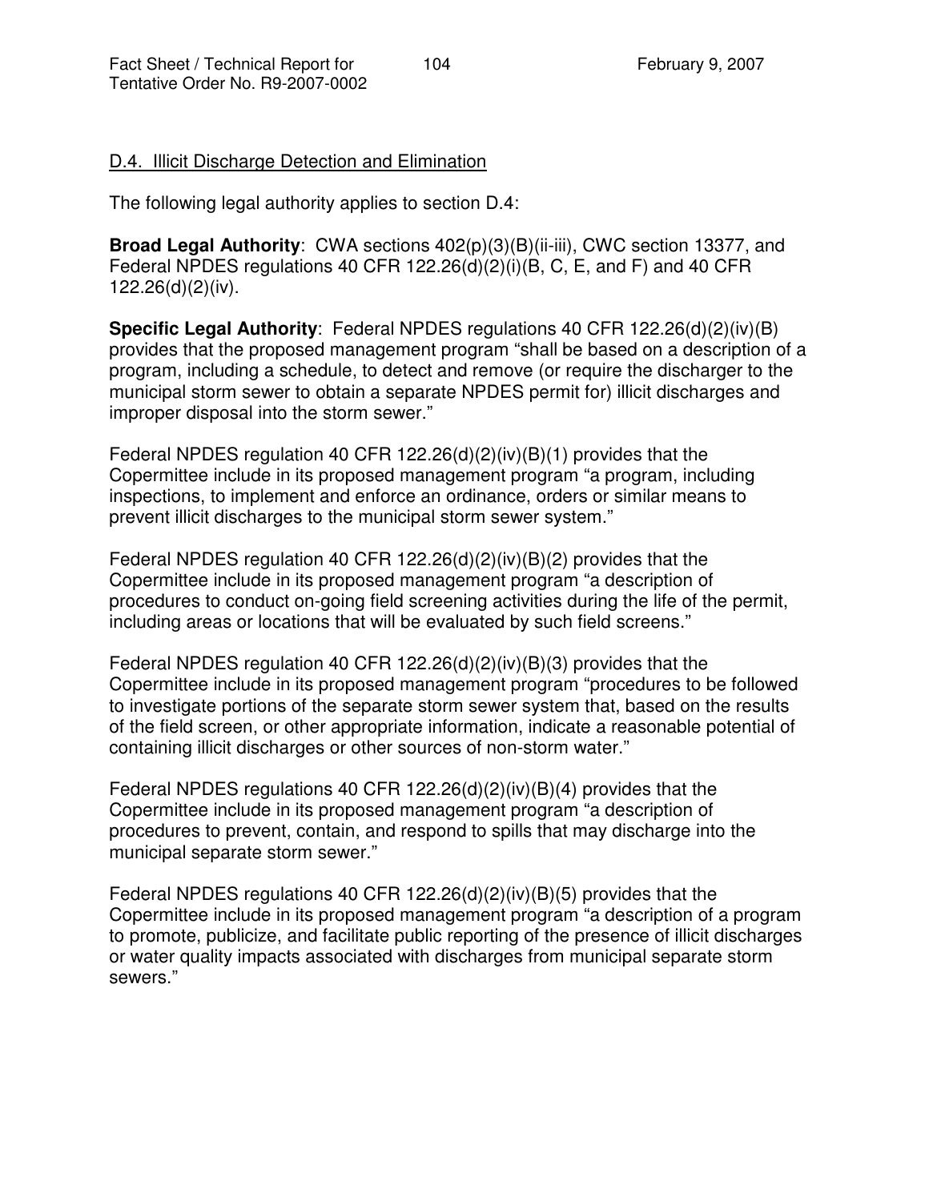D.4. Illicit Discharge Detection and Elimination

The following legal authority applies to section D.4:

**Broad Legal Authority**: CWA sections 402(p)(3)(B)(ii-iii), CWC section 13377, and Federal NPDES regulations 40 CFR 122.26(d)(2)(i)(B, C, E, and F) and 40 CFR 122.26(d)(2)(iv).

**Specific Legal Authority**: Federal NPDES regulations 40 CFR 122.26(d)(2)(iv)(B) provides that the proposed management program "shall be based on a description of a program, including a schedule, to detect and remove (or require the discharger to the municipal storm sewer to obtain a separate NPDES permit for) illicit discharges and improper disposal into the storm sewer."

Federal NPDES regulation 40 CFR 122.26(d)(2)(iv)(B)(1) provides that the Copermittee include in its proposed management program "a program, including inspections, to implement and enforce an ordinance, orders or similar means to prevent illicit discharges to the municipal storm sewer system."

Federal NPDES regulation 40 CFR 122.26(d)(2)(iv)(B)(2) provides that the Copermittee include in its proposed management program "a description of procedures to conduct on-going field screening activities during the life of the permit, including areas or locations that will be evaluated by such field screens."

Federal NPDES regulation 40 CFR 122.26(d)(2)(iv)(B)(3) provides that the Copermittee include in its proposed management program "procedures to be followed to investigate portions of the separate storm sewer system that, based on the results of the field screen, or other appropriate information, indicate a reasonable potential of containing illicit discharges or other sources of non-storm water."

Federal NPDES regulations 40 CFR 122.26(d)(2)(iv)(B)(4) provides that the Copermittee include in its proposed management program "a description of procedures to prevent, contain, and respond to spills that may discharge into the municipal separate storm sewer."

Federal NPDES regulations 40 CFR 122.26(d)(2)(iv)(B)(5) provides that the Copermittee include in its proposed management program "a description of a program to promote, publicize, and facilitate public reporting of the presence of illicit discharges or water quality impacts associated with discharges from municipal separate storm sewers."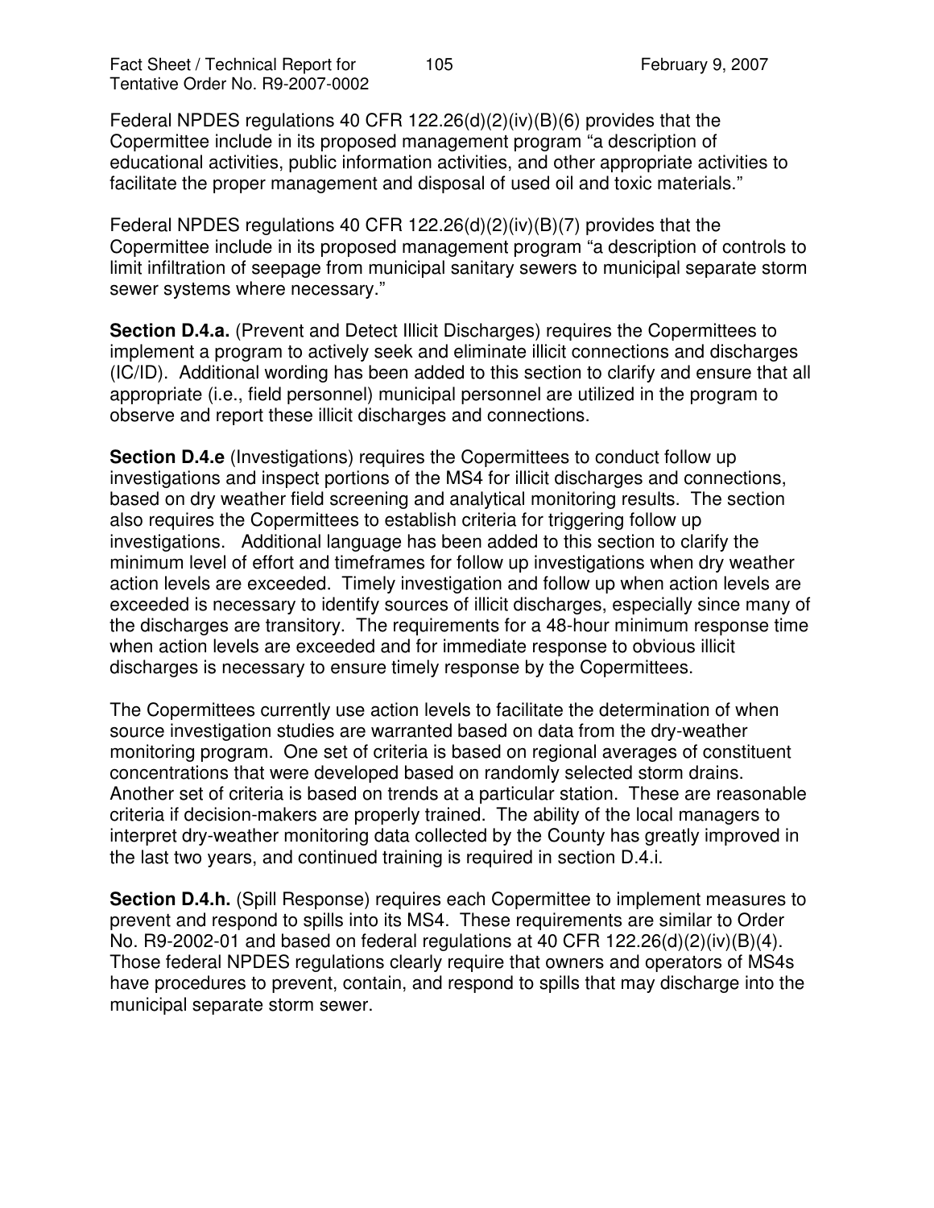Federal NPDES regulations 40 CFR 122.26(d)(2)(iv)(B)(6) provides that the Copermittee include in its proposed management program "a description of educational activities, public information activities, and other appropriate activities to facilitate the proper management and disposal of used oil and toxic materials."

Federal NPDES regulations 40 CFR 122.26(d)(2)(iv)(B)(7) provides that the Copermittee include in its proposed management program "a description of controls to limit infiltration of seepage from municipal sanitary sewers to municipal separate storm sewer systems where necessary."

**Section D.4.a.** (Prevent and Detect Illicit Discharges) requires the Copermittees to implement a program to actively seek and eliminate illicit connections and discharges (IC/ID). Additional wording has been added to this section to clarify and ensure that all appropriate (i.e., field personnel) municipal personnel are utilized in the program to observe and report these illicit discharges and connections.

**Section D.4.e** (Investigations) requires the Copermittees to conduct follow up investigations and inspect portions of the MS4 for illicit discharges and connections, based on dry weather field screening and analytical monitoring results. The section also requires the Copermittees to establish criteria for triggering follow up investigations. Additional language has been added to this section to clarify the minimum level of effort and timeframes for follow up investigations when dry weather action levels are exceeded. Timely investigation and follow up when action levels are exceeded is necessary to identify sources of illicit discharges, especially since many of the discharges are transitory. The requirements for a 48-hour minimum response time when action levels are exceeded and for immediate response to obvious illicit discharges is necessary to ensure timely response by the Copermittees.

The Copermittees currently use action levels to facilitate the determination of when source investigation studies are warranted based on data from the dry-weather monitoring program. One set of criteria is based on regional averages of constituent concentrations that were developed based on randomly selected storm drains. Another set of criteria is based on trends at a particular station. These are reasonable criteria if decision-makers are properly trained. The ability of the local managers to interpret dry-weather monitoring data collected by the County has greatly improved in the last two years, and continued training is required in section D.4.i.

**Section D.4.h.** (Spill Response) requires each Copermittee to implement measures to prevent and respond to spills into its MS4. These requirements are similar to Order No. R9-2002-01 and based on federal regulations at 40 CFR 122.26(d)(2)(iv)(B)(4). Those federal NPDES regulations clearly require that owners and operators of MS4s have procedures to prevent, contain, and respond to spills that may discharge into the municipal separate storm sewer.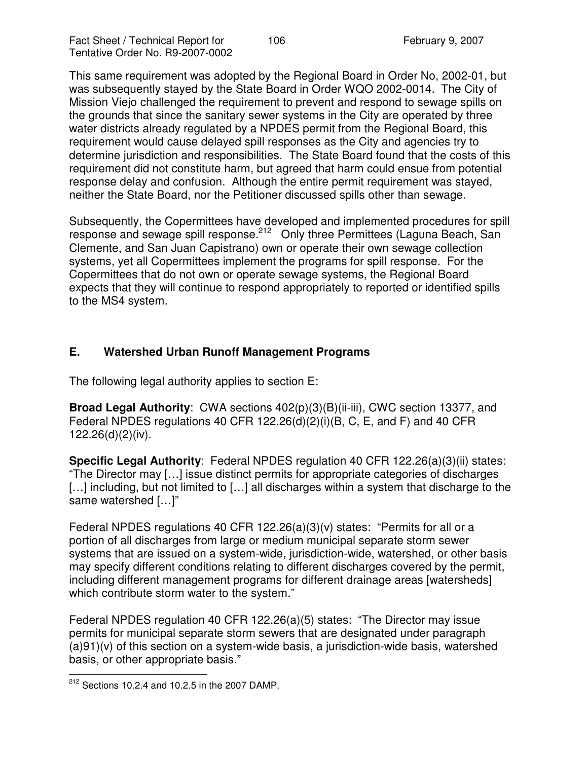This same requirement was adopted by the Regional Board in Order No, 2002-01, but was subsequently stayed by the State Board in Order WQO 2002-0014. The City of Mission Viejo challenged the requirement to prevent and respond to sewage spills on the grounds that since the sanitary sewer systems in the City are operated by three water districts already regulated by a NPDES permit from the Regional Board, this requirement would cause delayed spill responses as the City and agencies try to determine jurisdiction and responsibilities. The State Board found that the costs of this requirement did not constitute harm, but agreed that harm could ensue from potential response delay and confusion. Although the entire permit requirement was stayed, neither the State Board, nor the Petitioner discussed spills other than sewage.

Subsequently, the Copermittees have developed and implemented procedures for spill response and sewage spill response.[212] Only three Permittees (Laguna Beach, San Clemente, and San Juan Capistrano) own or operate their own sewage collection systems, yet all Copermittees implement the programs for spill response. For the Copermittees that do not own or operate sewage systems, the Regional Board expects that they will continue to respond appropriately to reported or identified spills to the MS4 system.

## E. Watershed Urban Runoff Management Programs

The following legal authority applies to section E:

**Broad Legal Authority**: CWA sections 402(p)(3)(B)(ii-iii), CWC section 13377, and Federal NPDES regulations 40 CFR 122.26(d)(2)(i)(B, C, E, and F) and 40 CFR 122.26(d)(2)(iv).

**Specific Legal Authority**: Federal NPDES regulation 40 CFR 122.26(a)(3)(ii) states: "The Director may […] issue distinct permits for appropriate categories of discharges […] including, but not limited to […] all discharges within a system that discharge to the same watershed […]"

Federal NPDES regulations 40 CFR 122.26(a)(3)(v) states: "Permits for all or a portion of all discharges from large or medium municipal separate storm sewer systems that are issued on a system-wide, jurisdiction-wide, watershed, or other basis may specify different conditions relating to different discharges covered by the permit, including different management programs for different drainage areas [watersheds] which contribute storm water to the system."

Federal NPDES regulation 40 CFR 122.26(a)(5) states: "The Director may issue permits for municipal separate storm sewers that are designated under paragraph (a)91)(v) of this section on a system-wide basis, a jurisdiction-wide basis, watershed basis, or other appropriate basis."

[212] Sections 10.2.4 and 10.2.5 in the 2007 DAMP.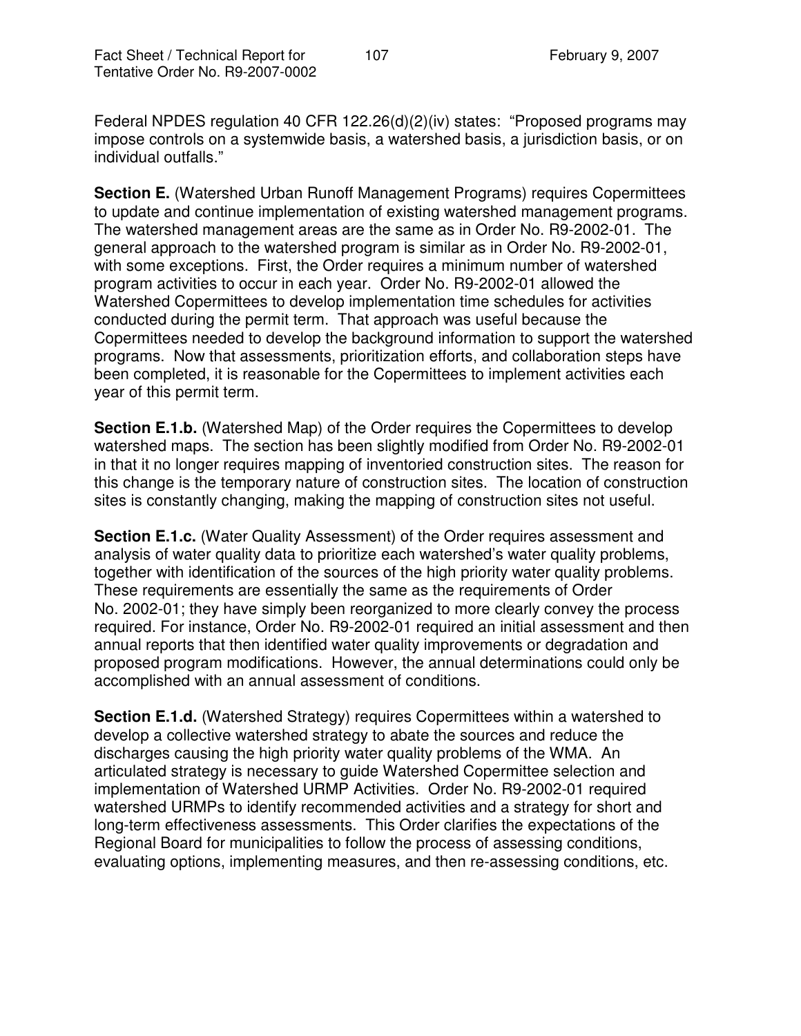Federal NPDES regulation 40 CFR 122.26(d)(2)(iv) states: "Proposed programs may impose controls on a systemwide basis, a watershed basis, a jurisdiction basis, or on individual outfalls."

**Section E.** (Watershed Urban Runoff Management Programs) requires Copermittees to update and continue implementation of existing watershed management programs. The watershed management areas are the same as in Order No. R9-2002-01. The general approach to the watershed program is similar as in Order No. R9-2002-01, with some exceptions. First, the Order requires a minimum number of watershed program activities to occur in each year. Order No. R9-2002-01 allowed the Watershed Copermittees to develop implementation time schedules for activities conducted during the permit term. That approach was useful because the Copermittees needed to develop the background information to support the watershed programs. Now that assessments, prioritization efforts, and collaboration steps have been completed, it is reasonable for the Copermittees to implement activities each year of this permit term.

**Section E.1.b.** (Watershed Map) of the Order requires the Copermittees to develop watershed maps. The section has been slightly modified from Order No. R9-2002-01 in that it no longer requires mapping of inventoried construction sites. The reason for this change is the temporary nature of construction sites. The location of construction sites is constantly changing, making the mapping of construction sites not useful.

**Section E.1.c.** (Water Quality Assessment) of the Order requires assessment and analysis of water quality data to prioritize each watershed's water quality problems, together with identification of the sources of the high priority water quality problems. These requirements are essentially the same as the requirements of Order No. 2002-01; they have simply been reorganized to more clearly convey the process required. For instance, Order No. R9-2002-01 required an initial assessment and then annual reports that then identified water quality improvements or degradation and proposed program modifications. However, the annual determinations could only be accomplished with an annual assessment of conditions.

**Section E.1.d.** (Watershed Strategy) requires Copermittees within a watershed to develop a collective watershed strategy to abate the sources and reduce the discharges causing the high priority water quality problems of the WMA. An articulated strategy is necessary to guide Watershed Copermittee selection and implementation of Watershed URMP Activities. Order No. R9-2002-01 required watershed URMPs to identify recommended activities and a strategy for short and long-term effectiveness assessments. This Order clarifies the expectations of the Regional Board for municipalities to follow the process of assessing conditions, evaluating options, implementing measures, and then re-assessing conditions, etc.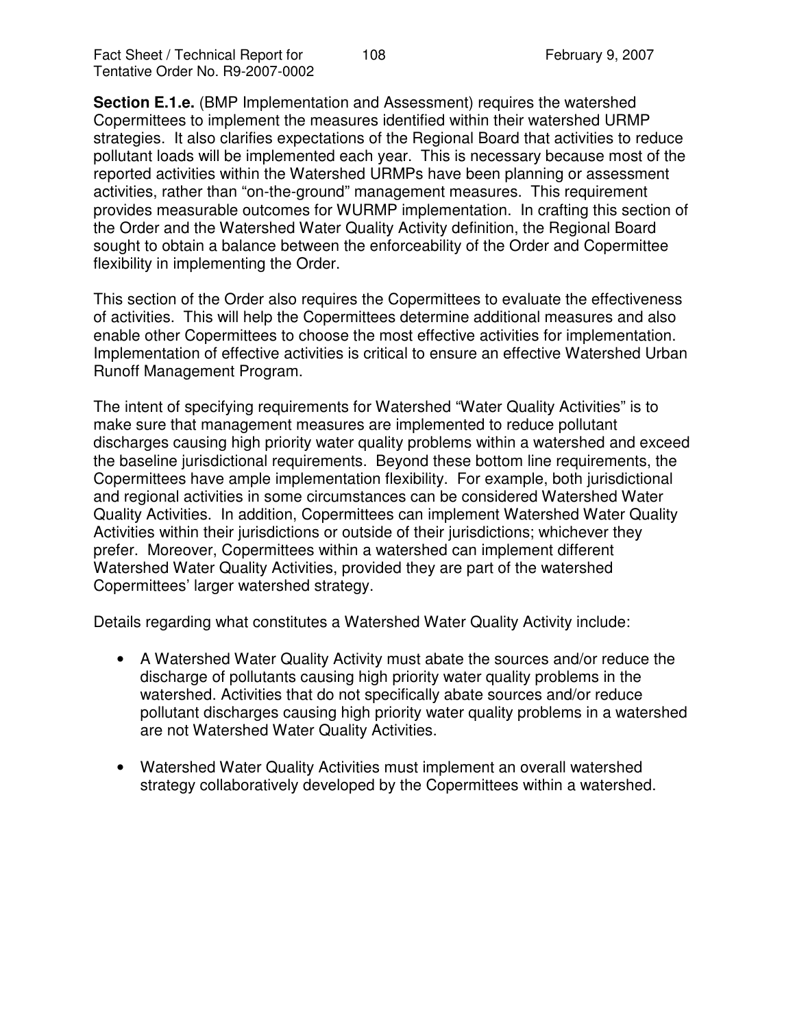**Section E.1.e.** (BMP Implementation and Assessment) requires the watershed Copermittees to implement the measures identified within their watershed URMP strategies. It also clarifies expectations of the Regional Board that activities to reduce pollutant loads will be implemented each year. This is necessary because most of the reported activities within the Watershed URMPs have been planning or assessment activities, rather than "on-the-ground" management measures. This requirement provides measurable outcomes for WURMP implementation. In crafting this section of the Order and the Watershed Water Quality Activity definition, the Regional Board sought to obtain a balance between the enforceability of the Order and Copermittee flexibility in implementing the Order.

This section of the Order also requires the Copermittees to evaluate the effectiveness of activities. This will help the Copermittees determine additional measures and also enable other Copermittees to choose the most effective activities for implementation. Implementation of effective activities is critical to ensure an effective Watershed Urban Runoff Management Program.

The intent of specifying requirements for Watershed "Water Quality Activities" is to make sure that management measures are implemented to reduce pollutant discharges causing high priority water quality problems within a watershed and exceed the baseline jurisdictional requirements. Beyond these bottom line requirements, the Copermittees have ample implementation flexibility. For example, both jurisdictional and regional activities in some circumstances can be considered Watershed Water Quality Activities. In addition, Copermittees can implement Watershed Water Quality Activities within their jurisdictions or outside of their jurisdictions; whichever they prefer. Moreover, Copermittees within a watershed can implement different Watershed Water Quality Activities, provided they are part of the watershed Copermittees' larger watershed strategy.

Details regarding what constitutes a Watershed Water Quality Activity include:

- A Watershed Water Quality Activity must abate the sources and/or reduce the discharge of pollutants causing high priority water quality problems in the watershed. Activities that do not specifically abate sources and/or reduce pollutant discharges causing high priority water quality problems in a watershed are not Watershed Water Quality Activities.

- Watershed Water Quality Activities must implement an overall watershed strategy collaboratively developed by the Copermittees within a watershed.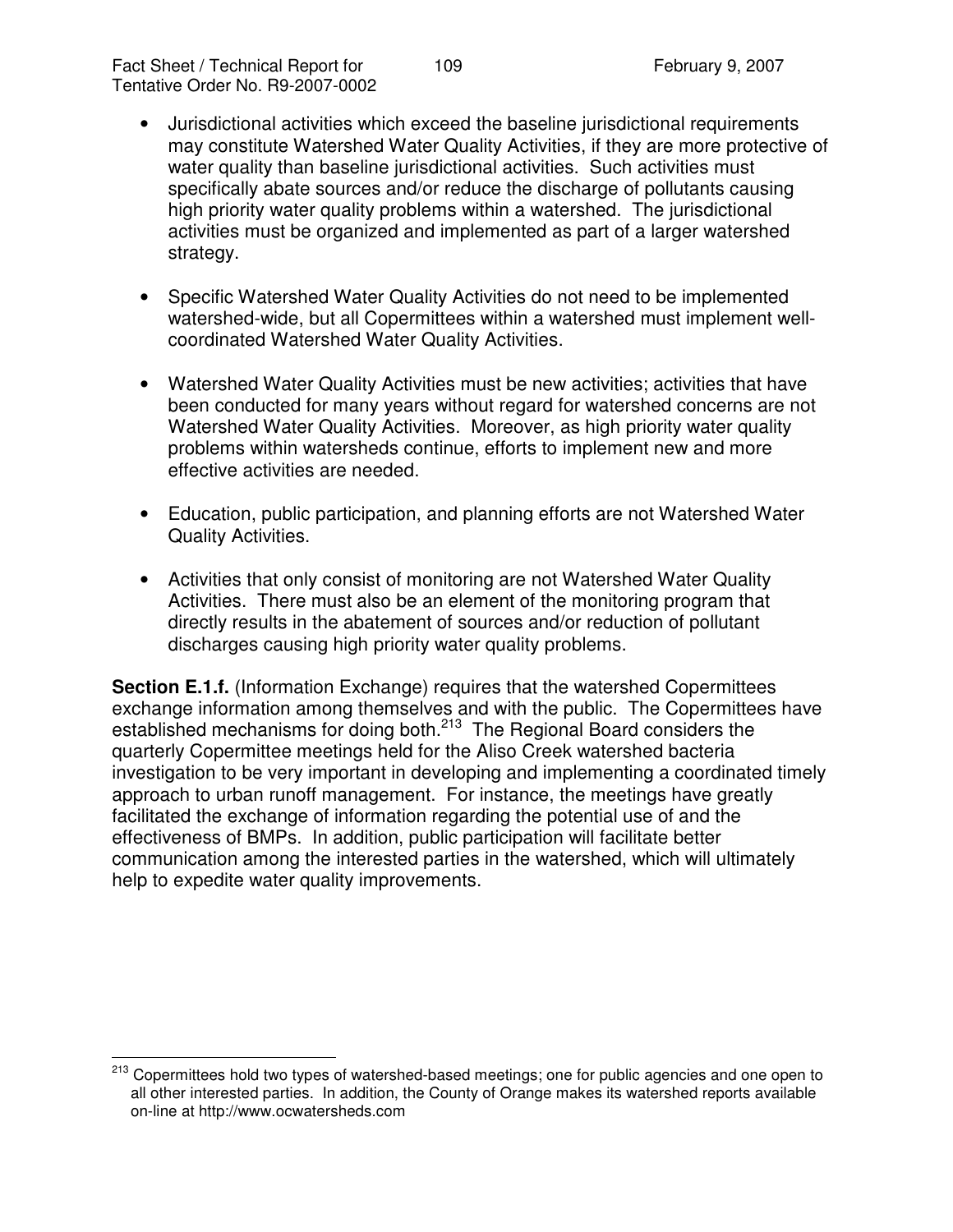- Jurisdictional activities which exceed the baseline jurisdictional requirements may constitute Watershed Water Quality Activities, if they are more protective of water quality than baseline jurisdictional activities. Such activities must specifically abate sources and/or reduce the discharge of pollutants causing high priority water quality problems within a watershed. The jurisdictional activities must be organized and implemented as part of a larger watershed strategy.

- Specific Watershed Water Quality Activities do not need to be implemented watershed-wide, but all Copermittees within a watershed must implement well-coordinated Watershed Water Quality Activities.

- Watershed Water Quality Activities must be new activities; activities that have been conducted for many years without regard for watershed concerns are not Watershed Water Quality Activities. Moreover, as high priority water quality problems within watersheds continue, efforts to implement new and more effective activities are needed.

- Education, public participation, and planning efforts are not Watershed Water Quality Activities.

- Activities that only consist of monitoring are not Watershed Water Quality Activities. There must also be an element of the monitoring program that directly results in the abatement of sources and/or reduction of pollutant discharges causing high priority water quality problems.

**Section E.1.f.** (Information Exchange) requires that the watershed Copermittees exchange information among themselves and with the public. The Copermittees have established mechanisms for doing both.[213] The Regional Board considers the quarterly Copermittee meetings held for the Aliso Creek watershed bacteria investigation to be very important in developing and implementing a coordinated timely approach to urban runoff management. For instance, the meetings have greatly facilitated the exchange of information regarding the potential use of and the effectiveness of BMPs. In addition, public participation will facilitate better communication among the interested parties in the watershed, which will ultimately help to expedite water quality improvements.

---

[213] Copermittees hold two types of watershed-based meetings; one for public agencies and one open to all other interested parties. In addition, the County of Orange makes its watershed reports available on-line at http://www.ocwatersheds.com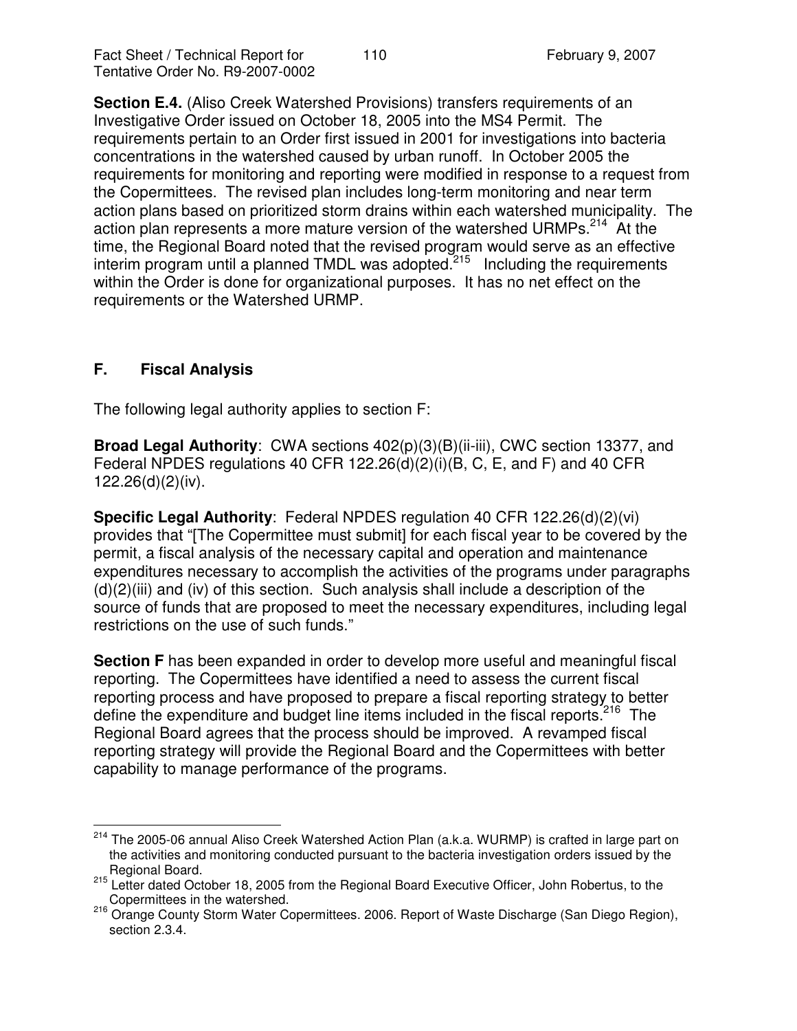**Section E.4.** (Aliso Creek Watershed Provisions) transfers requirements of an Investigative Order issued on October 18, 2005 into the MS4 Permit. The requirements pertain to an Order first issued in 2001 for investigations into bacteria concentrations in the watershed caused by urban runoff. In October 2005 the requirements for monitoring and reporting were modified in response to a request from the Copermittees. The revised plan includes long-term monitoring and near term action plans based on prioritized storm drains within each watershed municipality. The action plan represents a more mature version of the watershed URMPs.[214] At the time, the Regional Board noted that the revised program would serve as an effective interim program until a planned TMDL was adopted.[215] Including the requirements within the Order is done for organizational purposes. It has no net effect on the requirements or the Watershed URMP.

## F. Fiscal Analysis

The following legal authority applies to section F:

**Broad Legal Authority**: CWA sections 402(p)(3)(B)(ii-iii), CWC section 13377, and Federal NPDES regulations 40 CFR 122.26(d)(2)(i)(B, C, E, and F) and 40 CFR 122.26(d)(2)(iv).

**Specific Legal Authority**: Federal NPDES regulation 40 CFR 122.26(d)(2)(vi) provides that "[The Copermittee must submit] for each fiscal year to be covered by the permit, a fiscal analysis of the necessary capital and operation and maintenance expenditures necessary to accomplish the activities of the programs under paragraphs (d)(2)(iii) and (iv) of this section. Such analysis shall include a description of the source of funds that are proposed to meet the necessary expenditures, including legal restrictions on the use of such funds."

**Section F** has been expanded in order to develop more useful and meaningful fiscal reporting. The Copermittees have identified a need to assess the current fiscal reporting process and have proposed to prepare a fiscal reporting strategy to better define the expenditure and budget line items included in the fiscal reports.[216] The Regional Board agrees that the process should be improved. A revamped fiscal reporting strategy will provide the Regional Board and the Copermittees with better capability to manage performance of the programs.

---

[214] The 2005-06 annual Aliso Creek Watershed Action Plan (a.k.a. WURMP) is crafted in large part on the activities and monitoring conducted pursuant to the bacteria investigation orders issued by the Regional Board.

[215] Letter dated October 18, 2005 from the Regional Board Executive Officer, John Robertus, to the Copermittees in the watershed.

[216] Orange County Storm Water Copermittees. 2006. Report of Waste Discharge (San Diego Region), section 2.3.4.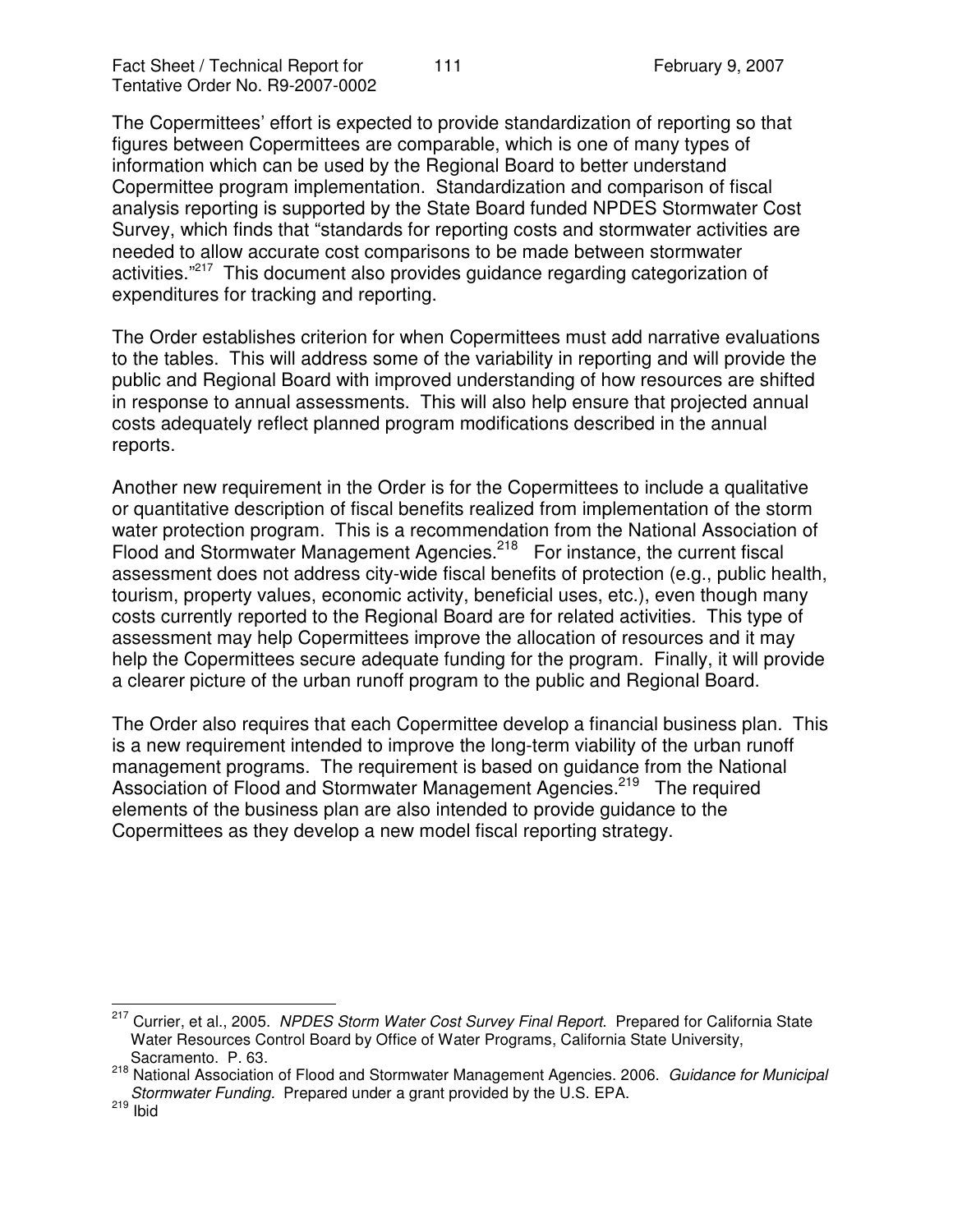The Copermittees' effort is expected to provide standardization of reporting so that figures between Copermittees are comparable, which is one of many types of information which can be used by the Regional Board to better understand Copermittee program implementation. Standardization and comparison of fiscal analysis reporting is supported by the State Board funded NPDES Stormwater Cost Survey, which finds that "standards for reporting costs and stormwater activities are needed to allow accurate cost comparisons to be made between stormwater activities."[217] This document also provides guidance regarding categorization of expenditures for tracking and reporting.

The Order establishes criterion for when Copermittees must add narrative evaluations to the tables. This will address some of the variability in reporting and will provide the public and Regional Board with improved understanding of how resources are shifted in response to annual assessments. This will also help ensure that projected annual costs adequately reflect planned program modifications described in the annual reports.

Another new requirement in the Order is for the Copermittees to include a qualitative or quantitative description of fiscal benefits realized from implementation of the storm water protection program. This is a recommendation from the National Association of Flood and Stormwater Management Agencies.[218] For instance, the current fiscal assessment does not address city-wide fiscal benefits of protection (e.g., public health, tourism, property values, economic activity, beneficial uses, etc.), even though many costs currently reported to the Regional Board are for related activities. This type of assessment may help Copermittees improve the allocation of resources and it may help the Copermittees secure adequate funding for the program. Finally, it will provide a clearer picture of the urban runoff program to the public and Regional Board.

The Order also requires that each Copermittee develop a financial business plan. This is a new requirement intended to improve the long-term viability of the urban runoff management programs. The requirement is based on guidance from the National Association of Flood and Stormwater Management Agencies.[219] The required elements of the business plan are also intended to provide guidance to the Copermittees as they develop a new model fiscal reporting strategy.

---

[217] Currier, et al., 2005. *NPDES Storm Water Cost Survey Final Report*. Prepared for California State Water Resources Control Board by Office of Water Programs, California State University, Sacramento. P. 63.

[218] National Association of Flood and Stormwater Management Agencies. 2006. *Guidance for Municipal Stormwater Funding.* Prepared under a grant provided by the U.S. EPA.

[219] Ibid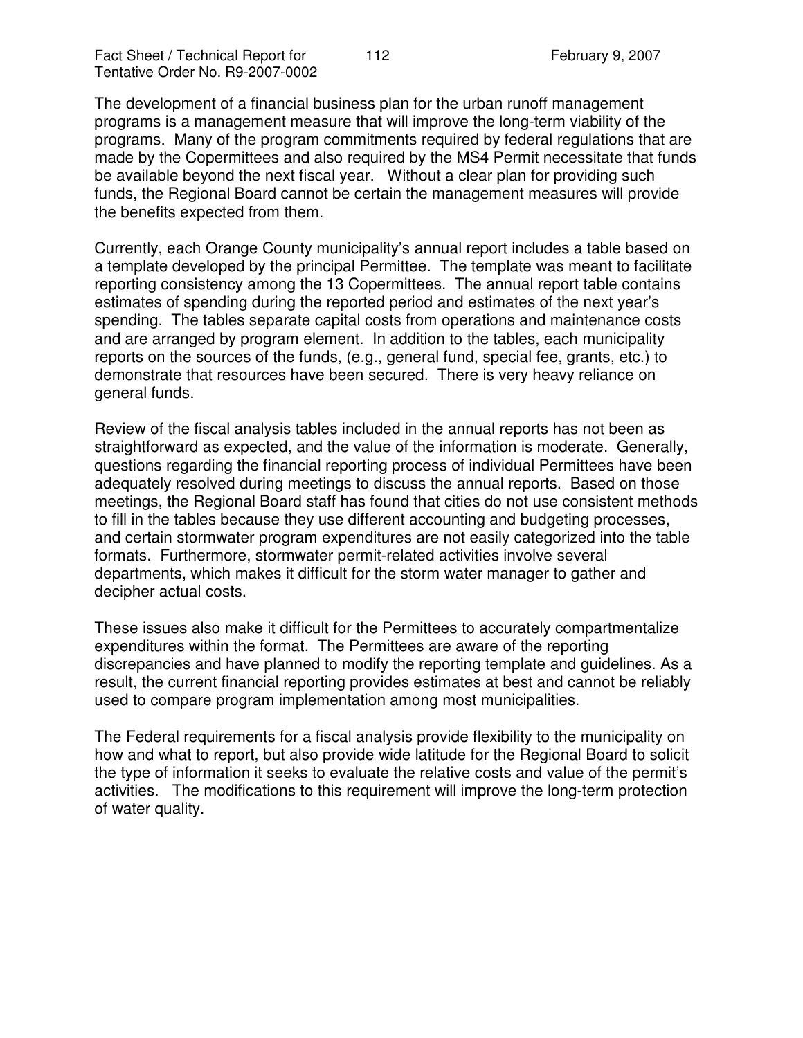The development of a financial business plan for the urban runoff management programs is a management measure that will improve the long-term viability of the programs. Many of the program commitments required by federal regulations that are made by the Copermittees and also required by the MS4 Permit necessitate that funds be available beyond the next fiscal year. Without a clear plan for providing such funds, the Regional Board cannot be certain the management measures will provide the benefits expected from them.

Currently, each Orange County municipality's annual report includes a table based on a template developed by the principal Permittee. The template was meant to facilitate reporting consistency among the 13 Copermittees. The annual report table contains estimates of spending during the reported period and estimates of the next year's spending. The tables separate capital costs from operations and maintenance costs and are arranged by program element. In addition to the tables, each municipality reports on the sources of the funds, (e.g., general fund, special fee, grants, etc.) to demonstrate that resources have been secured. There is very heavy reliance on general funds.

Review of the fiscal analysis tables included in the annual reports has not been as straightforward as expected, and the value of the information is moderate. Generally, questions regarding the financial reporting process of individual Permittees have been adequately resolved during meetings to discuss the annual reports. Based on those meetings, the Regional Board staff has found that cities do not use consistent methods to fill in the tables because they use different accounting and budgeting processes, and certain stormwater program expenditures are not easily categorized into the table formats. Furthermore, stormwater permit-related activities involve several departments, which makes it difficult for the storm water manager to gather and decipher actual costs.

These issues also make it difficult for the Permittees to accurately compartmentalize expenditures within the format. The Permittees are aware of the reporting discrepancies and have planned to modify the reporting template and guidelines. As a result, the current financial reporting provides estimates at best and cannot be reliably used to compare program implementation among most municipalities.

The Federal requirements for a fiscal analysis provide flexibility to the municipality on how and what to report, but also provide wide latitude for the Regional Board to solicit the type of information it seeks to evaluate the relative costs and value of the permit's activities. The modifications to this requirement will improve the long-term protection of water quality.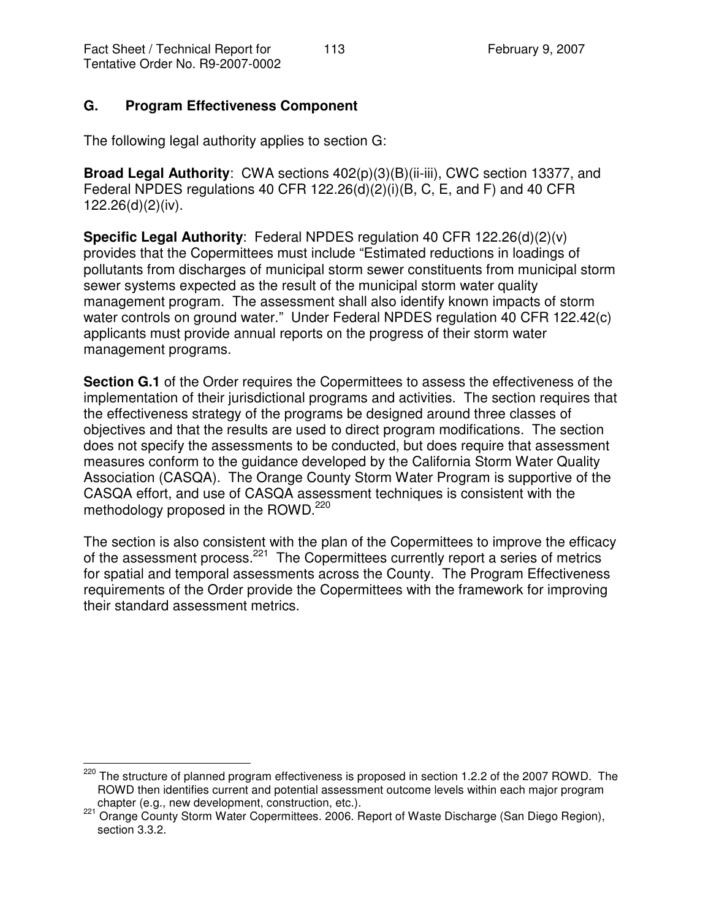## G. Program Effectiveness Component

The following legal authority applies to section G:

**Broad Legal Authority**: CWA sections 402(p)(3)(B)(ii-iii), CWC section 13377, and Federal NPDES regulations 40 CFR 122.26(d)(2)(i)(B, C, E, and F) and 40 CFR 122.26(d)(2)(iv).

**Specific Legal Authority**: Federal NPDES regulation 40 CFR 122.26(d)(2)(v) provides that the Copermittees must include "Estimated reductions in loadings of pollutants from discharges of municipal storm sewer constituents from municipal storm sewer systems expected as the result of the municipal storm water quality management program. The assessment shall also identify known impacts of storm water controls on ground water." Under Federal NPDES regulation 40 CFR 122.42(c) applicants must provide annual reports on the progress of their storm water management programs.

**Section G.1** of the Order requires the Copermittees to assess the effectiveness of the implementation of their jurisdictional programs and activities. The section requires that the effectiveness strategy of the programs be designed around three classes of objectives and that the results are used to direct program modifications. The section does not specify the assessments to be conducted, but does require that assessment measures conform to the guidance developed by the California Storm Water Quality Association (CASQA). The Orange County Storm Water Program is supportive of the CASQA effort, and use of CASQA assessment techniques is consistent with the methodology proposed in the ROWD.[220]

The section is also consistent with the plan of the Copermittees to improve the efficacy of the assessment process.[221] The Copermittees currently report a series of metrics for spatial and temporal assessments across the County. The Program Effectiveness requirements of the Order provide the Copermittees with the framework for improving their standard assessment metrics.

---

[220] The structure of planned program effectiveness is proposed in section 1.2.2 of the 2007 ROWD. The ROWD then identifies current and potential assessment outcome levels within each major program chapter (e.g., new development, construction, etc.).

[221] Orange County Storm Water Copermittees. 2006. Report of Waste Discharge (San Diego Region), section 3.3.2.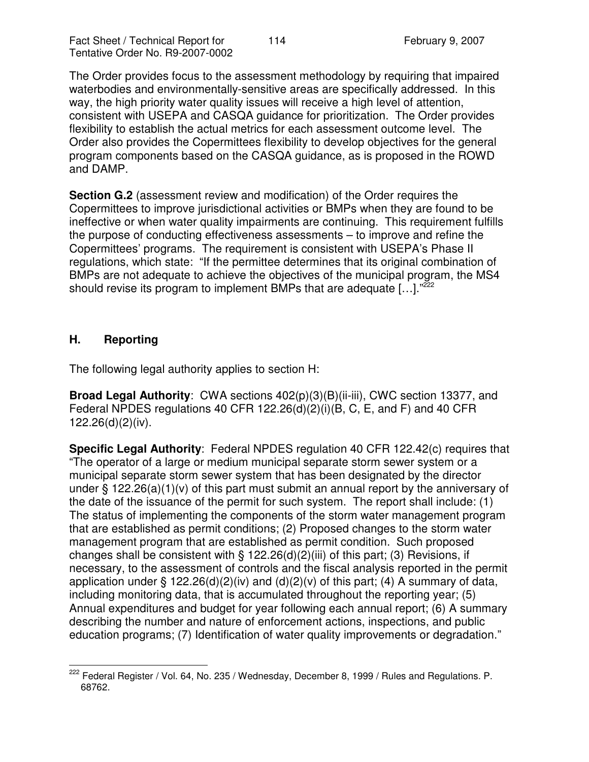The Order provides focus to the assessment methodology by requiring that impaired waterbodies and environmentally-sensitive areas are specifically addressed. In this way, the high priority water quality issues will receive a high level of attention, consistent with USEPA and CASQA guidance for prioritization. The Order provides flexibility to establish the actual metrics for each assessment outcome level. The Order also provides the Copermittees flexibility to develop objectives for the general program components based on the CASQA guidance, as is proposed in the ROWD and DAMP.

**Section G.2** (assessment review and modification) of the Order requires the Copermittees to improve jurisdictional activities or BMPs when they are found to be ineffective or when water quality impairments are continuing. This requirement fulfills the purpose of conducting effectiveness assessments – to improve and refine the Copermittees' programs. The requirement is consistent with USEPA's Phase II regulations, which state: "If the permittee determines that its original combination of BMPs are not adequate to achieve the objectives of the municipal program, the MS4 should revise its program to implement BMPs that are adequate […]."[222]

## H. Reporting

The following legal authority applies to section H:

**Broad Legal Authority**: CWA sections 402(p)(3)(B)(ii-iii), CWC section 13377, and Federal NPDES regulations 40 CFR 122.26(d)(2)(i)(B, C, E, and F) and 40 CFR 122.26(d)(2)(iv).

**Specific Legal Authority**: Federal NPDES regulation 40 CFR 122.42(c) requires that "The operator of a large or medium municipal separate storm sewer system or a municipal separate storm sewer system that has been designated by the director under § 122.26(a)(1)(v) of this part must submit an annual report by the anniversary of the date of the issuance of the permit for such system. The report shall include: (1) The status of implementing the components of the storm water management program that are established as permit conditions; (2) Proposed changes to the storm water management program that are established as permit condition. Such proposed changes shall be consistent with § 122.26(d)(2)(iii) of this part; (3) Revisions, if necessary, to the assessment of controls and the fiscal analysis reported in the permit application under § 122.26(d)(2)(iv) and (d)(2)(v) of this part; (4) A summary of data, including monitoring data, that is accumulated throughout the reporting year; (5) Annual expenditures and budget for year following each annual report; (6) A summary describing the number and nature of enforcement actions, inspections, and public education programs; (7) Identification of water quality improvements or degradation."

[222] Federal Register / Vol. 64, No. 235 / Wednesday, December 8, 1999 / Rules and Regulations. P. 68762.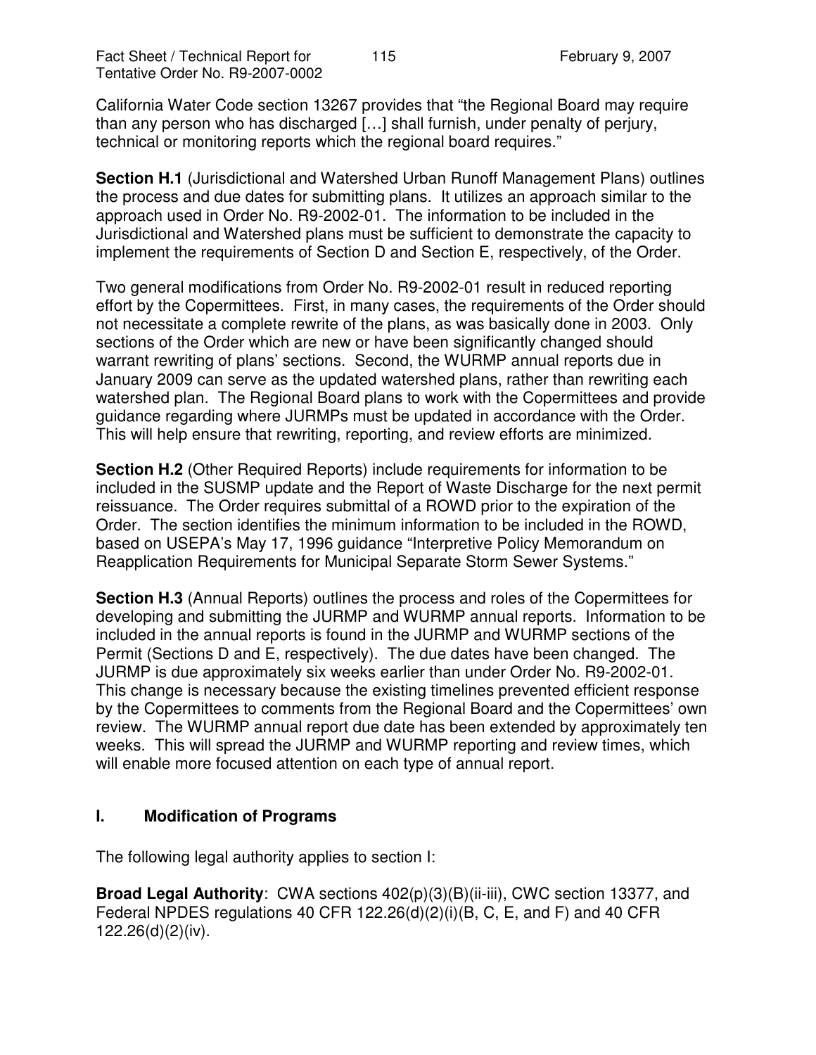California Water Code section 13267 provides that "the Regional Board may require than any person who has discharged […] shall furnish, under penalty of perjury, technical or monitoring reports which the regional board requires."

**Section H.1** (Jurisdictional and Watershed Urban Runoff Management Plans) outlines the process and due dates for submitting plans. It utilizes an approach similar to the approach used in Order No. R9-2002-01. The information to be included in the Jurisdictional and Watershed plans must be sufficient to demonstrate the capacity to implement the requirements of Section D and Section E, respectively, of the Order.

Two general modifications from Order No. R9-2002-01 result in reduced reporting effort by the Copermittees. First, in many cases, the requirements of the Order should not necessitate a complete rewrite of the plans, as was basically done in 2003. Only sections of the Order which are new or have been significantly changed should warrant rewriting of plans' sections. Second, the WURMP annual reports due in January 2009 can serve as the updated watershed plans, rather than rewriting each watershed plan. The Regional Board plans to work with the Copermittees and provide guidance regarding where JURMPs must be updated in accordance with the Order. This will help ensure that rewriting, reporting, and review efforts are minimized.

**Section H.2** (Other Required Reports) include requirements for information to be included in the SUSMP update and the Report of Waste Discharge for the next permit reissuance. The Order requires submittal of a ROWD prior to the expiration of the Order. The section identifies the minimum information to be included in the ROWD, based on USEPA's May 17, 1996 guidance "Interpretive Policy Memorandum on Reapplication Requirements for Municipal Separate Storm Sewer Systems."

**Section H.3** (Annual Reports) outlines the process and roles of the Copermittees for developing and submitting the JURMP and WURMP annual reports. Information to be included in the annual reports is found in the JURMP and WURMP sections of the Permit (Sections D and E, respectively). The due dates have been changed. The JURMP is due approximately six weeks earlier than under Order No. R9-2002-01. This change is necessary because the existing timelines prevented efficient response by the Copermittees to comments from the Regional Board and the Copermittees' own review. The WURMP annual report due date has been extended by approximately ten weeks. This will spread the JURMP and WURMP reporting and review times, which will enable more focused attention on each type of annual report.

## I. Modification of Programs

The following legal authority applies to section I:

**Broad Legal Authority**: CWA sections 402(p)(3)(B)(ii-iii), CWC section 13377, and Federal NPDES regulations 40 CFR 122.26(d)(2)(i)(B, C, E, and F) and 40 CFR 122.26(d)(2)(iv).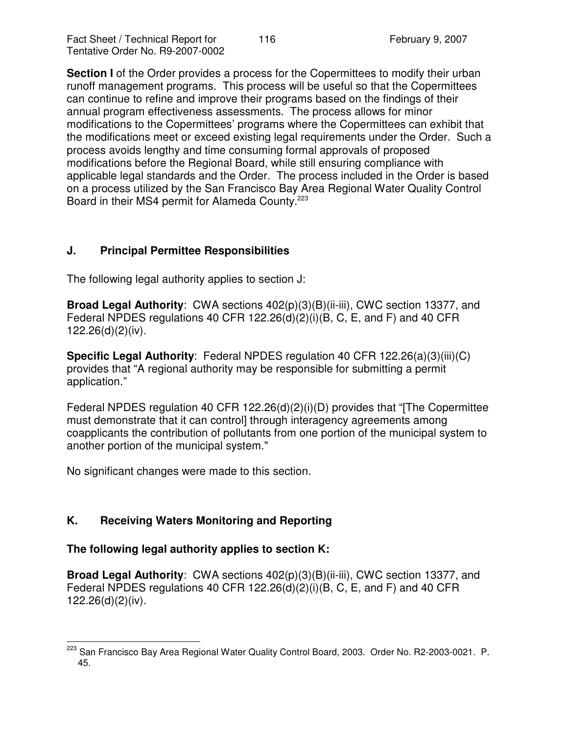**Section I** of the Order provides a process for the Copermittees to modify their urban runoff management programs. This process will be useful so that the Copermittees can continue to refine and improve their programs based on the findings of their annual program effectiveness assessments. The process allows for minor modifications to the Copermittees' programs where the Copermittees can exhibit that the modifications meet or exceed existing legal requirements under the Order. Such a process avoids lengthy and time consuming formal approvals of proposed modifications before the Regional Board, while still ensuring compliance with applicable legal standards and the Order. The process included in the Order is based on a process utilized by the San Francisco Bay Area Regional Water Quality Control Board in their MS4 permit for Alameda County.[223]

## J. Principal Permittee Responsibilities

The following legal authority applies to section J:

**Broad Legal Authority**: CWA sections 402(p)(3)(B)(ii-iii), CWC section 13377, and Federal NPDES regulations 40 CFR 122.26(d)(2)(i)(B, C, E, and F) and 40 CFR 122.26(d)(2)(iv).

**Specific Legal Authority**: Federal NPDES regulation 40 CFR 122.26(a)(3)(iii)(C) provides that "A regional authority may be responsible for submitting a permit application."

Federal NPDES regulation 40 CFR 122.26(d)(2)(i)(D) provides that "[The Copermittee must demonstrate that it can control] through interagency agreements among coapplicants the contribution of pollutants from one portion of the municipal system to another portion of the municipal system."

No significant changes were made to this section.

## K. Receiving Waters Monitoring and Reporting

**The following legal authority applies to section K:**

**Broad Legal Authority**: CWA sections 402(p)(3)(B)(ii-iii), CWC section 13377, and Federal NPDES regulations 40 CFR 122.26(d)(2)(i)(B, C, E, and F) and 40 CFR 122.26(d)(2)(iv).

---

[223] San Francisco Bay Area Regional Water Quality Control Board, 2003. Order No. R2-2003-0021. P. 45.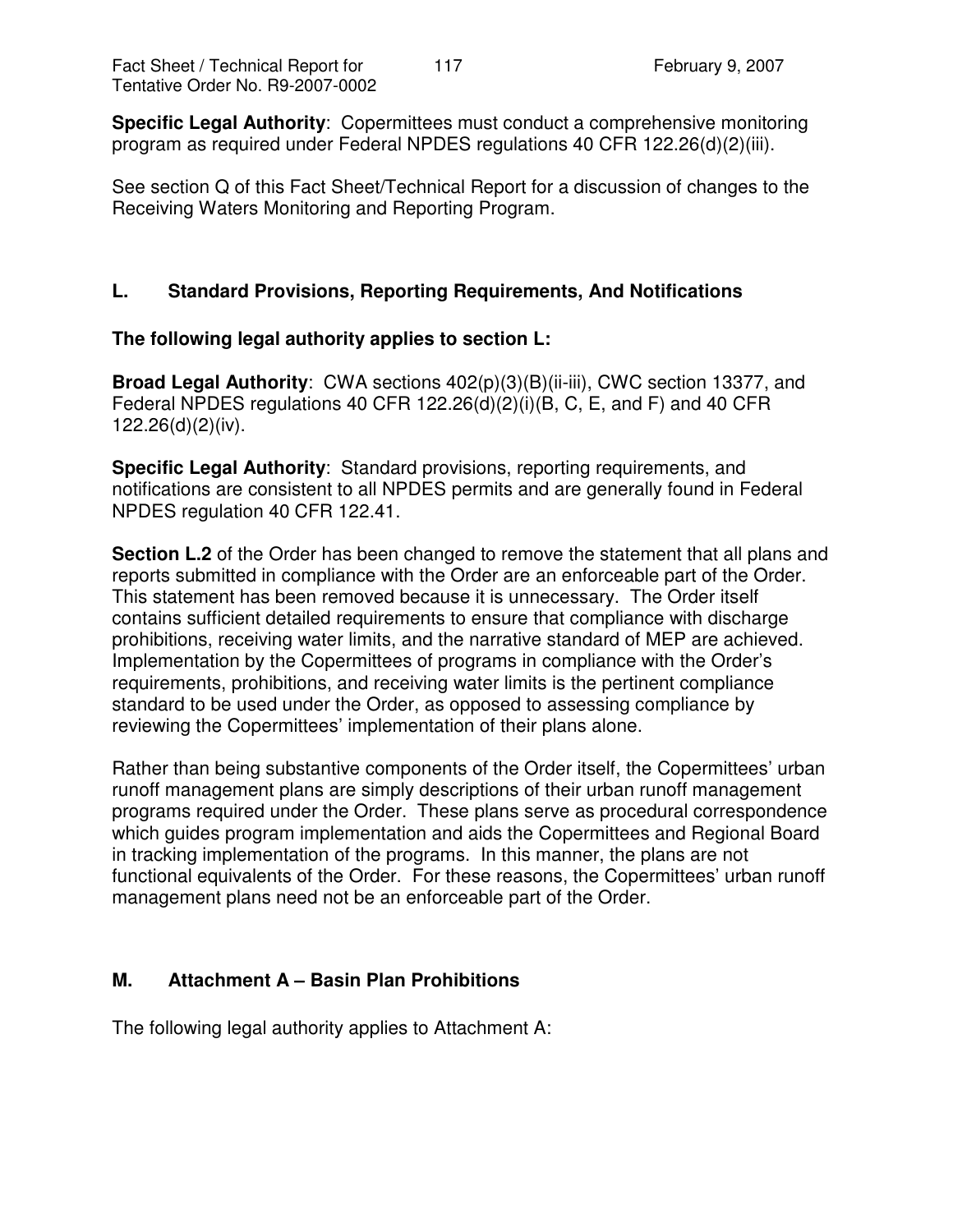**Specific Legal Authority**: Copermittees must conduct a comprehensive monitoring program as required under Federal NPDES regulations 40 CFR 122.26(d)(2)(iii).

See section Q of this Fact Sheet/Technical Report for a discussion of changes to the Receiving Waters Monitoring and Reporting Program.

## L. Standard Provisions, Reporting Requirements, And Notifications

**The following legal authority applies to section L:**

**Broad Legal Authority**: CWA sections 402(p)(3)(B)(ii-iii), CWC section 13377, and Federal NPDES regulations 40 CFR 122.26(d)(2)(i)(B, C, E, and F) and 40 CFR 122.26(d)(2)(iv).

**Specific Legal Authority**: Standard provisions, reporting requirements, and notifications are consistent to all NPDES permits and are generally found in Federal NPDES regulation 40 CFR 122.41.

**Section L.2** of the Order has been changed to remove the statement that all plans and reports submitted in compliance with the Order are an enforceable part of the Order. This statement has been removed because it is unnecessary. The Order itself contains sufficient detailed requirements to ensure that compliance with discharge prohibitions, receiving water limits, and the narrative standard of MEP are achieved. Implementation by the Copermittees of programs in compliance with the Order's requirements, prohibitions, and receiving water limits is the pertinent compliance standard to be used under the Order, as opposed to assessing compliance by reviewing the Copermittees' implementation of their plans alone.

Rather than being substantive components of the Order itself, the Copermittees' urban runoff management plans are simply descriptions of their urban runoff management programs required under the Order. These plans serve as procedural correspondence which guides program implementation and aids the Copermittees and Regional Board in tracking implementation of the programs. In this manner, the plans are not functional equivalents of the Order. For these reasons, the Copermittees' urban runoff management plans need not be an enforceable part of the Order.

## M. Attachment A – Basin Plan Prohibitions

The following legal authority applies to Attachment A: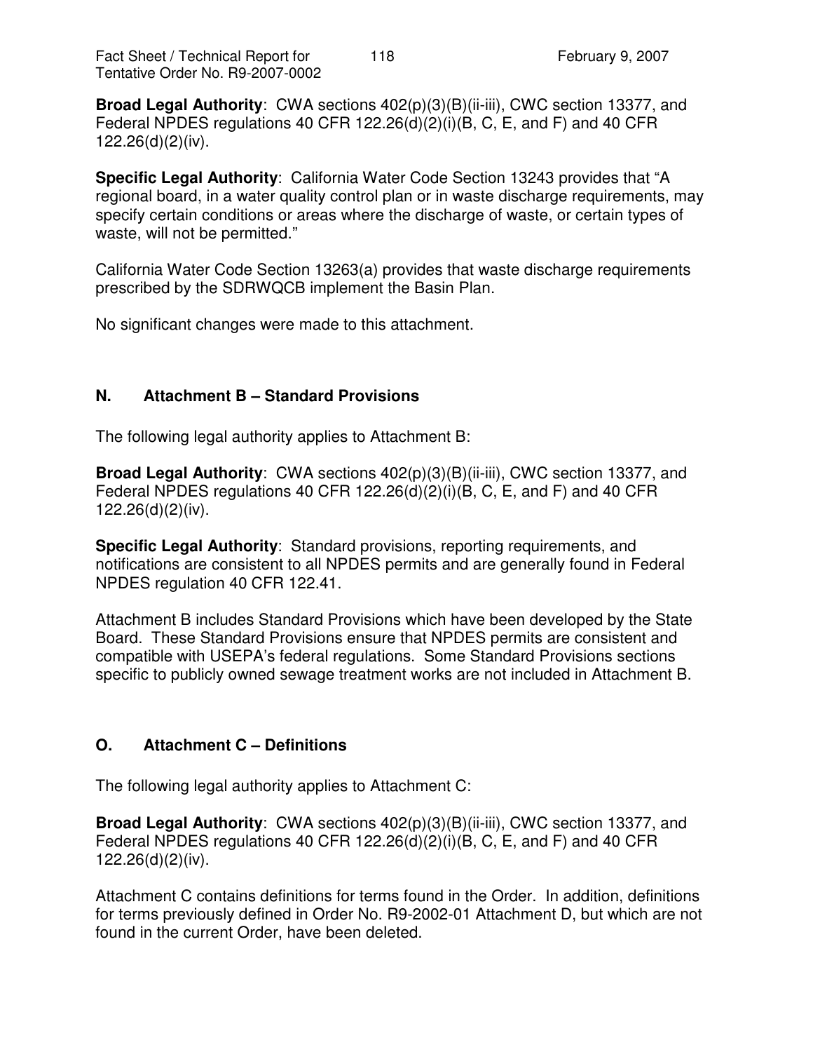**Broad Legal Authority**: CWA sections 402(p)(3)(B)(ii-iii), CWC section 13377, and Federal NPDES regulations 40 CFR 122.26(d)(2)(i)(B, C, E, and F) and 40 CFR 122.26(d)(2)(iv).

**Specific Legal Authority**: California Water Code Section 13243 provides that "A regional board, in a water quality control plan or in waste discharge requirements, may specify certain conditions or areas where the discharge of waste, or certain types of waste, will not be permitted."

California Water Code Section 13263(a) provides that waste discharge requirements prescribed by the SDRWQCB implement the Basin Plan.

No significant changes were made to this attachment.

## N. Attachment B – Standard Provisions

The following legal authority applies to Attachment B:

**Broad Legal Authority**: CWA sections 402(p)(3)(B)(ii-iii), CWC section 13377, and Federal NPDES regulations 40 CFR 122.26(d)(2)(i)(B, C, E, and F) and 40 CFR 122.26(d)(2)(iv).

**Specific Legal Authority**: Standard provisions, reporting requirements, and notifications are consistent to all NPDES permits and are generally found in Federal NPDES regulation 40 CFR 122.41.

Attachment B includes Standard Provisions which have been developed by the State Board. These Standard Provisions ensure that NPDES permits are consistent and compatible with USEPA's federal regulations. Some Standard Provisions sections specific to publicly owned sewage treatment works are not included in Attachment B.

## O. Attachment C – Definitions

The following legal authority applies to Attachment C:

**Broad Legal Authority**: CWA sections 402(p)(3)(B)(ii-iii), CWC section 13377, and Federal NPDES regulations 40 CFR 122.26(d)(2)(i)(B, C, E, and F) and 40 CFR 122.26(d)(2)(iv).

Attachment C contains definitions for terms found in the Order. In addition, definitions for terms previously defined in Order No. R9-2002-01 Attachment D, but which are not found in the current Order, have been deleted.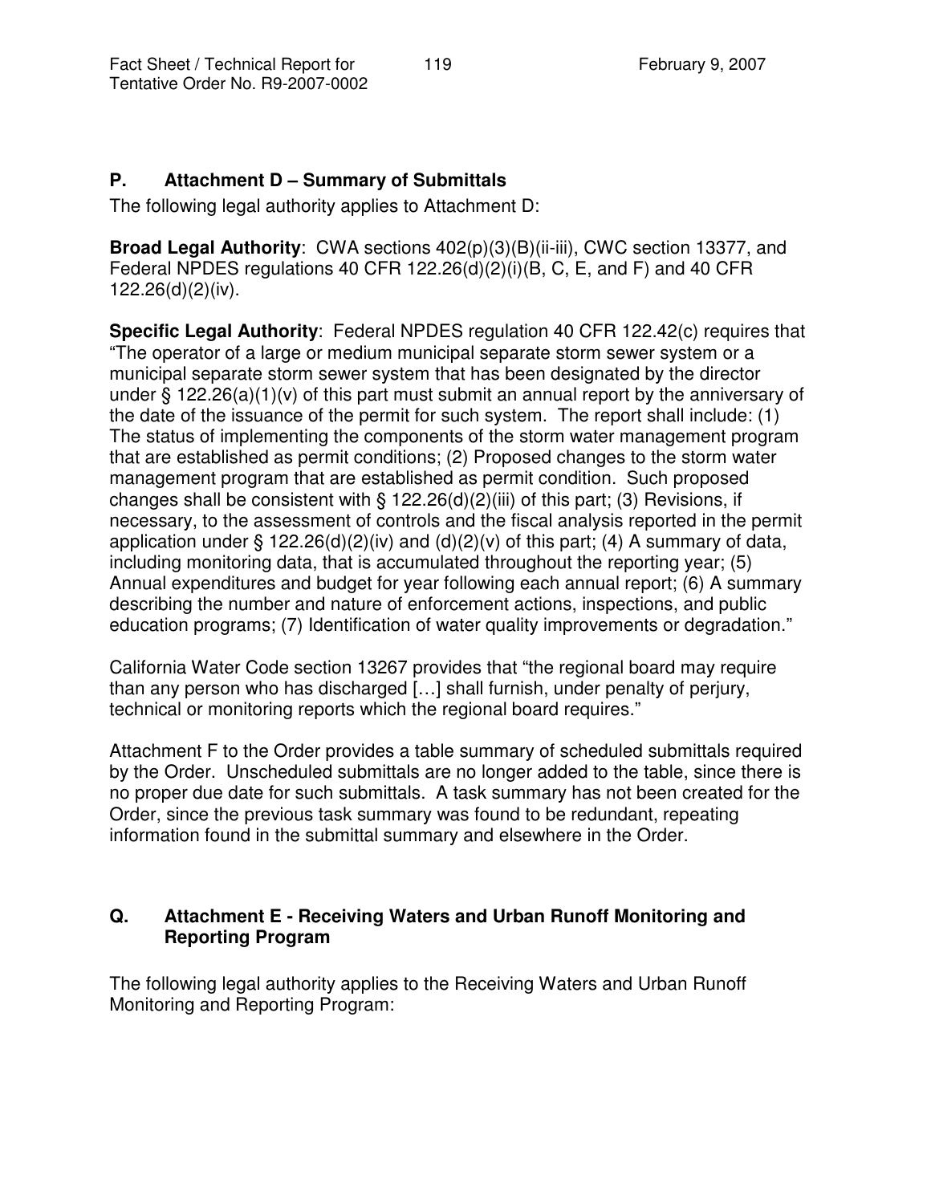## P. Attachment D – Summary of Submittals

The following legal authority applies to Attachment D:

**Broad Legal Authority**: CWA sections 402(p)(3)(B)(ii-iii), CWC section 13377, and Federal NPDES regulations 40 CFR 122.26(d)(2)(i)(B, C, E, and F) and 40 CFR 122.26(d)(2)(iv).

**Specific Legal Authority**: Federal NPDES regulation 40 CFR 122.42(c) requires that "The operator of a large or medium municipal separate storm sewer system or a municipal separate storm sewer system that has been designated by the director under § 122.26(a)(1)(v) of this part must submit an annual report by the anniversary of the date of the issuance of the permit for such system. The report shall include: (1) The status of implementing the components of the storm water management program that are established as permit conditions; (2) Proposed changes to the storm water management program that are established as permit condition. Such proposed changes shall be consistent with § 122.26(d)(2)(iii) of this part; (3) Revisions, if necessary, to the assessment of controls and the fiscal analysis reported in the permit application under § 122.26(d)(2)(iv) and (d)(2)(v) of this part; (4) A summary of data, including monitoring data, that is accumulated throughout the reporting year; (5) Annual expenditures and budget for year following each annual report; (6) A summary describing the number and nature of enforcement actions, inspections, and public education programs; (7) Identification of water quality improvements or degradation."

California Water Code section 13267 provides that "the regional board may require than any person who has discharged […] shall furnish, under penalty of perjury, technical or monitoring reports which the regional board requires."

Attachment F to the Order provides a table summary of scheduled submittals required by the Order. Unscheduled submittals are no longer added to the table, since there is no proper due date for such submittals. A task summary has not been created for the Order, since the previous task summary was found to be redundant, repeating information found in the submittal summary and elsewhere in the Order.

## Q. Attachment E - Receiving Waters and Urban Runoff Monitoring and Reporting Program

The following legal authority applies to the Receiving Waters and Urban Runoff Monitoring and Reporting Program: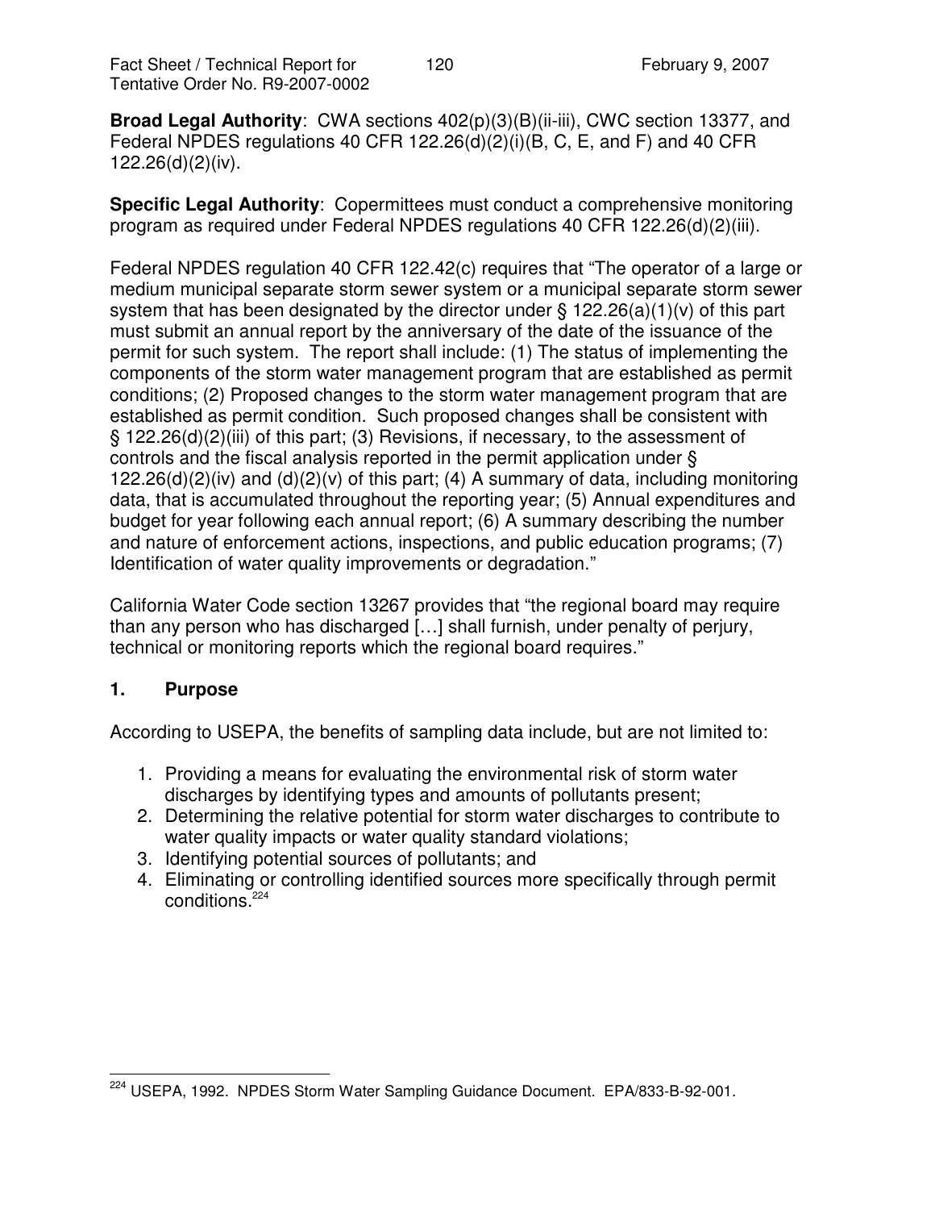**Broad Legal Authority**: CWA sections 402(p)(3)(B)(ii-iii), CWC section 13377, and Federal NPDES regulations 40 CFR 122.26(d)(2)(i)(B, C, E, and F) and 40 CFR 122.26(d)(2)(iv).

**Specific Legal Authority**: Copermittees must conduct a comprehensive monitoring program as required under Federal NPDES regulations 40 CFR 122.26(d)(2)(iii).

Federal NPDES regulation 40 CFR 122.42(c) requires that "The operator of a large or medium municipal separate storm sewer system or a municipal separate storm sewer system that has been designated by the director under § 122.26(a)(1)(v) of this part must submit an annual report by the anniversary of the date of the issuance of the permit for such system. The report shall include: (1) The status of implementing the components of the storm water management program that are established as permit conditions; (2) Proposed changes to the storm water management program that are established as permit condition. Such proposed changes shall be consistent with § 122.26(d)(2)(iii) of this part; (3) Revisions, if necessary, to the assessment of controls and the fiscal analysis reported in the permit application under § 122.26(d)(2)(iv) and (d)(2)(v) of this part; (4) A summary of data, including monitoring data, that is accumulated throughout the reporting year; (5) Annual expenditures and budget for year following each annual report; (6) A summary describing the number and nature of enforcement actions, inspections, and public education programs; (7) Identification of water quality improvements or degradation."

California Water Code section 13267 provides that "the regional board may require than any person who has discharged […] shall furnish, under penalty of perjury, technical or monitoring reports which the regional board requires."

## 1. Purpose

According to USEPA, the benefits of sampling data include, but are not limited to:

1. Providing a means for evaluating the environmental risk of storm water discharges by identifying types and amounts of pollutants present;
2. Determining the relative potential for storm water discharges to contribute to water quality impacts or water quality standard violations;
3. Identifying potential sources of pollutants; and
4. Eliminating or controlling identified sources more specifically through permit conditions.[224]

[224] USEPA, 1992. NPDES Storm Water Sampling Guidance Document. EPA/833-B-92-001.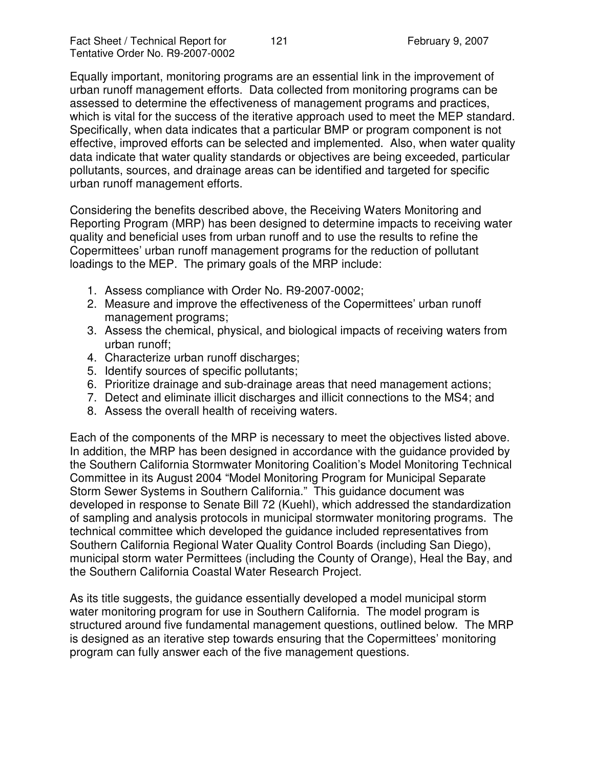Equally important, monitoring programs are an essential link in the improvement of urban runoff management efforts. Data collected from monitoring programs can be assessed to determine the effectiveness of management programs and practices, which is vital for the success of the iterative approach used to meet the MEP standard. Specifically, when data indicates that a particular BMP or program component is not effective, improved efforts can be selected and implemented. Also, when water quality data indicate that water quality standards or objectives are being exceeded, particular pollutants, sources, and drainage areas can be identified and targeted for specific urban runoff management efforts.

Considering the benefits described above, the Receiving Waters Monitoring and Reporting Program (MRP) has been designed to determine impacts to receiving water quality and beneficial uses from urban runoff and to use the results to refine the Copermittees' urban runoff management programs for the reduction of pollutant loadings to the MEP. The primary goals of the MRP include:

1. Assess compliance with Order No. R9-2007-0002;
2. Measure and improve the effectiveness of the Copermittees' urban runoff management programs;
3. Assess the chemical, physical, and biological impacts of receiving waters from urban runoff;
4. Characterize urban runoff discharges;
5. Identify sources of specific pollutants;
6. Prioritize drainage and sub-drainage areas that need management actions;
7. Detect and eliminate illicit discharges and illicit connections to the MS4; and
8. Assess the overall health of receiving waters.

Each of the components of the MRP is necessary to meet the objectives listed above. In addition, the MRP has been designed in accordance with the guidance provided by the Southern California Stormwater Monitoring Coalition's Model Monitoring Technical Committee in its August 2004 "Model Monitoring Program for Municipal Separate Storm Sewer Systems in Southern California." This guidance document was developed in response to Senate Bill 72 (Kuehl), which addressed the standardization of sampling and analysis protocols in municipal stormwater monitoring programs. The technical committee which developed the guidance included representatives from Southern California Regional Water Quality Control Boards (including San Diego), municipal storm water Permittees (including the County of Orange), Heal the Bay, and the Southern California Coastal Water Research Project.

As its title suggests, the guidance essentially developed a model municipal storm water monitoring program for use in Southern California. The model program is structured around five fundamental management questions, outlined below. The MRP is designed as an iterative step towards ensuring that the Copermittees' monitoring program can fully answer each of the five management questions.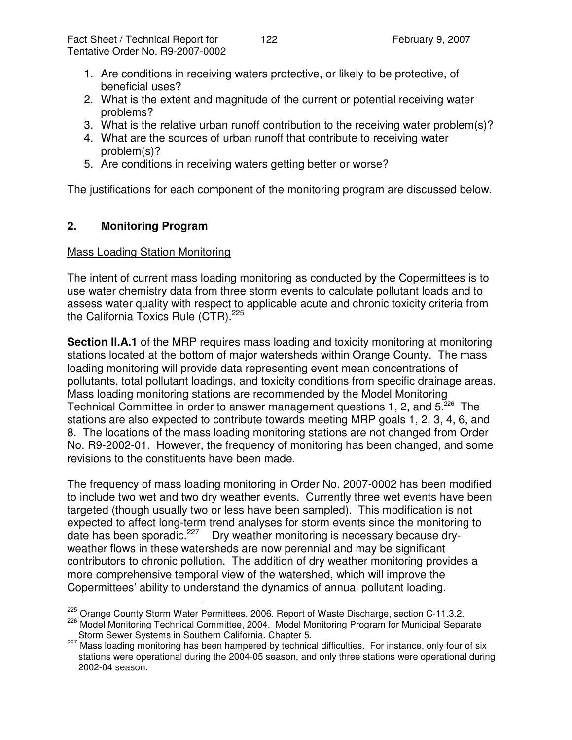1. Are conditions in receiving waters protective, or likely to be protective, of beneficial uses?
2. What is the extent and magnitude of the current or potential receiving water problems?
3. What is the relative urban runoff contribution to the receiving water problem(s)?
4. What are the sources of urban runoff that contribute to receiving water problem(s)?
5. Are conditions in receiving waters getting better or worse?

The justifications for each component of the monitoring program are discussed below.

## 2. Monitoring Program

Mass Loading Station Monitoring

The intent of current mass loading monitoring as conducted by the Copermittees is to use water chemistry data from three storm events to calculate pollutant loads and to assess water quality with respect to applicable acute and chronic toxicity criteria from the California Toxics Rule (CTR).[225]

**Section II.A.1** of the MRP requires mass loading and toxicity monitoring at monitoring stations located at the bottom of major watersheds within Orange County. The mass loading monitoring will provide data representing event mean concentrations of pollutants, total pollutant loadings, and toxicity conditions from specific drainage areas. Mass loading monitoring stations are recommended by the Model Monitoring Technical Committee in order to answer management questions 1, 2, and 5.[226] The stations are also expected to contribute towards meeting MRP goals 1, 2, 3, 4, 6, and 8. The locations of the mass loading monitoring stations are not changed from Order No. R9-2002-01. However, the frequency of monitoring has been changed, and some revisions to the constituents have been made.

The frequency of mass loading monitoring in Order No. 2007-0002 has been modified to include two wet and two dry weather events. Currently three wet events have been targeted (though usually two or less have been sampled). This modification is not expected to affect long-term trend analyses for storm events since the monitoring to date has been sporadic.[227] Dry weather monitoring is necessary because dry-weather flows in these watersheds are now perennial and may be significant contributors to chronic pollution. The addition of dry weather monitoring provides a more comprehensive temporal view of the watershed, which will improve the Copermittees' ability to understand the dynamics of annual pollutant loading.

---

[225] Orange County Storm Water Permittees. 2006. Report of Waste Discharge, section C-11.3.2.

[226] Model Monitoring Technical Committee, 2004. Model Monitoring Program for Municipal Separate Storm Sewer Systems in Southern California. Chapter 5.

[227] Mass loading monitoring has been hampered by technical difficulties. For instance, only four of six stations were operational during the 2004-05 season, and only three stations were operational during 2002-04 season.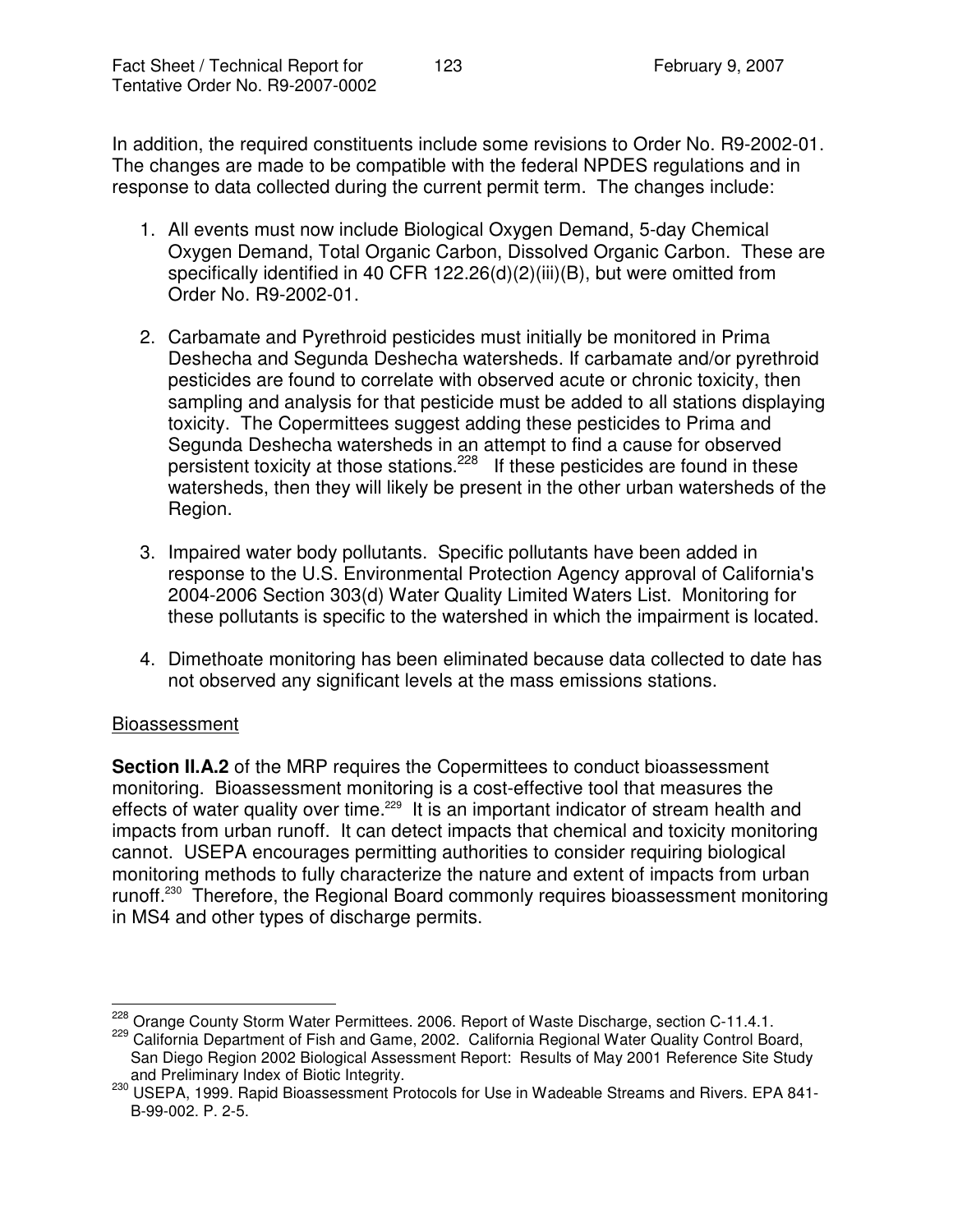In addition, the required constituents include some revisions to Order No. R9-2002-01. The changes are made to be compatible with the federal NPDES regulations and in response to data collected during the current permit term. The changes include:

1. All events must now include Biological Oxygen Demand, 5-day Chemical Oxygen Demand, Total Organic Carbon, Dissolved Organic Carbon. These are specifically identified in 40 CFR 122.26(d)(2)(iii)(B), but were omitted from Order No. R9-2002-01.

2. Carbamate and Pyrethroid pesticides must initially be monitored in Prima Deshecha and Segunda Deshecha watersheds. If carbamate and/or pyrethroid pesticides are found to correlate with observed acute or chronic toxicity, then sampling and analysis for that pesticide must be added to all stations displaying toxicity. The Copermittees suggest adding these pesticides to Prima and Segunda Deshecha watersheds in an attempt to find a cause for observed persistent toxicity at those stations.[228] If these pesticides are found in these watersheds, then they will likely be present in the other urban watersheds of the Region.

3. Impaired water body pollutants. Specific pollutants have been added in response to the U.S. Environmental Protection Agency approval of California's 2004-2006 Section 303(d) Water Quality Limited Waters List. Monitoring for these pollutants is specific to the watershed in which the impairment is located.

4. Dimethoate monitoring has been eliminated because data collected to date has not observed any significant levels at the mass emissions stations.

<u>Bioassessment</u>

**Section II.A.2** of the MRP requires the Copermittees to conduct bioassessment monitoring. Bioassessment monitoring is a cost-effective tool that measures the effects of water quality over time.[229] It is an important indicator of stream health and impacts from urban runoff. It can detect impacts that chemical and toxicity monitoring cannot. USEPA encourages permitting authorities to consider requiring biological monitoring methods to fully characterize the nature and extent of impacts from urban runoff.[230] Therefore, the Regional Board commonly requires bioassessment monitoring in MS4 and other types of discharge permits.

---

[228] Orange County Storm Water Permittees. 2006. Report of Waste Discharge, section C-11.4.1.

[229] California Department of Fish and Game, 2002. California Regional Water Quality Control Board, San Diego Region 2002 Biological Assessment Report: Results of May 2001 Reference Site Study and Preliminary Index of Biotic Integrity.

[230] USEPA, 1999. Rapid Bioassessment Protocols for Use in Wadeable Streams and Rivers. EPA 841-B-99-002. P. 2-5.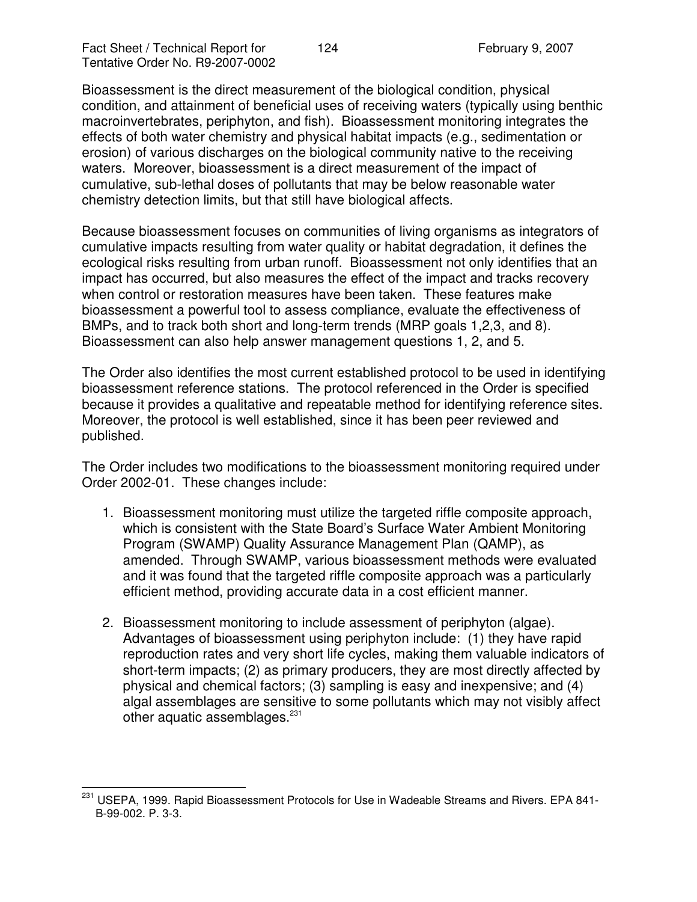Bioassessment is the direct measurement of the biological condition, physical condition, and attainment of beneficial uses of receiving waters (typically using benthic macroinvertebrates, periphyton, and fish). Bioassessment monitoring integrates the effects of both water chemistry and physical habitat impacts (e.g., sedimentation or erosion) of various discharges on the biological community native to the receiving waters. Moreover, bioassessment is a direct measurement of the impact of cumulative, sub-lethal doses of pollutants that may be below reasonable water chemistry detection limits, but that still have biological affects.

Because bioassessment focuses on communities of living organisms as integrators of cumulative impacts resulting from water quality or habitat degradation, it defines the ecological risks resulting from urban runoff. Bioassessment not only identifies that an impact has occurred, but also measures the effect of the impact and tracks recovery when control or restoration measures have been taken. These features make bioassessment a powerful tool to assess compliance, evaluate the effectiveness of BMPs, and to track both short and long-term trends (MRP goals 1,2,3, and 8). Bioassessment can also help answer management questions 1, 2, and 5.

The Order also identifies the most current established protocol to be used in identifying bioassessment reference stations. The protocol referenced in the Order is specified because it provides a qualitative and repeatable method for identifying reference sites. Moreover, the protocol is well established, since it has been peer reviewed and published.

The Order includes two modifications to the bioassessment monitoring required under Order 2002-01. These changes include:

1. Bioassessment monitoring must utilize the targeted riffle composite approach, which is consistent with the State Board's Surface Water Ambient Monitoring Program (SWAMP) Quality Assurance Management Plan (QAMP), as amended. Through SWAMP, various bioassessment methods were evaluated and it was found that the targeted riffle composite approach was a particularly efficient method, providing accurate data in a cost efficient manner.

2. Bioassessment monitoring to include assessment of periphyton (algae). Advantages of bioassessment using periphyton include: (1) they have rapid reproduction rates and very short life cycles, making them valuable indicators of short-term impacts; (2) as primary producers, they are most directly affected by physical and chemical factors; (3) sampling is easy and inexpensive; and (4) algal assemblages are sensitive to some pollutants which may not visibly affect other aquatic assemblages.[231]

---

[231] USEPA, 1999. Rapid Bioassessment Protocols for Use in Wadeable Streams and Rivers. EPA 841-B-99-002. P. 3-3.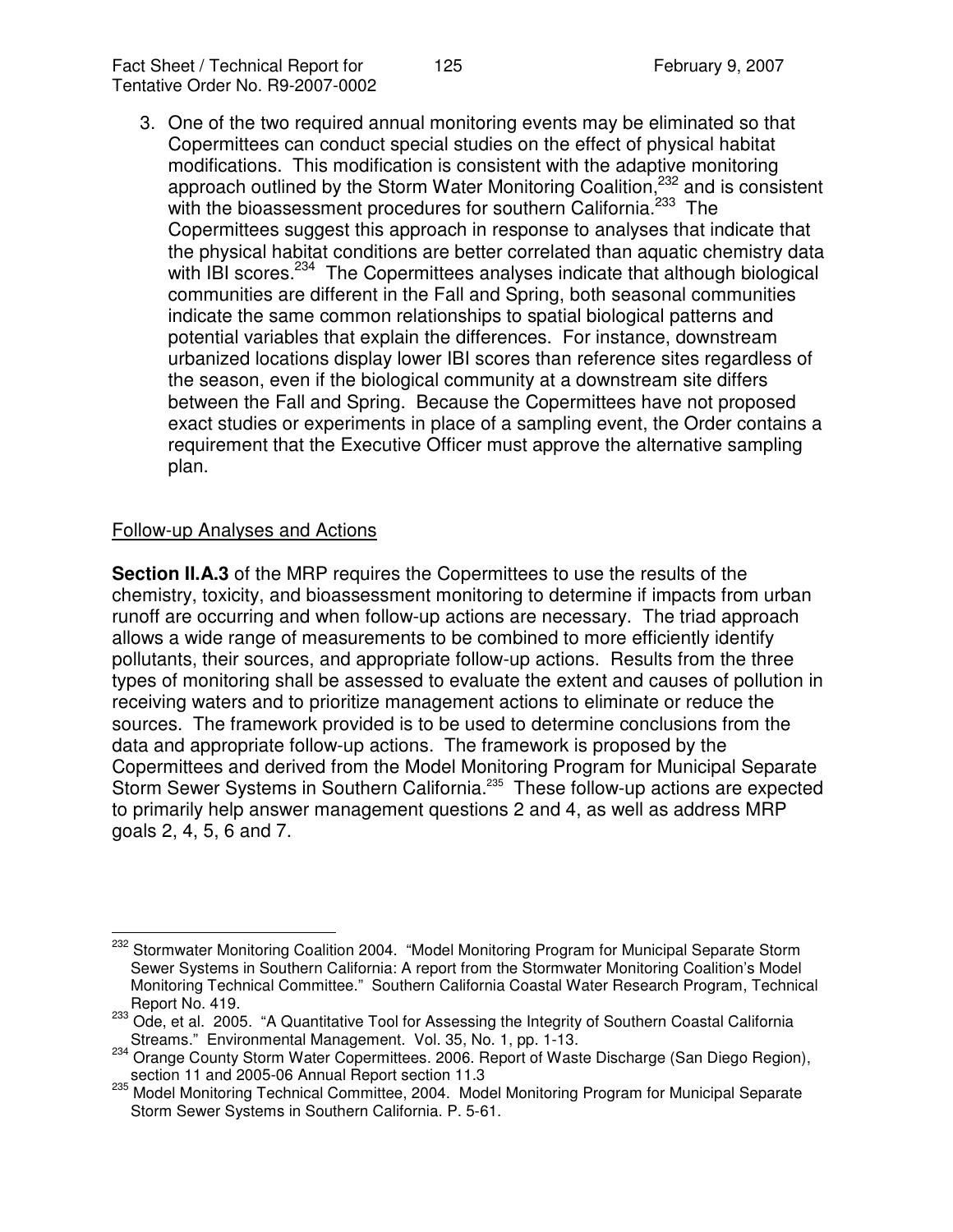3. One of the two required annual monitoring events may be eliminated so that Copermittees can conduct special studies on the effect of physical habitat modifications. This modification is consistent with the adaptive monitoring approach outlined by the Storm Water Monitoring Coalition,[232] and is consistent with the bioassessment procedures for southern California.[233] The Copermittees suggest this approach in response to analyses that indicate that the physical habitat conditions are better correlated than aquatic chemistry data with IBI scores.[234] The Copermittees analyses indicate that although biological communities are different in the Fall and Spring, both seasonal communities indicate the same common relationships to spatial biological patterns and potential variables that explain the differences. For instance, downstream urbanized locations display lower IBI scores than reference sites regardless of the season, even if the biological community at a downstream site differs between the Fall and Spring. Because the Copermittees have not proposed exact studies or experiments in place of a sampling event, the Order contains a requirement that the Executive Officer must approve the alternative sampling plan.

Follow-up Analyses and Actions

**Section II.A.3** of the MRP requires the Copermittees to use the results of the chemistry, toxicity, and bioassessment monitoring to determine if impacts from urban runoff are occurring and when follow-up actions are necessary. The triad approach allows a wide range of measurements to be combined to more efficiently identify pollutants, their sources, and appropriate follow-up actions. Results from the three types of monitoring shall be assessed to evaluate the extent and causes of pollution in receiving waters and to prioritize management actions to eliminate or reduce the sources. The framework provided is to be used to determine conclusions from the data and appropriate follow-up actions. The framework is proposed by the Copermittees and derived from the Model Monitoring Program for Municipal Separate Storm Sewer Systems in Southern California.[235] These follow-up actions are expected to primarily help answer management questions 2 and 4, as well as address MRP goals 2, 4, 5, 6 and 7.

---

[232] Stormwater Monitoring Coalition 2004. "Model Monitoring Program for Municipal Separate Storm Sewer Systems in Southern California: A report from the Stormwater Monitoring Coalition's Model Monitoring Technical Committee." Southern California Coastal Water Research Program, Technical Report No. 419.

[233] Ode, et al. 2005. "A Quantitative Tool for Assessing the Integrity of Southern Coastal California Streams." Environmental Management. Vol. 35, No. 1, pp. 1-13.

[234] Orange County Storm Water Copermittees. 2006. Report of Waste Discharge (San Diego Region), section 11 and 2005-06 Annual Report section 11.3

[235] Model Monitoring Technical Committee, 2004. Model Monitoring Program for Municipal Separate Storm Sewer Systems in Southern California. P. 5-61.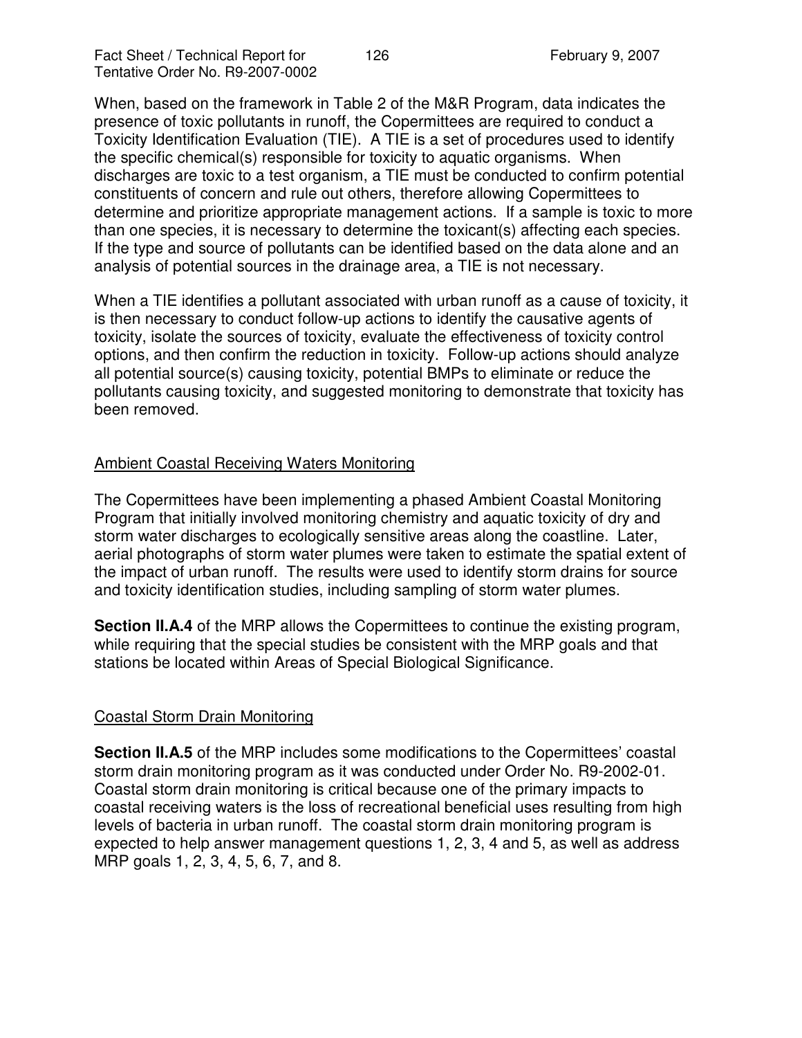When, based on the framework in Table 2 of the M&R Program, data indicates the presence of toxic pollutants in runoff, the Copermittees are required to conduct a Toxicity Identification Evaluation (TIE). A TIE is a set of procedures used to identify the specific chemical(s) responsible for toxicity to aquatic organisms. When discharges are toxic to a test organism, a TIE must be conducted to confirm potential constituents of concern and rule out others, therefore allowing Copermittees to determine and prioritize appropriate management actions. If a sample is toxic to more than one species, it is necessary to determine the toxicant(s) affecting each species. If the type and source of pollutants can be identified based on the data alone and an analysis of potential sources in the drainage area, a TIE is not necessary.

When a TIE identifies a pollutant associated with urban runoff as a cause of toxicity, it is then necessary to conduct follow-up actions to identify the causative agents of toxicity, isolate the sources of toxicity, evaluate the effectiveness of toxicity control options, and then confirm the reduction in toxicity. Follow-up actions should analyze all potential source(s) causing toxicity, potential BMPs to eliminate or reduce the pollutants causing toxicity, and suggested monitoring to demonstrate that toxicity has been removed.

<u>Ambient Coastal Receiving Waters Monitoring</u>

The Copermittees have been implementing a phased Ambient Coastal Monitoring Program that initially involved monitoring chemistry and aquatic toxicity of dry and storm water discharges to ecologically sensitive areas along the coastline. Later, aerial photographs of storm water plumes were taken to estimate the spatial extent of the impact of urban runoff. The results were used to identify storm drains for source and toxicity identification studies, including sampling of storm water plumes.

**Section II.A.4** of the MRP allows the Copermittees to continue the existing program, while requiring that the special studies be consistent with the MRP goals and that stations be located within Areas of Special Biological Significance.

<u>Coastal Storm Drain Monitoring</u>

**Section II.A.5** of the MRP includes some modifications to the Copermittees' coastal storm drain monitoring program as it was conducted under Order No. R9-2002-01. Coastal storm drain monitoring is critical because one of the primary impacts to coastal receiving waters is the loss of recreational beneficial uses resulting from high levels of bacteria in urban runoff. The coastal storm drain monitoring program is expected to help answer management questions 1, 2, 3, 4 and 5, as well as address MRP goals 1, 2, 3, 4, 5, 6, 7, and 8.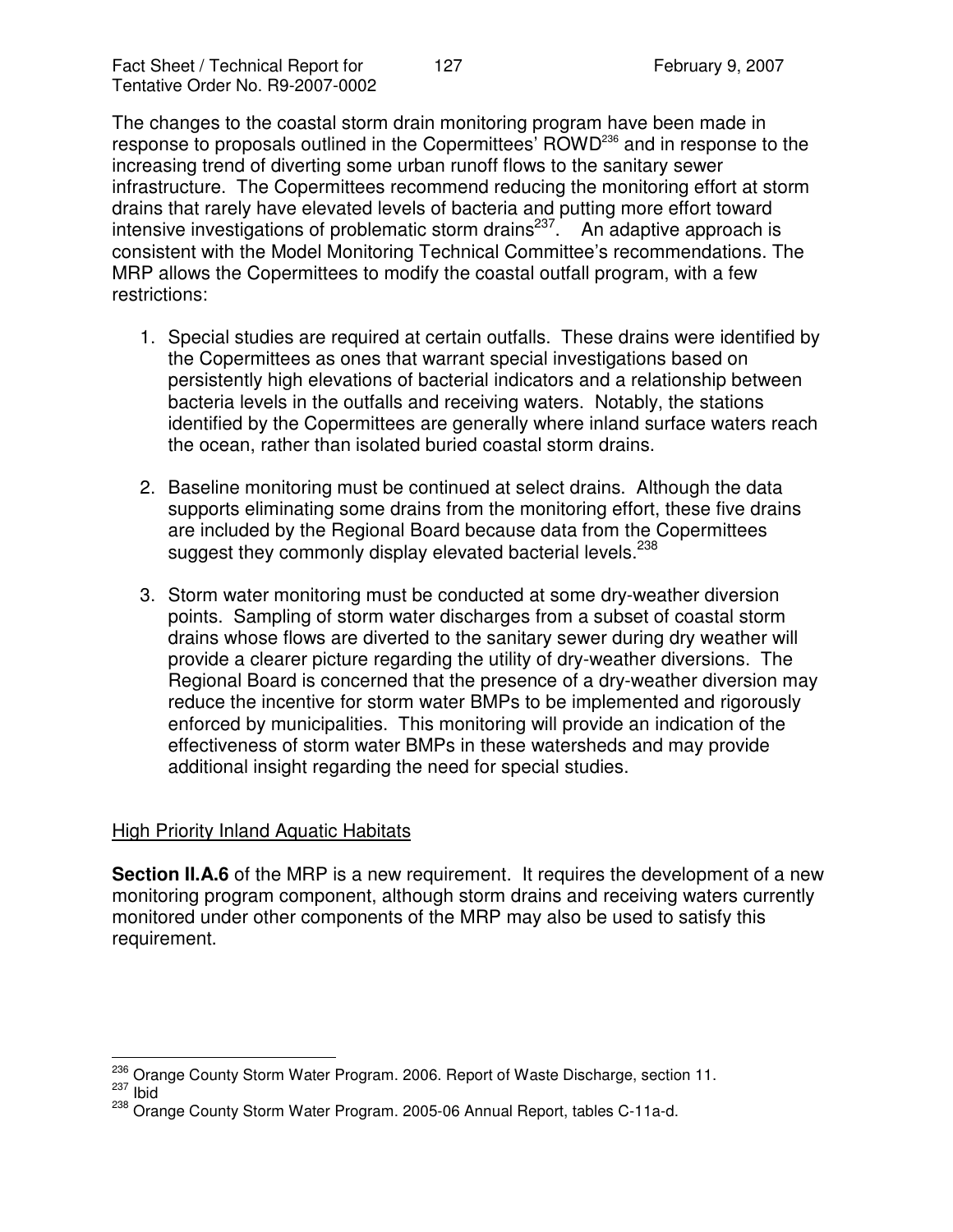The changes to the coastal storm drain monitoring program have been made in response to proposals outlined in the Copermittees' ROWD[236] and in response to the increasing trend of diverting some urban runoff flows to the sanitary sewer infrastructure. The Copermittees recommend reducing the monitoring effort at storm drains that rarely have elevated levels of bacteria and putting more effort toward intensive investigations of problematic storm drains[237]. An adaptive approach is consistent with the Model Monitoring Technical Committee's recommendations. The MRP allows the Copermittees to modify the coastal outfall program, with a few restrictions:

1. Special studies are required at certain outfalls. These drains were identified by the Copermittees as ones that warrant special investigations based on persistently high elevations of bacterial indicators and a relationship between bacteria levels in the outfalls and receiving waters. Notably, the stations identified by the Copermittees are generally where inland surface waters reach the ocean, rather than isolated buried coastal storm drains.

2. Baseline monitoring must be continued at select drains. Although the data supports eliminating some drains from the monitoring effort, these five drains are included by the Regional Board because data from the Copermittees suggest they commonly display elevated bacterial levels.[238]

3. Storm water monitoring must be conducted at some dry-weather diversion points. Sampling of storm water discharges from a subset of coastal storm drains whose flows are diverted to the sanitary sewer during dry weather will provide a clearer picture regarding the utility of dry-weather diversions. The Regional Board is concerned that the presence of a dry-weather diversion may reduce the incentive for storm water BMPs to be implemented and rigorously enforced by municipalities. This monitoring will provide an indication of the effectiveness of storm water BMPs in these watersheds and may provide additional insight regarding the need for special studies.

High Priority Inland Aquatic Habitats

**Section II.A.6** of the MRP is a new requirement. It requires the development of a new monitoring program component, although storm drains and receiving waters currently monitored under other components of the MRP may also be used to satisfy this requirement.

---

[236] Orange County Storm Water Program. 2006. Report of Waste Discharge, section 11.

[237] Ibid

[238] Orange County Storm Water Program. 2005-06 Annual Report, tables C-11a-d.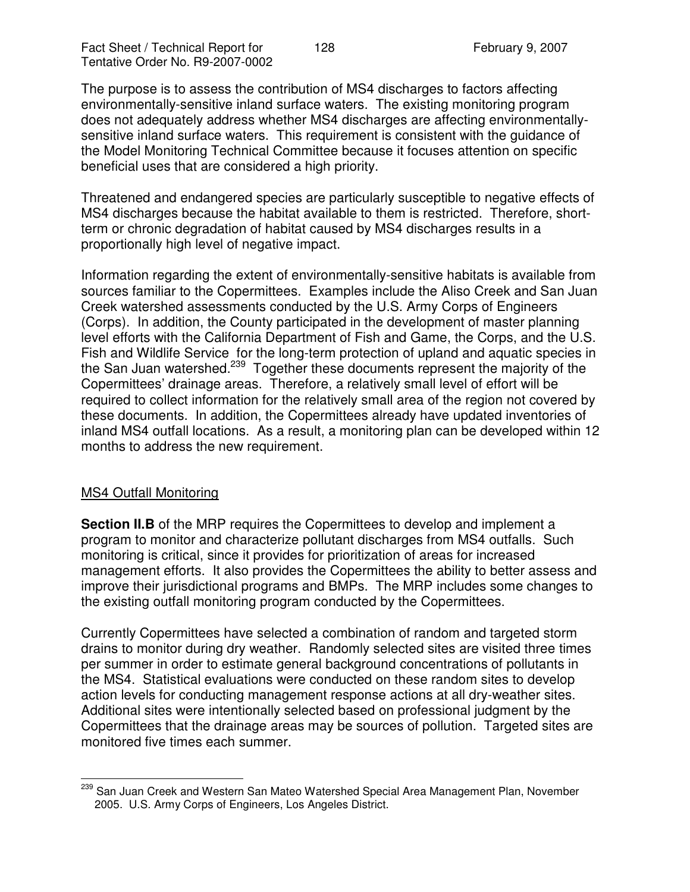The purpose is to assess the contribution of MS4 discharges to factors affecting environmentally-sensitive inland surface waters. The existing monitoring program does not adequately address whether MS4 discharges are affecting environmentally-sensitive inland surface waters. This requirement is consistent with the guidance of the Model Monitoring Technical Committee because it focuses attention on specific beneficial uses that are considered a high priority.

Threatened and endangered species are particularly susceptible to negative effects of MS4 discharges because the habitat available to them is restricted. Therefore, short-term or chronic degradation of habitat caused by MS4 discharges results in a proportionally high level of negative impact.

Information regarding the extent of environmentally-sensitive habitats is available from sources familiar to the Copermittees. Examples include the Aliso Creek and San Juan Creek watershed assessments conducted by the U.S. Army Corps of Engineers (Corps). In addition, the County participated in the development of master planning level efforts with the California Department of Fish and Game, the Corps, and the U.S. Fish and Wildlife Service for the long-term protection of upland and aquatic species in the San Juan watershed.[239] Together these documents represent the majority of the Copermittees' drainage areas. Therefore, a relatively small level of effort will be required to collect information for the relatively small area of the region not covered by these documents. In addition, the Copermittees already have updated inventories of inland MS4 outfall locations. As a result, a monitoring plan can be developed within 12 months to address the new requirement.

## MS4 Outfall Monitoring

**Section II.B** of the MRP requires the Copermittees to develop and implement a program to monitor and characterize pollutant discharges from MS4 outfalls. Such monitoring is critical, since it provides for prioritization of areas for increased management efforts. It also provides the Copermittees the ability to better assess and improve their jurisdictional programs and BMPs. The MRP includes some changes to the existing outfall monitoring program conducted by the Copermittees.

Currently Copermittees have selected a combination of random and targeted storm drains to monitor during dry weather. Randomly selected sites are visited three times per summer in order to estimate general background concentrations of pollutants in the MS4. Statistical evaluations were conducted on these random sites to develop action levels for conducting management response actions at all dry-weather sites. Additional sites were intentionally selected based on professional judgment by the Copermittees that the drainage areas may be sources of pollution. Targeted sites are monitored five times each summer.

---

[239] San Juan Creek and Western San Mateo Watershed Special Area Management Plan, November 2005. U.S. Army Corps of Engineers, Los Angeles District.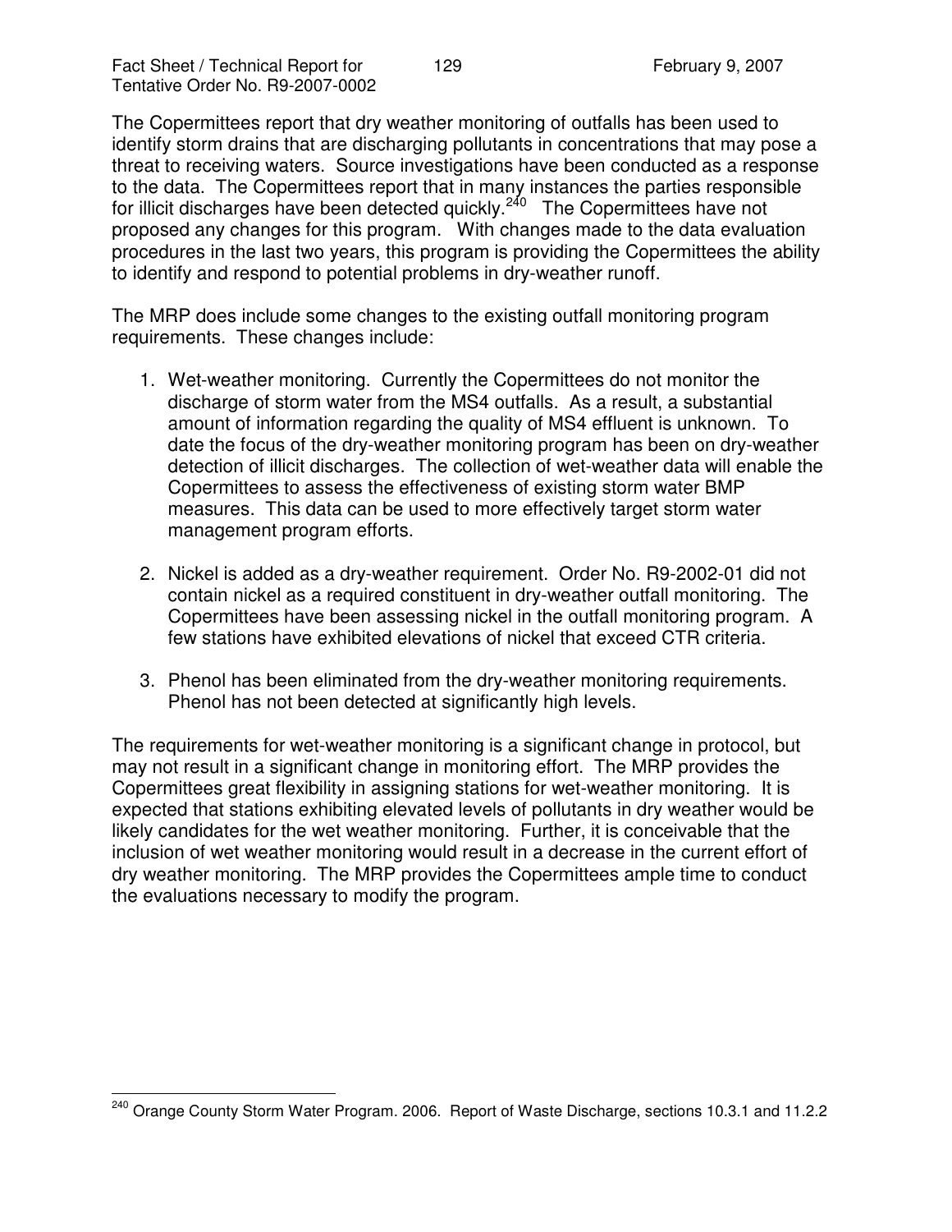The Copermittees report that dry weather monitoring of outfalls has been used to identify storm drains that are discharging pollutants in concentrations that may pose a threat to receiving waters. Source investigations have been conducted as a response to the data. The Copermittees report that in many instances the parties responsible for illicit discharges have been detected quickly.[240] The Copermittees have not proposed any changes for this program. With changes made to the data evaluation procedures in the last two years, this program is providing the Copermittees the ability to identify and respond to potential problems in dry-weather runoff.

The MRP does include some changes to the existing outfall monitoring program requirements. These changes include:

1. Wet-weather monitoring. Currently the Copermittees do not monitor the discharge of storm water from the MS4 outfalls. As a result, a substantial amount of information regarding the quality of MS4 effluent is unknown. To date the focus of the dry-weather monitoring program has been on dry-weather detection of illicit discharges. The collection of wet-weather data will enable the Copermittees to assess the effectiveness of existing storm water BMP measures. This data can be used to more effectively target storm water management program efforts.

2. Nickel is added as a dry-weather requirement. Order No. R9-2002-01 did not contain nickel as a required constituent in dry-weather outfall monitoring. The Copermittees have been assessing nickel in the outfall monitoring program. A few stations have exhibited elevations of nickel that exceed CTR criteria.

3. Phenol has been eliminated from the dry-weather monitoring requirements. Phenol has not been detected at significantly high levels.

The requirements for wet-weather monitoring is a significant change in protocol, but may not result in a significant change in monitoring effort. The MRP provides the Copermittees great flexibility in assigning stations for wet-weather monitoring. It is expected that stations exhibiting elevated levels of pollutants in dry weather would be likely candidates for the wet weather monitoring. Further, it is conceivable that the inclusion of wet weather monitoring would result in a decrease in the current effort of dry weather monitoring. The MRP provides the Copermittees ample time to conduct the evaluations necessary to modify the program.

---

[240] Orange County Storm Water Program. 2006. Report of Waste Discharge, sections 10.3.1 and 11.2.2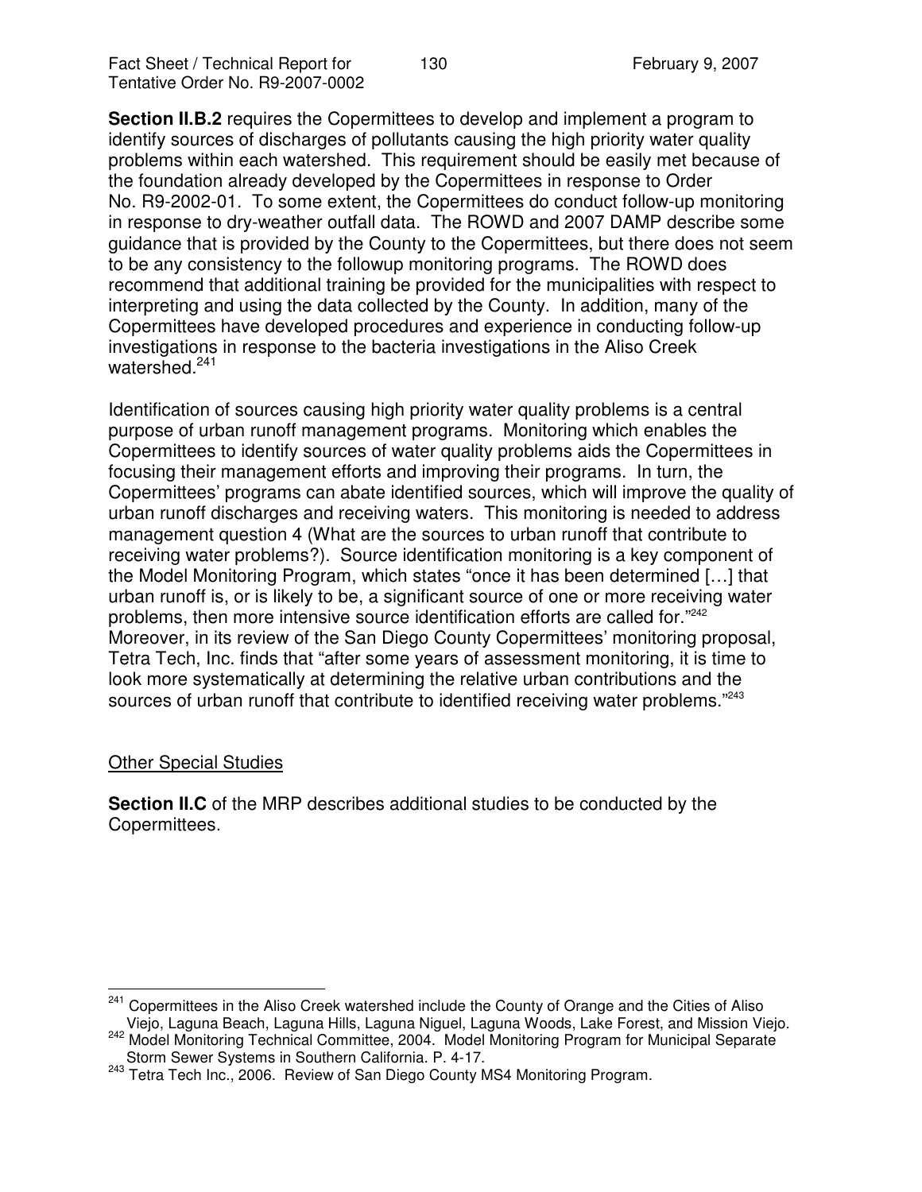**Section II.B.2** requires the Copermittees to develop and implement a program to identify sources of discharges of pollutants causing the high priority water quality problems within each watershed. This requirement should be easily met because of the foundation already developed by the Copermittees in response to Order No. R9-2002-01. To some extent, the Copermittees do conduct follow-up monitoring in response to dry-weather outfall data. The ROWD and 2007 DAMP describe some guidance that is provided by the County to the Copermittees, but there does not seem to be any consistency to the followup monitoring programs. The ROWD does recommend that additional training be provided for the municipalities with respect to interpreting and using the data collected by the County. In addition, many of the Copermittees have developed procedures and experience in conducting follow-up investigations in response to the bacteria investigations in the Aliso Creek watershed.[241]

Identification of sources causing high priority water quality problems is a central purpose of urban runoff management programs. Monitoring which enables the Copermittees to identify sources of water quality problems aids the Copermittees in focusing their management efforts and improving their programs. In turn, the Copermittees' programs can abate identified sources, which will improve the quality of urban runoff discharges and receiving waters. This monitoring is needed to address management question 4 (What are the sources to urban runoff that contribute to receiving water problems?). Source identification monitoring is a key component of the Model Monitoring Program, which states "once it has been determined […] that urban runoff is, or is likely to be, a significant source of one or more receiving water problems, then more intensive source identification efforts are called for."[242] Moreover, in its review of the San Diego County Copermittees' monitoring proposal, Tetra Tech, Inc. finds that "after some years of assessment monitoring, it is time to look more systematically at determining the relative urban contributions and the sources of urban runoff that contribute to identified receiving water problems."[243]

<u>Other Special Studies</u>

**Section II.C** of the MRP describes additional studies to be conducted by the Copermittees.

---

[241] Copermittees in the Aliso Creek watershed include the County of Orange and the Cities of Aliso Viejo, Laguna Beach, Laguna Hills, Laguna Niguel, Laguna Woods, Lake Forest, and Mission Viejo.

[242] Model Monitoring Technical Committee, 2004. Model Monitoring Program for Municipal Separate Storm Sewer Systems in Southern California. P. 4-17.

[243] Tetra Tech Inc., 2006. Review of San Diego County MS4 Monitoring Program.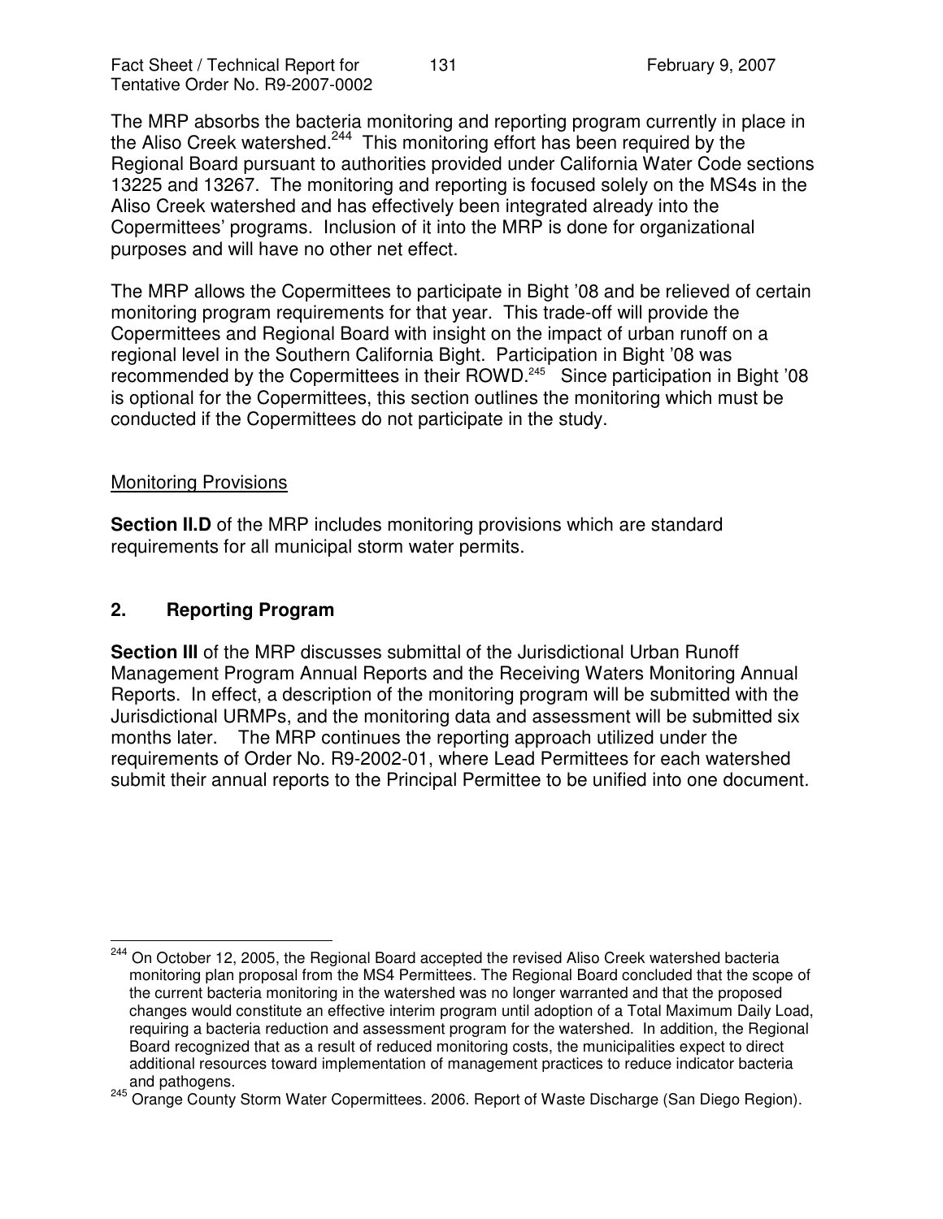The MRP absorbs the bacteria monitoring and reporting program currently in place in the Aliso Creek watershed.[244] This monitoring effort has been required by the Regional Board pursuant to authorities provided under California Water Code sections 13225 and 13267. The monitoring and reporting is focused solely on the MS4s in the Aliso Creek watershed and has effectively been integrated already into the Copermittees' programs. Inclusion of it into the MRP is done for organizational purposes and will have no other net effect.

The MRP allows the Copermittees to participate in Bight '08 and be relieved of certain monitoring program requirements for that year. This trade-off will provide the Copermittees and Regional Board with insight on the impact of urban runoff on a regional level in the Southern California Bight. Participation in Bight '08 was recommended by the Copermittees in their ROWD.[245] Since participation in Bight '08 is optional for the Copermittees, this section outlines the monitoring which must be conducted if the Copermittees do not participate in the study.

Monitoring Provisions

**Section II.D** of the MRP includes monitoring provisions which are standard requirements for all municipal storm water permits.

## 2. Reporting Program

**Section III** of the MRP discusses submittal of the Jurisdictional Urban Runoff Management Program Annual Reports and the Receiving Waters Monitoring Annual Reports. In effect, a description of the monitoring program will be submitted with the Jurisdictional URMPs, and the monitoring data and assessment will be submitted six months later. The MRP continues the reporting approach utilized under the requirements of Order No. R9-2002-01, where Lead Permittees for each watershed submit their annual reports to the Principal Permittee to be unified into one document.

---

[244] On October 12, 2005, the Regional Board accepted the revised Aliso Creek watershed bacteria monitoring plan proposal from the MS4 Permittees. The Regional Board concluded that the scope of the current bacteria monitoring in the watershed was no longer warranted and that the proposed changes would constitute an effective interim program until adoption of a Total Maximum Daily Load, requiring a bacteria reduction and assessment program for the watershed. In addition, the Regional Board recognized that as a result of reduced monitoring costs, the municipalities expect to direct additional resources toward implementation of management practices to reduce indicator bacteria and pathogens.

[245] Orange County Storm Water Copermittees. 2006. Report of Waste Discharge (San Diego Region).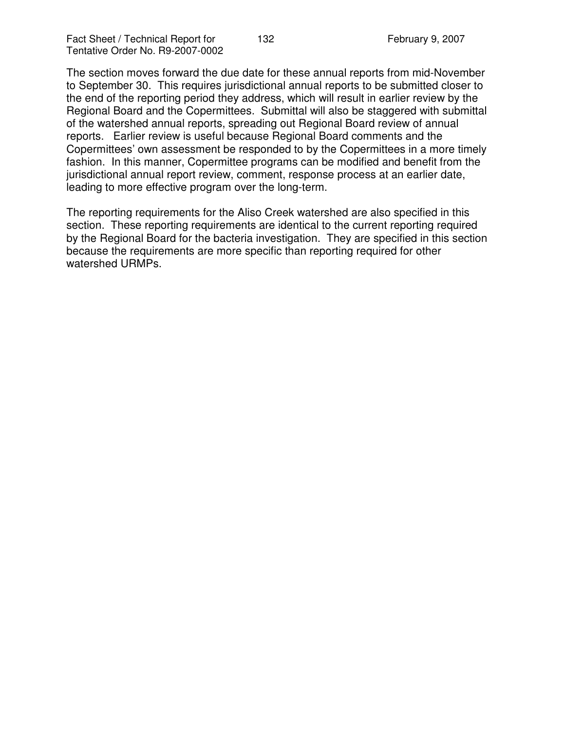The section moves forward the due date for these annual reports from mid-November to September 30. This requires jurisdictional annual reports to be submitted closer to the end of the reporting period they address, which will result in earlier review by the Regional Board and the Copermittees. Submittal will also be staggered with submittal of the watershed annual reports, spreading out Regional Board review of annual reports. Earlier review is useful because Regional Board comments and the Copermittees' own assessment be responded to by the Copermittees in a more timely fashion. In this manner, Copermittee programs can be modified and benefit from the jurisdictional annual report review, comment, response process at an earlier date, leading to more effective program over the long-term.

The reporting requirements for the Aliso Creek watershed are also specified in this section. These reporting requirements are identical to the current reporting required by the Regional Board for the bacteria investigation. They are specified in this section because the requirements are more specific than reporting required for other watershed URMPs.